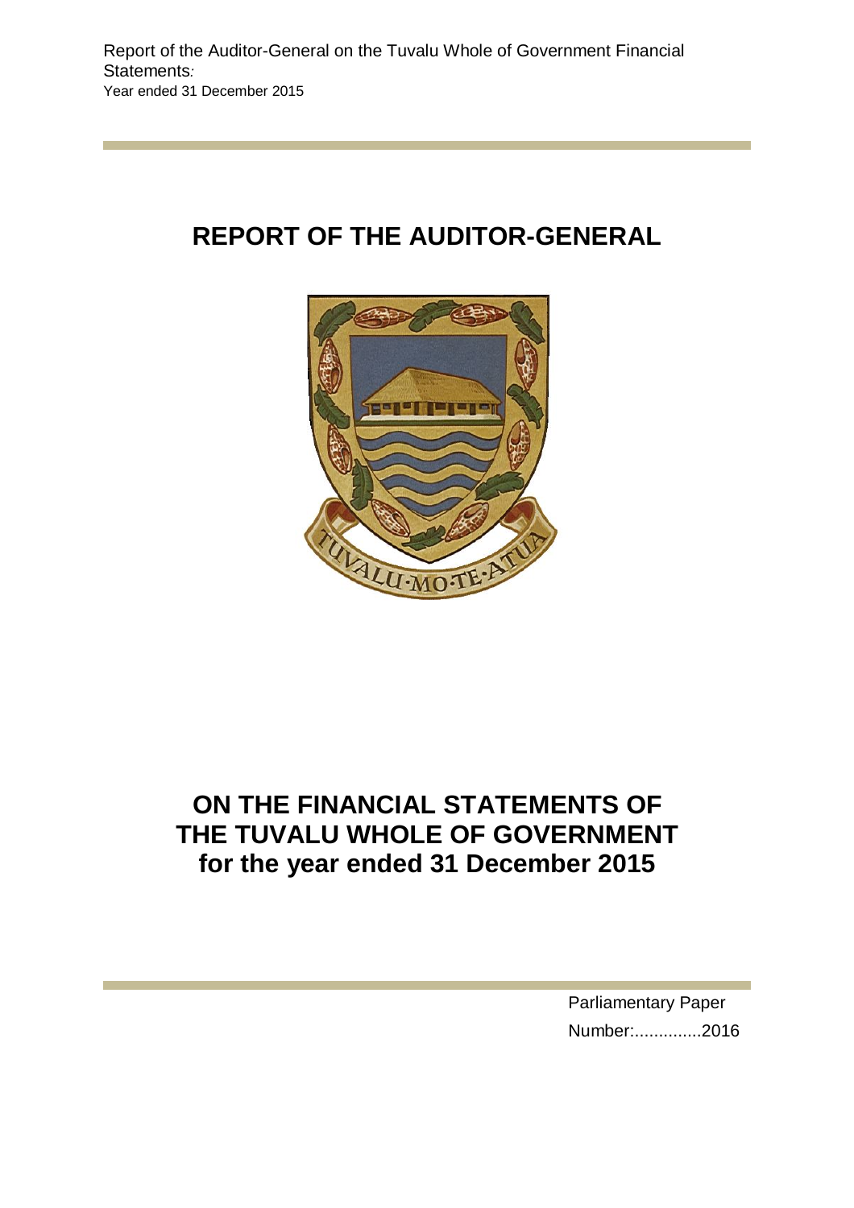Report of the Auditor-General on the Tuvalu Whole of Government Financial Statements:
Year ended 31 December 2015

# REPORT OF THE AUDITOR-GENERAL

TUVALU·MO·TE·ATUA

# ON THE FINANCIAL STATEMENTS OF THE TUVALU WHOLE OF GOVERNMENT for the year ended 31 December 2015

Parliamentary Paper
Number:..............2016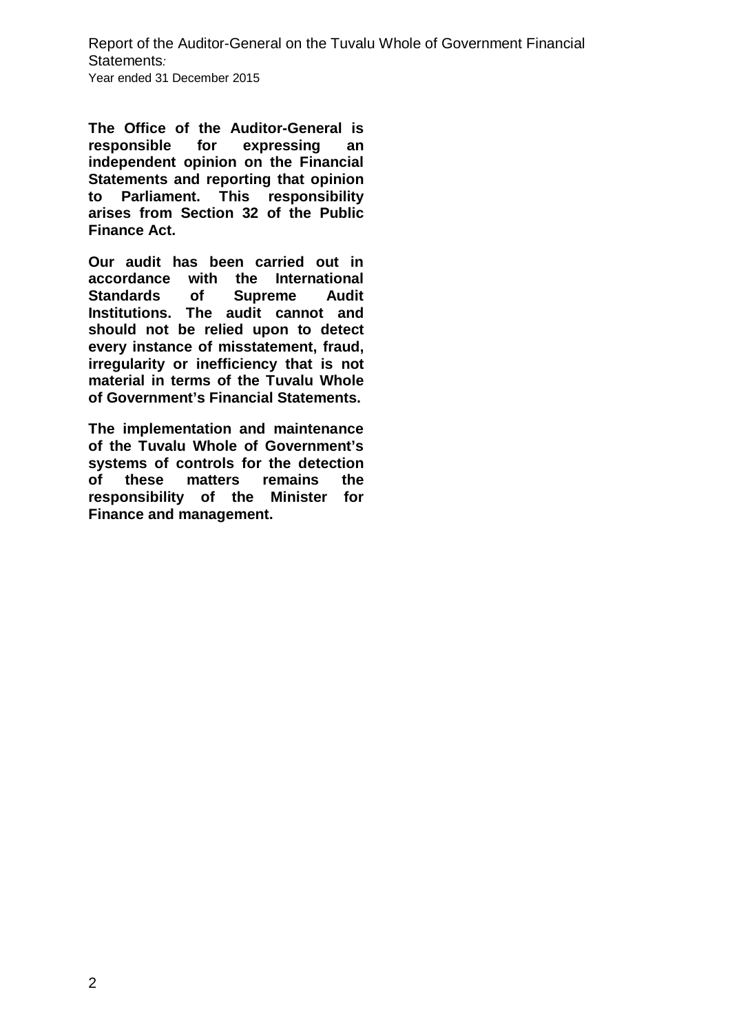**The Office of the Auditor-General is responsible for expressing an independent opinion on the Financial Statements and reporting that opinion to Parliament. This responsibility arises from Section 32 of the Public Finance Act.**

**Our audit has been carried out in accordance with the International Standards of Supreme Audit Institutions. The audit cannot and should not be relied upon to detect every instance of misstatement, fraud, irregularity or inefficiency that is not material in terms of the Tuvalu Whole of Government's Financial Statements.**

**The implementation and maintenance of the Tuvalu Whole of Government's systems of controls for the detection of these matters remains the responsibility of the Minister for Finance and management.**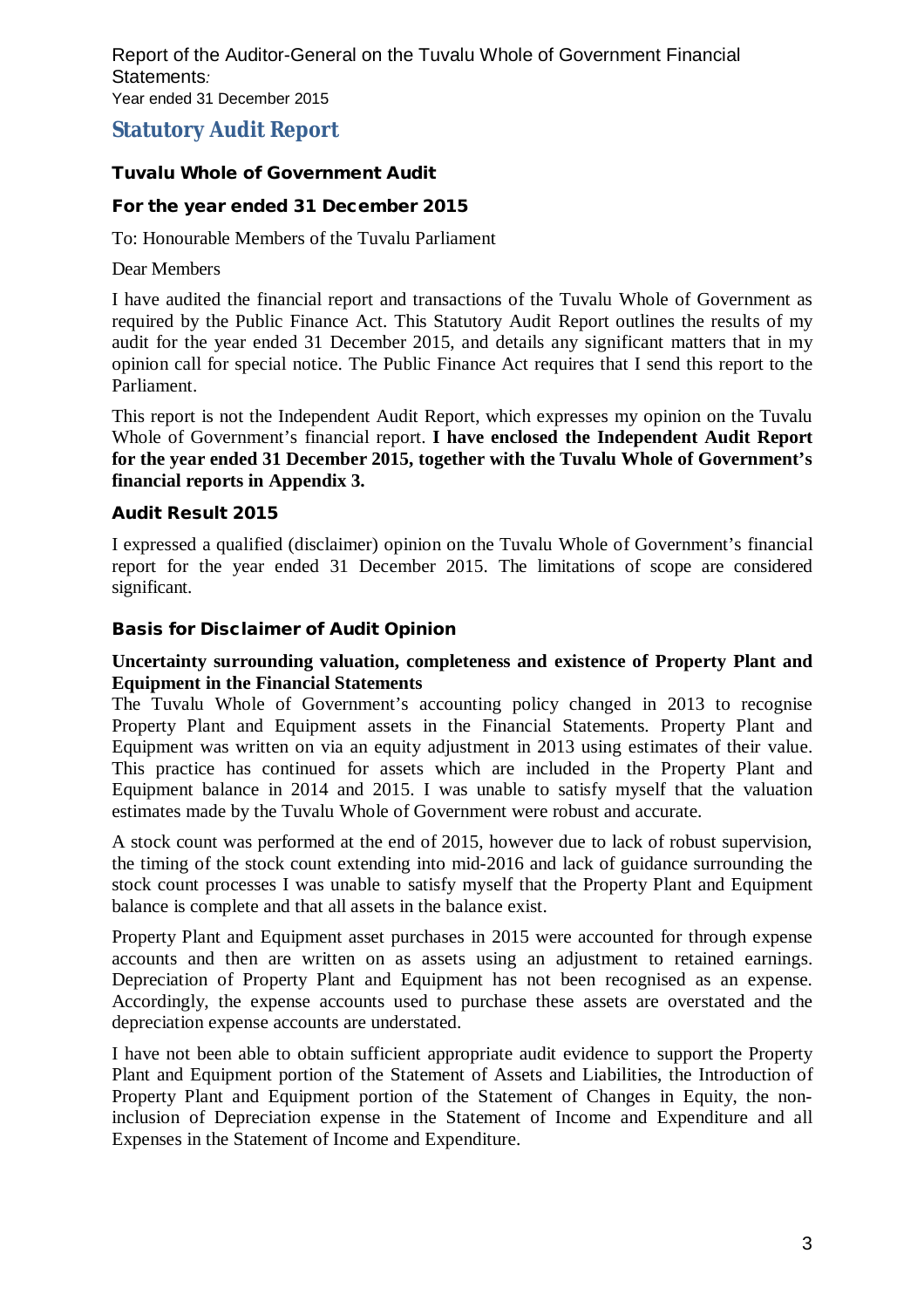# Statutory Audit Report

### Tuvalu Whole of Government Audit

### For the year ended 31 December 2015

To: Honourable Members of the Tuvalu Parliament

Dear Members

I have audited the financial report and transactions of the Tuvalu Whole of Government as required by the Public Finance Act. This Statutory Audit Report outlines the results of my audit for the year ended 31 December 2015, and details any significant matters that in my opinion call for special notice. The Public Finance Act requires that I send this report to the Parliament.

This report is not the Independent Audit Report, which expresses my opinion on the Tuvalu Whole of Government's financial report. **I have enclosed the Independent Audit Report for the year ended 31 December 2015, together with the Tuvalu Whole of Government's financial reports in Appendix 3.**

### Audit Result 2015

I expressed a qualified (disclaimer) opinion on the Tuvalu Whole of Government's financial report for the year ended 31 December 2015. The limitations of scope are considered significant.

### Basis for Disclaimer of Audit Opinion

**Uncertainty surrounding valuation, completeness and existence of Property Plant and Equipment in the Financial Statements**

The Tuvalu Whole of Government's accounting policy changed in 2013 to recognise Property Plant and Equipment assets in the Financial Statements. Property Plant and Equipment was written on via an equity adjustment in 2013 using estimates of their value. This practice has continued for assets which are included in the Property Plant and Equipment balance in 2014 and 2015. I was unable to satisfy myself that the valuation estimates made by the Tuvalu Whole of Government were robust and accurate.

A stock count was performed at the end of 2015, however due to lack of robust supervision, the timing of the stock count extending into mid-2016 and lack of guidance surrounding the stock count processes I was unable to satisfy myself that the Property Plant and Equipment balance is complete and that all assets in the balance exist.

Property Plant and Equipment asset purchases in 2015 were accounted for through expense accounts and then are written on as assets using an adjustment to retained earnings. Depreciation of Property Plant and Equipment has not been recognised as an expense. Accordingly, the expense accounts used to purchase these assets are overstated and the depreciation expense accounts are understated.

I have not been able to obtain sufficient appropriate audit evidence to support the Property Plant and Equipment portion of the Statement of Assets and Liabilities, the Introduction of Property Plant and Equipment portion of the Statement of Changes in Equity, the non-inclusion of Depreciation expense in the Statement of Income and Expenditure and all Expenses in the Statement of Income and Expenditure.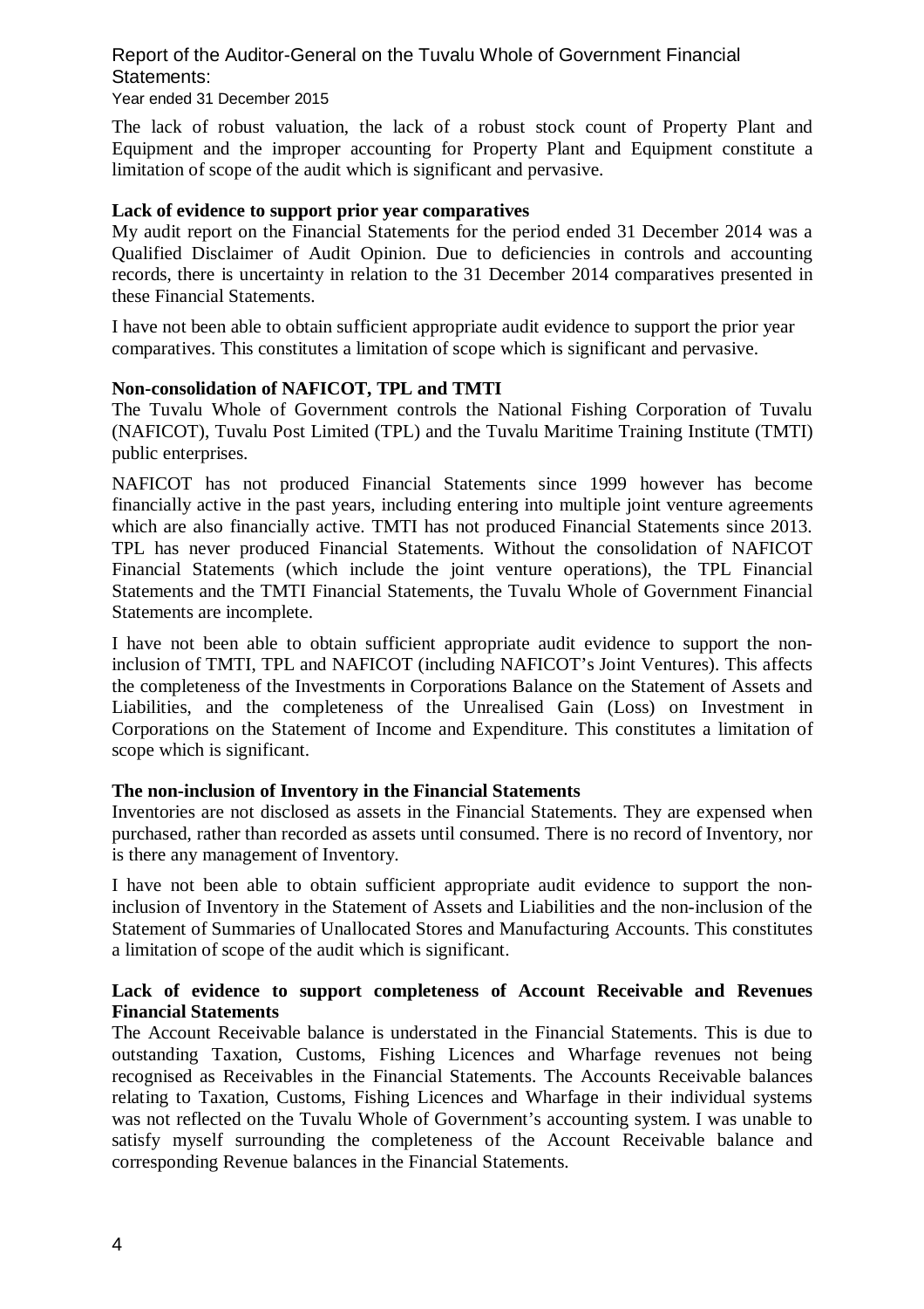The lack of robust valuation, the lack of a robust stock count of Property Plant and Equipment and the improper accounting for Property Plant and Equipment constitute a limitation of scope of the audit which is significant and pervasive.

**Lack of evidence to support prior year comparatives**

My audit report on the Financial Statements for the period ended 31 December 2014 was a Qualified Disclaimer of Audit Opinion. Due to deficiencies in controls and accounting records, there is uncertainty in relation to the 31 December 2014 comparatives presented in these Financial Statements.

I have not been able to obtain sufficient appropriate audit evidence to support the prior year comparatives. This constitutes a limitation of scope which is significant and pervasive.

**Non-consolidation of NAFICOT, TPL and TMTI**

The Tuvalu Whole of Government controls the National Fishing Corporation of Tuvalu (NAFICOT), Tuvalu Post Limited (TPL) and the Tuvalu Maritime Training Institute (TMTI) public enterprises.

NAFICOT has not produced Financial Statements since 1999 however has become financially active in the past years, including entering into multiple joint venture agreements which are also financially active. TMTI has not produced Financial Statements since 2013. TPL has never produced Financial Statements. Without the consolidation of NAFICOT Financial Statements (which include the joint venture operations), the TPL Financial Statements and the TMTI Financial Statements, the Tuvalu Whole of Government Financial Statements are incomplete.

I have not been able to obtain sufficient appropriate audit evidence to support the non-inclusion of TMTI, TPL and NAFICOT (including NAFICOT's Joint Ventures). This affects the completeness of the Investments in Corporations Balance on the Statement of Assets and Liabilities, and the completeness of the Unrealised Gain (Loss) on Investment in Corporations on the Statement of Income and Expenditure. This constitutes a limitation of scope which is significant.

**The non-inclusion of Inventory in the Financial Statements**

Inventories are not disclosed as assets in the Financial Statements. They are expensed when purchased, rather than recorded as assets until consumed. There is no record of Inventory, nor is there any management of Inventory.

I have not been able to obtain sufficient appropriate audit evidence to support the non-inclusion of Inventory in the Statement of Assets and Liabilities and the non-inclusion of the Statement of Summaries of Unallocated Stores and Manufacturing Accounts. This constitutes a limitation of scope of the audit which is significant.

**Lack of evidence to support completeness of Account Receivable and Revenues Financial Statements**

The Account Receivable balance is understated in the Financial Statements. This is due to outstanding Taxation, Customs, Fishing Licences and Wharfage revenues not being recognised as Receivables in the Financial Statements. The Accounts Receivable balances relating to Taxation, Customs, Fishing Licences and Wharfage in their individual systems was not reflected on the Tuvalu Whole of Government's accounting system. I was unable to satisfy myself surrounding the completeness of the Account Receivable balance and corresponding Revenue balances in the Financial Statements.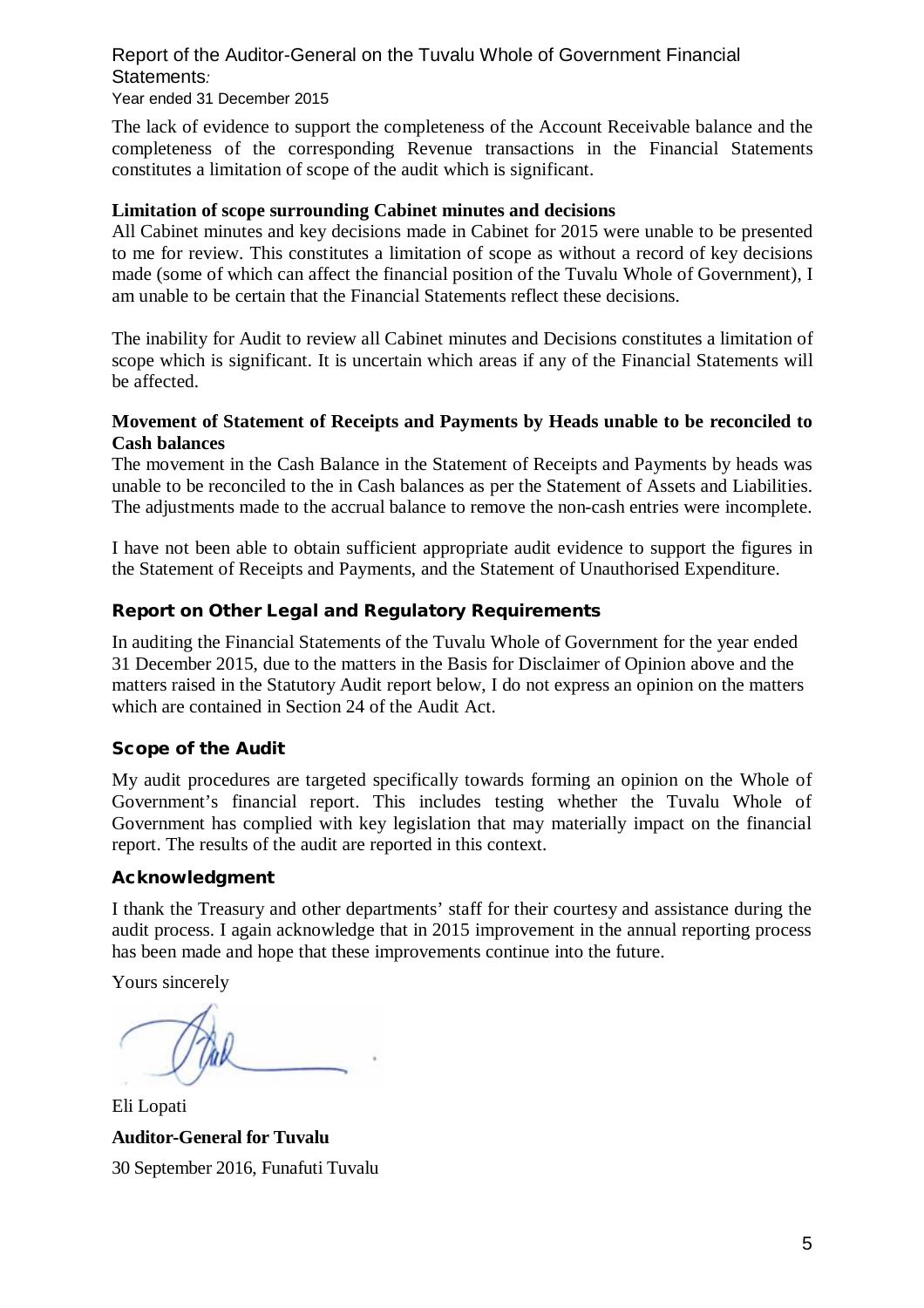The lack of evidence to support the completeness of the Account Receivable balance and the completeness of the corresponding Revenue transactions in the Financial Statements constitutes a limitation of scope of the audit which is significant.

**Limitation of scope surrounding Cabinet minutes and decisions**

All Cabinet minutes and key decisions made in Cabinet for 2015 were unable to be presented to me for review. This constitutes a limitation of scope as without a record of key decisions made (some of which can affect the financial position of the Tuvalu Whole of Government), I am unable to be certain that the Financial Statements reflect these decisions.

The inability for Audit to review all Cabinet minutes and Decisions constitutes a limitation of scope which is significant. It is uncertain which areas if any of the Financial Statements will be affected.

**Movement of Statement of Receipts and Payments by Heads unable to be reconciled to Cash balances**

The movement in the Cash Balance in the Statement of Receipts and Payments by heads was unable to be reconciled to the in Cash balances as per the Statement of Assets and Liabilities. The adjustments made to the accrual balance to remove the non-cash entries were incomplete.

I have not been able to obtain sufficient appropriate audit evidence to support the figures in the Statement of Receipts and Payments, and the Statement of Unauthorised Expenditure.

## Report on Other Legal and Regulatory Requirements

In auditing the Financial Statements of the Tuvalu Whole of Government for the year ended 31 December 2015, due to the matters in the Basis for Disclaimer of Opinion above and the matters raised in the Statutory Audit report below, I do not express an opinion on the matters which are contained in Section 24 of the Audit Act.

## Scope of the Audit

My audit procedures are targeted specifically towards forming an opinion on the Whole of Government's financial report. This includes testing whether the Tuvalu Whole of Government has complied with key legislation that may materially impact on the financial report. The results of the audit are reported in this context.

## Acknowledgment

I thank the Treasury and other departments' staff for their courtesy and assistance during the audit process. I again acknowledge that in 2015 improvement in the annual reporting process has been made and hope that these improvements continue into the future.

Yours sincerely

Eli Lopati

**Auditor-General for Tuvalu**

30 September 2016, Funafuti Tuvalu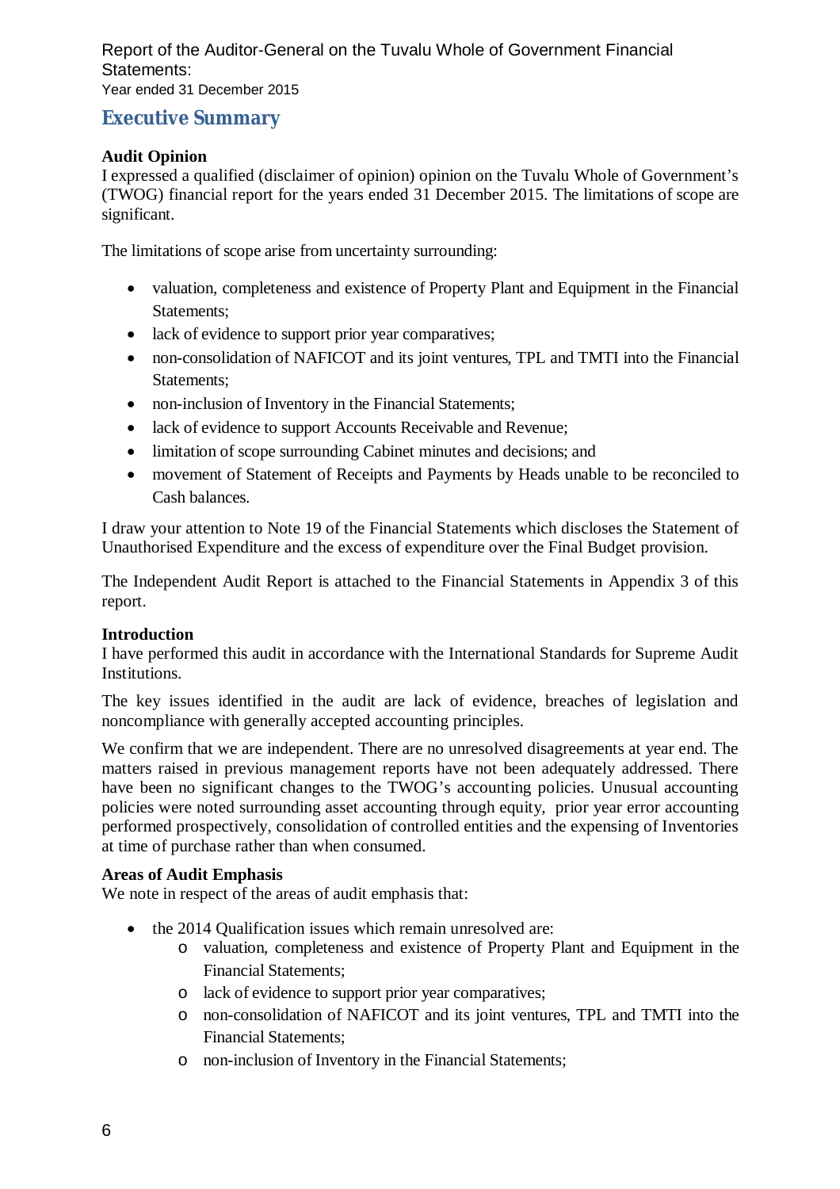## Executive Summary

**Audit Opinion**

I expressed a qualified (disclaimer of opinion) opinion on the Tuvalu Whole of Government's (TWOG) financial report for the years ended 31 December 2015. The limitations of scope are significant.

The limitations of scope arise from uncertainty surrounding:

- valuation, completeness and existence of Property Plant and Equipment in the Financial Statements;
- lack of evidence to support prior year comparatives;
- non-consolidation of NAFICOT and its joint ventures, TPL and TMTI into the Financial Statements;
- non-inclusion of Inventory in the Financial Statements;
- lack of evidence to support Accounts Receivable and Revenue;
- limitation of scope surrounding Cabinet minutes and decisions; and
- movement of Statement of Receipts and Payments by Heads unable to be reconciled to Cash balances.

I draw your attention to Note 19 of the Financial Statements which discloses the Statement of Unauthorised Expenditure and the excess of expenditure over the Final Budget provision.

The Independent Audit Report is attached to the Financial Statements in Appendix 3 of this report.

**Introduction**

I have performed this audit in accordance with the International Standards for Supreme Audit Institutions.

The key issues identified in the audit are lack of evidence, breaches of legislation and noncompliance with generally accepted accounting principles.

We confirm that we are independent. There are no unresolved disagreements at year end. The matters raised in previous management reports have not been adequately addressed. There have been no significant changes to the TWOG's accounting policies. Unusual accounting policies were noted surrounding asset accounting through equity, prior year error accounting performed prospectively, consolidation of controlled entities and the expensing of Inventories at time of purchase rather than when consumed.

**Areas of Audit Emphasis**

We note in respect of the areas of audit emphasis that:

- the 2014 Qualification issues which remain unresolved are:
  - valuation, completeness and existence of Property Plant and Equipment in the Financial Statements;
  - lack of evidence to support prior year comparatives;
  - non-consolidation of NAFICOT and its joint ventures, TPL and TMTI into the Financial Statements;
  - non-inclusion of Inventory in the Financial Statements;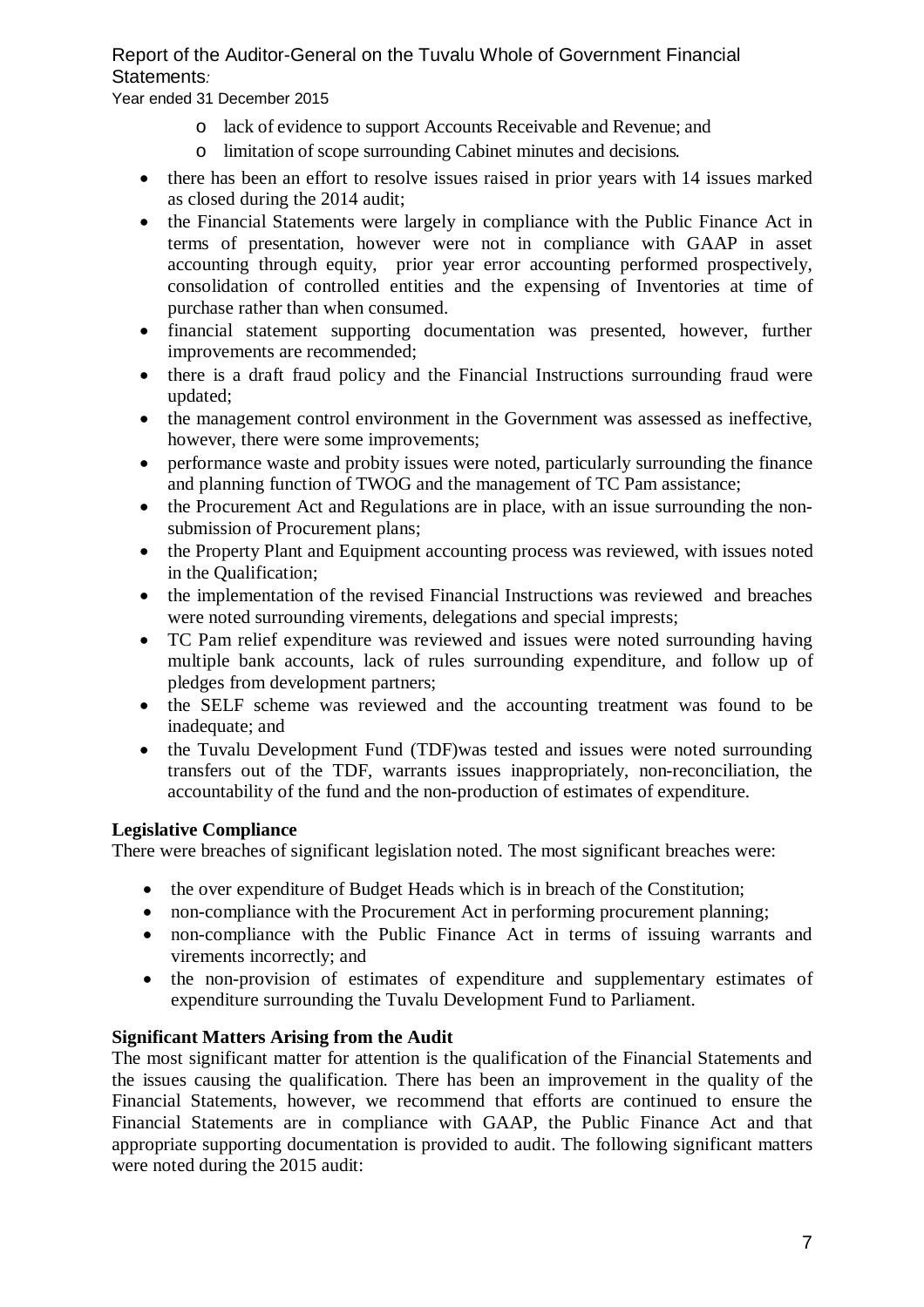- lack of evidence to support Accounts Receivable and Revenue; and
  - limitation of scope surrounding Cabinet minutes and decisions.
- there has been an effort to resolve issues raised in prior years with 14 issues marked as closed during the 2014 audit;
- the Financial Statements were largely in compliance with the Public Finance Act in terms of presentation, however were not in compliance with GAAP in asset accounting through equity, prior year error accounting performed prospectively, consolidation of controlled entities and the expensing of Inventories at time of purchase rather than when consumed.
- financial statement supporting documentation was presented, however, further improvements are recommended;
- there is a draft fraud policy and the Financial Instructions surrounding fraud were updated;
- the management control environment in the Government was assessed as ineffective, however, there were some improvements;
- performance waste and probity issues were noted, particularly surrounding the finance and planning function of TWOG and the management of TC Pam assistance;
- the Procurement Act and Regulations are in place, with an issue surrounding the non-submission of Procurement plans;
- the Property Plant and Equipment accounting process was reviewed, with issues noted in the Qualification;
- the implementation of the revised Financial Instructions was reviewed and breaches were noted surrounding virements, delegations and special imprests;
- TC Pam relief expenditure was reviewed and issues were noted surrounding having multiple bank accounts, lack of rules surrounding expenditure, and follow up of pledges from development partners;
- the SELF scheme was reviewed and the accounting treatment was found to be inadequate; and
- the Tuvalu Development Fund (TDF)was tested and issues were noted surrounding transfers out of the TDF, warrants issues inappropriately, non-reconciliation, the accountability of the fund and the non-production of estimates of expenditure.

**Legislative Compliance**

There were breaches of significant legislation noted. The most significant breaches were:

- the over expenditure of Budget Heads which is in breach of the Constitution;
- non-compliance with the Procurement Act in performing procurement planning;
- non-compliance with the Public Finance Act in terms of issuing warrants and virements incorrectly; and
- the non-provision of estimates of expenditure and supplementary estimates of expenditure surrounding the Tuvalu Development Fund to Parliament.

**Significant Matters Arising from the Audit**

The most significant matter for attention is the qualification of the Financial Statements and the issues causing the qualification. There has been an improvement in the quality of the Financial Statements, however, we recommend that efforts are continued to ensure the Financial Statements are in compliance with GAAP, the Public Finance Act and that appropriate supporting documentation is provided to audit. The following significant matters were noted during the 2015 audit: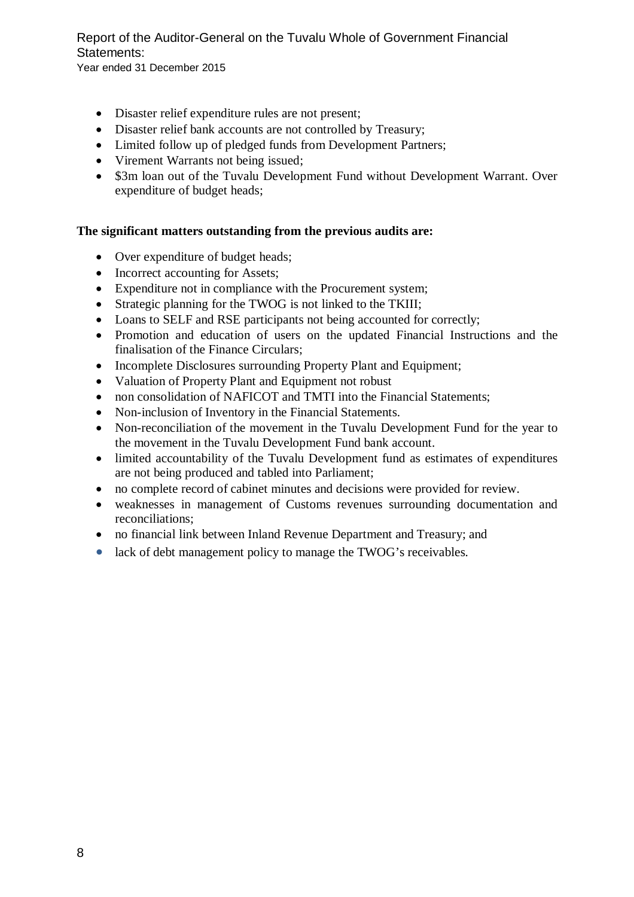- Disaster relief expenditure rules are not present;
- Disaster relief bank accounts are not controlled by Treasury;
- Limited follow up of pledged funds from Development Partners;
- Virement Warrants not being issued;
- $3m loan out of the Tuvalu Development Fund without Development Warrant. Over expenditure of budget heads;

**The significant matters outstanding from the previous audits are:**

- Over expenditure of budget heads;
- Incorrect accounting for Assets;
- Expenditure not in compliance with the Procurement system;
- Strategic planning for the TWOG is not linked to the TKIII;
- Loans to SELF and RSE participants not being accounted for correctly;
- Promotion and education of users on the updated Financial Instructions and the finalisation of the Finance Circulars;
- Incomplete Disclosures surrounding Property Plant and Equipment;
- Valuation of Property Plant and Equipment not robust
- non consolidation of NAFICOT and TMTI into the Financial Statements;
- Non-inclusion of Inventory in the Financial Statements.
- Non-reconciliation of the movement in the Tuvalu Development Fund for the year to the movement in the Tuvalu Development Fund bank account.
- limited accountability of the Tuvalu Development fund as estimates of expenditures are not being produced and tabled into Parliament;
- no complete record of cabinet minutes and decisions were provided for review.
- weaknesses in management of Customs revenues surrounding documentation and reconciliations;
- no financial link between Inland Revenue Department and Treasury; and
- lack of debt management policy to manage the TWOG's receivables.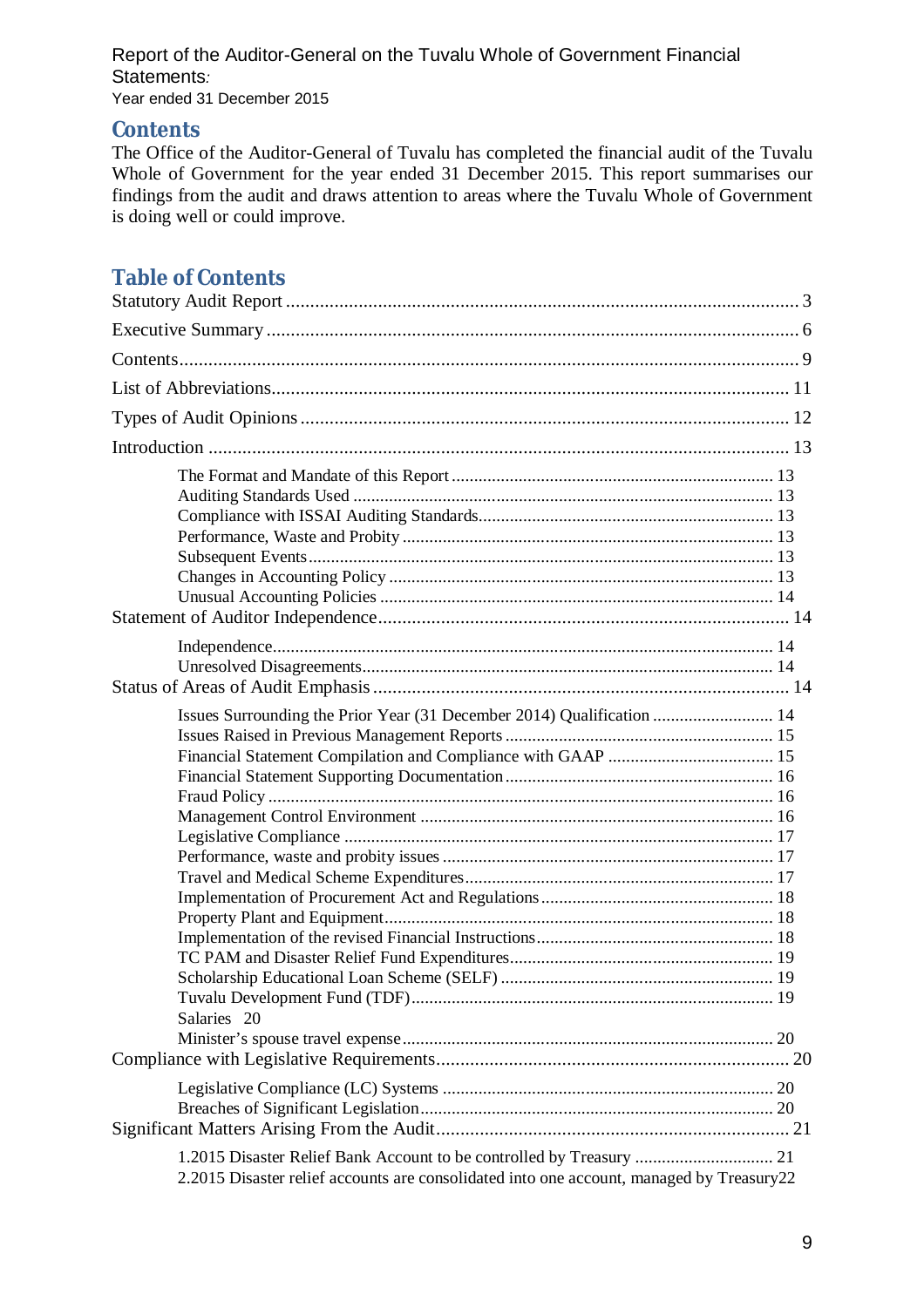## Contents

The Office of the Auditor-General of Tuvalu has completed the financial audit of the Tuvalu Whole of Government for the year ended 31 December 2015. This report summarises our findings from the audit and draws attention to areas where the Tuvalu Whole of Government is doing well or could improve.

## Table of Contents

Statutory Audit Report ... 3

Executive Summary ... 6

Contents ... 9

List of Abbreviations ... 11

Types of Audit Opinions ... 12

Introduction ... 13

- The Format and Mandate of this Report ... 13
- Auditing Standards Used ... 13
- Compliance with ISSAI Auditing Standards ... 13
- Performance, Waste and Probity ... 13
- Subsequent Events ... 13
- Changes in Accounting Policy ... 13
- Unusual Accounting Policies ... 14

Statement of Auditor Independence ... 14

- Independence ... 14
- Unresolved Disagreements ... 14

Status of Areas of Audit Emphasis ... 14

- Issues Surrounding the Prior Year (31 December 2014) Qualification ... 14
- Issues Raised in Previous Management Reports ... 15
- Financial Statement Compilation and Compliance with GAAP ... 15
- Financial Statement Supporting Documentation ... 16
- Fraud Policy ... 16
- Management Control Environment ... 16
- Legislative Compliance ... 17
- Performance, waste and probity issues ... 17
- Travel and Medical Scheme Expenditures ... 17
- Implementation of Procurement Act and Regulations ... 18
- Property Plant and Equipment ... 18
- Implementation of the revised Financial Instructions ... 18
- TC PAM and Disaster Relief Fund Expenditures ... 19
- Scholarship Educational Loan Scheme (SELF) ... 19
- Tuvalu Development Fund (TDF) ... 19
- Salaries 20
- Minister's spouse travel expense ... 20

Compliance with Legislative Requirements ... 20

- Legislative Compliance (LC) Systems ... 20
- Breaches of Significant Legislation ... 20

Significant Matters Arising From the Audit ... 21

- 1.2015 Disaster Relief Bank Account to be controlled by Treasury ... 21
- 2.2015 Disaster relief accounts are consolidated into one account, managed by Treasury22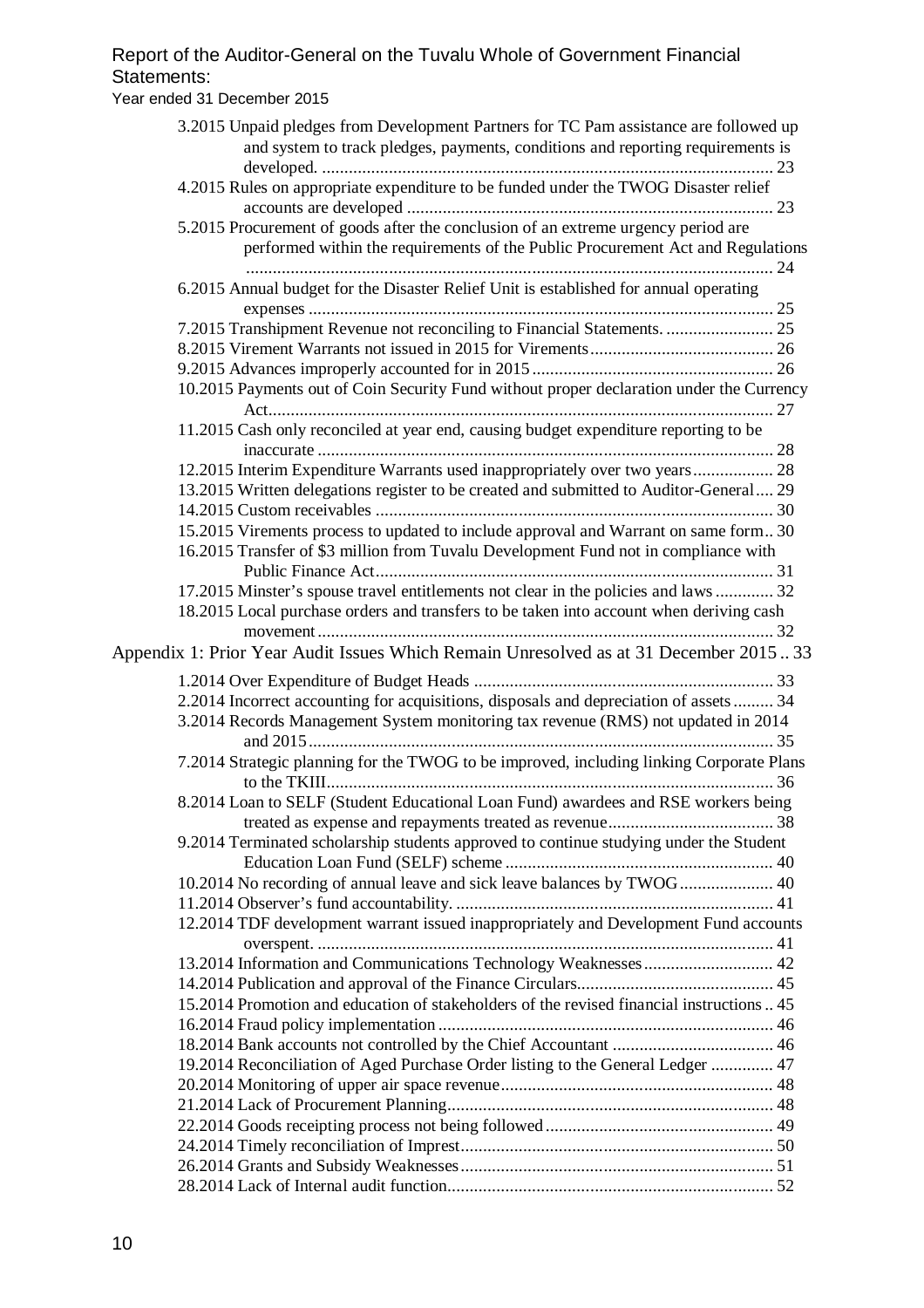3.2015 Unpaid pledges from Development Partners for TC Pam assistance are followed up and system to track pledges, payments, conditions and reporting requirements is developed. ..... 23
4.2015 Rules on appropriate expenditure to be funded under the TWOG Disaster relief accounts are developed ..... 23
5.2015 Procurement of goods after the conclusion of an extreme urgency period are performed within the requirements of the Public Procurement Act and Regulations ..... 24
6.2015 Annual budget for the Disaster Relief Unit is established for annual operating expenses ..... 25
7.2015 Transhipment Revenue not reconciling to Financial Statements. ..... 25
8.2015 Virement Warrants not issued in 2015 for Virements ..... 26
9.2015 Advances improperly accounted for in 2015 ..... 26
10.2015 Payments out of Coin Security Fund without proper declaration under the Currency Act ..... 27
11.2015 Cash only reconciled at year end, causing budget expenditure reporting to be inaccurate ..... 28
12.2015 Interim Expenditure Warrants used inappropriately over two years ..... 28
13.2015 Written delegations register to be created and submitted to Auditor-General ..... 29
14.2015 Custom receivables ..... 30
15.2015 Virements process to updated to include approval and Warrant on same form ..... 30
16.2015 Transfer of $3 million from Tuvalu Development Fund not in compliance with Public Finance Act ..... 31
17.2015 Minster's spouse travel entitlements not clear in the policies and laws ..... 32
18.2015 Local purchase orders and transfers to be taken into account when deriving cash movement ..... 32

Appendix 1: Prior Year Audit Issues Which Remain Unresolved as at 31 December 2015 .. 33

1.2014 Over Expenditure of Budget Heads ..... 33
2.2014 Incorrect accounting for acquisitions, disposals and depreciation of assets ..... 34
3.2014 Records Management System monitoring tax revenue (RMS) not updated in 2014 and 2015 ..... 35
7.2014 Strategic planning for the TWOG to be improved, including linking Corporate Plans to the TKIII ..... 36
8.2014 Loan to SELF (Student Educational Loan Fund) awardees and RSE workers being treated as expense and repayments treated as revenue ..... 38
9.2014 Terminated scholarship students approved to continue studying under the Student Education Loan Fund (SELF) scheme ..... 40
10.2014 No recording of annual leave and sick leave balances by TWOG ..... 40
11.2014 Observer's fund accountability. ..... 41
12.2014 TDF development warrant issued inappropriately and Development Fund accounts overspent. ..... 41
13.2014 Information and Communications Technology Weaknesses ..... 42
14.2014 Publication and approval of the Finance Circulars ..... 45
15.2014 Promotion and education of stakeholders of the revised financial instructions .. 45
16.2014 Fraud policy implementation ..... 46
18.2014 Bank accounts not controlled by the Chief Accountant ..... 46
19.2014 Reconciliation of Aged Purchase Order listing to the General Ledger ..... 47
20.2014 Monitoring of upper air space revenue ..... 48
21.2014 Lack of Procurement Planning ..... 48
22.2014 Goods receipting process not being followed ..... 49
24.2014 Timely reconciliation of Imprest ..... 50
26.2014 Grants and Subsidy Weaknesses ..... 51
28.2014 Lack of Internal audit function ..... 52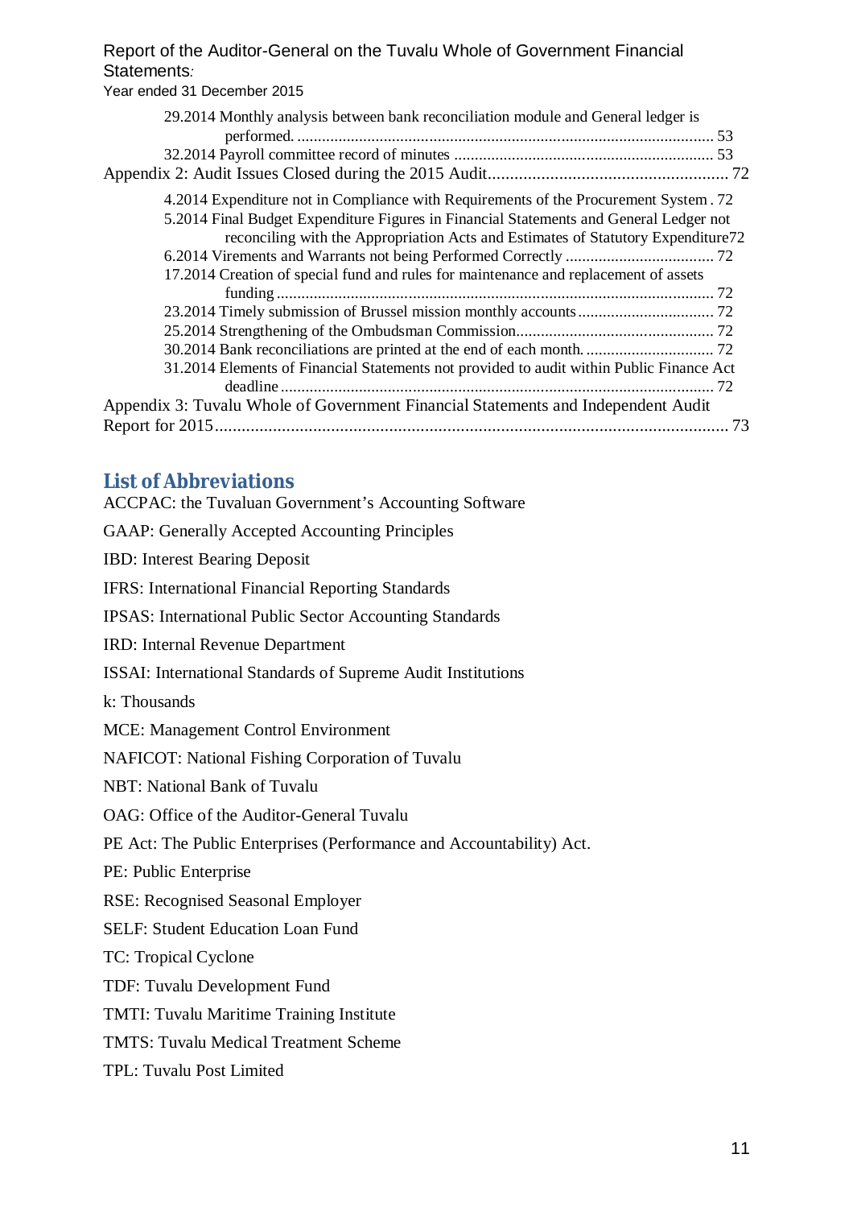29.2014 Monthly analysis between bank reconciliation module and General ledger is performed. .... 53
32.2014 Payroll committee record of minutes .... 53

Appendix 2: Audit Issues Closed during the 2015 Audit .... 72

4.2014 Expenditure not in Compliance with Requirements of the Procurement System . 72
5.2014 Final Budget Expenditure Figures in Financial Statements and General Ledger not reconciling with the Appropriation Acts and Estimates of Statutory Expenditure 72
6.2014 Virements and Warrants not being Performed Correctly .... 72
17.2014 Creation of special fund and rules for maintenance and replacement of assets funding .... 72
23.2014 Timely submission of Brussel mission monthly accounts .... 72
25.2014 Strengthening of the Ombudsman Commission .... 72
30.2014 Bank reconciliations are printed at the end of each month. .... 72
31.2014 Elements of Financial Statements not provided to audit within Public Finance Act deadline .... 72

Appendix 3: Tuvalu Whole of Government Financial Statements and Independent Audit Report for 2015 .... 73

## List of Abbreviations

ACCPAC: the Tuvaluan Government's Accounting Software

GAAP: Generally Accepted Accounting Principles

IBD: Interest Bearing Deposit

IFRS: International Financial Reporting Standards

IPSAS: International Public Sector Accounting Standards

IRD: Internal Revenue Department

ISSAI: International Standards of Supreme Audit Institutions

k: Thousands

MCE: Management Control Environment

NAFICOT: National Fishing Corporation of Tuvalu

NBT: National Bank of Tuvalu

OAG: Office of the Auditor-General Tuvalu

PE Act: The Public Enterprises (Performance and Accountability) Act.

PE: Public Enterprise

RSE: Recognised Seasonal Employer

SELF: Student Education Loan Fund

TC: Tropical Cyclone

TDF: Tuvalu Development Fund

TMTI: Tuvalu Maritime Training Institute

TMTS: Tuvalu Medical Treatment Scheme

TPL: Tuvalu Post Limited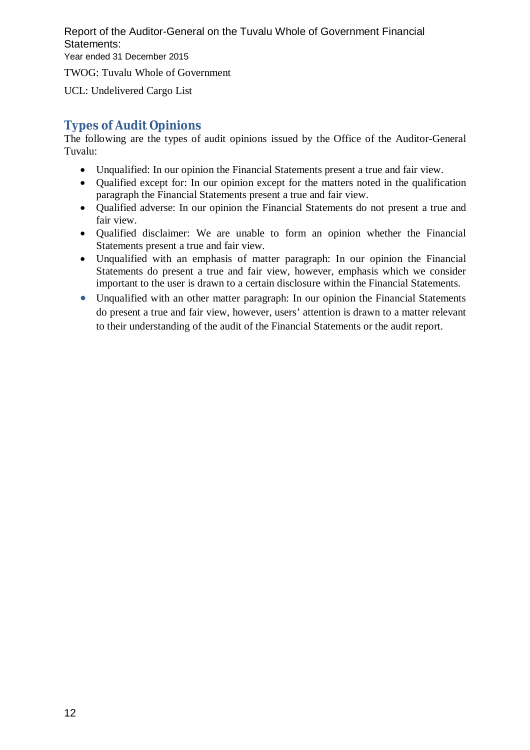TWOG: Tuvalu Whole of Government

UCL: Undelivered Cargo List

## Types of Audit Opinions

The following are the types of audit opinions issued by the Office of the Auditor-General Tuvalu:

- Unqualified: In our opinion the Financial Statements present a true and fair view.
- Qualified except for: In our opinion except for the matters noted in the qualification paragraph the Financial Statements present a true and fair view.
- Qualified adverse: In our opinion the Financial Statements do not present a true and fair view.
- Qualified disclaimer: We are unable to form an opinion whether the Financial Statements present a true and fair view.
- Unqualified with an emphasis of matter paragraph: In our opinion the Financial Statements do present a true and fair view, however, emphasis which we consider important to the user is drawn to a certain disclosure within the Financial Statements.
- Unqualified with an other matter paragraph: In our opinion the Financial Statements do present a true and fair view, however, users' attention is drawn to a matter relevant to their understanding of the audit of the Financial Statements or the audit report.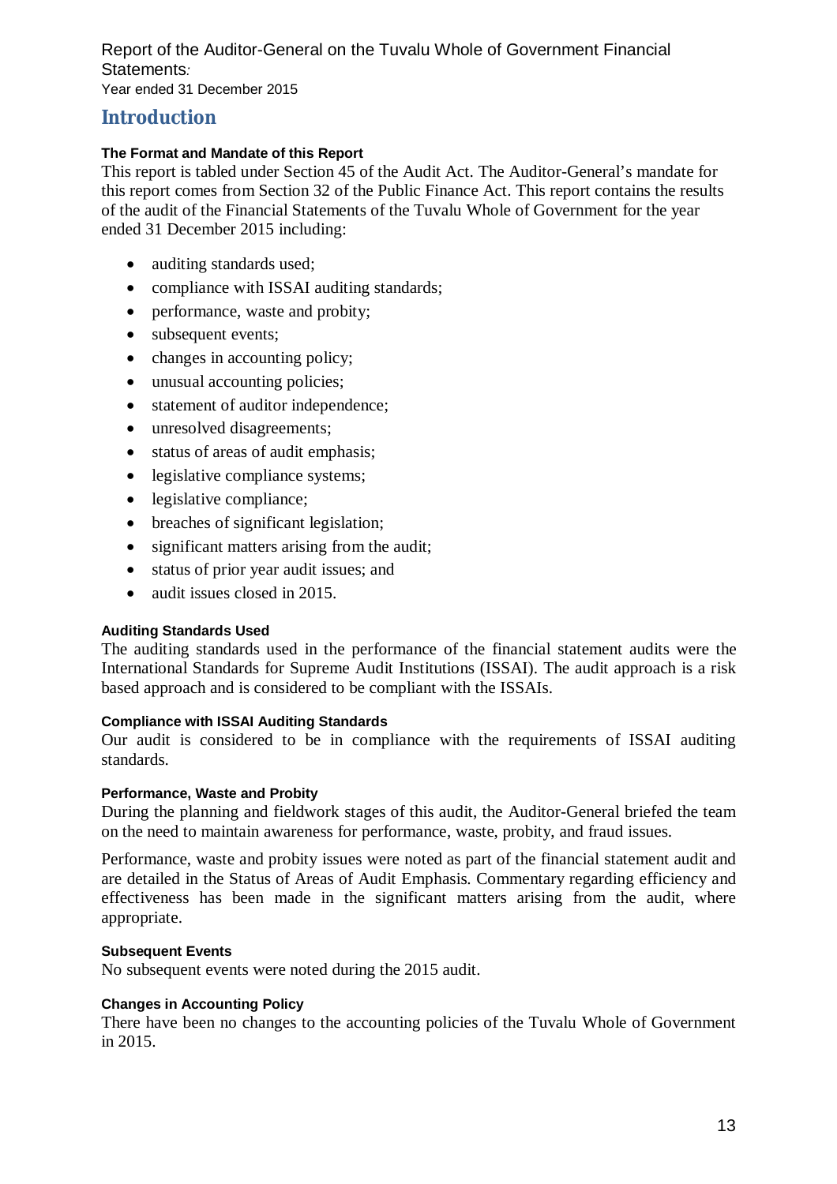# Introduction

### The Format and Mandate of this Report

This report is tabled under Section 45 of the Audit Act. The Auditor-General's mandate for this report comes from Section 32 of the Public Finance Act. This report contains the results of the audit of the Financial Statements of the Tuvalu Whole of Government for the year ended 31 December 2015 including:

- auditing standards used;
- compliance with ISSAI auditing standards;
- performance, waste and probity;
- subsequent events;
- changes in accounting policy;
- unusual accounting policies;
- statement of auditor independence;
- unresolved disagreements;
- status of areas of audit emphasis;
- legislative compliance systems;
- legislative compliance;
- breaches of significant legislation;
- significant matters arising from the audit;
- status of prior year audit issues; and
- audit issues closed in 2015.

### Auditing Standards Used

The auditing standards used in the performance of the financial statement audits were the International Standards for Supreme Audit Institutions (ISSAI). The audit approach is a risk based approach and is considered to be compliant with the ISSAIs.

### Compliance with ISSAI Auditing Standards

Our audit is considered to be in compliance with the requirements of ISSAI auditing standards.

### Performance, Waste and Probity

During the planning and fieldwork stages of this audit, the Auditor-General briefed the team on the need to maintain awareness for performance, waste, probity, and fraud issues.

Performance, waste and probity issues were noted as part of the financial statement audit and are detailed in the Status of Areas of Audit Emphasis. Commentary regarding efficiency and effectiveness has been made in the significant matters arising from the audit, where appropriate.

### Subsequent Events

No subsequent events were noted during the 2015 audit.

### Changes in Accounting Policy

There have been no changes to the accounting policies of the Tuvalu Whole of Government in 2015.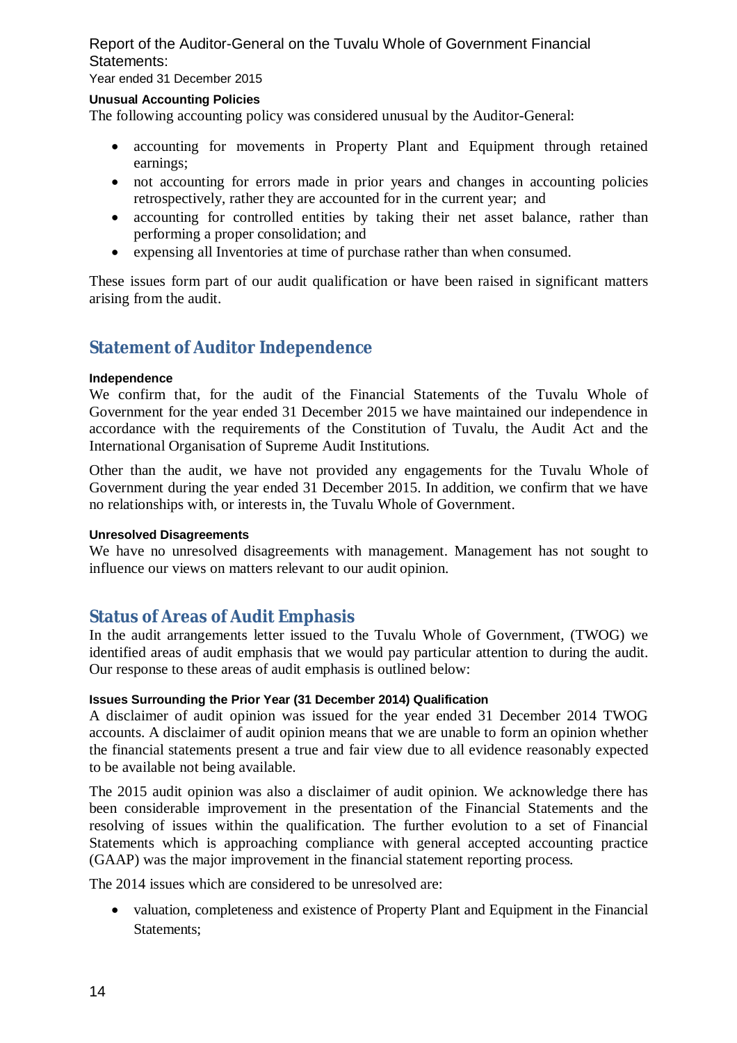#### Unusual Accounting Policies

The following accounting policy was considered unusual by the Auditor-General:

- accounting for movements in Property Plant and Equipment through retained earnings;
- not accounting for errors made in prior years and changes in accounting policies retrospectively, rather they are accounted for in the current year; and
- accounting for controlled entities by taking their net asset balance, rather than performing a proper consolidation; and
- expensing all Inventories at time of purchase rather than when consumed.

These issues form part of our audit qualification or have been raised in significant matters arising from the audit.

## Statement of Auditor Independence

#### Independence

We confirm that, for the audit of the Financial Statements of the Tuvalu Whole of Government for the year ended 31 December 2015 we have maintained our independence in accordance with the requirements of the Constitution of Tuvalu, the Audit Act and the International Organisation of Supreme Audit Institutions.

Other than the audit, we have not provided any engagements for the Tuvalu Whole of Government during the year ended 31 December 2015. In addition, we confirm that we have no relationships with, or interests in, the Tuvalu Whole of Government.

#### Unresolved Disagreements

We have no unresolved disagreements with management. Management has not sought to influence our views on matters relevant to our audit opinion.

## Status of Areas of Audit Emphasis

In the audit arrangements letter issued to the Tuvalu Whole of Government, (TWOG) we identified areas of audit emphasis that we would pay particular attention to during the audit. Our response to these areas of audit emphasis is outlined below:

#### Issues Surrounding the Prior Year (31 December 2014) Qualification

A disclaimer of audit opinion was issued for the year ended 31 December 2014 TWOG accounts. A disclaimer of audit opinion means that we are unable to form an opinion whether the financial statements present a true and fair view due to all evidence reasonably expected to be available not being available.

The 2015 audit opinion was also a disclaimer of audit opinion. We acknowledge there has been considerable improvement in the presentation of the Financial Statements and the resolving of issues within the qualification. The further evolution to a set of Financial Statements which is approaching compliance with general accepted accounting practice (GAAP) was the major improvement in the financial statement reporting process.

The 2014 issues which are considered to be unresolved are:

- valuation, completeness and existence of Property Plant and Equipment in the Financial Statements;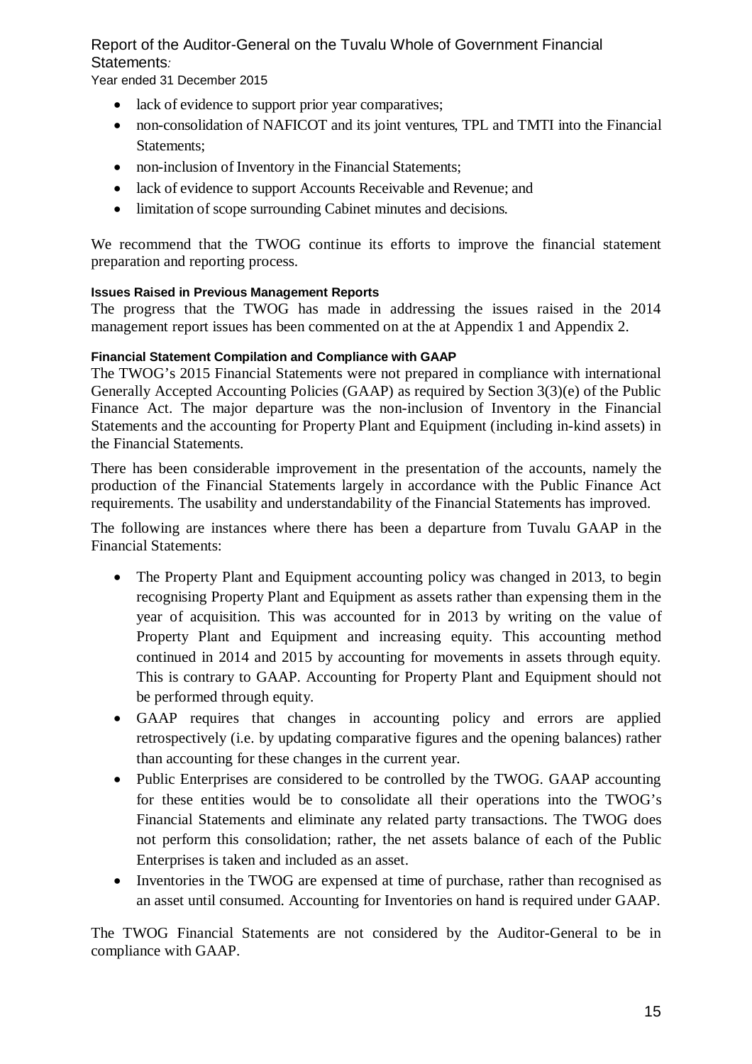- lack of evidence to support prior year comparatives;
- non-consolidation of NAFICOT and its joint ventures, TPL and TMTI into the Financial Statements;
- non-inclusion of Inventory in the Financial Statements;
- lack of evidence to support Accounts Receivable and Revenue; and
- limitation of scope surrounding Cabinet minutes and decisions.

We recommend that the TWOG continue its efforts to improve the financial statement preparation and reporting process.

#### Issues Raised in Previous Management Reports

The progress that the TWOG has made in addressing the issues raised in the 2014 management report issues has been commented on at the at Appendix 1 and Appendix 2.

#### Financial Statement Compilation and Compliance with GAAP

The TWOG's 2015 Financial Statements were not prepared in compliance with international Generally Accepted Accounting Policies (GAAP) as required by Section 3(3)(e) of the Public Finance Act. The major departure was the non-inclusion of Inventory in the Financial Statements and the accounting for Property Plant and Equipment (including in-kind assets) in the Financial Statements.

There has been considerable improvement in the presentation of the accounts, namely the production of the Financial Statements largely in accordance with the Public Finance Act requirements. The usability and understandability of the Financial Statements has improved.

The following are instances where there has been a departure from Tuvalu GAAP in the Financial Statements:

- The Property Plant and Equipment accounting policy was changed in 2013, to begin recognising Property Plant and Equipment as assets rather than expensing them in the year of acquisition. This was accounted for in 2013 by writing on the value of Property Plant and Equipment and increasing equity. This accounting method continued in 2014 and 2015 by accounting for movements in assets through equity. This is contrary to GAAP. Accounting for Property Plant and Equipment should not be performed through equity.
- GAAP requires that changes in accounting policy and errors are applied retrospectively (i.e. by updating comparative figures and the opening balances) rather than accounting for these changes in the current year.
- Public Enterprises are considered to be controlled by the TWOG. GAAP accounting for these entities would be to consolidate all their operations into the TWOG's Financial Statements and eliminate any related party transactions. The TWOG does not perform this consolidation; rather, the net assets balance of each of the Public Enterprises is taken and included as an asset.
- Inventories in the TWOG are expensed at time of purchase, rather than recognised as an asset until consumed. Accounting for Inventories on hand is required under GAAP.

The TWOG Financial Statements are not considered by the Auditor-General to be in compliance with GAAP.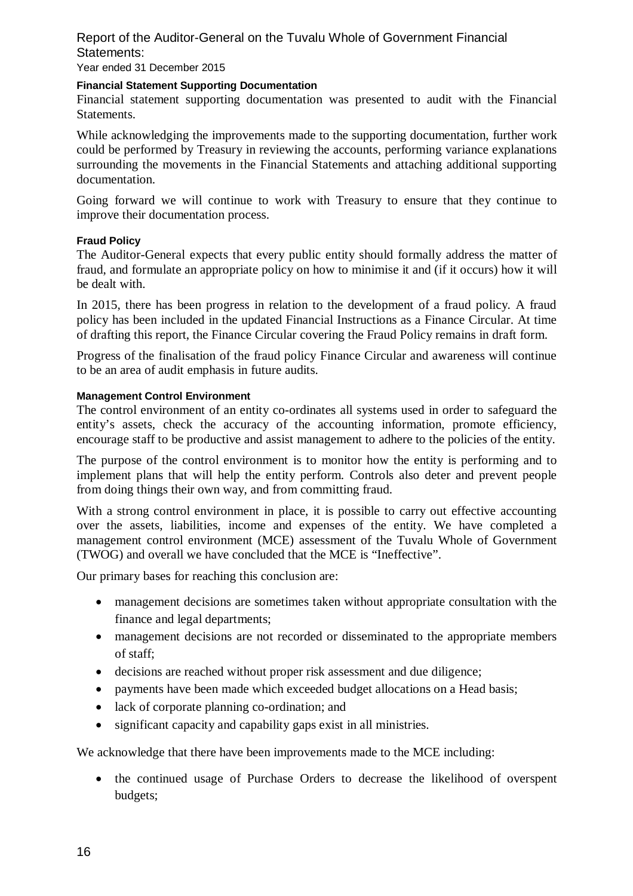### Financial Statement Supporting Documentation

Financial statement supporting documentation was presented to audit with the Financial Statements.

While acknowledging the improvements made to the supporting documentation, further work could be performed by Treasury in reviewing the accounts, performing variance explanations surrounding the movements in the Financial Statements and attaching additional supporting documentation.

Going forward we will continue to work with Treasury to ensure that they continue to improve their documentation process.

### Fraud Policy

The Auditor-General expects that every public entity should formally address the matter of fraud, and formulate an appropriate policy on how to minimise it and (if it occurs) how it will be dealt with.

In 2015, there has been progress in relation to the development of a fraud policy. A fraud policy has been included in the updated Financial Instructions as a Finance Circular. At time of drafting this report, the Finance Circular covering the Fraud Policy remains in draft form.

Progress of the finalisation of the fraud policy Finance Circular and awareness will continue to be an area of audit emphasis in future audits.

### Management Control Environment

The control environment of an entity co-ordinates all systems used in order to safeguard the entity's assets, check the accuracy of the accounting information, promote efficiency, encourage staff to be productive and assist management to adhere to the policies of the entity.

The purpose of the control environment is to monitor how the entity is performing and to implement plans that will help the entity perform. Controls also deter and prevent people from doing things their own way, and from committing fraud.

With a strong control environment in place, it is possible to carry out effective accounting over the assets, liabilities, income and expenses of the entity. We have completed a management control environment (MCE) assessment of the Tuvalu Whole of Government (TWOG) and overall we have concluded that the MCE is "Ineffective".

Our primary bases for reaching this conclusion are:

- management decisions are sometimes taken without appropriate consultation with the finance and legal departments;
- management decisions are not recorded or disseminated to the appropriate members of staff;
- decisions are reached without proper risk assessment and due diligence;
- payments have been made which exceeded budget allocations on a Head basis;
- lack of corporate planning co-ordination; and
- significant capacity and capability gaps exist in all ministries.

We acknowledge that there have been improvements made to the MCE including:

- the continued usage of Purchase Orders to decrease the likelihood of overspent budgets;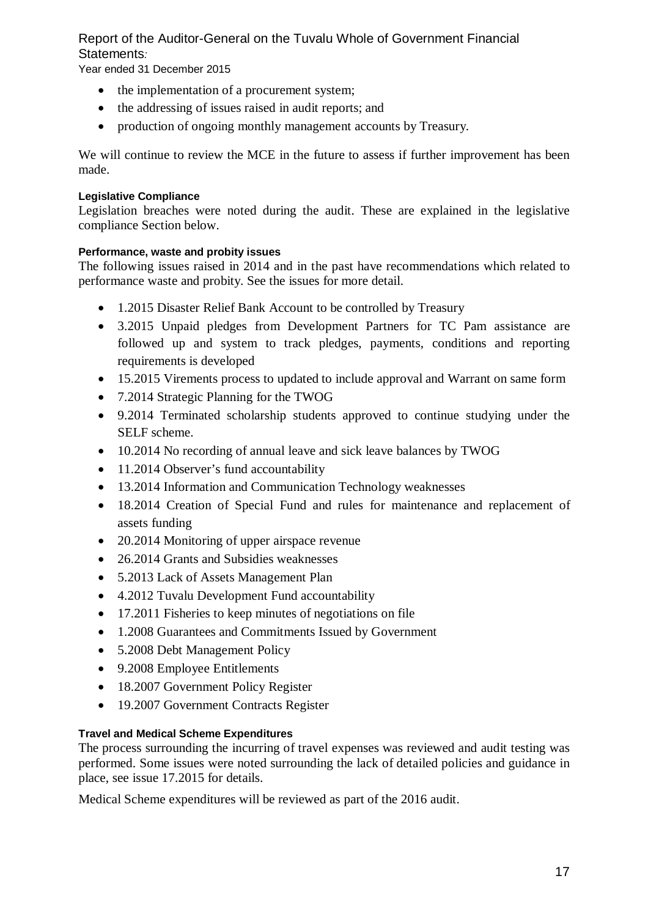- the implementation of a procurement system;
- the addressing of issues raised in audit reports; and
- production of ongoing monthly management accounts by Treasury.

We will continue to review the MCE in the future to assess if further improvement has been made.

#### Legislative Compliance

Legislation breaches were noted during the audit. These are explained in the legislative compliance Section below.

#### Performance, waste and probity issues

The following issues raised in 2014 and in the past have recommendations which related to performance waste and probity. See the issues for more detail.

- 1.2015 Disaster Relief Bank Account to be controlled by Treasury
- 3.2015 Unpaid pledges from Development Partners for TC Pam assistance are followed up and system to track pledges, payments, conditions and reporting requirements is developed
- 15.2015 Virements process to updated to include approval and Warrant on same form
- 7.2014 Strategic Planning for the TWOG
- 9.2014 Terminated scholarship students approved to continue studying under the SELF scheme.
- 10.2014 No recording of annual leave and sick leave balances by TWOG
- 11.2014 Observer's fund accountability
- 13.2014 Information and Communication Technology weaknesses
- 18.2014 Creation of Special Fund and rules for maintenance and replacement of assets funding
- 20.2014 Monitoring of upper airspace revenue
- 26.2014 Grants and Subsidies weaknesses
- 5.2013 Lack of Assets Management Plan
- 4.2012 Tuvalu Development Fund accountability
- 17.2011 Fisheries to keep minutes of negotiations on file
- 1.2008 Guarantees and Commitments Issued by Government
- 5.2008 Debt Management Policy
- 9.2008 Employee Entitlements
- 18.2007 Government Policy Register
- 19.2007 Government Contracts Register

#### Travel and Medical Scheme Expenditures

The process surrounding the incurring of travel expenses was reviewed and audit testing was performed. Some issues were noted surrounding the lack of detailed policies and guidance in place, see issue 17.2015 for details.

Medical Scheme expenditures will be reviewed as part of the 2016 audit.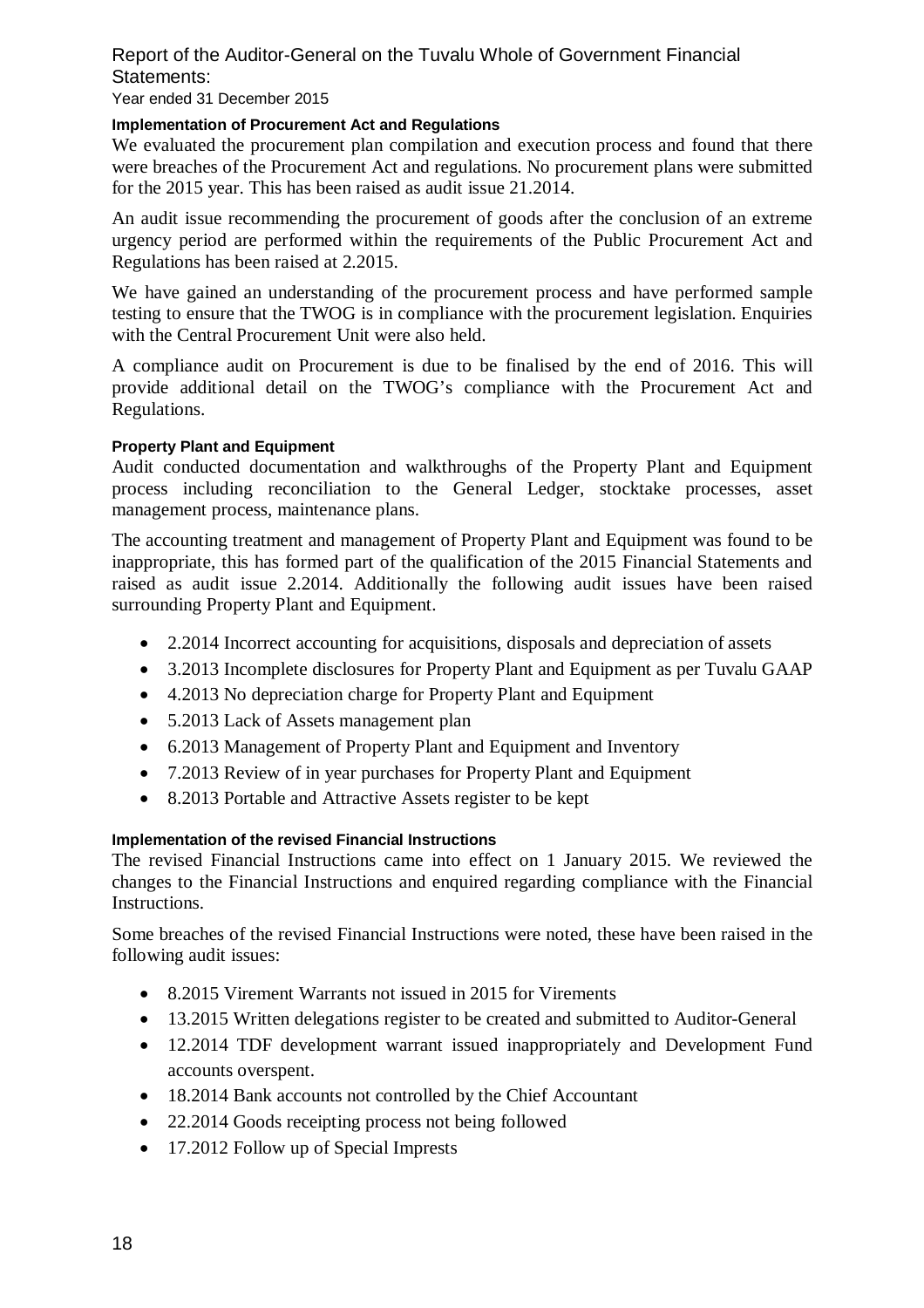#### Implementation of Procurement Act and Regulations

We evaluated the procurement plan compilation and execution process and found that there were breaches of the Procurement Act and regulations. No procurement plans were submitted for the 2015 year. This has been raised as audit issue 21.2014.

An audit issue recommending the procurement of goods after the conclusion of an extreme urgency period are performed within the requirements of the Public Procurement Act and Regulations has been raised at 2.2015.

We have gained an understanding of the procurement process and have performed sample testing to ensure that the TWOG is in compliance with the procurement legislation. Enquiries with the Central Procurement Unit were also held.

A compliance audit on Procurement is due to be finalised by the end of 2016. This will provide additional detail on the TWOG's compliance with the Procurement Act and Regulations.

#### Property Plant and Equipment

Audit conducted documentation and walkthroughs of the Property Plant and Equipment process including reconciliation to the General Ledger, stocktake processes, asset management process, maintenance plans.

The accounting treatment and management of Property Plant and Equipment was found to be inappropriate, this has formed part of the qualification of the 2015 Financial Statements and raised as audit issue 2.2014. Additionally the following audit issues have been raised surrounding Property Plant and Equipment.

- 2.2014 Incorrect accounting for acquisitions, disposals and depreciation of assets
- 3.2013 Incomplete disclosures for Property Plant and Equipment as per Tuvalu GAAP
- 4.2013 No depreciation charge for Property Plant and Equipment
- 5.2013 Lack of Assets management plan
- 6.2013 Management of Property Plant and Equipment and Inventory
- 7.2013 Review of in year purchases for Property Plant and Equipment
- 8.2013 Portable and Attractive Assets register to be kept

#### Implementation of the revised Financial Instructions

The revised Financial Instructions came into effect on 1 January 2015. We reviewed the changes to the Financial Instructions and enquired regarding compliance with the Financial Instructions.

Some breaches of the revised Financial Instructions were noted, these have been raised in the following audit issues:

- 8.2015 Virement Warrants not issued in 2015 for Virements
- 13.2015 Written delegations register to be created and submitted to Auditor-General
- 12.2014 TDF development warrant issued inappropriately and Development Fund accounts overspent.
- 18.2014 Bank accounts not controlled by the Chief Accountant
- 22.2014 Goods receipting process not being followed
- 17.2012 Follow up of Special Imprests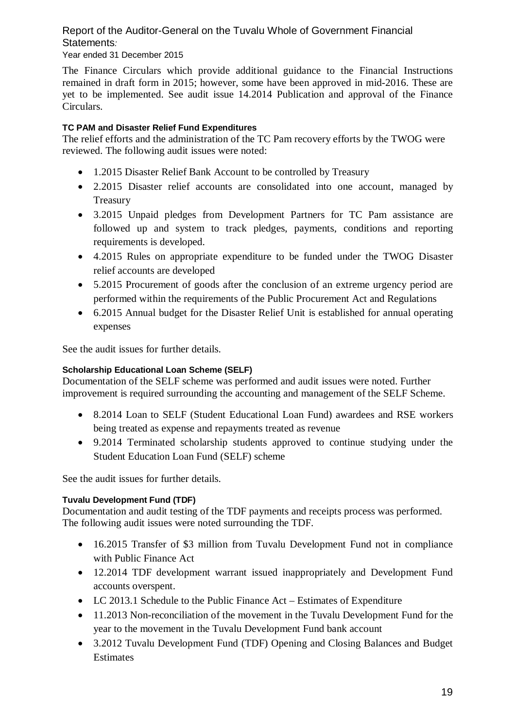The Finance Circulars which provide additional guidance to the Financial Instructions remained in draft form in 2015; however, some have been approved in mid-2016. These are yet to be implemented. See audit issue 14.2014 Publication and approval of the Finance Circulars.

#### TC PAM and Disaster Relief Fund Expenditures

The relief efforts and the administration of the TC Pam recovery efforts by the TWOG were reviewed. The following audit issues were noted:

- 1.2015 Disaster Relief Bank Account to be controlled by Treasury
- 2.2015 Disaster relief accounts are consolidated into one account, managed by Treasury
- 3.2015 Unpaid pledges from Development Partners for TC Pam assistance are followed up and system to track pledges, payments, conditions and reporting requirements is developed.
- 4.2015 Rules on appropriate expenditure to be funded under the TWOG Disaster relief accounts are developed
- 5.2015 Procurement of goods after the conclusion of an extreme urgency period are performed within the requirements of the Public Procurement Act and Regulations
- 6.2015 Annual budget for the Disaster Relief Unit is established for annual operating expenses

See the audit issues for further details.

#### Scholarship Educational Loan Scheme (SELF)

Documentation of the SELF scheme was performed and audit issues were noted. Further improvement is required surrounding the accounting and management of the SELF Scheme.

- 8.2014 Loan to SELF (Student Educational Loan Fund) awardees and RSE workers being treated as expense and repayments treated as revenue
- 9.2014 Terminated scholarship students approved to continue studying under the Student Education Loan Fund (SELF) scheme

See the audit issues for further details.

#### Tuvalu Development Fund (TDF)

Documentation and audit testing of the TDF payments and receipts process was performed. The following audit issues were noted surrounding the TDF.

- 16.2015 Transfer of $3 million from Tuvalu Development Fund not in compliance with Public Finance Act
- 12.2014 TDF development warrant issued inappropriately and Development Fund accounts overspent.
- LC 2013.1 Schedule to the Public Finance Act – Estimates of Expenditure
- 11.2013 Non-reconciliation of the movement in the Tuvalu Development Fund for the year to the movement in the Tuvalu Development Fund bank account
- 3.2012 Tuvalu Development Fund (TDF) Opening and Closing Balances and Budget Estimates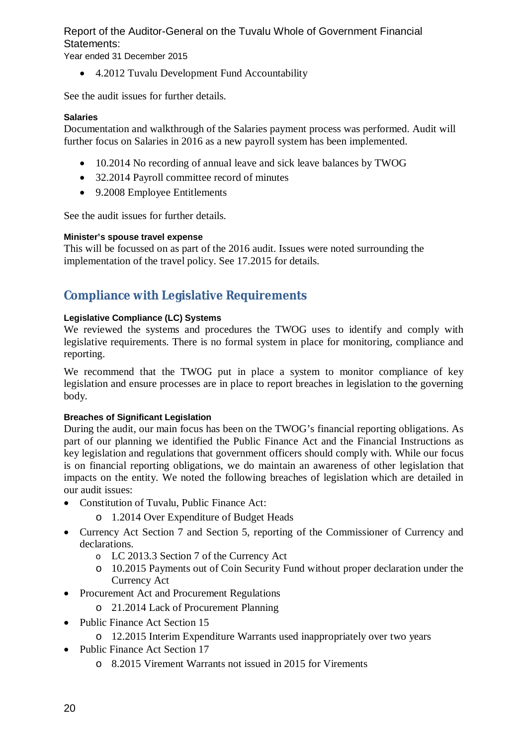- 4.2012 Tuvalu Development Fund Accountability

See the audit issues for further details.

**Salaries**

Documentation and walkthrough of the Salaries payment process was performed. Audit will further focus on Salaries in 2016 as a new payroll system has been implemented.

- 10.2014 No recording of annual leave and sick leave balances by TWOG
- 32.2014 Payroll committee record of minutes
- 9.2008 Employee Entitlements

See the audit issues for further details.

**Minister's spouse travel expense**

This will be focussed on as part of the 2016 audit. Issues were noted surrounding the implementation of the travel policy. See 17.2015 for details.

## Compliance with Legislative Requirements

**Legislative Compliance (LC) Systems**

We reviewed the systems and procedures the TWOG uses to identify and comply with legislative requirements. There is no formal system in place for monitoring, compliance and reporting.

We recommend that the TWOG put in place a system to monitor compliance of key legislation and ensure processes are in place to report breaches in legislation to the governing body.

**Breaches of Significant Legislation**

During the audit, our main focus has been on the TWOG's financial reporting obligations. As part of our planning we identified the Public Finance Act and the Financial Instructions as key legislation and regulations that government officers should comply with. While our focus is on financial reporting obligations, we do maintain an awareness of other legislation that impacts on the entity. We noted the following breaches of legislation which are detailed in our audit issues:

- Constitution of Tuvalu, Public Finance Act:
    - 1.2014 Over Expenditure of Budget Heads
- Currency Act Section 7 and Section 5, reporting of the Commissioner of Currency and declarations.
    - LC 2013.3 Section 7 of the Currency Act
    - 10.2015 Payments out of Coin Security Fund without proper declaration under the Currency Act
- Procurement Act and Procurement Regulations
    - 21.2014 Lack of Procurement Planning
- Public Finance Act Section 15
    - 12.2015 Interim Expenditure Warrants used inappropriately over two years
- Public Finance Act Section 17
    - 8.2015 Virement Warrants not issued in 2015 for Virements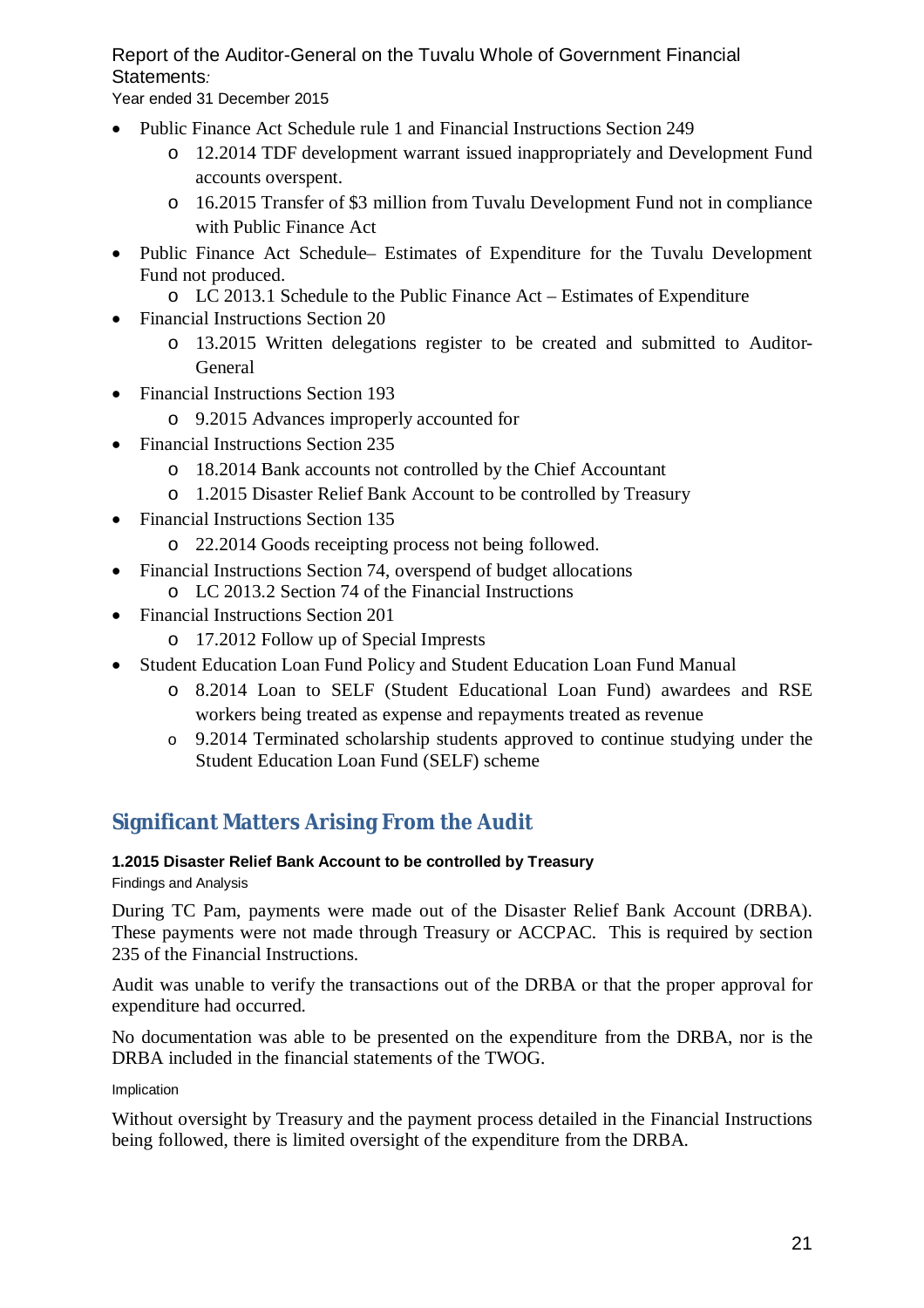- Public Finance Act Schedule rule 1 and Financial Instructions Section 249
    - 12.2014 TDF development warrant issued inappropriately and Development Fund accounts overspent.
    - 16.2015 Transfer of $3 million from Tuvalu Development Fund not in compliance with Public Finance Act
- Public Finance Act Schedule– Estimates of Expenditure for the Tuvalu Development Fund not produced.
    - LC 2013.1 Schedule to the Public Finance Act – Estimates of Expenditure
- Financial Instructions Section 20
    - 13.2015 Written delegations register to be created and submitted to Auditor-General
- Financial Instructions Section 193
    - 9.2015 Advances improperly accounted for
- Financial Instructions Section 235
    - 18.2014 Bank accounts not controlled by the Chief Accountant
    - 1.2015 Disaster Relief Bank Account to be controlled by Treasury
- Financial Instructions Section 135
    - 22.2014 Goods receipting process not being followed.
- Financial Instructions Section 74, overspend of budget allocations
    - LC 2013.2 Section 74 of the Financial Instructions
- Financial Instructions Section 201
    - 17.2012 Follow up of Special Imprests
- Student Education Loan Fund Policy and Student Education Loan Fund Manual
    - 8.2014 Loan to SELF (Student Educational Loan Fund) awardees and RSE workers being treated as expense and repayments treated as revenue
    - 9.2014 Terminated scholarship students approved to continue studying under the Student Education Loan Fund (SELF) scheme

## Significant Matters Arising From the Audit

#### 1.2015 Disaster Relief Bank Account to be controlled by Treasury

Findings and Analysis

During TC Pam, payments were made out of the Disaster Relief Bank Account (DRBA). These payments were not made through Treasury or ACCPAC. This is required by section 235 of the Financial Instructions.

Audit was unable to verify the transactions out of the DRBA or that the proper approval for expenditure had occurred.

No documentation was able to be presented on the expenditure from the DRBA, nor is the DRBA included in the financial statements of the TWOG.

Implication

Without oversight by Treasury and the payment process detailed in the Financial Instructions being followed, there is limited oversight of the expenditure from the DRBA.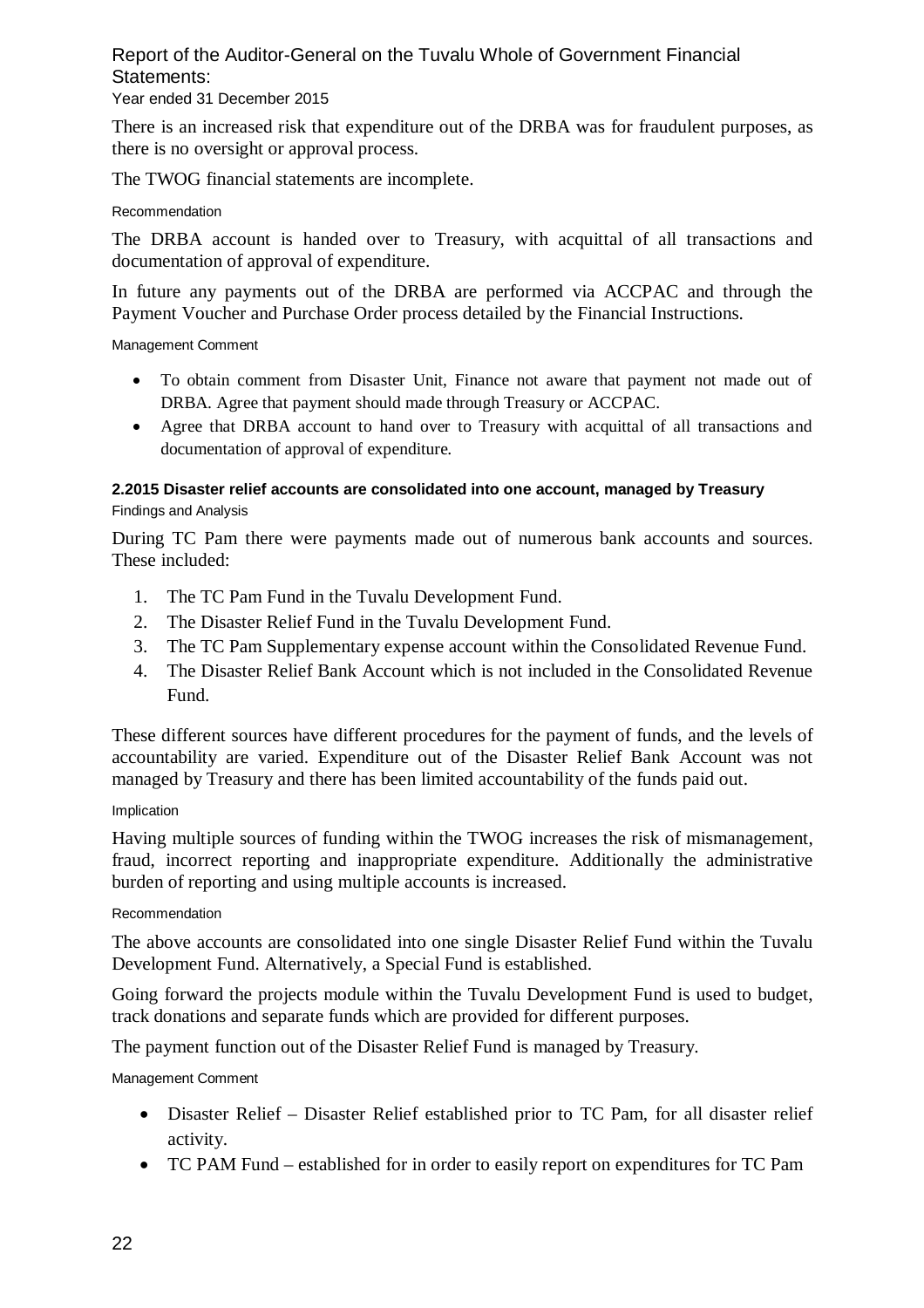There is an increased risk that expenditure out of the DRBA was for fraudulent purposes, as there is no oversight or approval process.

The TWOG financial statements are incomplete.

Recommendation

The DRBA account is handed over to Treasury, with acquittal of all transactions and documentation of approval of expenditure.

In future any payments out of the DRBA are performed via ACCPAC and through the Payment Voucher and Purchase Order process detailed by the Financial Instructions.

Management Comment

- To obtain comment from Disaster Unit, Finance not aware that payment not made out of DRBA. Agree that payment should made through Treasury or ACCPAC.
- Agree that DRBA account to hand over to Treasury with acquittal of all transactions and documentation of approval of expenditure.

#### 2.2015 Disaster relief accounts are consolidated into one account, managed by Treasury

Findings and Analysis

During TC Pam there were payments made out of numerous bank accounts and sources. These included:

1. The TC Pam Fund in the Tuvalu Development Fund.
2. The Disaster Relief Fund in the Tuvalu Development Fund.
3. The TC Pam Supplementary expense account within the Consolidated Revenue Fund.
4. The Disaster Relief Bank Account which is not included in the Consolidated Revenue Fund.

These different sources have different procedures for the payment of funds, and the levels of accountability are varied. Expenditure out of the Disaster Relief Bank Account was not managed by Treasury and there has been limited accountability of the funds paid out.

Implication

Having multiple sources of funding within the TWOG increases the risk of mismanagement, fraud, incorrect reporting and inappropriate expenditure. Additionally the administrative burden of reporting and using multiple accounts is increased.

Recommendation

The above accounts are consolidated into one single Disaster Relief Fund within the Tuvalu Development Fund. Alternatively, a Special Fund is established.

Going forward the projects module within the Tuvalu Development Fund is used to budget, track donations and separate funds which are provided for different purposes.

The payment function out of the Disaster Relief Fund is managed by Treasury.

Management Comment

- Disaster Relief – Disaster Relief established prior to TC Pam, for all disaster relief activity.
- TC PAM Fund – established for in order to easily report on expenditures for TC Pam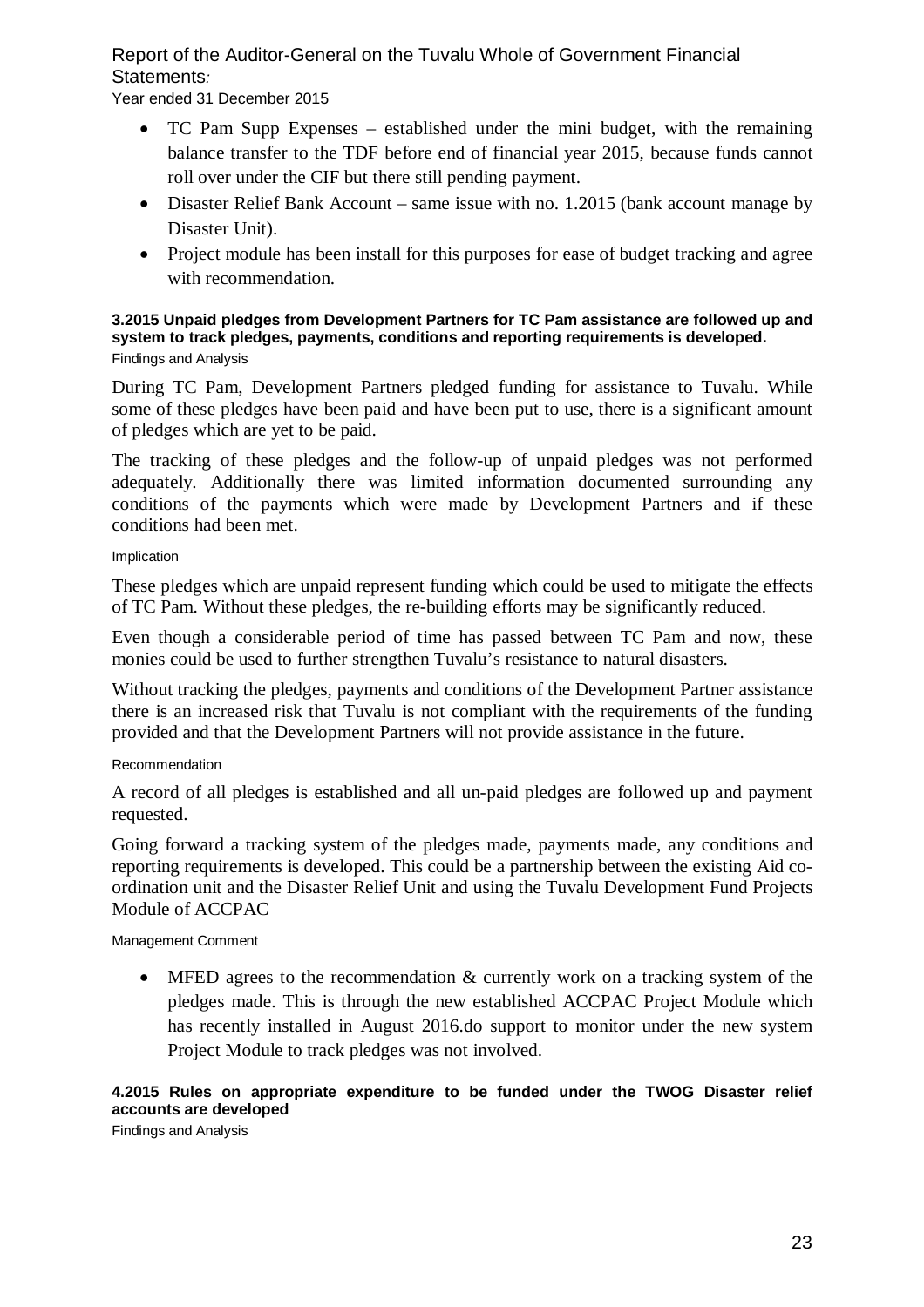- TC Pam Supp Expenses – established under the mini budget, with the remaining balance transfer to the TDF before end of financial year 2015, because funds cannot roll over under the CIF but there still pending payment.
- Disaster Relief Bank Account – same issue with no. 1.2015 (bank account manage by Disaster Unit).
- Project module has been install for this purposes for ease of budget tracking and agree with recommendation.

### 3.2015 Unpaid pledges from Development Partners for TC Pam assistance are followed up and system to track pledges, payments, conditions and reporting requirements is developed.

Findings and Analysis

During TC Pam, Development Partners pledged funding for assistance to Tuvalu. While some of these pledges have been paid and have been put to use, there is a significant amount of pledges which are yet to be paid.

The tracking of these pledges and the follow-up of unpaid pledges was not performed adequately. Additionally there was limited information documented surrounding any conditions of the payments which were made by Development Partners and if these conditions had been met.

Implication

These pledges which are unpaid represent funding which could be used to mitigate the effects of TC Pam. Without these pledges, the re-building efforts may be significantly reduced.

Even though a considerable period of time has passed between TC Pam and now, these monies could be used to further strengthen Tuvalu's resistance to natural disasters.

Without tracking the pledges, payments and conditions of the Development Partner assistance there is an increased risk that Tuvalu is not compliant with the requirements of the funding provided and that the Development Partners will not provide assistance in the future.

Recommendation

A record of all pledges is established and all un-paid pledges are followed up and payment requested.

Going forward a tracking system of the pledges made, payments made, any conditions and reporting requirements is developed. This could be a partnership between the existing Aid co-ordination unit and the Disaster Relief Unit and using the Tuvalu Development Fund Projects Module of ACCPAC

Management Comment

- MFED agrees to the recommendation & currently work on a tracking system of the pledges made. This is through the new established ACCPAC Project Module which has recently installed in August 2016.do support to monitor under the new system Project Module to track pledges was not involved.

### 4.2015 Rules on appropriate expenditure to be funded under the TWOG Disaster relief accounts are developed

Findings and Analysis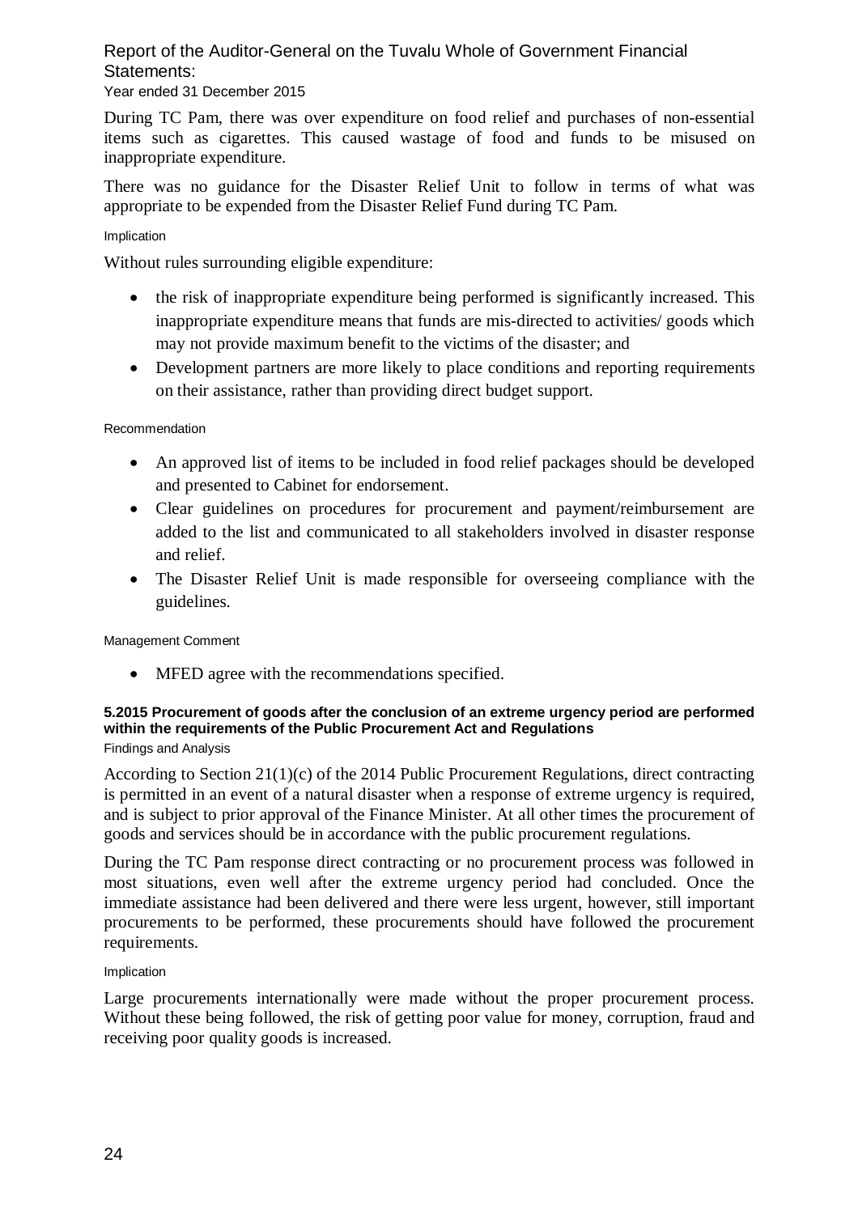During TC Pam, there was over expenditure on food relief and purchases of non-essential items such as cigarettes. This caused wastage of food and funds to be misused on inappropriate expenditure.

There was no guidance for the Disaster Relief Unit to follow in terms of what was appropriate to be expended from the Disaster Relief Fund during TC Pam.

Implication

Without rules surrounding eligible expenditure:

- the risk of inappropriate expenditure being performed is significantly increased. This inappropriate expenditure means that funds are mis-directed to activities/ goods which may not provide maximum benefit to the victims of the disaster; and
- Development partners are more likely to place conditions and reporting requirements on their assistance, rather than providing direct budget support.

Recommendation

- An approved list of items to be included in food relief packages should be developed and presented to Cabinet for endorsement.
- Clear guidelines on procedures for procurement and payment/reimbursement are added to the list and communicated to all stakeholders involved in disaster response and relief.
- The Disaster Relief Unit is made responsible for overseeing compliance with the guidelines.

Management Comment

- MFED agree with the recommendations specified.

#### 5.2015 Procurement of goods after the conclusion of an extreme urgency period are performed within the requirements of the Public Procurement Act and Regulations

Findings and Analysis

According to Section 21(1)(c) of the 2014 Public Procurement Regulations, direct contracting is permitted in an event of a natural disaster when a response of extreme urgency is required, and is subject to prior approval of the Finance Minister. At all other times the procurement of goods and services should be in accordance with the public procurement regulations.

During the TC Pam response direct contracting or no procurement process was followed in most situations, even well after the extreme urgency period had concluded. Once the immediate assistance had been delivered and there were less urgent, however, still important procurements to be performed, these procurements should have followed the procurement requirements.

Implication

Large procurements internationally were made without the proper procurement process. Without these being followed, the risk of getting poor value for money, corruption, fraud and receiving poor quality goods is increased.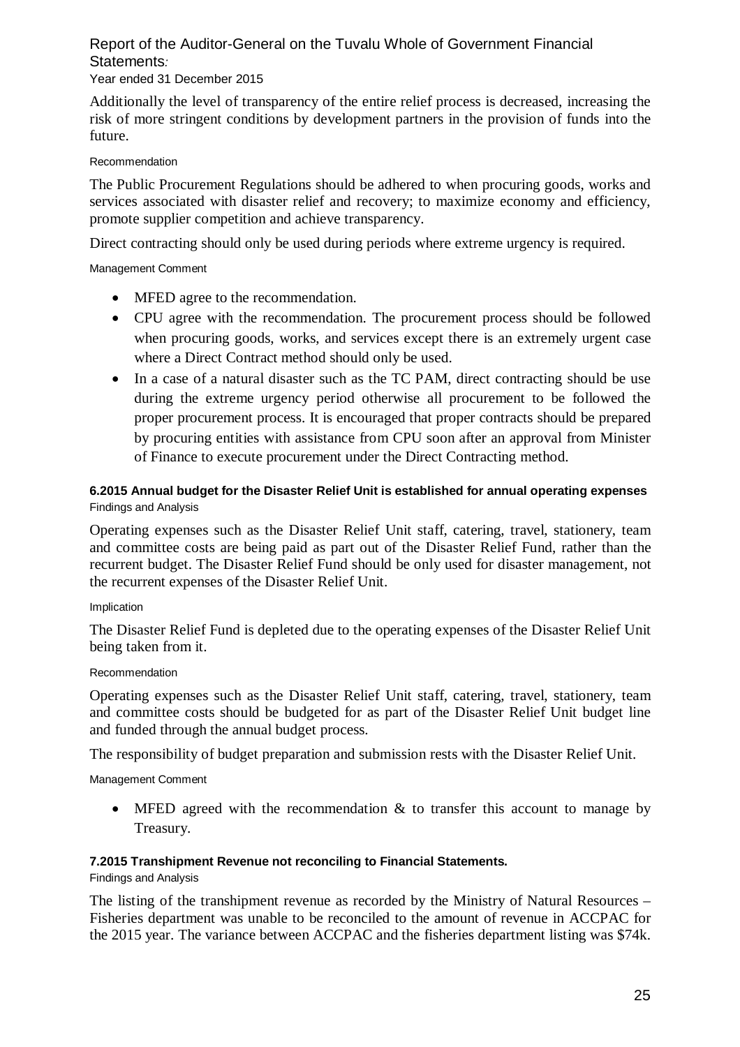Additionally the level of transparency of the entire relief process is decreased, increasing the risk of more stringent conditions by development partners in the provision of funds into the future.

Recommendation

The Public Procurement Regulations should be adhered to when procuring goods, works and services associated with disaster relief and recovery; to maximize economy and efficiency, promote supplier competition and achieve transparency.

Direct contracting should only be used during periods where extreme urgency is required.

Management Comment

- MFED agree to the recommendation.
- CPU agree with the recommendation. The procurement process should be followed when procuring goods, works, and services except there is an extremely urgent case where a Direct Contract method should only be used.
- In a case of a natural disaster such as the TC PAM, direct contracting should be use during the extreme urgency period otherwise all procurement to be followed the proper procurement process. It is encouraged that proper contracts should be prepared by procuring entities with assistance from CPU soon after an approval from Minister of Finance to execute procurement under the Direct Contracting method.

#### 6.2015 Annual budget for the Disaster Relief Unit is established for annual operating expenses

Findings and Analysis

Operating expenses such as the Disaster Relief Unit staff, catering, travel, stationery, team and committee costs are being paid as part out of the Disaster Relief Fund, rather than the recurrent budget. The Disaster Relief Fund should be only used for disaster management, not the recurrent expenses of the Disaster Relief Unit.

Implication

The Disaster Relief Fund is depleted due to the operating expenses of the Disaster Relief Unit being taken from it.

Recommendation

Operating expenses such as the Disaster Relief Unit staff, catering, travel, stationery, team and committee costs should be budgeted for as part of the Disaster Relief Unit budget line and funded through the annual budget process.

The responsibility of budget preparation and submission rests with the Disaster Relief Unit.

Management Comment

- MFED agreed with the recommendation & to transfer this account to manage by Treasury.

#### 7.2015 Transhipment Revenue not reconciling to Financial Statements.

Findings and Analysis

The listing of the transhipment revenue as recorded by the Ministry of Natural Resources – Fisheries department was unable to be reconciled to the amount of revenue in ACCPAC for the 2015 year. The variance between ACCPAC and the fisheries department listing was $74k.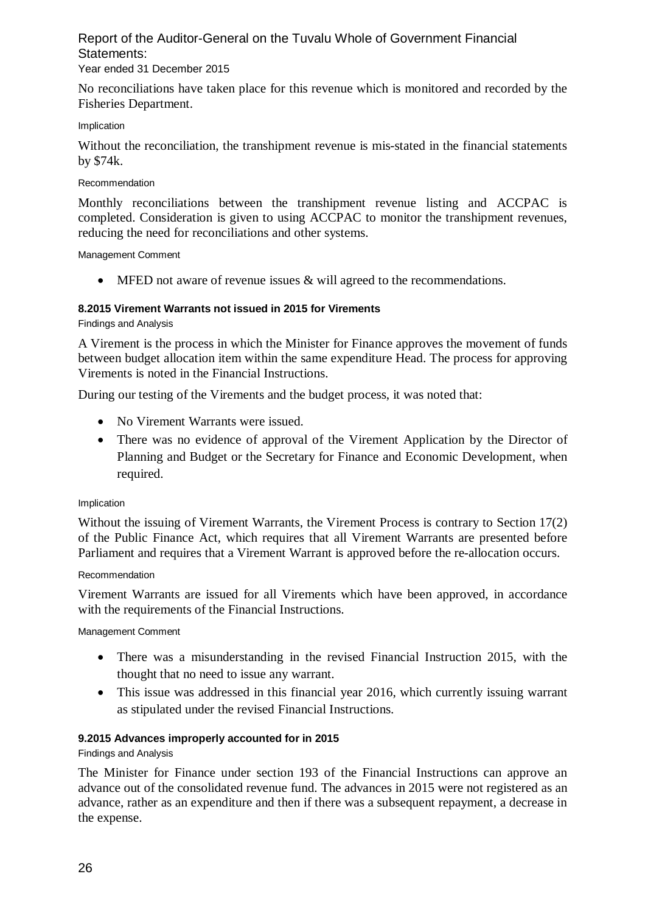No reconciliations have taken place for this revenue which is monitored and recorded by the Fisheries Department.

Implication

Without the reconciliation, the transhipment revenue is mis-stated in the financial statements by $74k.

Recommendation

Monthly reconciliations between the transhipment revenue listing and ACCPAC is completed. Consideration is given to using ACCPAC to monitor the transhipment revenues, reducing the need for reconciliations and other systems.

Management Comment

- MFED not aware of revenue issues & will agreed to the recommendations.

#### 8.2015 Virement Warrants not issued in 2015 for Virements

Findings and Analysis

A Virement is the process in which the Minister for Finance approves the movement of funds between budget allocation item within the same expenditure Head. The process for approving Virements is noted in the Financial Instructions.

During our testing of the Virements and the budget process, it was noted that:

- No Virement Warrants were issued.
- There was no evidence of approval of the Virement Application by the Director of Planning and Budget or the Secretary for Finance and Economic Development, when required.

Implication

Without the issuing of Virement Warrants, the Virement Process is contrary to Section 17(2) of the Public Finance Act, which requires that all Virement Warrants are presented before Parliament and requires that a Virement Warrant is approved before the re-allocation occurs.

Recommendation

Virement Warrants are issued for all Virements which have been approved, in accordance with the requirements of the Financial Instructions.

Management Comment

- There was a misunderstanding in the revised Financial Instruction 2015, with the thought that no need to issue any warrant.
- This issue was addressed in this financial year 2016, which currently issuing warrant as stipulated under the revised Financial Instructions.

#### 9.2015 Advances improperly accounted for in 2015

Findings and Analysis

The Minister for Finance under section 193 of the Financial Instructions can approve an advance out of the consolidated revenue fund. The advances in 2015 were not registered as an advance, rather as an expenditure and then if there was a subsequent repayment, a decrease in the expense.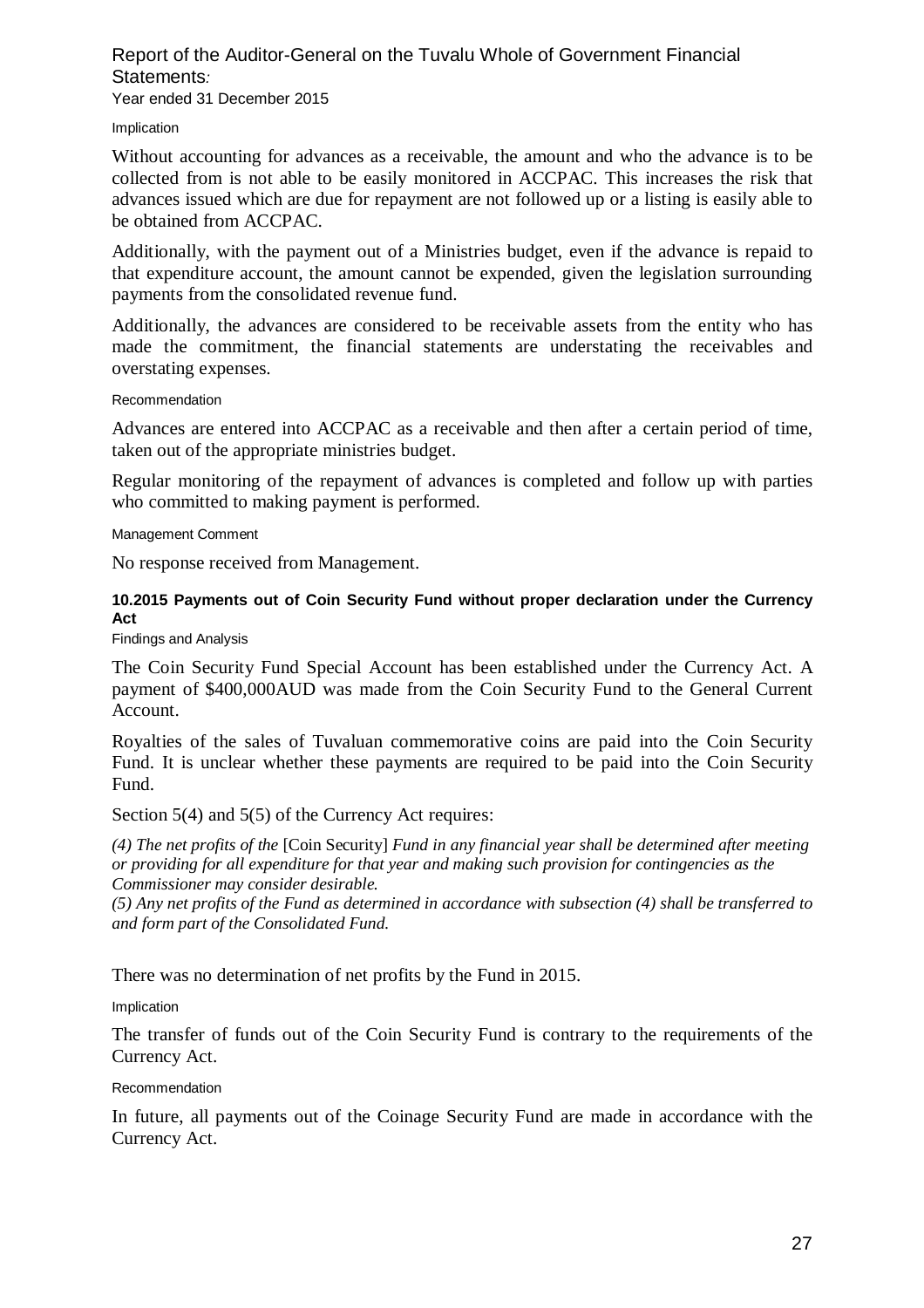Implication

Without accounting for advances as a receivable, the amount and who the advance is to be collected from is not able to be easily monitored in ACCPAC. This increases the risk that advances issued which are due for repayment are not followed up or a listing is easily able to be obtained from ACCPAC.

Additionally, with the payment out of a Ministries budget, even if the advance is repaid to that expenditure account, the amount cannot be expended, given the legislation surrounding payments from the consolidated revenue fund.

Additionally, the advances are considered to be receivable assets from the entity who has made the commitment, the financial statements are understating the receivables and overstating expenses.

Recommendation

Advances are entered into ACCPAC as a receivable and then after a certain period of time, taken out of the appropriate ministries budget.

Regular monitoring of the repayment of advances is completed and follow up with parties who committed to making payment is performed.

Management Comment

No response received from Management.

#### 10.2015 Payments out of Coin Security Fund without proper declaration under the Currency Act

Findings and Analysis

The Coin Security Fund Special Account has been established under the Currency Act. A payment of $400,000AUD was made from the Coin Security Fund to the General Current Account.

Royalties of the sales of Tuvaluan commemorative coins are paid into the Coin Security Fund. It is unclear whether these payments are required to be paid into the Coin Security Fund.

Section 5(4) and 5(5) of the Currency Act requires:

*(4) The net profits of the* [Coin Security] *Fund in any financial year shall be determined after meeting or providing for all expenditure for that year and making such provision for contingencies as the Commissioner may consider desirable.*
*(5) Any net profits of the Fund as determined in accordance with subsection (4) shall be transferred to and form part of the Consolidated Fund.*

There was no determination of net profits by the Fund in 2015.

Implication

The transfer of funds out of the Coin Security Fund is contrary to the requirements of the Currency Act.

Recommendation

In future, all payments out of the Coinage Security Fund are made in accordance with the Currency Act.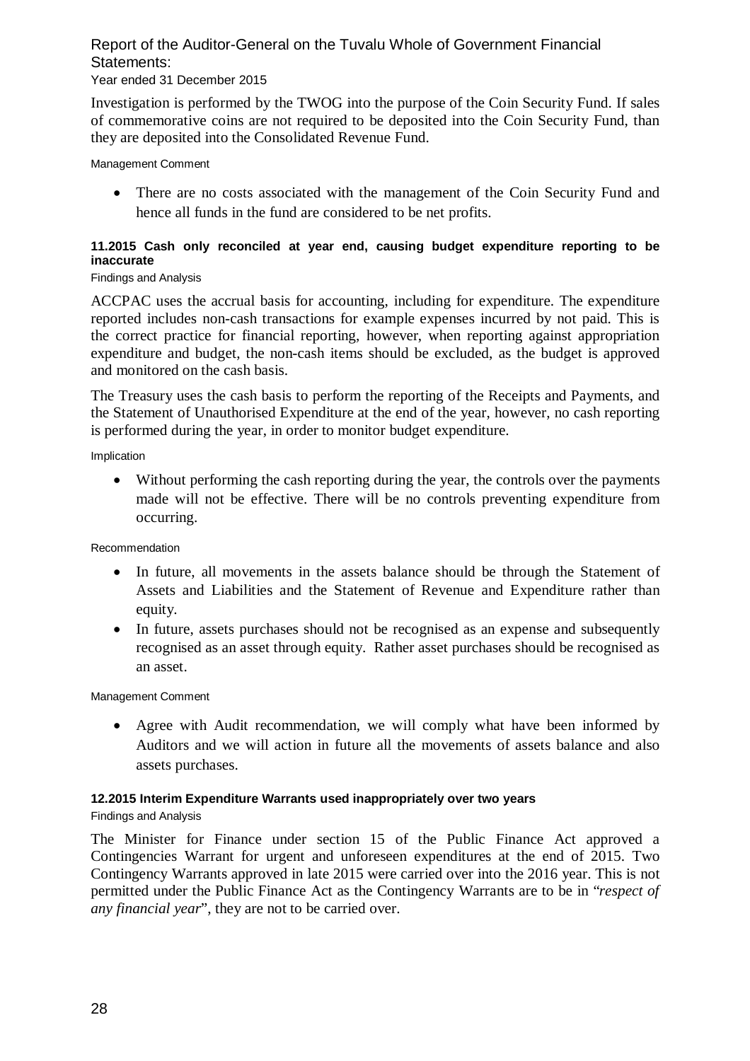Investigation is performed by the TWOG into the purpose of the Coin Security Fund. If sales of commemorative coins are not required to be deposited into the Coin Security Fund, than they are deposited into the Consolidated Revenue Fund.

Management Comment

- There are no costs associated with the management of the Coin Security Fund and hence all funds in the fund are considered to be net profits.

#### 11.2015 Cash only reconciled at year end, causing budget expenditure reporting to be inaccurate

Findings and Analysis

ACCPAC uses the accrual basis for accounting, including for expenditure. The expenditure reported includes non-cash transactions for example expenses incurred by not paid. This is the correct practice for financial reporting, however, when reporting against appropriation expenditure and budget, the non-cash items should be excluded, as the budget is approved and monitored on the cash basis.

The Treasury uses the cash basis to perform the reporting of the Receipts and Payments, and the Statement of Unauthorised Expenditure at the end of the year, however, no cash reporting is performed during the year, in order to monitor budget expenditure.

Implication

- Without performing the cash reporting during the year, the controls over the payments made will not be effective. There will be no controls preventing expenditure from occurring.

Recommendation

- In future, all movements in the assets balance should be through the Statement of Assets and Liabilities and the Statement of Revenue and Expenditure rather than equity.
- In future, assets purchases should not be recognised as an expense and subsequently recognised as an asset through equity. Rather asset purchases should be recognised as an asset.

Management Comment

- Agree with Audit recommendation, we will comply what have been informed by Auditors and we will action in future all the movements of assets balance and also assets purchases.

#### 12.2015 Interim Expenditure Warrants used inappropriately over two years

Findings and Analysis

The Minister for Finance under section 15 of the Public Finance Act approved a Contingencies Warrant for urgent and unforeseen expenditures at the end of 2015. Two Contingency Warrants approved in late 2015 were carried over into the 2016 year. This is not permitted under the Public Finance Act as the Contingency Warrants are to be in "*respect of any financial year*", they are not to be carried over.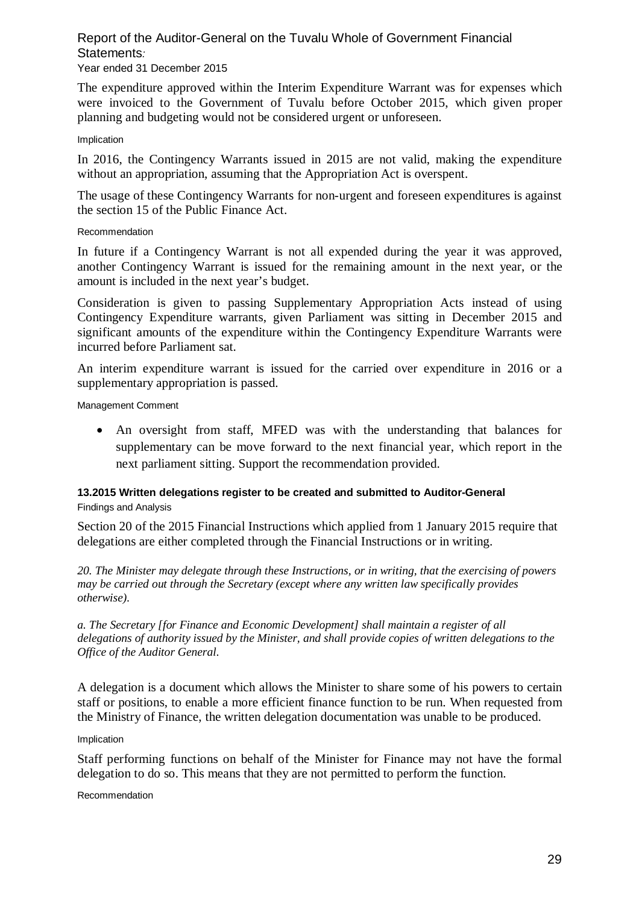The expenditure approved within the Interim Expenditure Warrant was for expenses which were invoiced to the Government of Tuvalu before October 2015, which given proper planning and budgeting would not be considered urgent or unforeseen.

Implication

In 2016, the Contingency Warrants issued in 2015 are not valid, making the expenditure without an appropriation, assuming that the Appropriation Act is overspent.

The usage of these Contingency Warrants for non-urgent and foreseen expenditures is against the section 15 of the Public Finance Act.

Recommendation

In future if a Contingency Warrant is not all expended during the year it was approved, another Contingency Warrant is issued for the remaining amount in the next year, or the amount is included in the next year's budget.

Consideration is given to passing Supplementary Appropriation Acts instead of using Contingency Expenditure warrants, given Parliament was sitting in December 2015 and significant amounts of the expenditure within the Contingency Expenditure Warrants were incurred before Parliament sat.

An interim expenditure warrant is issued for the carried over expenditure in 2016 or a supplementary appropriation is passed.

Management Comment

- An oversight from staff, MFED was with the understanding that balances for supplementary can be move forward to the next financial year, which report in the next parliament sitting. Support the recommendation provided.

#### 13.2015 Written delegations register to be created and submitted to Auditor-General

Findings and Analysis

Section 20 of the 2015 Financial Instructions which applied from 1 January 2015 require that delegations are either completed through the Financial Instructions or in writing.

*20. The Minister may delegate through these Instructions, or in writing, that the exercising of powers may be carried out through the Secretary (except where any written law specifically provides otherwise).*

*a. The Secretary [for Finance and Economic Development] shall maintain a register of all delegations of authority issued by the Minister, and shall provide copies of written delegations to the Office of the Auditor General.*

A delegation is a document which allows the Minister to share some of his powers to certain staff or positions, to enable a more efficient finance function to be run. When requested from the Ministry of Finance, the written delegation documentation was unable to be produced.

Implication

Staff performing functions on behalf of the Minister for Finance may not have the formal delegation to do so. This means that they are not permitted to perform the function.

Recommendation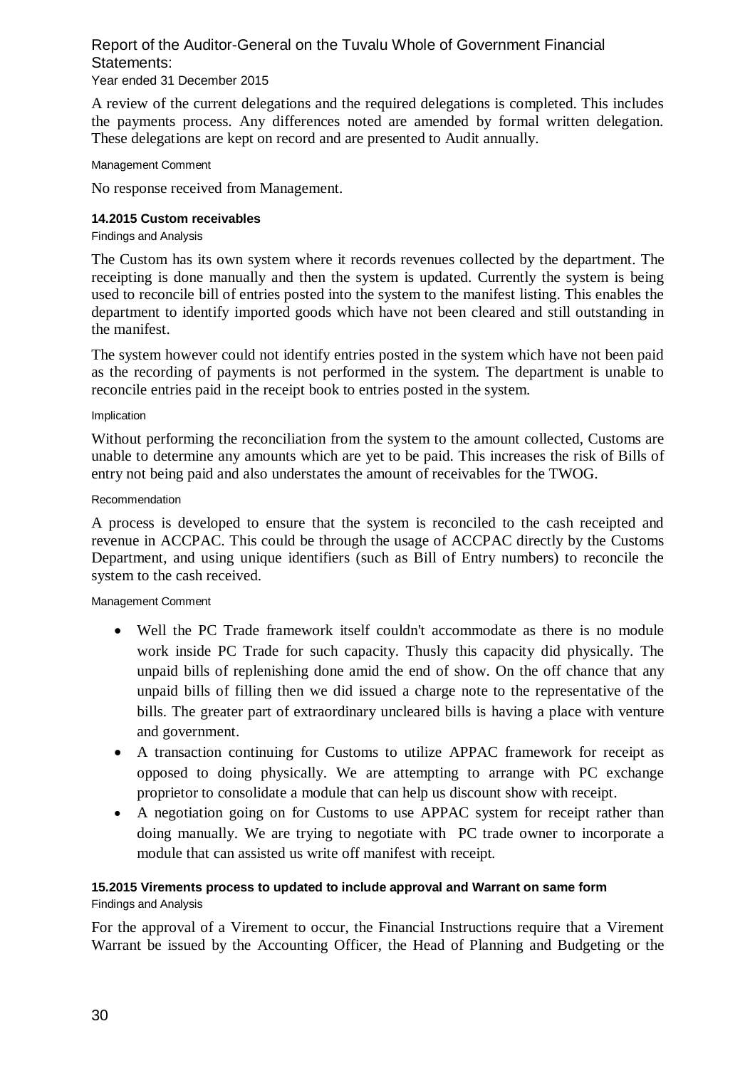A review of the current delegations and the required delegations is completed. This includes the payments process. Any differences noted are amended by formal written delegation. These delegations are kept on record and are presented to Audit annually.

Management Comment

No response received from Management.

#### 14.2015 Custom receivables

Findings and Analysis

The Custom has its own system where it records revenues collected by the department. The receipting is done manually and then the system is updated. Currently the system is being used to reconcile bill of entries posted into the system to the manifest listing. This enables the department to identify imported goods which have not been cleared and still outstanding in the manifest.

The system however could not identify entries posted in the system which have not been paid as the recording of payments is not performed in the system. The department is unable to reconcile entries paid in the receipt book to entries posted in the system.

Implication

Without performing the reconciliation from the system to the amount collected, Customs are unable to determine any amounts which are yet to be paid. This increases the risk of Bills of entry not being paid and also understates the amount of receivables for the TWOG.

Recommendation

A process is developed to ensure that the system is reconciled to the cash receipted and revenue in ACCPAC. This could be through the usage of ACCPAC directly by the Customs Department, and using unique identifiers (such as Bill of Entry numbers) to reconcile the system to the cash received.

Management Comment

- Well the PC Trade framework itself couldn't accommodate as there is no module work inside PC Trade for such capacity. Thusly this capacity did physically. The unpaid bills of replenishing done amid the end of show. On the off chance that any unpaid bills of filling then we did issued a charge note to the representative of the bills. The greater part of extraordinary uncleared bills is having a place with venture and government.
- A transaction continuing for Customs to utilize APPAC framework for receipt as opposed to doing physically. We are attempting to arrange with PC exchange proprietor to consolidate a module that can help us discount show with receipt.
- A negotiation going on for Customs to use APPAC system for receipt rather than doing manually. We are trying to negotiate with PC trade owner to incorporate a module that can assisted us write off manifest with receipt.

#### 15.2015 Virements process to updated to include approval and Warrant on same form

Findings and Analysis

For the approval of a Virement to occur, the Financial Instructions require that a Virement Warrant be issued by the Accounting Officer, the Head of Planning and Budgeting or the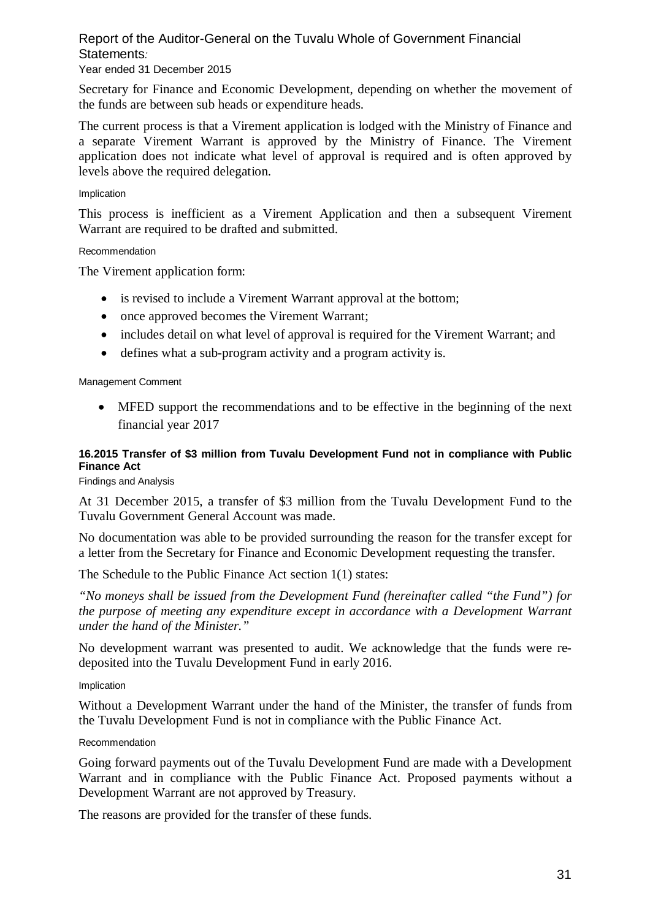Secretary for Finance and Economic Development, depending on whether the movement of the funds are between sub heads or expenditure heads.

The current process is that a Virement application is lodged with the Ministry of Finance and a separate Virement Warrant is approved by the Ministry of Finance. The Virement application does not indicate what level of approval is required and is often approved by levels above the required delegation.

Implication

This process is inefficient as a Virement Application and then a subsequent Virement Warrant are required to be drafted and submitted.

Recommendation

The Virement application form:

- is revised to include a Virement Warrant approval at the bottom;
- once approved becomes the Virement Warrant;
- includes detail on what level of approval is required for the Virement Warrant; and
- defines what a sub-program activity and a program activity is.

Management Comment

- MFED support the recommendations and to be effective in the beginning of the next financial year 2017

#### 16.2015 Transfer of $3 million from Tuvalu Development Fund not in compliance with Public Finance Act

Findings and Analysis

At 31 December 2015, a transfer of $3 million from the Tuvalu Development Fund to the Tuvalu Government General Account was made.

No documentation was able to be provided surrounding the reason for the transfer except for a letter from the Secretary for Finance and Economic Development requesting the transfer.

The Schedule to the Public Finance Act section 1(1) states:

*"No moneys shall be issued from the Development Fund (hereinafter called "the Fund") for the purpose of meeting any expenditure except in accordance with a Development Warrant under the hand of the Minister."*

No development warrant was presented to audit. We acknowledge that the funds were re-deposited into the Tuvalu Development Fund in early 2016.

Implication

Without a Development Warrant under the hand of the Minister, the transfer of funds from the Tuvalu Development Fund is not in compliance with the Public Finance Act.

Recommendation

Going forward payments out of the Tuvalu Development Fund are made with a Development Warrant and in compliance with the Public Finance Act. Proposed payments without a Development Warrant are not approved by Treasury.

The reasons are provided for the transfer of these funds.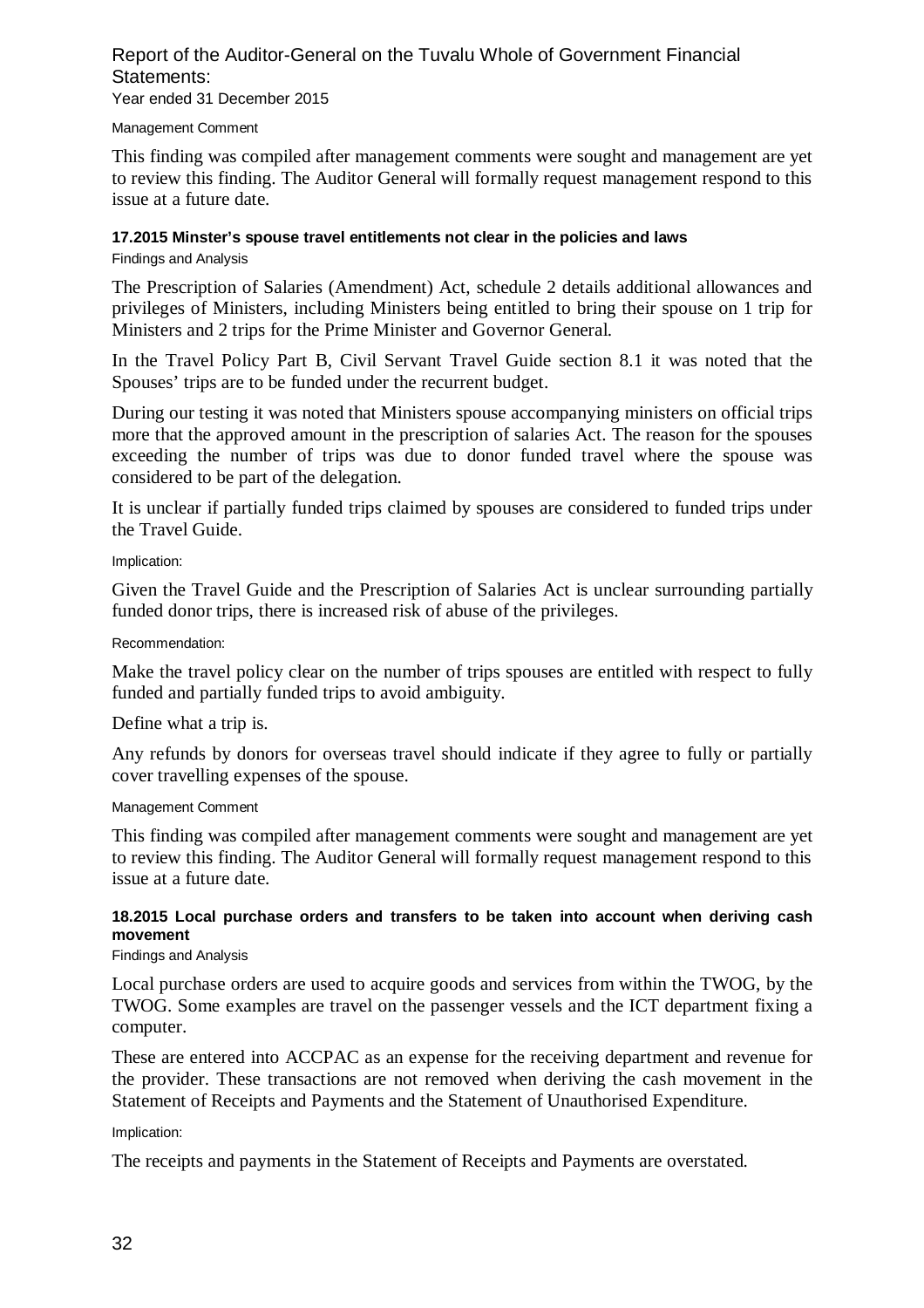Management Comment

This finding was compiled after management comments were sought and management are yet to review this finding. The Auditor General will formally request management respond to this issue at a future date.

### 17.2015 Minster's spouse travel entitlements not clear in the policies and laws

Findings and Analysis

The Prescription of Salaries (Amendment) Act, schedule 2 details additional allowances and privileges of Ministers, including Ministers being entitled to bring their spouse on 1 trip for Ministers and 2 trips for the Prime Minister and Governor General.

In the Travel Policy Part B, Civil Servant Travel Guide section 8.1 it was noted that the Spouses' trips are to be funded under the recurrent budget.

During our testing it was noted that Ministers spouse accompanying ministers on official trips more that the approved amount in the prescription of salaries Act. The reason for the spouses exceeding the number of trips was due to donor funded travel where the spouse was considered to be part of the delegation.

It is unclear if partially funded trips claimed by spouses are considered to funded trips under the Travel Guide.

Implication:

Given the Travel Guide and the Prescription of Salaries Act is unclear surrounding partially funded donor trips, there is increased risk of abuse of the privileges.

Recommendation:

Make the travel policy clear on the number of trips spouses are entitled with respect to fully funded and partially funded trips to avoid ambiguity.

Define what a trip is.

Any refunds by donors for overseas travel should indicate if they agree to fully or partially cover travelling expenses of the spouse.

Management Comment

This finding was compiled after management comments were sought and management are yet to review this finding. The Auditor General will formally request management respond to this issue at a future date.

### 18.2015 Local purchase orders and transfers to be taken into account when deriving cash movement

Findings and Analysis

Local purchase orders are used to acquire goods and services from within the TWOG, by the TWOG. Some examples are travel on the passenger vessels and the ICT department fixing a computer.

These are entered into ACCPAC as an expense for the receiving department and revenue for the provider. These transactions are not removed when deriving the cash movement in the Statement of Receipts and Payments and the Statement of Unauthorised Expenditure.

Implication:

The receipts and payments in the Statement of Receipts and Payments are overstated.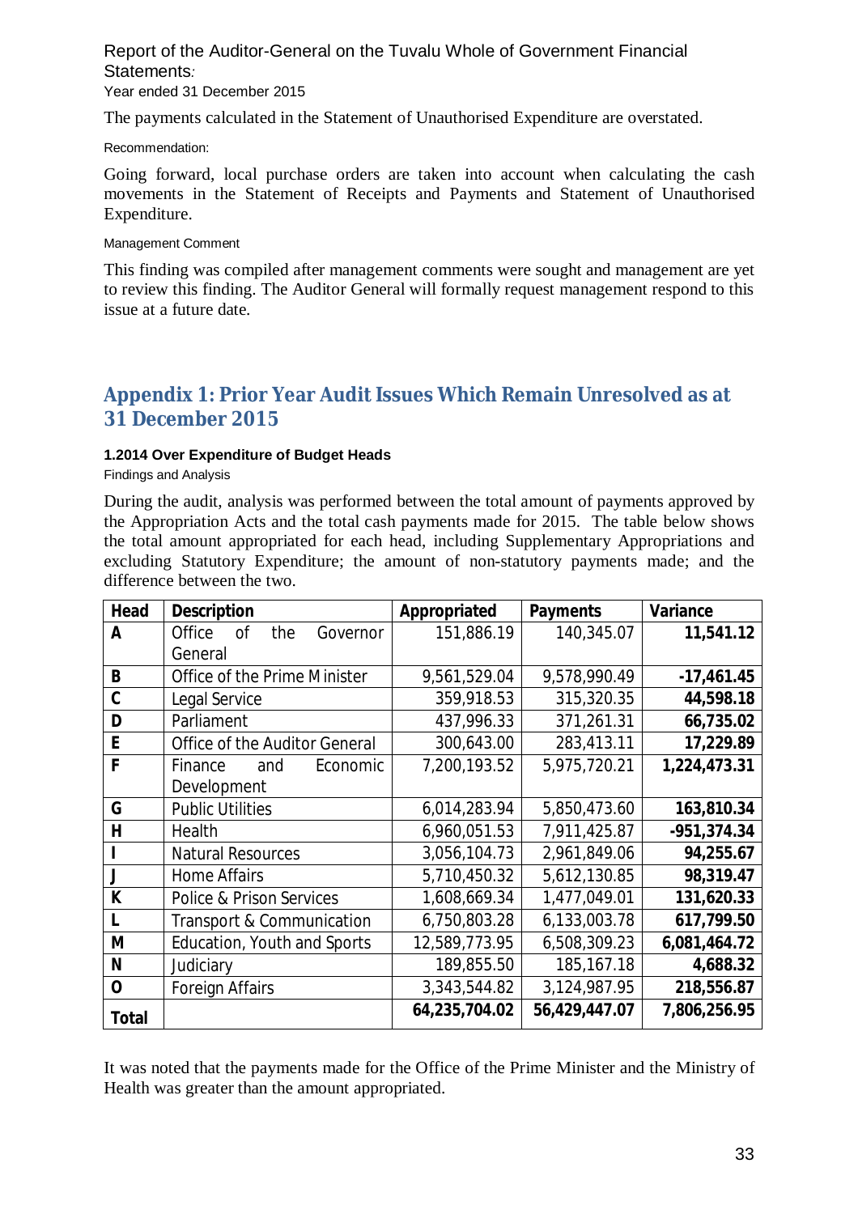The payments calculated in the Statement of Unauthorised Expenditure are overstated.

Recommendation:

Going forward, local purchase orders are taken into account when calculating the cash movements in the Statement of Receipts and Payments and Statement of Unauthorised Expenditure.

Management Comment

This finding was compiled after management comments were sought and management are yet to review this finding. The Auditor General will formally request management respond to this issue at a future date.

## Appendix 1: Prior Year Audit Issues Which Remain Unresolved as at 31 December 2015

### 1.2014 Over Expenditure of Budget Heads

Findings and Analysis

During the audit, analysis was performed between the total amount of payments approved by the Appropriation Acts and the total cash payments made for 2015. The table below shows the total amount appropriated for each head, including Supplementary Appropriations and excluding Statutory Expenditure; the amount of non-statutory payments made; and the difference between the two.

| Head | Description | Appropriated | Payments | Variance |
|---|---|---|---|---|
| **A** | Office of the Governor General | 151,886.19 | 140,345.07 | **11,541.12** |
| **B** | Office of the Prime Minister | 9,561,529.04 | 9,578,990.49 | **-17,461.45** |
| **C** | Legal Service | 359,918.53 | 315,320.35 | **44,598.18** |
| **D** | Parliament | 437,996.33 | 371,261.31 | **66,735.02** |
| **E** | Office of the Auditor General | 300,643.00 | 283,413.11 | **17,229.89** |
| **F** | Finance and Economic Development | 7,200,193.52 | 5,975,720.21 | **1,224,473.31** |
| **G** | Public Utilities | 6,014,283.94 | 5,850,473.60 | **163,810.34** |
| **H** | Health | 6,960,051.53 | 7,911,425.87 | **-951,374.34** |
| **I** | Natural Resources | 3,056,104.73 | 2,961,849.06 | **94,255.67** |
| **J** | Home Affairs | 5,710,450.32 | 5,612,130.85 | **98,319.47** |
| **K** | Police & Prison Services | 1,608,669.34 | 1,477,049.01 | **131,620.33** |
| **L** | Transport & Communication | 6,750,803.28 | 6,133,003.78 | **617,799.50** |
| **M** | Education, Youth and Sports | 12,589,773.95 | 6,508,309.23 | **6,081,464.72** |
| **N** | Judiciary | 189,855.50 | 185,167.18 | **4,688.32** |
| **O** | Foreign Affairs | 3,343,544.82 | 3,124,987.95 | **218,556.87** |
| **Total** | | **64,235,704.02** | **56,429,447.07** | **7,806,256.95** |

It was noted that the payments made for the Office of the Prime Minister and the Ministry of Health was greater than the amount appropriated.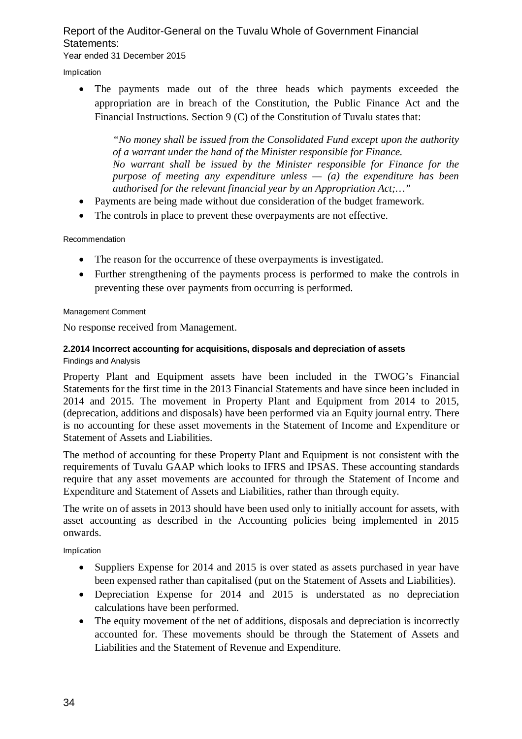Implication

- The payments made out of the three heads which payments exceeded the appropriation are in breach of the Constitution, the Public Finance Act and the Financial Instructions. Section 9 (C) of the Constitution of Tuvalu states that:

  *"No money shall be issued from the Consolidated Fund except upon the authority of a warrant under the hand of the Minister responsible for Finance.*
  *No warrant shall be issued by the Minister responsible for Finance for the purpose of meeting any expenditure unless — (a) the expenditure has been authorised for the relevant financial year by an Appropriation Act;…"*

- Payments are being made without due consideration of the budget framework.
- The controls in place to prevent these overpayments are not effective.

Recommendation

- The reason for the occurrence of these overpayments is investigated.
- Further strengthening of the payments process is performed to make the controls in preventing these over payments from occurring is performed.

Management Comment

No response received from Management.

#### 2.2014 Incorrect accounting for acquisitions, disposals and depreciation of assets

Findings and Analysis

Property Plant and Equipment assets have been included in the TWOG's Financial Statements for the first time in the 2013 Financial Statements and have since been included in 2014 and 2015. The movement in Property Plant and Equipment from 2014 to 2015, (deprecation, additions and disposals) have been performed via an Equity journal entry. There is no accounting for these asset movements in the Statement of Income and Expenditure or Statement of Assets and Liabilities.

The method of accounting for these Property Plant and Equipment is not consistent with the requirements of Tuvalu GAAP which looks to IFRS and IPSAS. These accounting standards require that any asset movements are accounted for through the Statement of Income and Expenditure and Statement of Assets and Liabilities, rather than through equity.

The write on of assets in 2013 should have been used only to initially account for assets, with asset accounting as described in the Accounting policies being implemented in 2015 onwards.

Implication

- Suppliers Expense for 2014 and 2015 is over stated as assets purchased in year have been expensed rather than capitalised (put on the Statement of Assets and Liabilities).
- Depreciation Expense for 2014 and 2015 is understated as no depreciation calculations have been performed.
- The equity movement of the net of additions, disposals and depreciation is incorrectly accounted for. These movements should be through the Statement of Assets and Liabilities and the Statement of Revenue and Expenditure.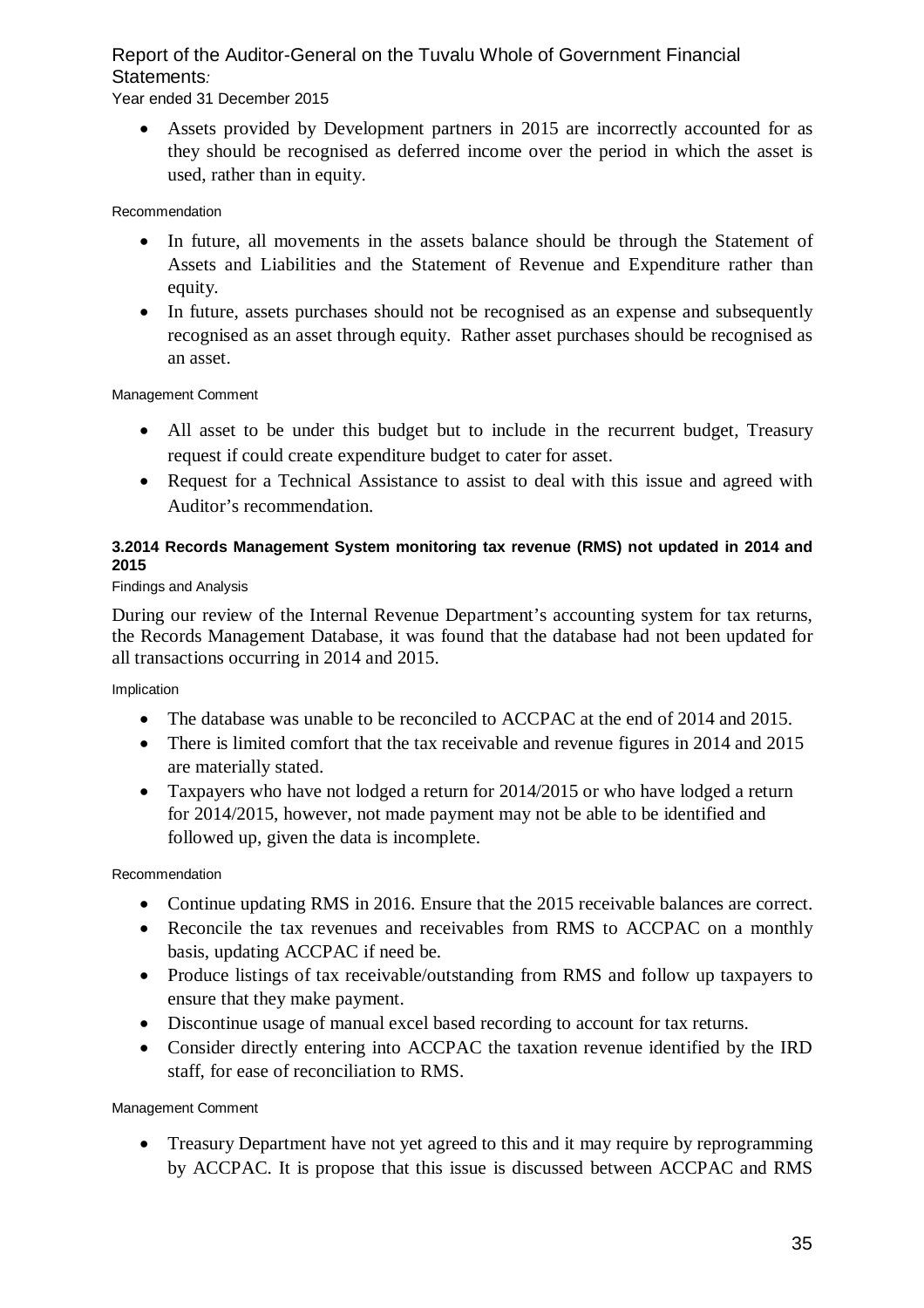- Assets provided by Development partners in 2015 are incorrectly accounted for as they should be recognised as deferred income over the period in which the asset is used, rather than in equity.

Recommendation

- In future, all movements in the assets balance should be through the Statement of Assets and Liabilities and the Statement of Revenue and Expenditure rather than equity.
- In future, assets purchases should not be recognised as an expense and subsequently recognised as an asset through equity. Rather asset purchases should be recognised as an asset.

Management Comment

- All asset to be under this budget but to include in the recurrent budget, Treasury request if could create expenditure budget to cater for asset.
- Request for a Technical Assistance to assist to deal with this issue and agreed with Auditor's recommendation.

#### 3.2014 Records Management System monitoring tax revenue (RMS) not updated in 2014 and 2015

Findings and Analysis

During our review of the Internal Revenue Department's accounting system for tax returns, the Records Management Database, it was found that the database had not been updated for all transactions occurring in 2014 and 2015.

Implication

- The database was unable to be reconciled to ACCPAC at the end of 2014 and 2015.
- There is limited comfort that the tax receivable and revenue figures in 2014 and 2015 are materially stated.
- Taxpayers who have not lodged a return for 2014/2015 or who have lodged a return for 2014/2015, however, not made payment may not be able to be identified and followed up, given the data is incomplete.

Recommendation

- Continue updating RMS in 2016. Ensure that the 2015 receivable balances are correct.
- Reconcile the tax revenues and receivables from RMS to ACCPAC on a monthly basis, updating ACCPAC if need be.
- Produce listings of tax receivable/outstanding from RMS and follow up taxpayers to ensure that they make payment.
- Discontinue usage of manual excel based recording to account for tax returns.
- Consider directly entering into ACCPAC the taxation revenue identified by the IRD staff, for ease of reconciliation to RMS.

Management Comment

- Treasury Department have not yet agreed to this and it may require by reprogramming by ACCPAC. It is propose that this issue is discussed between ACCPAC and RMS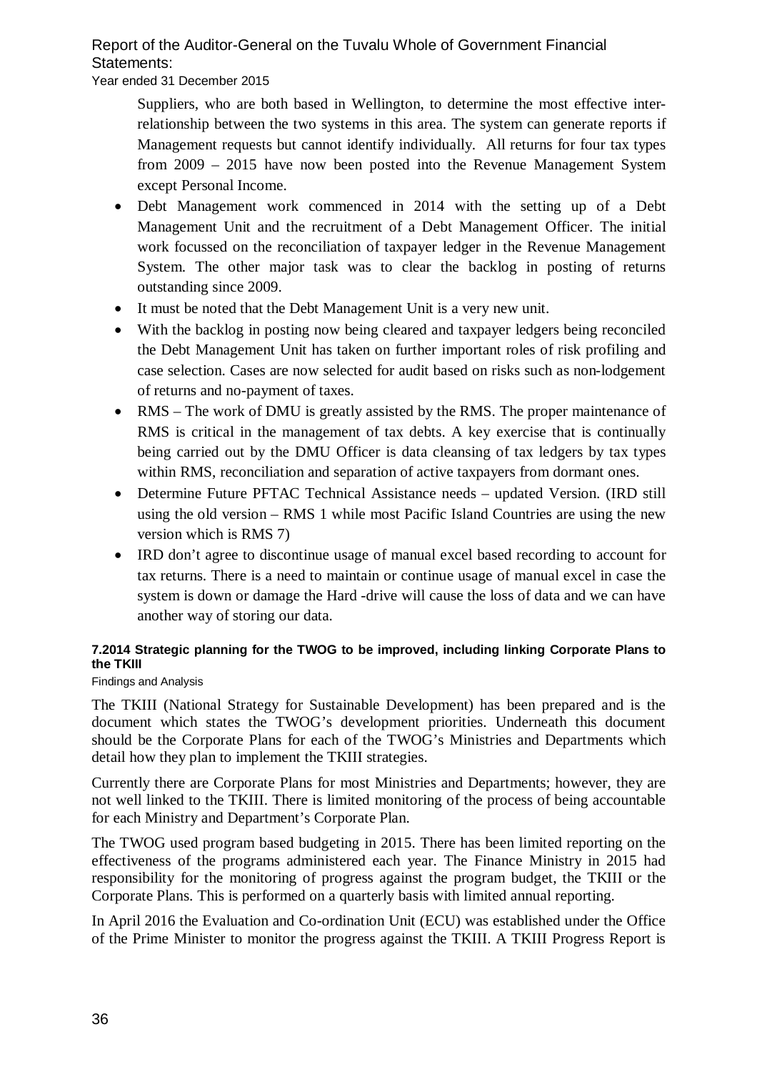Suppliers, who are both based in Wellington, to determine the most effective inter-relationship between the two systems in this area. The system can generate reports if Management requests but cannot identify individually. All returns for four tax types from 2009 – 2015 have now been posted into the Revenue Management System except Personal Income.

- Debt Management work commenced in 2014 with the setting up of a Debt Management Unit and the recruitment of a Debt Management Officer. The initial work focussed on the reconciliation of taxpayer ledger in the Revenue Management System. The other major task was to clear the backlog in posting of returns outstanding since 2009.
- It must be noted that the Debt Management Unit is a very new unit.
- With the backlog in posting now being cleared and taxpayer ledgers being reconciled the Debt Management Unit has taken on further important roles of risk profiling and case selection. Cases are now selected for audit based on risks such as non-lodgement of returns and no-payment of taxes.
- RMS – The work of DMU is greatly assisted by the RMS. The proper maintenance of RMS is critical in the management of tax debts. A key exercise that is continually being carried out by the DMU Officer is data cleansing of tax ledgers by tax types within RMS, reconciliation and separation of active taxpayers from dormant ones.
- Determine Future PFTAC Technical Assistance needs – updated Version. (IRD still using the old version – RMS 1 while most Pacific Island Countries are using the new version which is RMS 7)
- IRD don't agree to discontinue usage of manual excel based recording to account for tax returns. There is a need to maintain or continue usage of manual excel in case the system is down or damage the Hard -drive will cause the loss of data and we can have another way of storing our data.

#### 7.2014 Strategic planning for the TWOG to be improved, including linking Corporate Plans to the TKIII

Findings and Analysis

The TKIII (National Strategy for Sustainable Development) has been prepared and is the document which states the TWOG's development priorities. Underneath this document should be the Corporate Plans for each of the TWOG's Ministries and Departments which detail how they plan to implement the TKIII strategies.

Currently there are Corporate Plans for most Ministries and Departments; however, they are not well linked to the TKIII. There is limited monitoring of the process of being accountable for each Ministry and Department's Corporate Plan.

The TWOG used program based budgeting in 2015. There has been limited reporting on the effectiveness of the programs administered each year. The Finance Ministry in 2015 had responsibility for the monitoring of progress against the program budget, the TKIII or the Corporate Plans. This is performed on a quarterly basis with limited annual reporting.

In April 2016 the Evaluation and Co-ordination Unit (ECU) was established under the Office of the Prime Minister to monitor the progress against the TKIII. A TKIII Progress Report is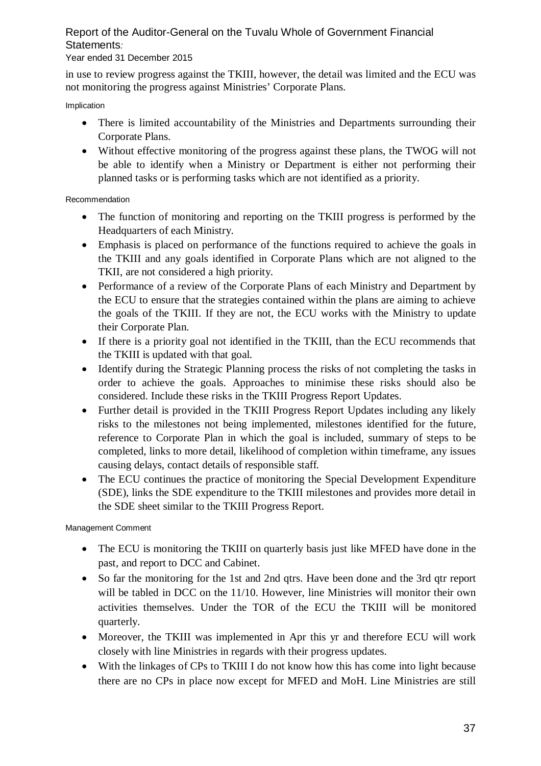in use to review progress against the TKIII, however, the detail was limited and the ECU was not monitoring the progress against Ministries' Corporate Plans.

Implication

- There is limited accountability of the Ministries and Departments surrounding their Corporate Plans.
- Without effective monitoring of the progress against these plans, the TWOG will not be able to identify when a Ministry or Department is either not performing their planned tasks or is performing tasks which are not identified as a priority.

Recommendation

- The function of monitoring and reporting on the TKIII progress is performed by the Headquarters of each Ministry.
- Emphasis is placed on performance of the functions required to achieve the goals in the TKIII and any goals identified in Corporate Plans which are not aligned to the TKII, are not considered a high priority.
- Performance of a review of the Corporate Plans of each Ministry and Department by the ECU to ensure that the strategies contained within the plans are aiming to achieve the goals of the TKIII. If they are not, the ECU works with the Ministry to update their Corporate Plan.
- If there is a priority goal not identified in the TKIII, than the ECU recommends that the TKIII is updated with that goal.
- Identify during the Strategic Planning process the risks of not completing the tasks in order to achieve the goals. Approaches to minimise these risks should also be considered. Include these risks in the TKIII Progress Report Updates.
- Further detail is provided in the TKIII Progress Report Updates including any likely risks to the milestones not being implemented, milestones identified for the future, reference to Corporate Plan in which the goal is included, summary of steps to be completed, links to more detail, likelihood of completion within timeframe, any issues causing delays, contact details of responsible staff.
- The ECU continues the practice of monitoring the Special Development Expenditure (SDE), links the SDE expenditure to the TKIII milestones and provides more detail in the SDE sheet similar to the TKIII Progress Report.

Management Comment

- The ECU is monitoring the TKIII on quarterly basis just like MFED have done in the past, and report to DCC and Cabinet.
- So far the monitoring for the 1st and 2nd qtrs. Have been done and the 3rd qtr report will be tabled in DCC on the 11/10. However, line Ministries will monitor their own activities themselves. Under the TOR of the ECU the TKIII will be monitored quarterly.
- Moreover, the TKIII was implemented in Apr this yr and therefore ECU will work closely with line Ministries in regards with their progress updates.
- With the linkages of CPs to TKIII I do not know how this has come into light because there are no CPs in place now except for MFED and MoH. Line Ministries are still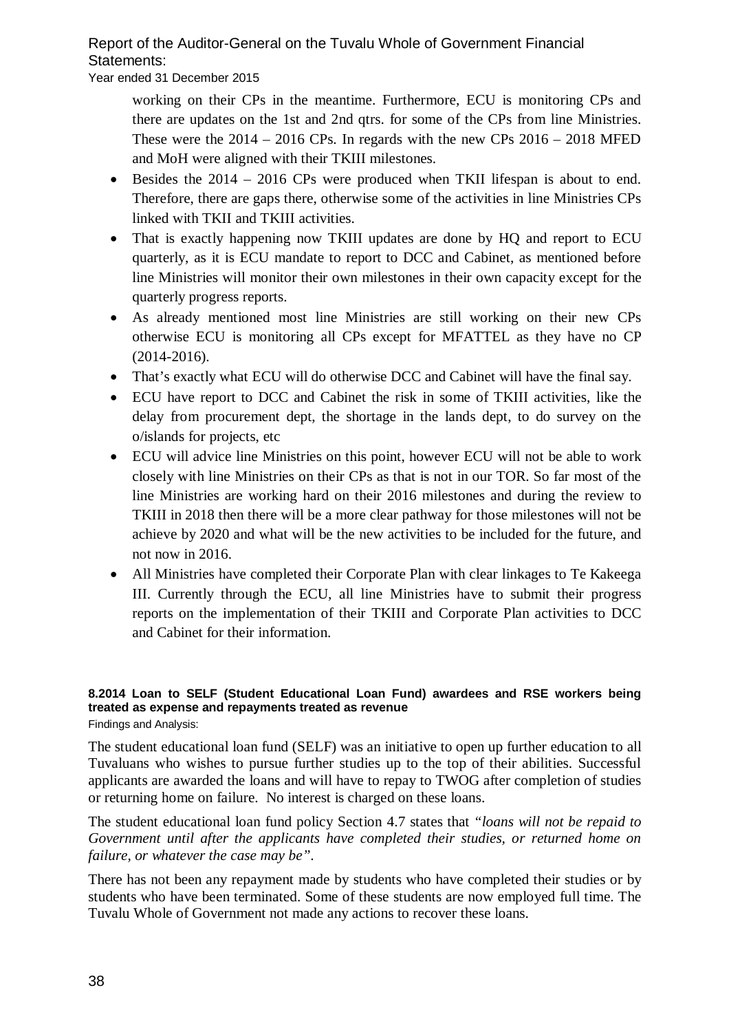working on their CPs in the meantime. Furthermore, ECU is monitoring CPs and there are updates on the 1st and 2nd qtrs. for some of the CPs from line Ministries. These were the 2014 – 2016 CPs. In regards with the new CPs 2016 – 2018 MFED and MoH were aligned with their TKIII milestones.

- Besides the 2014 – 2016 CPs were produced when TKII lifespan is about to end. Therefore, there are gaps there, otherwise some of the activities in line Ministries CPs linked with TKII and TKIII activities.
- That is exactly happening now TKIII updates are done by HQ and report to ECU quarterly, as it is ECU mandate to report to DCC and Cabinet, as mentioned before line Ministries will monitor their own milestones in their own capacity except for the quarterly progress reports.
- As already mentioned most line Ministries are still working on their new CPs otherwise ECU is monitoring all CPs except for MFATTEL as they have no CP (2014-2016).
- That's exactly what ECU will do otherwise DCC and Cabinet will have the final say.
- ECU have report to DCC and Cabinet the risk in some of TKIII activities, like the delay from procurement dept, the shortage in the lands dept, to do survey on the o/islands for projects, etc
- ECU will advice line Ministries on this point, however ECU will not be able to work closely with line Ministries on their CPs as that is not in our TOR. So far most of the line Ministries are working hard on their 2016 milestones and during the review to TKIII in 2018 then there will be a more clear pathway for those milestones will not be achieve by 2020 and what will be the new activities to be included for the future, and not now in 2016.
- All Ministries have completed their Corporate Plan with clear linkages to Te Kakeega III. Currently through the ECU, all line Ministries have to submit their progress reports on the implementation of their TKIII and Corporate Plan activities to DCC and Cabinet for their information.

#### 8.2014 Loan to SELF (Student Educational Loan Fund) awardees and RSE workers being treated as expense and repayments treated as revenue

Findings and Analysis:

The student educational loan fund (SELF) was an initiative to open up further education to all Tuvaluans who wishes to pursue further studies up to the top of their abilities. Successful applicants are awarded the loans and will have to repay to TWOG after completion of studies or returning home on failure. No interest is charged on these loans.

The student educational loan fund policy Section 4.7 states that *"loans will not be repaid to Government until after the applicants have completed their studies, or returned home on failure, or whatever the case may be"*.

There has not been any repayment made by students who have completed their studies or by students who have been terminated. Some of these students are now employed full time. The Tuvalu Whole of Government not made any actions to recover these loans.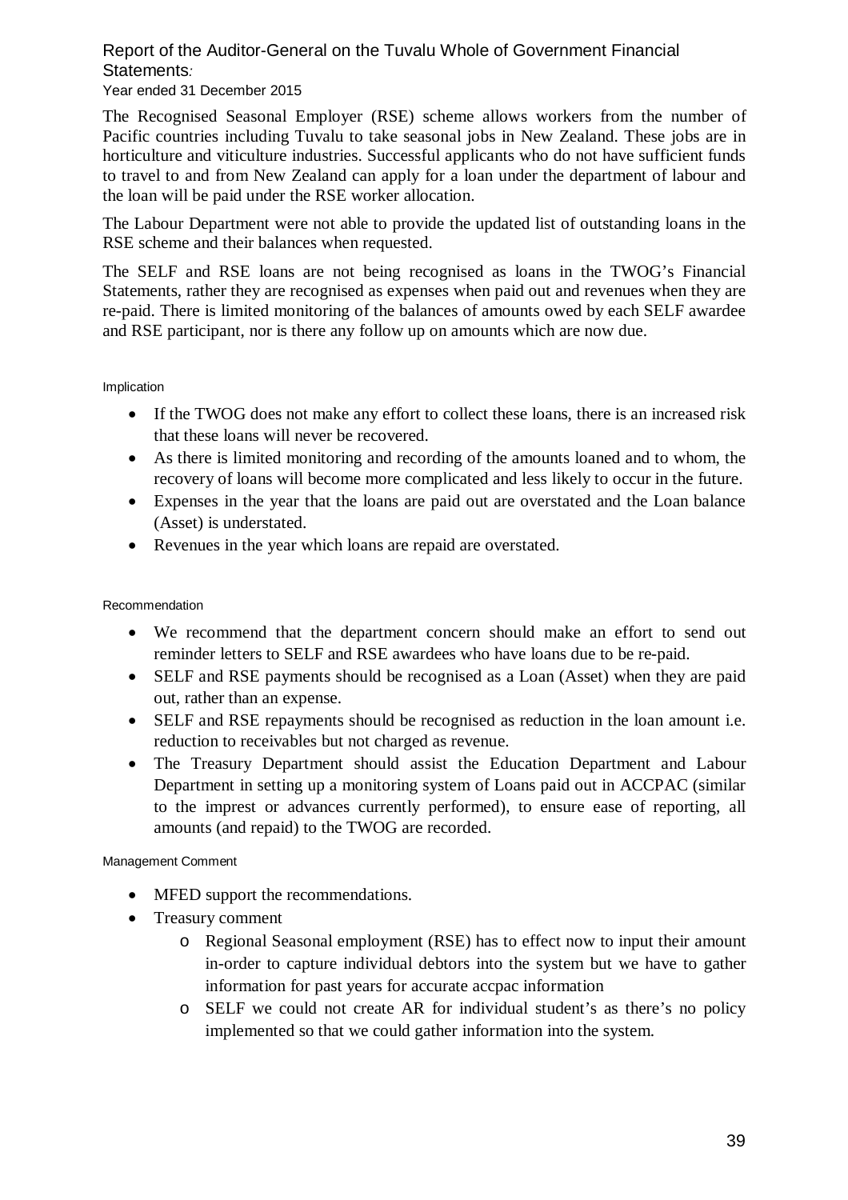The Recognised Seasonal Employer (RSE) scheme allows workers from the number of Pacific countries including Tuvalu to take seasonal jobs in New Zealand. These jobs are in horticulture and viticulture industries. Successful applicants who do not have sufficient funds to travel to and from New Zealand can apply for a loan under the department of labour and the loan will be paid under the RSE worker allocation.

The Labour Department were not able to provide the updated list of outstanding loans in the RSE scheme and their balances when requested.

The SELF and RSE loans are not being recognised as loans in the TWOG's Financial Statements, rather they are recognised as expenses when paid out and revenues when they are re-paid. There is limited monitoring of the balances of amounts owed by each SELF awardee and RSE participant, nor is there any follow up on amounts which are now due.

Implication

- If the TWOG does not make any effort to collect these loans, there is an increased risk that these loans will never be recovered.
- As there is limited monitoring and recording of the amounts loaned and to whom, the recovery of loans will become more complicated and less likely to occur in the future.
- Expenses in the year that the loans are paid out are overstated and the Loan balance (Asset) is understated.
- Revenues in the year which loans are repaid are overstated.

Recommendation

- We recommend that the department concern should make an effort to send out reminder letters to SELF and RSE awardees who have loans due to be re-paid.
- SELF and RSE payments should be recognised as a Loan (Asset) when they are paid out, rather than an expense.
- SELF and RSE repayments should be recognised as reduction in the loan amount i.e. reduction to receivables but not charged as revenue.
- The Treasury Department should assist the Education Department and Labour Department in setting up a monitoring system of Loans paid out in ACCPAC (similar to the imprest or advances currently performed), to ensure ease of reporting, all amounts (and repaid) to the TWOG are recorded.

Management Comment

- MFED support the recommendations.
- Treasury comment
  - Regional Seasonal employment (RSE) has to effect now to input their amount in-order to capture individual debtors into the system but we have to gather information for past years for accurate accpac information
  - SELF we could not create AR for individual student's as there's no policy implemented so that we could gather information into the system.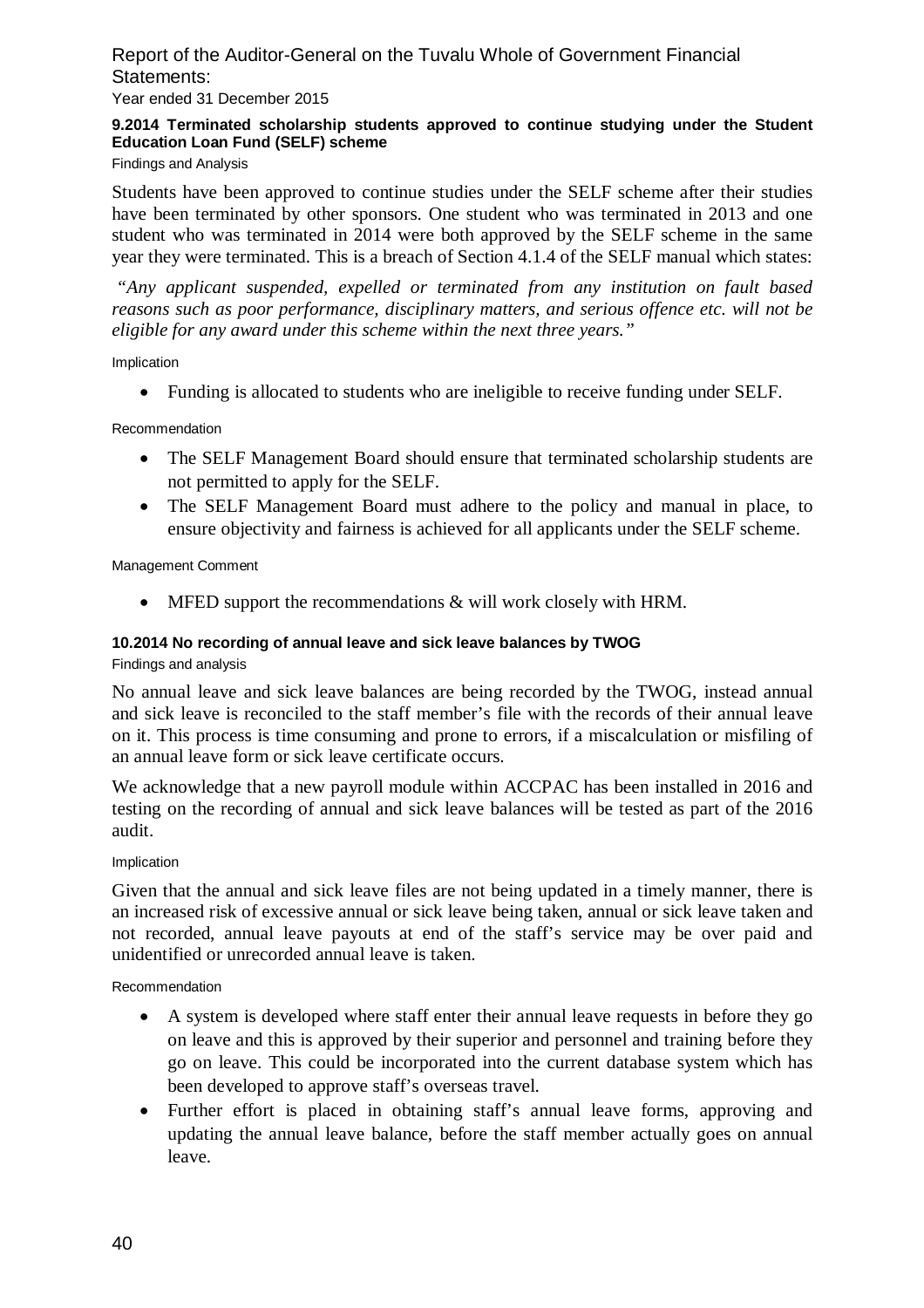#### 9.2014 Terminated scholarship students approved to continue studying under the Student Education Loan Fund (SELF) scheme

Findings and Analysis

Students have been approved to continue studies under the SELF scheme after their studies have been terminated by other sponsors. One student who was terminated in 2013 and one student who was terminated in 2014 were both approved by the SELF scheme in the same year they were terminated. This is a breach of Section 4.1.4 of the SELF manual which states:

*"Any applicant suspended, expelled or terminated from any institution on fault based reasons such as poor performance, disciplinary matters, and serious offence etc. will not be eligible for any award under this scheme within the next three years."*

Implication

- Funding is allocated to students who are ineligible to receive funding under SELF.

Recommendation

- The SELF Management Board should ensure that terminated scholarship students are not permitted to apply for the SELF.
- The SELF Management Board must adhere to the policy and manual in place, to ensure objectivity and fairness is achieved for all applicants under the SELF scheme.

Management Comment

- MFED support the recommendations & will work closely with HRM.

#### 10.2014 No recording of annual leave and sick leave balances by TWOG

Findings and analysis

No annual leave and sick leave balances are being recorded by the TWOG, instead annual and sick leave is reconciled to the staff member's file with the records of their annual leave on it. This process is time consuming and prone to errors, if a miscalculation or misfiling of an annual leave form or sick leave certificate occurs.

We acknowledge that a new payroll module within ACCPAC has been installed in 2016 and testing on the recording of annual and sick leave balances will be tested as part of the 2016 audit.

Implication

Given that the annual and sick leave files are not being updated in a timely manner, there is an increased risk of excessive annual or sick leave being taken, annual or sick leave taken and not recorded, annual leave payouts at end of the staff's service may be over paid and unidentified or unrecorded annual leave is taken.

Recommendation

- A system is developed where staff enter their annual leave requests in before they go on leave and this is approved by their superior and personnel and training before they go on leave. This could be incorporated into the current database system which has been developed to approve staff's overseas travel.
- Further effort is placed in obtaining staff's annual leave forms, approving and updating the annual leave balance, before the staff member actually goes on annual leave.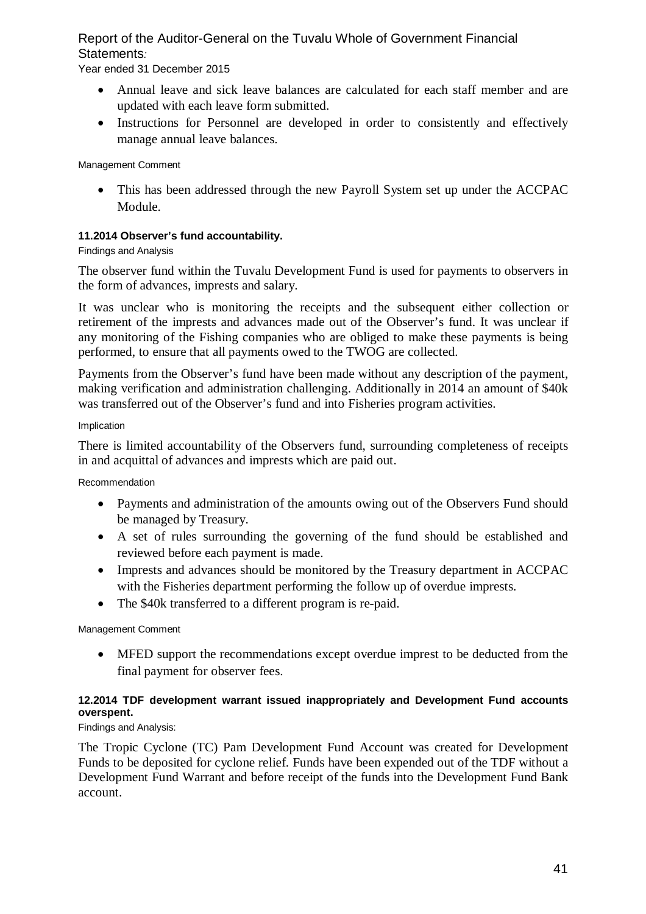- Annual leave and sick leave balances are calculated for each staff member and are updated with each leave form submitted.
- Instructions for Personnel are developed in order to consistently and effectively manage annual leave balances.

Management Comment

- This has been addressed through the new Payroll System set up under the ACCPAC Module.

#### 11.2014 Observer's fund accountability.

Findings and Analysis

The observer fund within the Tuvalu Development Fund is used for payments to observers in the form of advances, imprests and salary.

It was unclear who is monitoring the receipts and the subsequent either collection or retirement of the imprests and advances made out of the Observer's fund. It was unclear if any monitoring of the Fishing companies who are obliged to make these payments is being performed, to ensure that all payments owed to the TWOG are collected.

Payments from the Observer's fund have been made without any description of the payment, making verification and administration challenging. Additionally in 2014 an amount of $40k was transferred out of the Observer's fund and into Fisheries program activities.

Implication

There is limited accountability of the Observers fund, surrounding completeness of receipts in and acquittal of advances and imprests which are paid out.

Recommendation

- Payments and administration of the amounts owing out of the Observers Fund should be managed by Treasury.
- A set of rules surrounding the governing of the fund should be established and reviewed before each payment is made.
- Imprests and advances should be monitored by the Treasury department in ACCPAC with the Fisheries department performing the follow up of overdue imprests.
- The $40k transferred to a different program is re-paid.

Management Comment

- MFED support the recommendations except overdue imprest to be deducted from the final payment for observer fees.

#### 12.2014 TDF development warrant issued inappropriately and Development Fund accounts overspent.

Findings and Analysis:

The Tropic Cyclone (TC) Pam Development Fund Account was created for Development Funds to be deposited for cyclone relief. Funds have been expended out of the TDF without a Development Fund Warrant and before receipt of the funds into the Development Fund Bank account.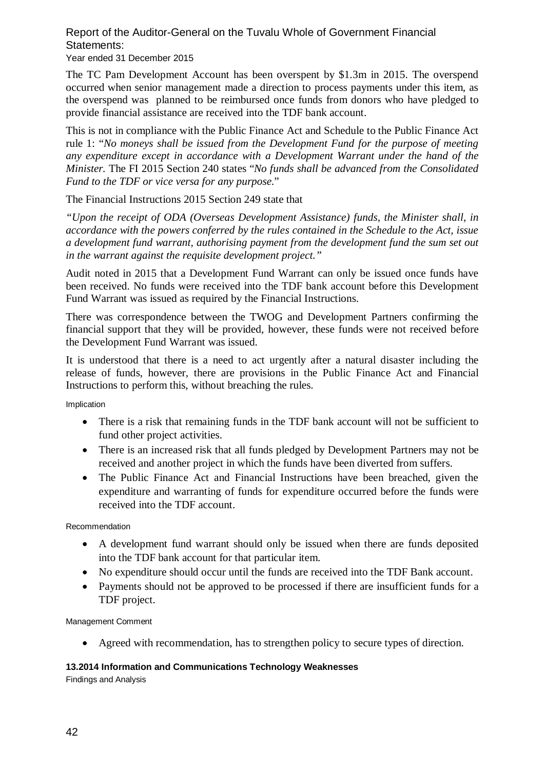The TC Pam Development Account has been overspent by $1.3m in 2015. The overspend occurred when senior management made a direction to process payments under this item, as the overspend was planned to be reimbursed once funds from donors who have pledged to provide financial assistance are received into the TDF bank account.

This is not in compliance with the Public Finance Act and Schedule to the Public Finance Act rule 1: "*No moneys shall be issued from the Development Fund for the purpose of meeting any expenditure except in accordance with a Development Warrant under the hand of the Minister.* The FI 2015 Section 240 states "*No funds shall be advanced from the Consolidated Fund to the TDF or vice versa for any purpose.*"

The Financial Instructions 2015 Section 249 state that

*"Upon the receipt of ODA (Overseas Development Assistance) funds, the Minister shall, in accordance with the powers conferred by the rules contained in the Schedule to the Act, issue a development fund warrant, authorising payment from the development fund the sum set out in the warrant against the requisite development project."*

Audit noted in 2015 that a Development Fund Warrant can only be issued once funds have been received. No funds were received into the TDF bank account before this Development Fund Warrant was issued as required by the Financial Instructions.

There was correspondence between the TWOG and Development Partners confirming the financial support that they will be provided, however, these funds were not received before the Development Fund Warrant was issued.

It is understood that there is a need to act urgently after a natural disaster including the release of funds, however, there are provisions in the Public Finance Act and Financial Instructions to perform this, without breaching the rules.

Implication

- There is a risk that remaining funds in the TDF bank account will not be sufficient to fund other project activities.
- There is an increased risk that all funds pledged by Development Partners may not be received and another project in which the funds have been diverted from suffers.
- The Public Finance Act and Financial Instructions have been breached, given the expenditure and warranting of funds for expenditure occurred before the funds were received into the TDF account.

Recommendation

- A development fund warrant should only be issued when there are funds deposited into the TDF bank account for that particular item.
- No expenditure should occur until the funds are received into the TDF Bank account.
- Payments should not be approved to be processed if there are insufficient funds for a TDF project.

Management Comment

- Agreed with recommendation, has to strengthen policy to secure types of direction.

**13.2014 Information and Communications Technology Weaknesses**

Findings and Analysis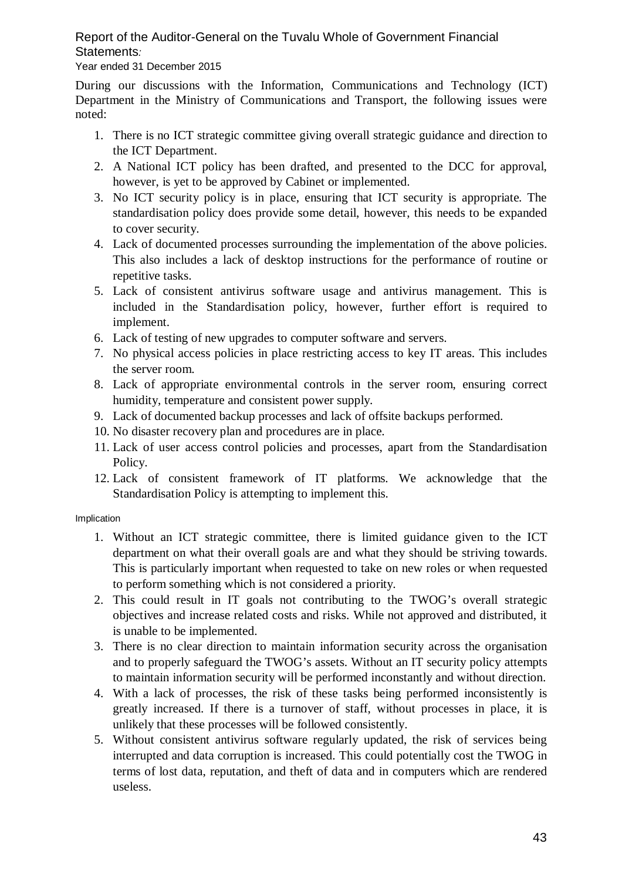During our discussions with the Information, Communications and Technology (ICT) Department in the Ministry of Communications and Transport, the following issues were noted:

1. There is no ICT strategic committee giving overall strategic guidance and direction to the ICT Department.
2. A National ICT policy has been drafted, and presented to the DCC for approval, however, is yet to be approved by Cabinet or implemented.
3. No ICT security policy is in place, ensuring that ICT security is appropriate. The standardisation policy does provide some detail, however, this needs to be expanded to cover security.
4. Lack of documented processes surrounding the implementation of the above policies. This also includes a lack of desktop instructions for the performance of routine or repetitive tasks.
5. Lack of consistent antivirus software usage and antivirus management. This is included in the Standardisation policy, however, further effort is required to implement.
6. Lack of testing of new upgrades to computer software and servers.
7. No physical access policies in place restricting access to key IT areas. This includes the server room.
8. Lack of appropriate environmental controls in the server room, ensuring correct humidity, temperature and consistent power supply.
9. Lack of documented backup processes and lack of offsite backups performed.
10. No disaster recovery plan and procedures are in place.
11. Lack of user access control policies and processes, apart from the Standardisation Policy.
12. Lack of consistent framework of IT platforms. We acknowledge that the Standardisation Policy is attempting to implement this.

Implication

1. Without an ICT strategic committee, there is limited guidance given to the ICT department on what their overall goals are and what they should be striving towards. This is particularly important when requested to take on new roles or when requested to perform something which is not considered a priority.
2. This could result in IT goals not contributing to the TWOG's overall strategic objectives and increase related costs and risks. While not approved and distributed, it is unable to be implemented.
3. There is no clear direction to maintain information security across the organisation and to properly safeguard the TWOG's assets. Without an IT security policy attempts to maintain information security will be performed inconstantly and without direction.
4. With a lack of processes, the risk of these tasks being performed inconsistently is greatly increased. If there is a turnover of staff, without processes in place, it is unlikely that these processes will be followed consistently.
5. Without consistent antivirus software regularly updated, the risk of services being interrupted and data corruption is increased. This could potentially cost the TWOG in terms of lost data, reputation, and theft of data and in computers which are rendered useless.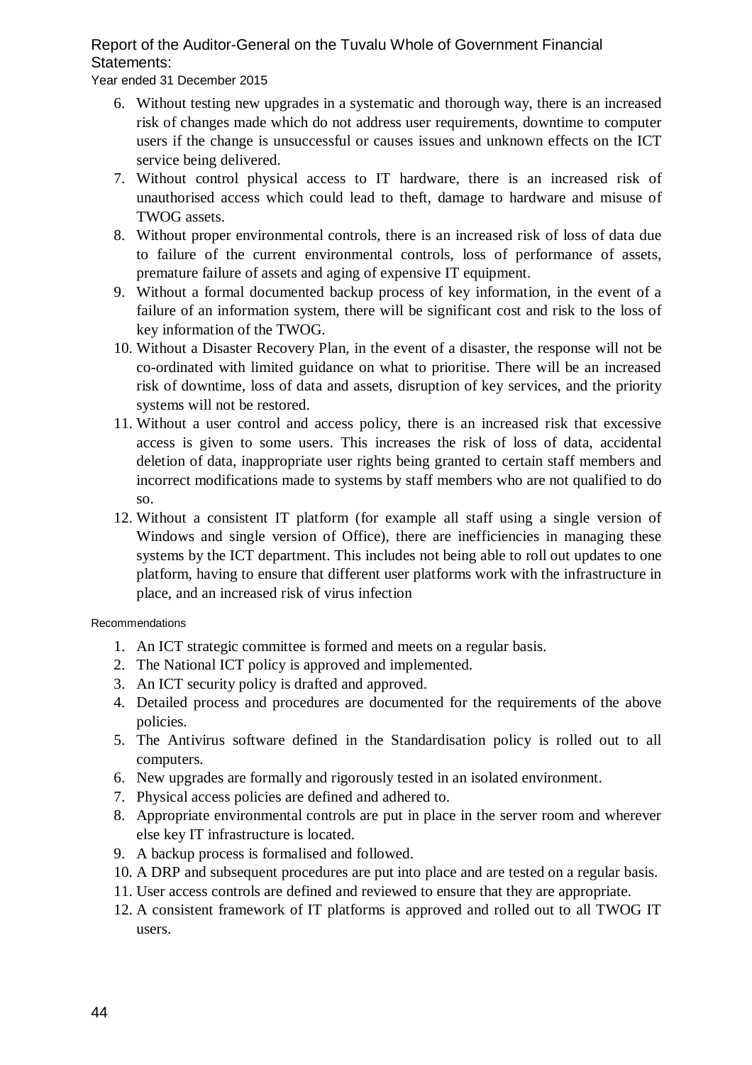6. Without testing new upgrades in a systematic and thorough way, there is an increased risk of changes made which do not address user requirements, downtime to computer users if the change is unsuccessful or causes issues and unknown effects on the ICT service being delivered.
7. Without control physical access to IT hardware, there is an increased risk of unauthorised access which could lead to theft, damage to hardware and misuse of TWOG assets.
8. Without proper environmental controls, there is an increased risk of loss of data due to failure of the current environmental controls, loss of performance of assets, premature failure of assets and aging of expensive IT equipment.
9. Without a formal documented backup process of key information, in the event of a failure of an information system, there will be significant cost and risk to the loss of key information of the TWOG.
10. Without a Disaster Recovery Plan, in the event of a disaster, the response will not be co-ordinated with limited guidance on what to prioritise. There will be an increased risk of downtime, loss of data and assets, disruption of key services, and the priority systems will not be restored.
11. Without a user control and access policy, there is an increased risk that excessive access is given to some users. This increases the risk of loss of data, accidental deletion of data, inappropriate user rights being granted to certain staff members and incorrect modifications made to systems by staff members who are not qualified to do so.
12. Without a consistent IT platform (for example all staff using a single version of Windows and single version of Office), there are inefficiencies in managing these systems by the ICT department. This includes not being able to roll out updates to one platform, having to ensure that different user platforms work with the infrastructure in place, and an increased risk of virus infection

Recommendations

1. An ICT strategic committee is formed and meets on a regular basis.
2. The National ICT policy is approved and implemented.
3. An ICT security policy is drafted and approved.
4. Detailed process and procedures are documented for the requirements of the above policies.
5. The Antivirus software defined in the Standardisation policy is rolled out to all computers.
6. New upgrades are formally and rigorously tested in an isolated environment.
7. Physical access policies are defined and adhered to.
8. Appropriate environmental controls are put in place in the server room and wherever else key IT infrastructure is located.
9. A backup process is formalised and followed.
10. A DRP and subsequent procedures are put into place and are tested on a regular basis.
11. User access controls are defined and reviewed to ensure that they are appropriate.
12. A consistent framework of IT platforms is approved and rolled out to all TWOG IT users.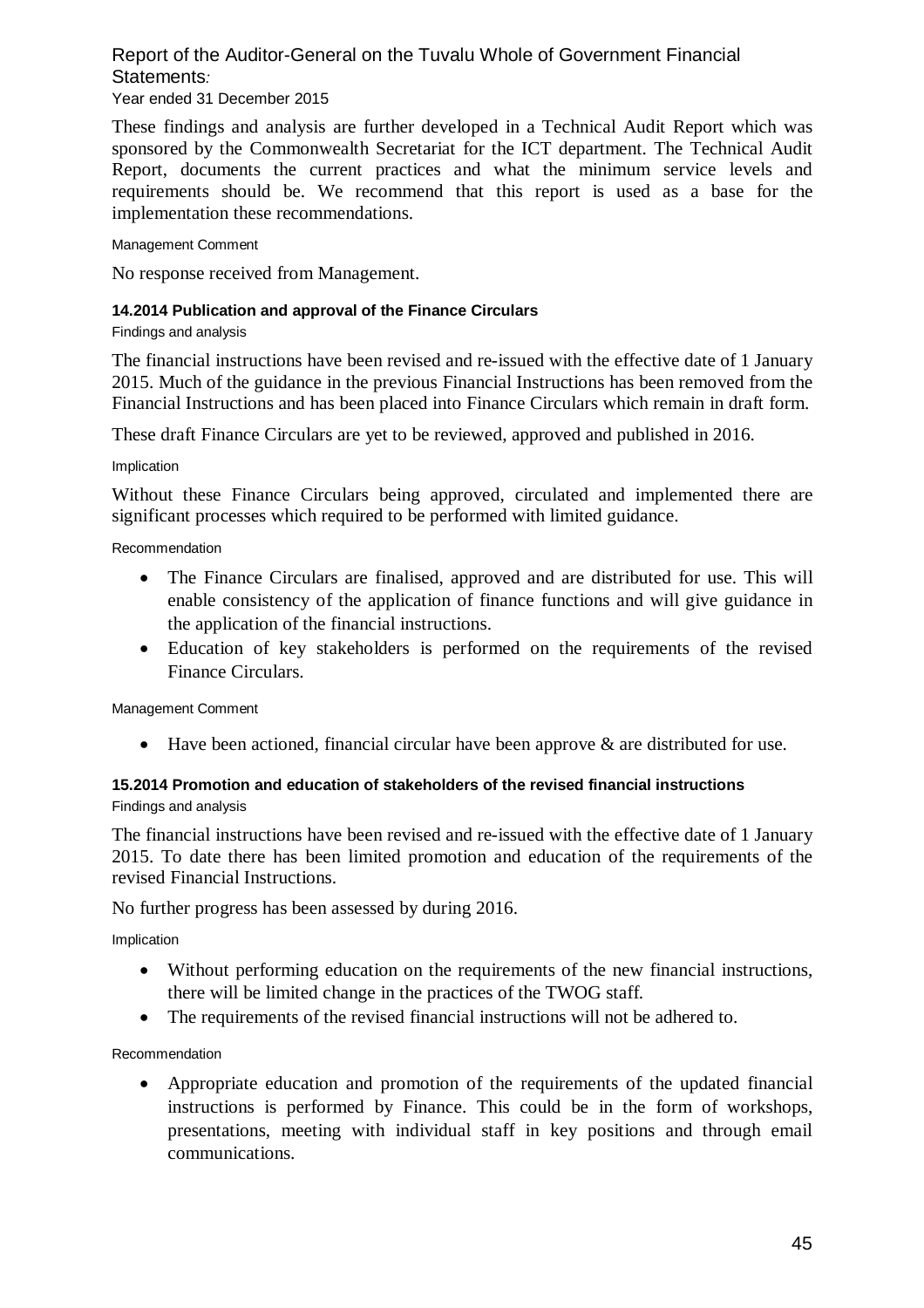These findings and analysis are further developed in a Technical Audit Report which was sponsored by the Commonwealth Secretariat for the ICT department. The Technical Audit Report, documents the current practices and what the minimum service levels and requirements should be. We recommend that this report is used as a base for the implementation these recommendations.

Management Comment

No response received from Management.

#### 14.2014 Publication and approval of the Finance Circulars

Findings and analysis

The financial instructions have been revised and re-issued with the effective date of 1 January 2015. Much of the guidance in the previous Financial Instructions has been removed from the Financial Instructions and has been placed into Finance Circulars which remain in draft form.

These draft Finance Circulars are yet to be reviewed, approved and published in 2016.

Implication

Without these Finance Circulars being approved, circulated and implemented there are significant processes which required to be performed with limited guidance.

Recommendation

- The Finance Circulars are finalised, approved and are distributed for use. This will enable consistency of the application of finance functions and will give guidance in the application of the financial instructions.
- Education of key stakeholders is performed on the requirements of the revised Finance Circulars.

Management Comment

- Have been actioned, financial circular have been approve & are distributed for use.

#### 15.2014 Promotion and education of stakeholders of the revised financial instructions

Findings and analysis

The financial instructions have been revised and re-issued with the effective date of 1 January 2015. To date there has been limited promotion and education of the requirements of the revised Financial Instructions.

No further progress has been assessed by during 2016.

Implication

- Without performing education on the requirements of the new financial instructions, there will be limited change in the practices of the TWOG staff.
- The requirements of the revised financial instructions will not be adhered to.

Recommendation

- Appropriate education and promotion of the requirements of the updated financial instructions is performed by Finance. This could be in the form of workshops, presentations, meeting with individual staff in key positions and through email communications.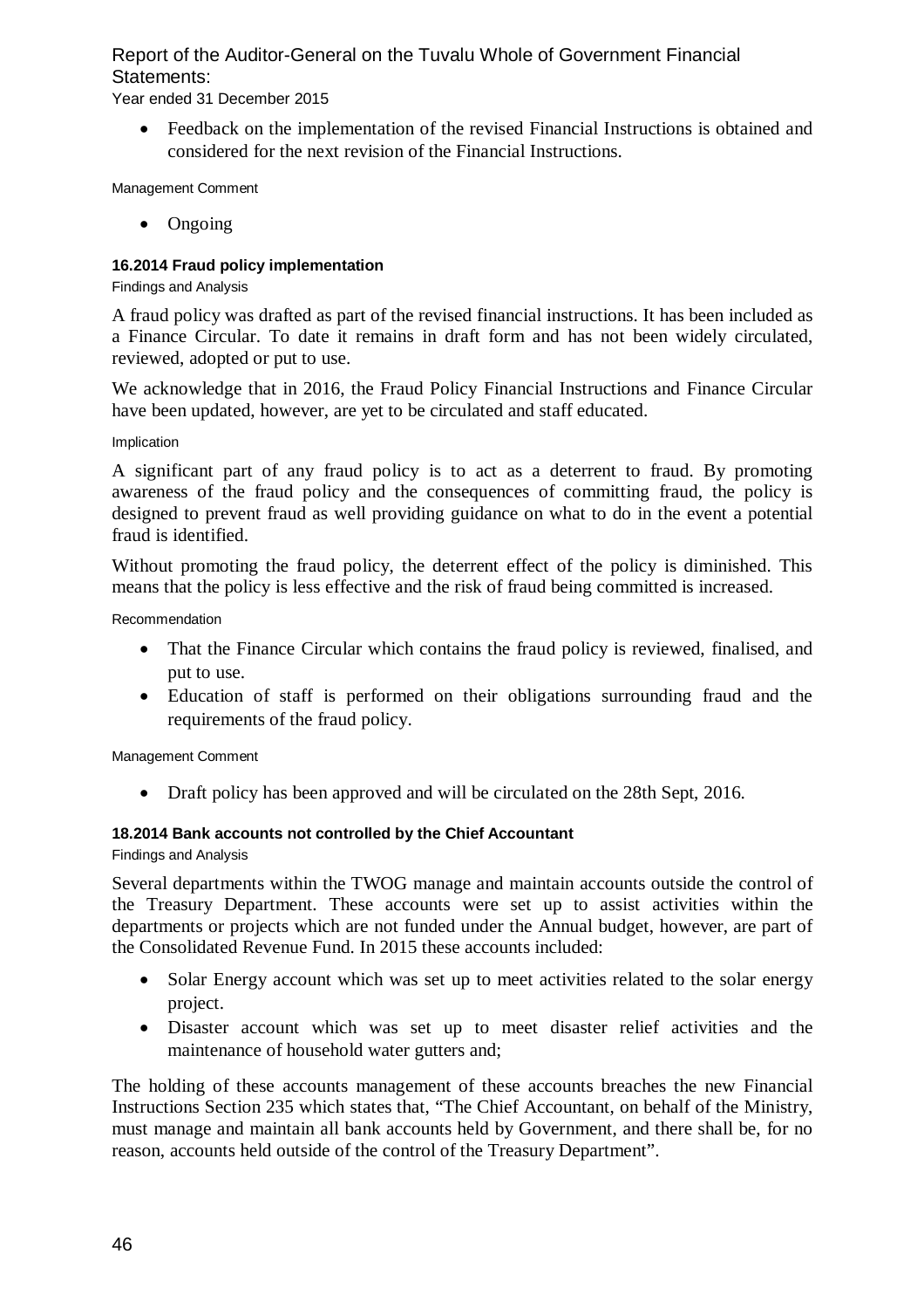- Feedback on the implementation of the revised Financial Instructions is obtained and considered for the next revision of the Financial Instructions.

Management Comment

- Ongoing

#### 16.2014 Fraud policy implementation

Findings and Analysis

A fraud policy was drafted as part of the revised financial instructions. It has been included as a Finance Circular. To date it remains in draft form and has not been widely circulated, reviewed, adopted or put to use.

We acknowledge that in 2016, the Fraud Policy Financial Instructions and Finance Circular have been updated, however, are yet to be circulated and staff educated.

Implication

A significant part of any fraud policy is to act as a deterrent to fraud. By promoting awareness of the fraud policy and the consequences of committing fraud, the policy is designed to prevent fraud as well providing guidance on what to do in the event a potential fraud is identified.

Without promoting the fraud policy, the deterrent effect of the policy is diminished. This means that the policy is less effective and the risk of fraud being committed is increased.

Recommendation

- That the Finance Circular which contains the fraud policy is reviewed, finalised, and put to use.
- Education of staff is performed on their obligations surrounding fraud and the requirements of the fraud policy.

Management Comment

- Draft policy has been approved and will be circulated on the 28th Sept, 2016.

#### 18.2014 Bank accounts not controlled by the Chief Accountant

Findings and Analysis

Several departments within the TWOG manage and maintain accounts outside the control of the Treasury Department. These accounts were set up to assist activities within the departments or projects which are not funded under the Annual budget, however, are part of the Consolidated Revenue Fund. In 2015 these accounts included:

- Solar Energy account which was set up to meet activities related to the solar energy project.
- Disaster account which was set up to meet disaster relief activities and the maintenance of household water gutters and;

The holding of these accounts management of these accounts breaches the new Financial Instructions Section 235 which states that, "The Chief Accountant, on behalf of the Ministry, must manage and maintain all bank accounts held by Government, and there shall be, for no reason, accounts held outside of the control of the Treasury Department".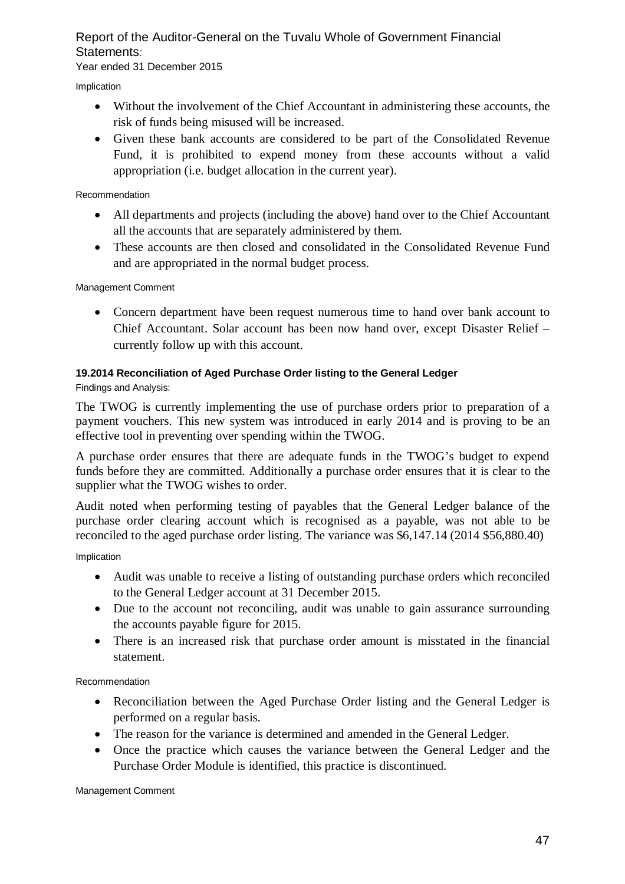Implication

- Without the involvement of the Chief Accountant in administering these accounts, the risk of funds being misused will be increased.
- Given these bank accounts are considered to be part of the Consolidated Revenue Fund, it is prohibited to expend money from these accounts without a valid appropriation (i.e. budget allocation in the current year).

Recommendation

- All departments and projects (including the above) hand over to the Chief Accountant all the accounts that are separately administered by them.
- These accounts are then closed and consolidated in the Consolidated Revenue Fund and are appropriated in the normal budget process.

Management Comment

- Concern department have been request numerous time to hand over bank account to Chief Accountant. Solar account has been now hand over, except Disaster Relief – currently follow up with this account.

#### 19.2014 Reconciliation of Aged Purchase Order listing to the General Ledger

Findings and Analysis:

The TWOG is currently implementing the use of purchase orders prior to preparation of a payment vouchers. This new system was introduced in early 2014 and is proving to be an effective tool in preventing over spending within the TWOG.

A purchase order ensures that there are adequate funds in the TWOG's budget to expend funds before they are committed. Additionally a purchase order ensures that it is clear to the supplier what the TWOG wishes to order.

Audit noted when performing testing of payables that the General Ledger balance of the purchase order clearing account which is recognised as a payable, was not able to be reconciled to the aged purchase order listing. The variance was $6,147.14 (2014 $56,880.40)

Implication

- Audit was unable to receive a listing of outstanding purchase orders which reconciled to the General Ledger account at 31 December 2015.
- Due to the account not reconciling, audit was unable to gain assurance surrounding the accounts payable figure for 2015.
- There is an increased risk that purchase order amount is misstated in the financial statement.

Recommendation

- Reconciliation between the Aged Purchase Order listing and the General Ledger is performed on a regular basis.
- The reason for the variance is determined and amended in the General Ledger.
- Once the practice which causes the variance between the General Ledger and the Purchase Order Module is identified, this practice is discontinued.

Management Comment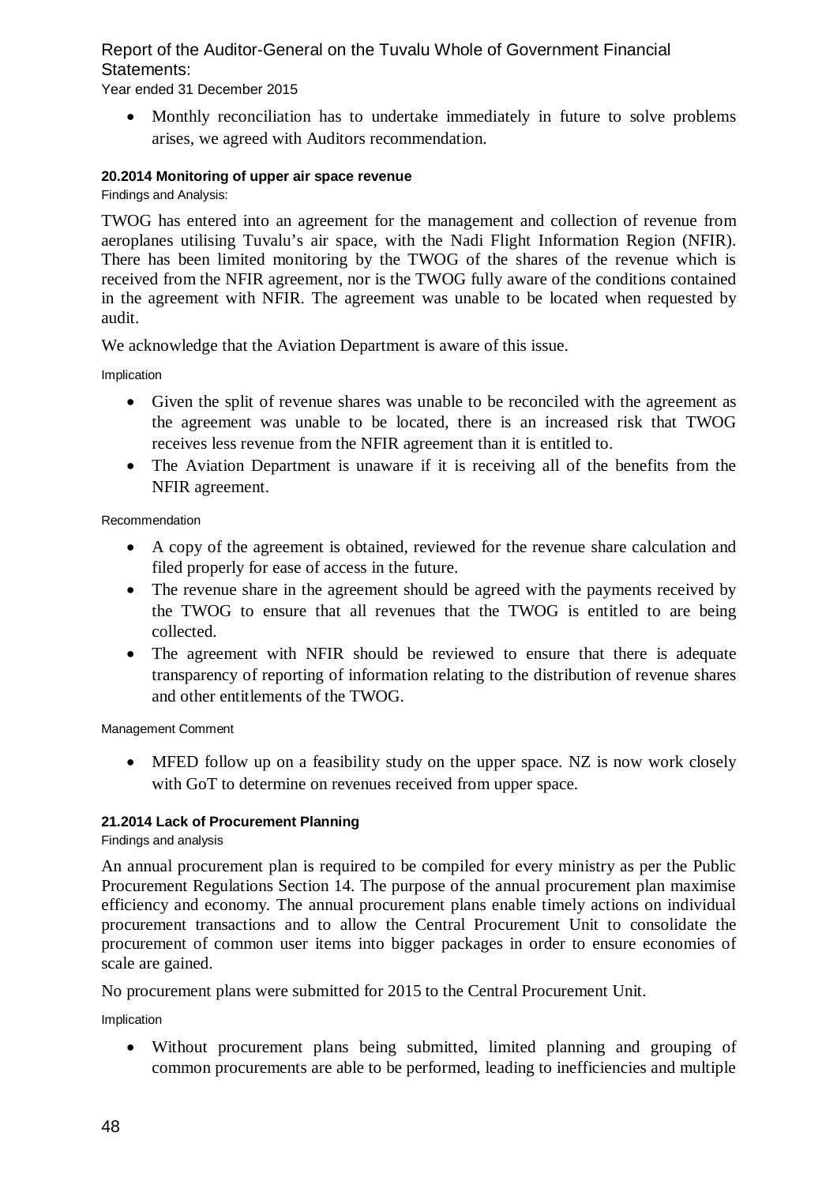- Monthly reconciliation has to undertake immediately in future to solve problems arises, we agreed with Auditors recommendation.

#### 20.2014 Monitoring of upper air space revenue

Findings and Analysis:

TWOG has entered into an agreement for the management and collection of revenue from aeroplanes utilising Tuvalu's air space, with the Nadi Flight Information Region (NFIR). There has been limited monitoring by the TWOG of the shares of the revenue which is received from the NFIR agreement, nor is the TWOG fully aware of the conditions contained in the agreement with NFIR. The agreement was unable to be located when requested by audit.

We acknowledge that the Aviation Department is aware of this issue.

Implication

- Given the split of revenue shares was unable to be reconciled with the agreement as the agreement was unable to be located, there is an increased risk that TWOG receives less revenue from the NFIR agreement than it is entitled to.
- The Aviation Department is unaware if it is receiving all of the benefits from the NFIR agreement.

Recommendation

- A copy of the agreement is obtained, reviewed for the revenue share calculation and filed properly for ease of access in the future.
- The revenue share in the agreement should be agreed with the payments received by the TWOG to ensure that all revenues that the TWOG is entitled to are being collected.
- The agreement with NFIR should be reviewed to ensure that there is adequate transparency of reporting of information relating to the distribution of revenue shares and other entitlements of the TWOG.

Management Comment

- MFED follow up on a feasibility study on the upper space. NZ is now work closely with GoT to determine on revenues received from upper space.

#### 21.2014 Lack of Procurement Planning

Findings and analysis

An annual procurement plan is required to be compiled for every ministry as per the Public Procurement Regulations Section 14. The purpose of the annual procurement plan maximise efficiency and economy. The annual procurement plans enable timely actions on individual procurement transactions and to allow the Central Procurement Unit to consolidate the procurement of common user items into bigger packages in order to ensure economies of scale are gained.

No procurement plans were submitted for 2015 to the Central Procurement Unit.

Implication

- Without procurement plans being submitted, limited planning and grouping of common procurements are able to be performed, leading to inefficiencies and multiple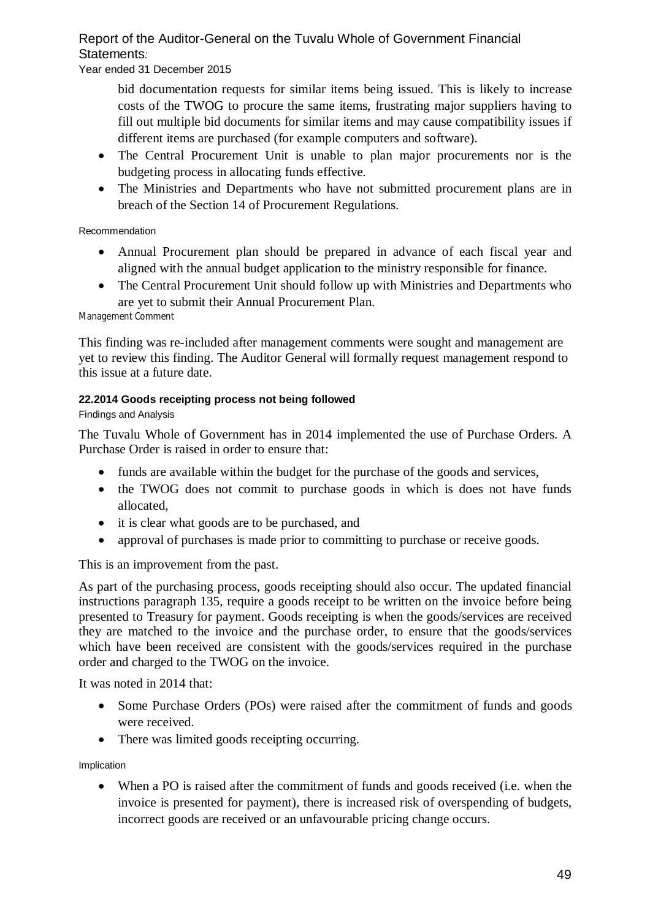bid documentation requests for similar items being issued. This is likely to increase costs of the TWOG to procure the same items, frustrating major suppliers having to fill out multiple bid documents for similar items and may cause compatibility issues if different items are purchased (for example computers and software).

- The Central Procurement Unit is unable to plan major procurements nor is the budgeting process in allocating funds effective.
- The Ministries and Departments who have not submitted procurement plans are in breach of the Section 14 of Procurement Regulations.

Recommendation

- Annual Procurement plan should be prepared in advance of each fiscal year and aligned with the annual budget application to the ministry responsible for finance.
- The Central Procurement Unit should follow up with Ministries and Departments who are yet to submit their Annual Procurement Plan.

Management Comment

This finding was re-included after management comments were sought and management are yet to review this finding. The Auditor General will formally request management respond to this issue at a future date.

#### 22.2014 Goods receipting process not being followed

Findings and Analysis

The Tuvalu Whole of Government has in 2014 implemented the use of Purchase Orders. A Purchase Order is raised in order to ensure that:

- funds are available within the budget for the purchase of the goods and services,
- the TWOG does not commit to purchase goods in which is does not have funds allocated,
- it is clear what goods are to be purchased, and
- approval of purchases is made prior to committing to purchase or receive goods.

This is an improvement from the past.

As part of the purchasing process, goods receipting should also occur. The updated financial instructions paragraph 135, require a goods receipt to be written on the invoice before being presented to Treasury for payment. Goods receipting is when the goods/services are received they are matched to the invoice and the purchase order, to ensure that the goods/services which have been received are consistent with the goods/services required in the purchase order and charged to the TWOG on the invoice.

It was noted in 2014 that:

- Some Purchase Orders (POs) were raised after the commitment of funds and goods were received.
- There was limited goods receipting occurring.

Implication

- When a PO is raised after the commitment of funds and goods received (i.e. when the invoice is presented for payment), there is increased risk of overspending of budgets, incorrect goods are received or an unfavourable pricing change occurs.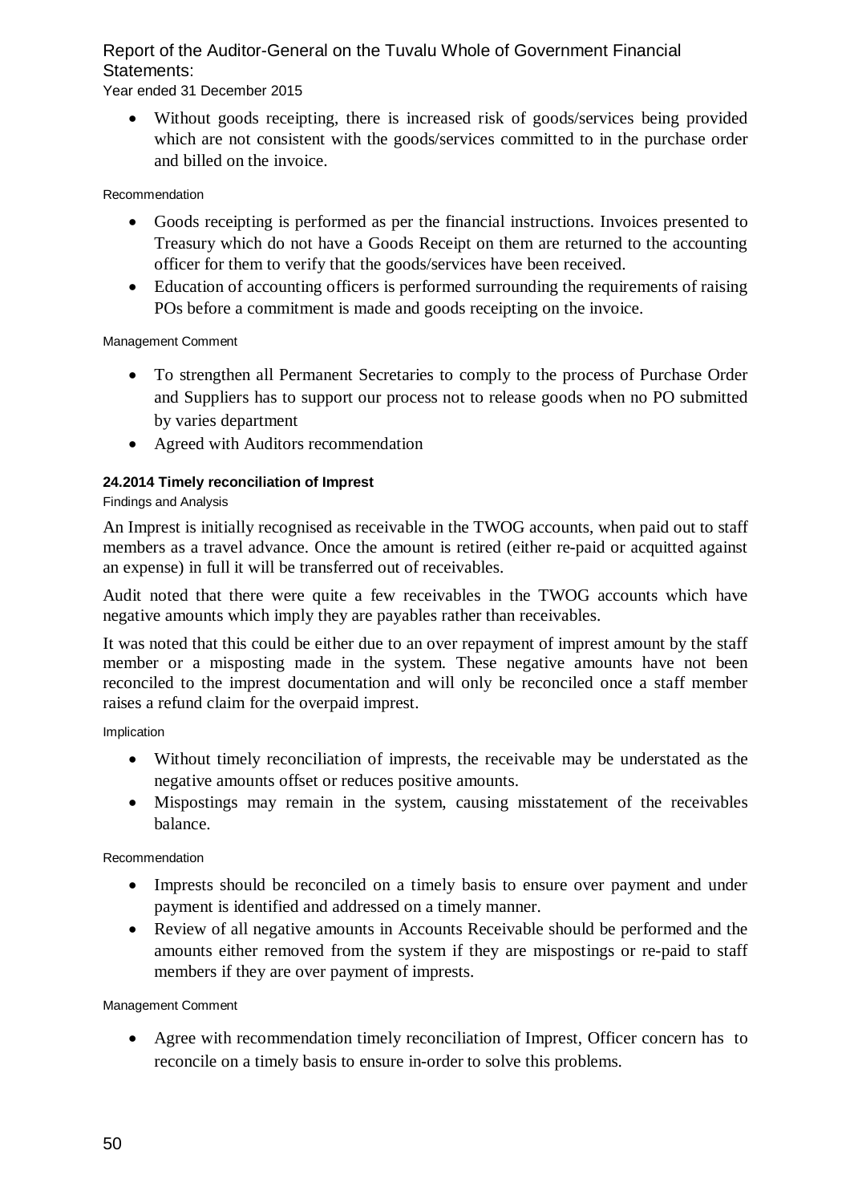- Without goods receipting, there is increased risk of goods/services being provided which are not consistent with the goods/services committed to in the purchase order and billed on the invoice.

Recommendation

- Goods receipting is performed as per the financial instructions. Invoices presented to Treasury which do not have a Goods Receipt on them are returned to the accounting officer for them to verify that the goods/services have been received.
- Education of accounting officers is performed surrounding the requirements of raising POs before a commitment is made and goods receipting on the invoice.

Management Comment

- To strengthen all Permanent Secretaries to comply to the process of Purchase Order and Suppliers has to support our process not to release goods when no PO submitted by varies department
- Agreed with Auditors recommendation

#### 24.2014 Timely reconciliation of Imprest

Findings and Analysis

An Imprest is initially recognised as receivable in the TWOG accounts, when paid out to staff members as a travel advance. Once the amount is retired (either re-paid or acquitted against an expense) in full it will be transferred out of receivables.

Audit noted that there were quite a few receivables in the TWOG accounts which have negative amounts which imply they are payables rather than receivables.

It was noted that this could be either due to an over repayment of imprest amount by the staff member or a misposting made in the system. These negative amounts have not been reconciled to the imprest documentation and will only be reconciled once a staff member raises a refund claim for the overpaid imprest.

Implication

- Without timely reconciliation of imprests, the receivable may be understated as the negative amounts offset or reduces positive amounts.
- Mispostings may remain in the system, causing misstatement of the receivables balance.

Recommendation

- Imprests should be reconciled on a timely basis to ensure over payment and under payment is identified and addressed on a timely manner.
- Review of all negative amounts in Accounts Receivable should be performed and the amounts either removed from the system if they are mispostings or re-paid to staff members if they are over payment of imprests.

Management Comment

- Agree with recommendation timely reconciliation of Imprest, Officer concern has to reconcile on a timely basis to ensure in-order to solve this problems.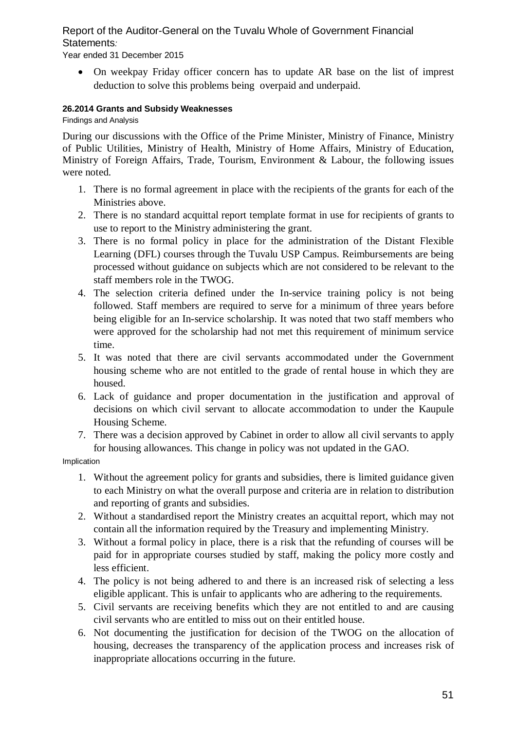- On weekpay Friday officer concern has to update AR base on the list of imprest deduction to solve this problems being overpaid and underpaid.

#### 26.2014 Grants and Subsidy Weaknesses

Findings and Analysis

During our discussions with the Office of the Prime Minister, Ministry of Finance, Ministry of Public Utilities, Ministry of Health, Ministry of Home Affairs, Ministry of Education, Ministry of Foreign Affairs, Trade, Tourism, Environment & Labour, the following issues were noted.

1. There is no formal agreement in place with the recipients of the grants for each of the Ministries above.
2. There is no standard acquittal report template format in use for recipients of grants to use to report to the Ministry administering the grant.
3. There is no formal policy in place for the administration of the Distant Flexible Learning (DFL) courses through the Tuvalu USP Campus. Reimbursements are being processed without guidance on subjects which are not considered to be relevant to the staff members role in the TWOG.
4. The selection criteria defined under the In-service training policy is not being followed. Staff members are required to serve for a minimum of three years before being eligible for an In-service scholarship. It was noted that two staff members who were approved for the scholarship had not met this requirement of minimum service time.
5. It was noted that there are civil servants accommodated under the Government housing scheme who are not entitled to the grade of rental house in which they are housed.
6. Lack of guidance and proper documentation in the justification and approval of decisions on which civil servant to allocate accommodation to under the Kaupule Housing Scheme.
7. There was a decision approved by Cabinet in order to allow all civil servants to apply for housing allowances. This change in policy was not updated in the GAO.

Implication

1. Without the agreement policy for grants and subsidies, there is limited guidance given to each Ministry on what the overall purpose and criteria are in relation to distribution and reporting of grants and subsidies.
2. Without a standardised report the Ministry creates an acquittal report, which may not contain all the information required by the Treasury and implementing Ministry.
3. Without a formal policy in place, there is a risk that the refunding of courses will be paid for in appropriate courses studied by staff, making the policy more costly and less efficient.
4. The policy is not being adhered to and there is an increased risk of selecting a less eligible applicant. This is unfair to applicants who are adhering to the requirements.
5. Civil servants are receiving benefits which they are not entitled to and are causing civil servants who are entitled to miss out on their entitled house.
6. Not documenting the justification for decision of the TWOG on the allocation of housing, decreases the transparency of the application process and increases risk of inappropriate allocations occurring in the future.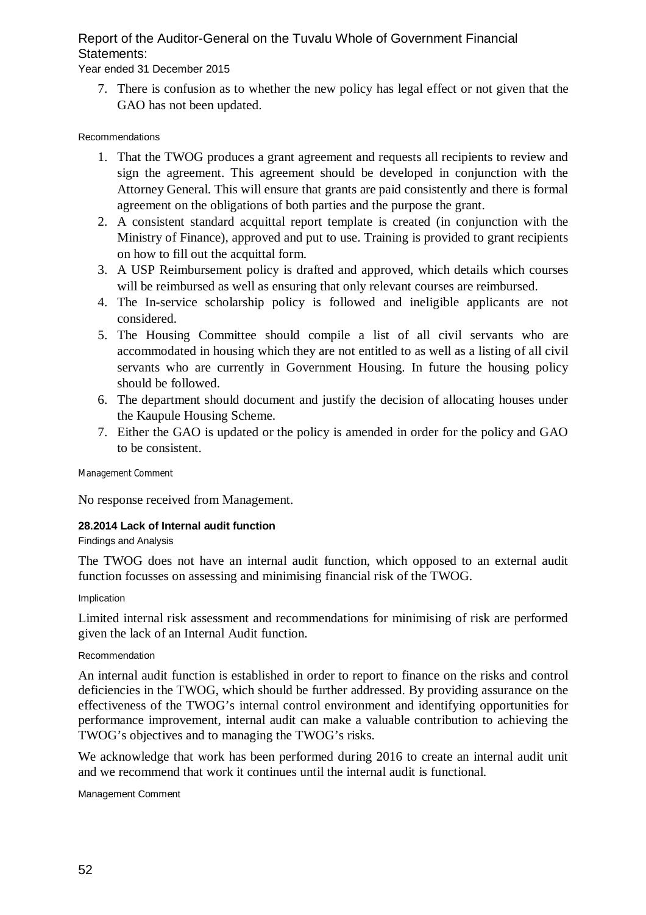7. There is confusion as to whether the new policy has legal effect or not given that the GAO has not been updated.

Recommendations

1. That the TWOG produces a grant agreement and requests all recipients to review and sign the agreement. This agreement should be developed in conjunction with the Attorney General. This will ensure that grants are paid consistently and there is formal agreement on the obligations of both parties and the purpose the grant.
2. A consistent standard acquittal report template is created (in conjunction with the Ministry of Finance), approved and put to use. Training is provided to grant recipients on how to fill out the acquittal form.
3. A USP Reimbursement policy is drafted and approved, which details which courses will be reimbursed as well as ensuring that only relevant courses are reimbursed.
4. The In-service scholarship policy is followed and ineligible applicants are not considered.
5. The Housing Committee should compile a list of all civil servants who are accommodated in housing which they are not entitled to as well as a listing of all civil servants who are currently in Government Housing. In future the housing policy should be followed.
6. The department should document and justify the decision of allocating houses under the Kaupule Housing Scheme.
7. Either the GAO is updated or the policy is amended in order for the policy and GAO to be consistent.

Management Comment

No response received from Management.

#### 28.2014 Lack of Internal audit function

Findings and Analysis

The TWOG does not have an internal audit function, which opposed to an external audit function focusses on assessing and minimising financial risk of the TWOG.

Implication

Limited internal risk assessment and recommendations for minimising of risk are performed given the lack of an Internal Audit function.

Recommendation

An internal audit function is established in order to report to finance on the risks and control deficiencies in the TWOG, which should be further addressed. By providing assurance on the effectiveness of the TWOG's internal control environment and identifying opportunities for performance improvement, internal audit can make a valuable contribution to achieving the TWOG's objectives and to managing the TWOG's risks.

We acknowledge that work has been performed during 2016 to create an internal audit unit and we recommend that work it continues until the internal audit is functional.

Management Comment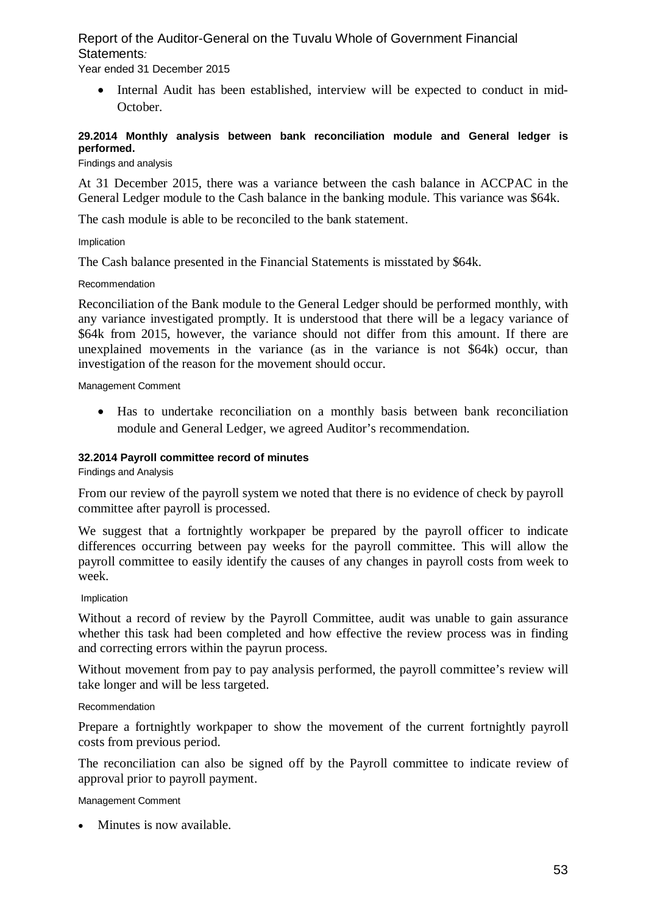- Internal Audit has been established, interview will be expected to conduct in mid-October.

### 29.2014 Monthly analysis between bank reconciliation module and General ledger is performed.

Findings and analysis

At 31 December 2015, there was a variance between the cash balance in ACCPAC in the General Ledger module to the Cash balance in the banking module. This variance was $64k.

The cash module is able to be reconciled to the bank statement.

Implication

The Cash balance presented in the Financial Statements is misstated by $64k.

Recommendation

Reconciliation of the Bank module to the General Ledger should be performed monthly, with any variance investigated promptly. It is understood that there will be a legacy variance of $64k from 2015, however, the variance should not differ from this amount. If there are unexplained movements in the variance (as in the variance is not $64k) occur, than investigation of the reason for the movement should occur.

Management Comment

- Has to undertake reconciliation on a monthly basis between bank reconciliation module and General Ledger, we agreed Auditor's recommendation.

### 32.2014 Payroll committee record of minutes

Findings and Analysis

From our review of the payroll system we noted that there is no evidence of check by payroll committee after payroll is processed.

We suggest that a fortnightly workpaper be prepared by the payroll officer to indicate differences occurring between pay weeks for the payroll committee. This will allow the payroll committee to easily identify the causes of any changes in payroll costs from week to week.

Implication

Without a record of review by the Payroll Committee, audit was unable to gain assurance whether this task had been completed and how effective the review process was in finding and correcting errors within the payrun process.

Without movement from pay to pay analysis performed, the payroll committee's review will take longer and will be less targeted.

Recommendation

Prepare a fortnightly workpaper to show the movement of the current fortnightly payroll costs from previous period.

The reconciliation can also be signed off by the Payroll committee to indicate review of approval prior to payroll payment.

Management Comment

- Minutes is now available.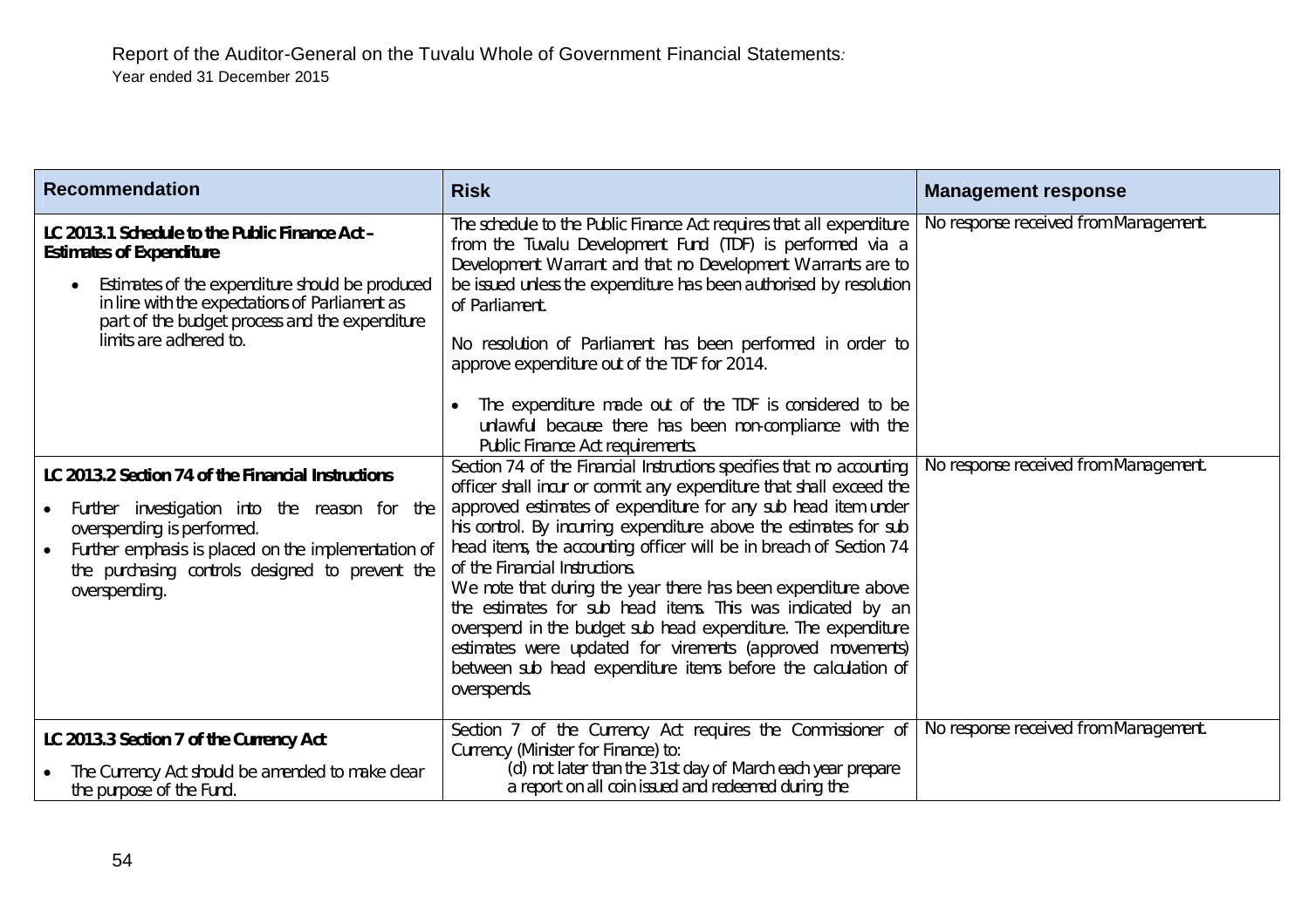| Recommendation | Risk | Management response |
| --- | --- | --- |
| **LC 2013.1 Schedule to the Public Finance Act – Estimates of Expenditure**<br><br>• Estimates of the expenditure should be produced in line with the expectations of Parliament as part of the budget process and the expenditure limits are adhered to. | The schedule to the Public Finance Act requires that all expenditure from the Tuvalu Development Fund (TDF) is performed via a Development Warrant and that no Development Warrants are to be issued unless the expenditure has been authorised by resolution of Parliament.<br><br>No resolution of Parliament has been performed in order to approve expenditure out of the TDF for 2014.<br><br>• The expenditure made out of the TDF is considered to be unlawful because there has been non-compliance with the Public Finance Act requirements. | No response received from Management. |
| **LC 2013.2 Section 74 of the Financial Instructions**<br><br>• Further investigation into the reason for the overspending is performed.<br>• Further emphasis is placed on the implementation of the purchasing controls designed to prevent the overspending. | Section 74 of the Financial Instructions specifies that no accounting officer shall incur or commit any expenditure that shall exceed the approved estimates of expenditure for any sub head item under his control. By incurring expenditure above the estimates for sub head items, the accounting officer will be in breach of Section 74 of the Financial Instructions.<br>We note that during the year there has been expenditure above the estimates for sub head items. This was indicated by an overspend in the budget sub head expenditure. The expenditure estimates were updated for virements (approved movements) between sub head expenditure items before the calculation of overspends. | No response received from Management. |
| **LC 2013.3 Section 7 of the Currency Act**<br><br>• The Currency Act should be amended to make clear the purpose of the Fund. | Section 7 of the Currency Act requires the Commissioner of Currency (Minister for Finance) to:<br>(d) not later than the 31st day of March each year prepare a report on all coin issued and redeemed during the | No response received from Management. |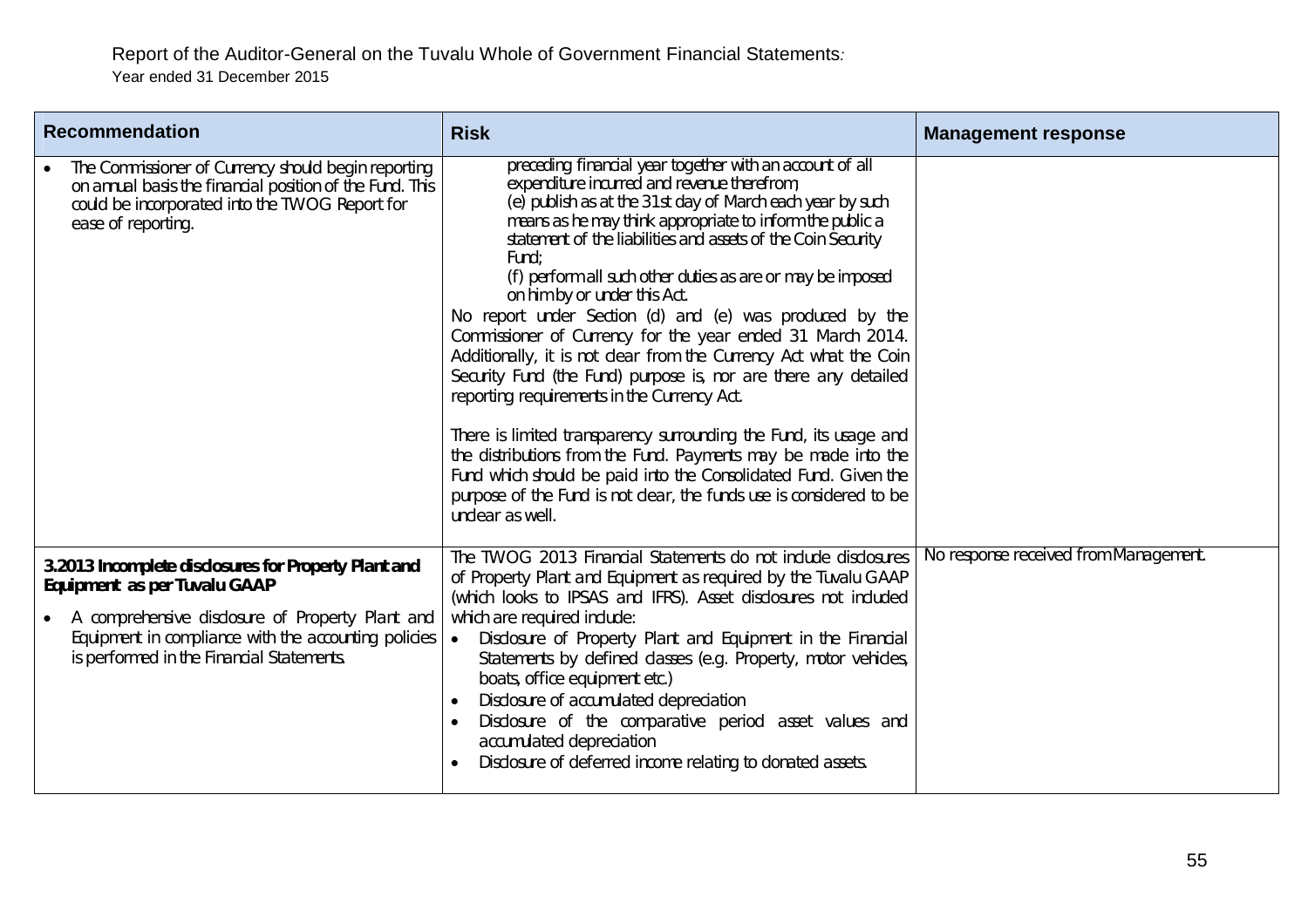| Recommendation | Risk | Management response |
|---|---|---|
| • The Commissioner of Currency should begin reporting on annual basis the financial position of the Fund. This could be incorporated into the TWOG Report for ease of reporting. | preceding financial year together with an account of all expenditure incurred and revenue therefrom;<br>(e) publish as at the 31st day of March each year by such means as he may think appropriate to inform the public a statement of the liabilities and assets of the Coin Security Fund;<br>(f) perform all such other duties as are or may be imposed on him by or under this Act.<br>No report under Section (d) and (e) was produced by the Commissioner of Currency for the year ended 31 March 2014. Additionally, it is not clear from the Currency Act what the Coin Security Fund (the Fund) purpose is, nor are there any detailed reporting requirements in the Currency Act.<br><br>There is limited transparency surrounding the Fund, its usage and the distributions from the Fund. Payments may be made into the Fund which should be paid into the Consolidated Fund. Given the purpose of the Fund is not clear, the funds use is considered to be unclear as well. | |
| **3.2013 Incomplete disclosures for Property Plant and Equipment as per Tuvalu GAAP**<br>• A comprehensive disclosure of Property Plant and Equipment in compliance with the accounting policies is performed in the Financial Statements. | The TWOG 2013 Financial Statements do not include disclosures of Property Plant and Equipment as required by the Tuvalu GAAP (which looks to IPSAS and IFRS). Asset disclosures not included which are required include:<br>• Disclosure of Property Plant and Equipment in the Financial Statements by defined classes (e.g. Property, motor vehicles, boats, office equipment etc.)<br>• Disclosure of accumulated depreciation<br>• Disclosure of the comparative period asset values and accumulated depreciation<br>• Disclosure of deferred income relating to donated assets. | No response received from Management. |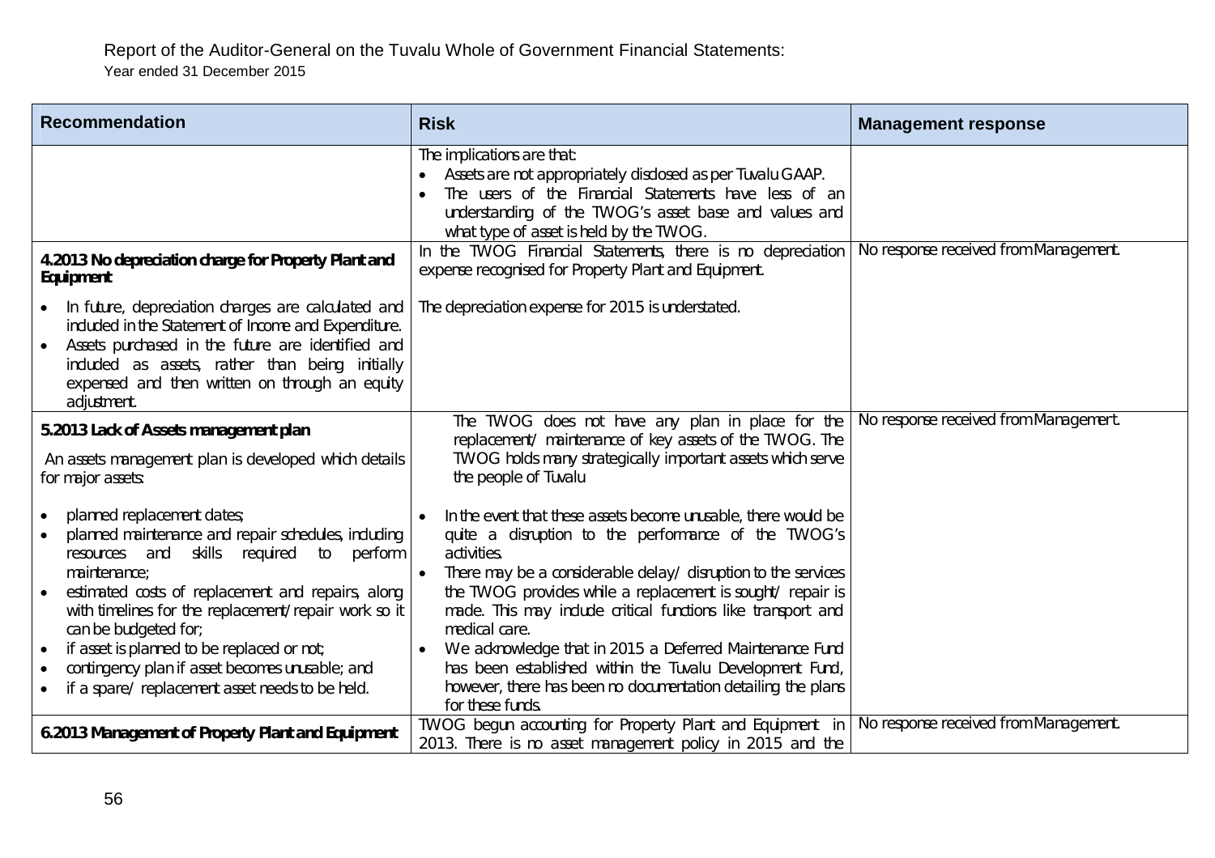| Recommendation | Risk | Management response |
|---|---|---|
| | The implications are that:<br>• Assets are not appropriately disclosed as per Tuvalu GAAP.<br>• The users of the Financial Statements have less of an understanding of the TWOG's asset base and values and what type of asset is held by the TWOG. | |
| **4.2013 No depreciation charge for Property Plant and Equipment**<br>• In future, depreciation charges are calculated and included in the Statement of Income and Expenditure.<br>• Assets purchased in the future are identified and included as assets, rather than being initially expensed and then written on through an equity adjustment. | In the TWOG Financial Statements, there is no depreciation expense recognised for Property Plant and Equipment.<br><br>The depreciation expense for 2015 is understated. | No response received from Management. |
| **5.2013 Lack of Assets management plan**<br>An assets management plan is developed which details for major assets:<br>• planned replacement dates;<br>• planned maintenance and repair schedules, including resources and skills required to perform maintenance;<br>• estimated costs of replacement and repairs, along with timelines for the replacement/repair work so it can be budgeted for;<br>• if asset is planned to be replaced or not;<br>• contingency plan if asset becomes unusable; and<br>• if a spare/ replacement asset needs to be held. | The TWOG does not have any plan in place for the replacement/ maintenance of key assets of the TWOG. The TWOG holds many strategically important assets which serve the people of Tuvalu<br>• In the event that these assets become unusable, there would be quite a disruption to the performance of the TWOG's activities.<br>• There may be a considerable delay/ disruption to the services the TWOG provides while a replacement is sought/ repair is made. This may include critical functions like transport and medical care.<br>• We acknowledge that in 2015 a Deferred Maintenance Fund has been established within the Tuvalu Development Fund, however, there has been no documentation detailing the plans for these funds. | No response received from Management. |
| **6.2013 Management of Property Plant and Equipment** | TWOG begun accounting for Property Plant and Equipment in 2013. There is no asset management policy in 2015 and the | No response received from Management. |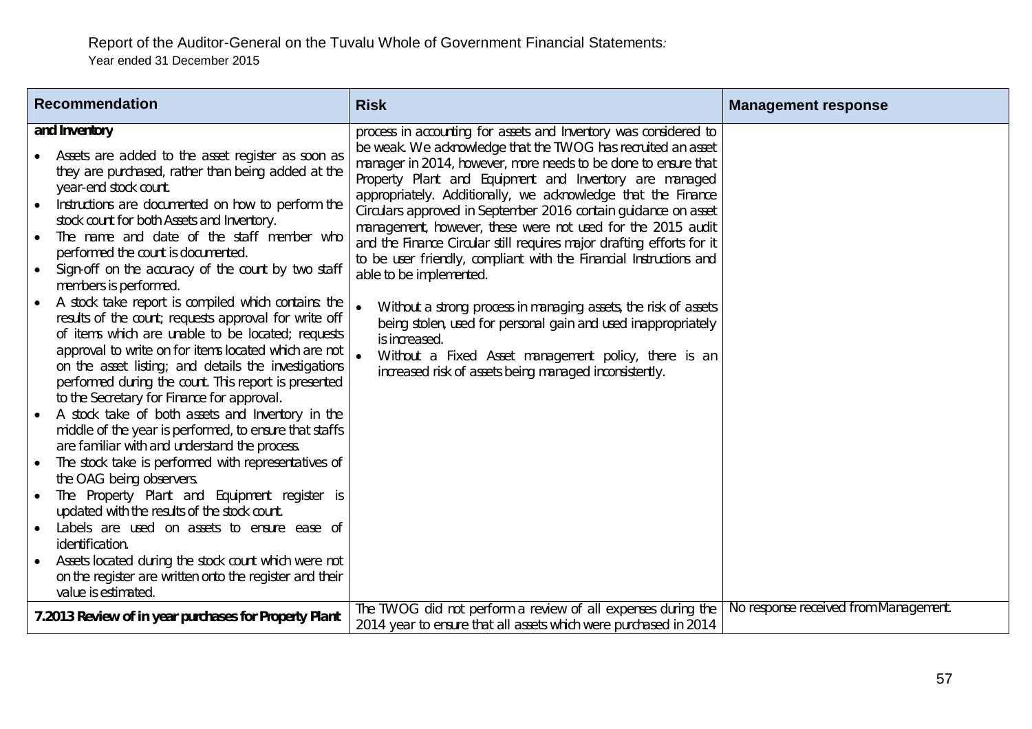| Recommendation | Risk | Management response |
|---|---|---|
| **and Inventory**<br>• Assets are added to the asset register as soon as they are purchased, rather than being added at the year-end stock count.<br>• Instructions are documented on how to perform the stock count for both Assets and Inventory.<br>• The name and date of the staff member who performed the count is documented.<br>• Sign-off on the accuracy of the count by two staff members is performed.<br>• A stock take report is compiled which contains: the results of the count; requests approval for write off of items which are unable to be located; requests approval to write on for items located which are not on the asset listing; and details the investigations performed during the count. This report is presented to the Secretary for Finance for approval.<br>• A stock take of both assets and Inventory in the middle of the year is performed, to ensure that staffs are familiar with and understand the process.<br>• The stock take is performed with representatives of the OAG being observers.<br>• The Property Plant and Equipment register is updated with the results of the stock count.<br>• Labels are used on assets to ensure ease of identification.<br>• Assets located during the stock count which were not on the register are written onto the register and their value is estimated. | process in accounting for assets and Inventory was considered to be weak. We acknowledge that the TWOG has recruited an asset manager in 2014, however, more needs to be done to ensure that Property Plant and Equipment and Inventory are managed appropriately. Additionally, we acknowledge that the Finance Circulars approved in September 2016 contain guidance on asset management, however, these were not used for the 2015 audit and the Finance Circular still requires major drafting efforts for it to be user friendly, compliant with the Financial Instructions and able to be implemented.<br>• Without a strong process in managing assets, the risk of assets being stolen, used for personal gain and used inappropriately is increased.<br>• Without a Fixed Asset management policy, there is an increased risk of assets being managed inconsistently. | |
| **7.2013 Review of in year purchases for Property Plant** | The TWOG did not perform a review of all expenses during the 2014 year to ensure that all assets which were purchased in 2014 | No response received from Management. |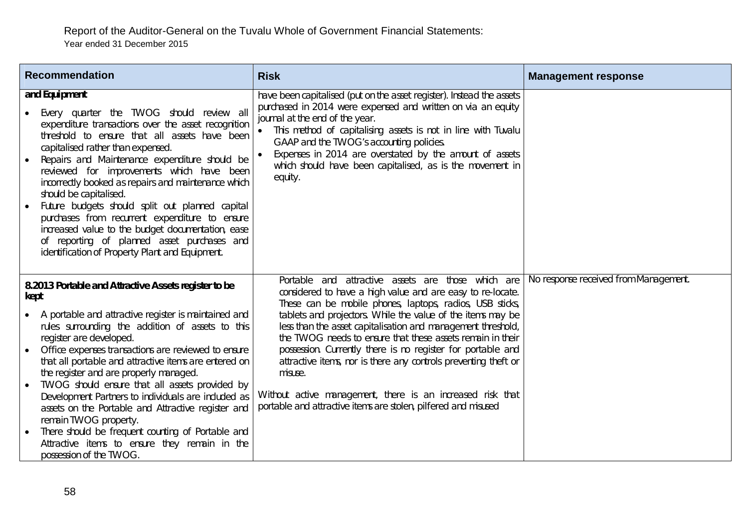| Recommendation | Risk | Management response |
|---|---|---|
| **and Equipment**<br>• Every quarter the TWOG should review all expenditure transactions over the asset recognition threshold to ensure that all assets have been capitalised rather than expensed.<br>• Repairs and Maintenance expenditure should be reviewed for improvements which have been incorrectly booked as repairs and maintenance which should be capitalised.<br>• Future budgets should split out planned capital purchases from recurrent expenditure to ensure increased value to the budget documentation, ease of reporting of planned asset purchases and identification of Property Plant and Equipment. | have been capitalised (put on the asset register). Instead the assets purchased in 2014 were expensed and written on via an equity journal at the end of the year.<br>• This method of capitalising assets is not in line with Tuvalu GAAP and the TWOG's accounting policies.<br>• Expenses in 2014 are overstated by the amount of assets which should have been capitalised, as is the movement in equity. | |
| **8.2013 Portable and Attractive Assets register to be kept**<br>• A portable and attractive register is maintained and rules surrounding the addition of assets to this register are developed.<br>• Office expenses transactions are reviewed to ensure that all portable and attractive items are entered on the register and are properly managed.<br>• TWOG should ensure that all assets provided by Development Partners to individuals are included as assets on the Portable and Attractive register and remain TWOG property.<br>• There should be frequent counting of Portable and Attractive items to ensure they remain in the possession of the TWOG. | Portable and attractive assets are those which are considered to have a high value and are easy to re-locate. These can be mobile phones, laptops, radios, USB sticks, tablets and projectors. While the value of the items may be less than the asset capitalisation and management threshold, the TWOG needs to ensure that these assets remain in their possession. Currently there is no register for portable and attractive items, nor is there any controls preventing theft or misuse.<br><br>Without active management, there is an increased risk that portable and attractive items are stolen, pilfered and misused | No response received from Management. |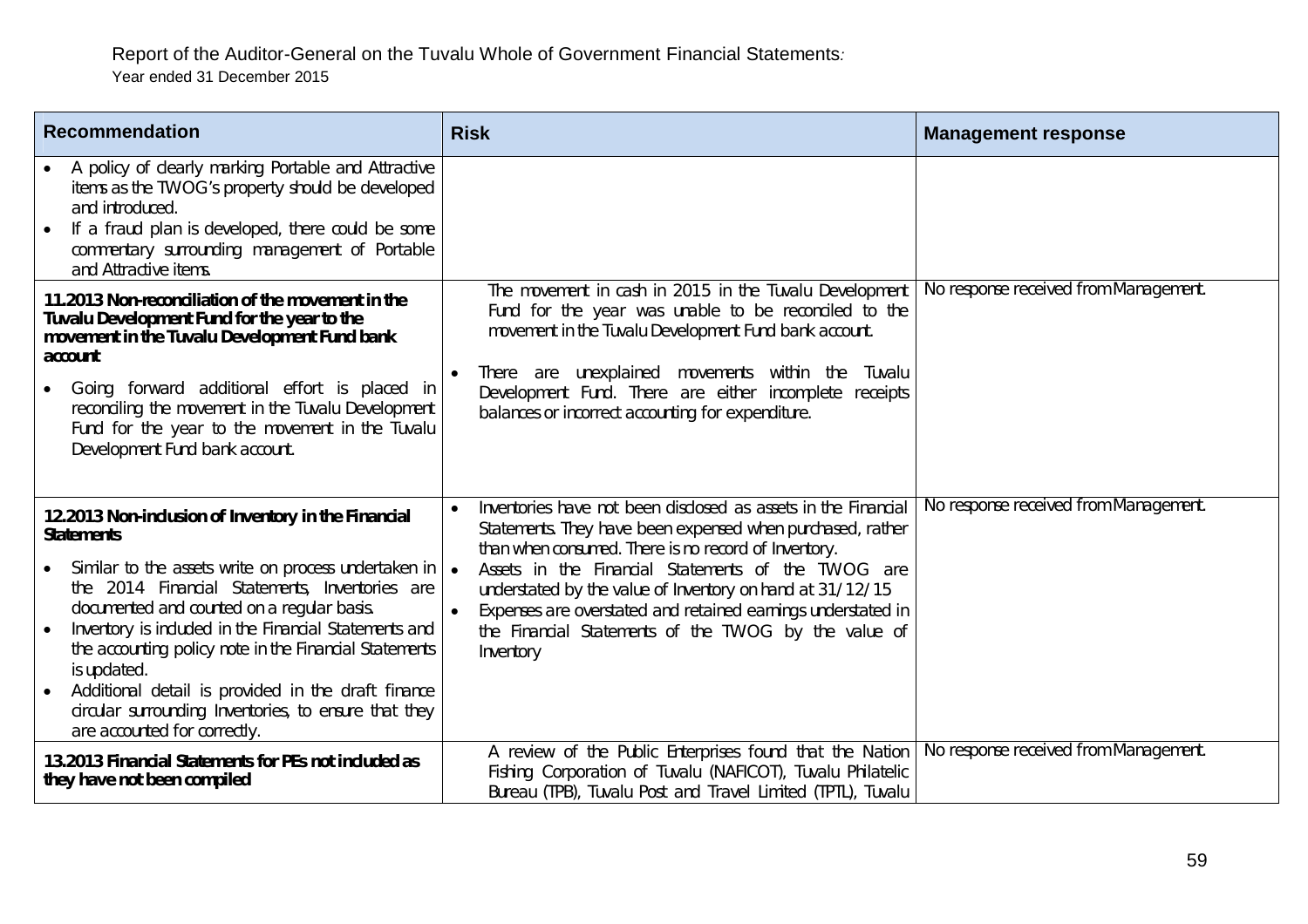| Recommendation | Risk | Management response |
|---|---|---|
| • A policy of clearly marking Portable and Attractive items as the TWOG's property should be developed and introduced.<br>• If a fraud plan is developed, there could be some commentary surrounding management of Portable and Attractive items. | | |
| **11.2013 Non-reconciliation of the movement in the Tuvalu Development Fund for the year to the movement in the Tuvalu Development Fund bank account**<br>• Going forward additional effort is placed in reconciling the movement in the Tuvalu Development Fund for the year to the movement in the Tuvalu Development Fund bank account. | The movement in cash in 2015 in the Tuvalu Development Fund for the year was unable to be reconciled to the movement in the Tuvalu Development Fund bank account.<br>• There are unexplained movements within the Tuvalu Development Fund. There are either incomplete receipts balances or incorrect accounting for expenditure. | No response received from Management. |
| **12.2013 Non-inclusion of Inventory in the Financial Statements**<br>• Similar to the assets write on process undertaken in the 2014 Financial Statements, Inventories are documented and counted on a regular basis.<br>• Inventory is included in the Financial Statements and the accounting policy note in the Financial Statements is updated.<br>• Additional detail is provided in the draft finance circular surrounding Inventories, to ensure that they are accounted for correctly. | • Inventories have not been disclosed as assets in the Financial Statements. They have been expensed when purchased, rather than when consumed. There is no record of Inventory.<br>• Assets in the Financial Statements of the TWOG are understated by the value of Inventory on hand at 31/12/15<br>• Expenses are overstated and retained earnings understated in the Financial Statements of the TWOG by the value of Inventory | No response received from Management. |
| **13.2013 Financial Statements for PEs not included as they have not been compiled** | A review of the Public Enterprises found that the Nation Fishing Corporation of Tuvalu (NAFICOT), Tuvalu Philatelic Bureau (TPB), Tuvalu Post and Travel Limited (TPTL), Tuvalu | No response received from Management. |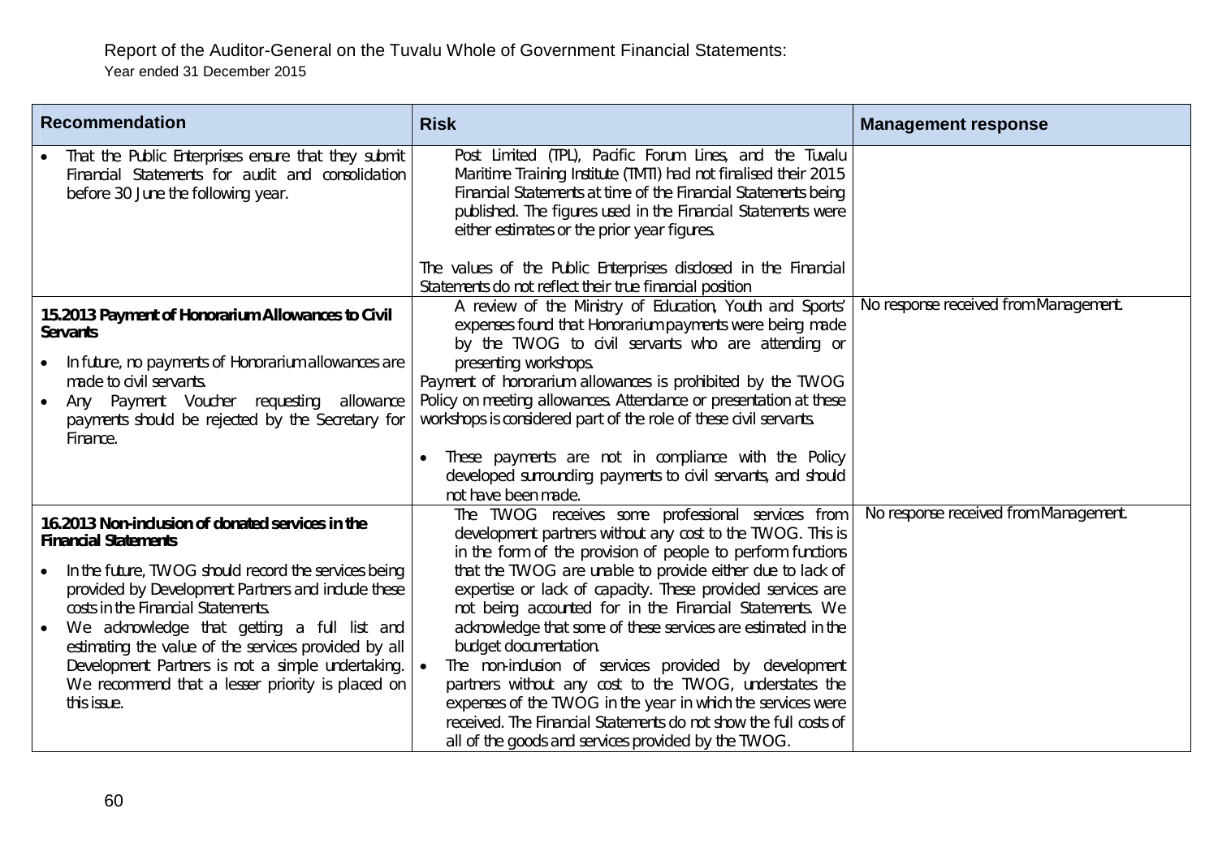| Recommendation | Risk | Management response |
|---|---|---|
| • That the Public Enterprises ensure that they submit Financial Statements for audit and consolidation before 30 June the following year. | Post Limited (TPL), Pacific Forum Lines, and the Tuvalu Maritime Training Institute (TMTI) had not finalised their 2015 Financial Statements at time of the Financial Statements being published. The figures used in the Financial Statements were either estimates or the prior year figures.<br><br>The values of the Public Enterprises disclosed in the Financial Statements do not reflect their true financial position | |
| **15.2013 Payment of Honorarium Allowances to Civil Servants**<br><br>• In future, no payments of Honorarium allowances are made to civil servants.<br>• Any Payment Voucher requesting allowance payments should be rejected by the Secretary for Finance. | A review of the Ministry of Education, Youth and Sports' expenses found that Honorarium payments were being made by the TWOG to civil servants who are attending or presenting workshops.<br>Payment of honorarium allowances is prohibited by the TWOG Policy on meeting allowances. Attendance or presentation at these workshops is considered part of the role of these civil servants.<br><br>• These payments are not in compliance with the Policy developed surrounding payments to civil servants, and should not have been made. | No response received from Management. |
| **16.2013 Non-inclusion of donated services in the Financial Statements**<br><br>• In the future, TWOG should record the services being provided by Development Partners and include these costs in the Financial Statements.<br>• We acknowledge that getting a full list and estimating the value of the services provided by all Development Partners is not a simple undertaking. We recommend that a lesser priority is placed on this issue. | The TWOG receives some professional services from development partners without any cost to the TWOG. This is in the form of the provision of people to perform functions that the TWOG are unable to provide either due to lack of expertise or lack of capacity. These provided services are not being accounted for in the Financial Statements. We acknowledge that some of these services are estimated in the budget documentation.<br>• The non-inclusion of services provided by development partners without any cost to the TWOG, understates the expenses of the TWOG in the year in which the services were received. The Financial Statements do not show the full costs of all of the goods and services provided by the TWOG. | No response received from Management. |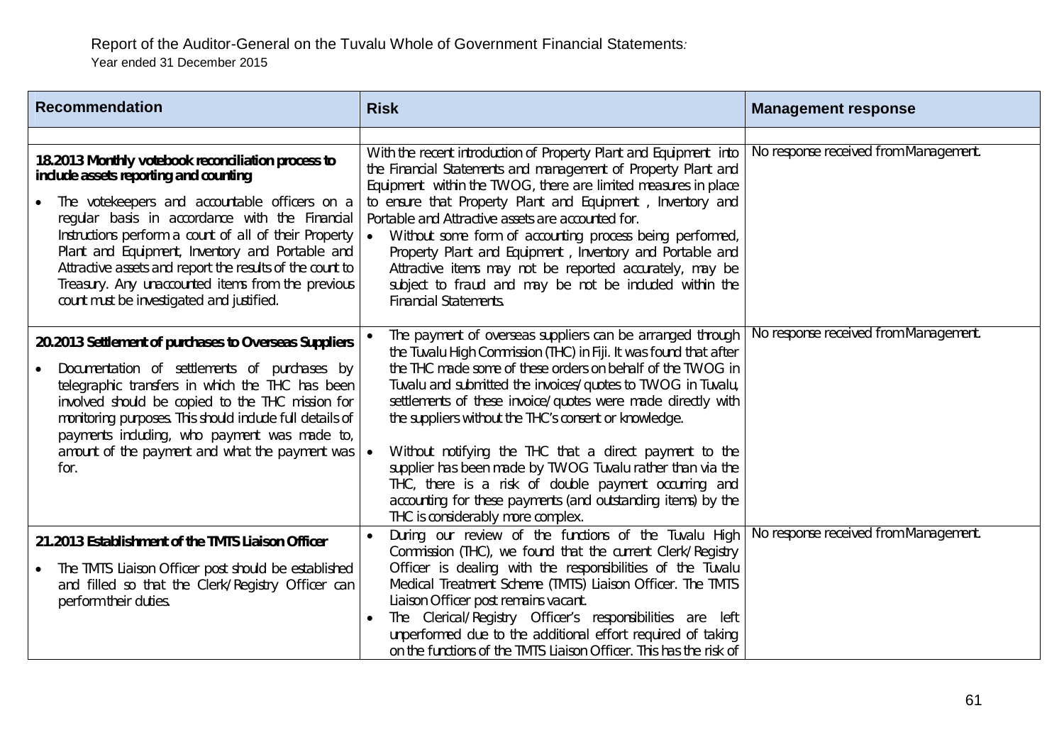| Recommendation | Risk | Management response |
|---|---|---|
| | | |
| **18.2013 Monthly votebook reconciliation process to include assets reporting and counting**<br><br>• The votekeepers and accountable officers on a regular basis in accordance with the Financial Instructions perform a count of all of their Property Plant and Equipment, Inventory and Portable and Attractive assets and report the results of the count to Treasury. Any unaccounted items from the previous count must be investigated and justified. | With the recent introduction of Property Plant and Equipment into the Financial Statements and management of Property Plant and Equipment within the TWOG, there are limited measures in place to ensure that Property Plant and Equipment , Inventory and Portable and Attractive assets are accounted for.<br>• Without some form of accounting process being performed, Property Plant and Equipment , Inventory and Portable and Attractive items may not be reported accurately, may be subject to fraud and may be not be included within the Financial Statements. | No response received from Management. |
| **20.2013 Settlement of purchases to Overseas Suppliers**<br><br>• Documentation of settlements of purchases by telegraphic transfers in which the THC has been involved should be copied to the THC mission for monitoring purposes. This should include full details of payments including, who payment was made to, amount of the payment and what the payment was for. | • The payment of overseas suppliers can be arranged through the Tuvalu High Commission (THC) in Fiji. It was found that after the THC made some of these orders on behalf of the TWOG in Tuvalu and submitted the invoices/quotes to TWOG in Tuvalu, settlements of these invoice/quotes were made directly with the suppliers without the THC's consent or knowledge.<br><br>• Without notifying the THC that a direct payment to the supplier has been made by TWOG Tuvalu rather than via the THC, there is a risk of double payment occurring and accounting for these payments (and outstanding items) by the THC is considerably more complex. | No response received from Management. |
| **21.2013 Establishment of the TMTS Liaison Officer**<br><br>• The TMTS Liaison Officer post should be established and filled so that the Clerk/Registry Officer can perform their duties. | • During our review of the functions of the Tuvalu High Commission (THC), we found that the current Clerk/Registry Officer is dealing with the responsibilities of the Tuvalu Medical Treatment Scheme (TMTS) Liaison Officer. The TMTS Liaison Officer post remains vacant.<br>• The Clerical/Registry Officer's responsibilities are left unperformed due to the additional effort required of taking on the functions of the TMTS Liaison Officer. This has the risk of | No response received from Management. |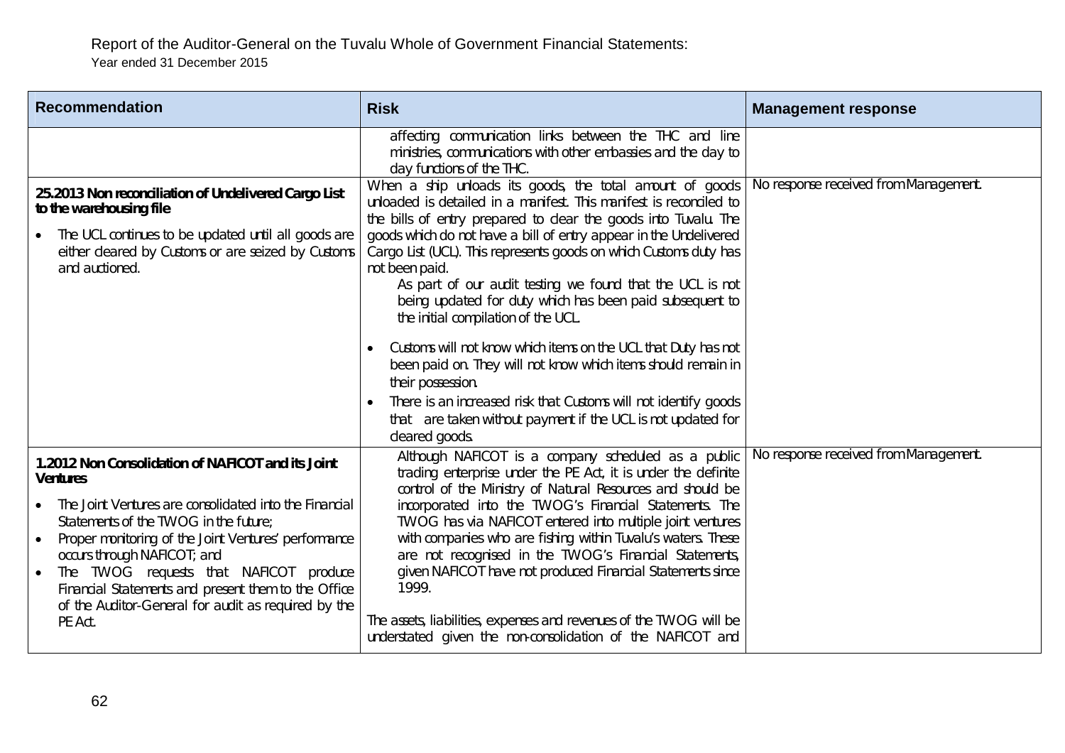Report of the Auditor-General on the Tuvalu Whole of Government Financial Statements:
Year ended 31 December 2015

| Recommendation | Risk | Management response |
|---|---|---|
| | affecting communication links between the THC and line ministries, communications with other embassies and the day to day functions of the THC. | |
| **25.2013 Non reconciliation of Undelivered Cargo List to the warehousing file**<br><br>• The UCL continues to be updated until all goods are either cleared by Customs or are seized by Customs and auctioned. | When a ship unloads its goods, the total amount of goods unloaded is detailed in a manifest. This manifest is reconciled to the bills of entry prepared to clear the goods into Tuvalu. The goods which do not have a bill of entry appear in the Undelivered Cargo List (UCL). This represents goods on which Customs duty has not been paid.<br>As part of our audit testing we found that the UCL is not being updated for duty which has been paid subsequent to the initial compilation of the UCL.<br><br>• Customs will not know which items on the UCL that Duty has not been paid on. They will not know which items should remain in their possession.<br>• There is an increased risk that Customs will not identify goods that are taken without payment if the UCL is not updated for cleared goods. | No response received from Management. |
| **1.2012 Non Consolidation of NAFICOT and its Joint Ventures**<br><br>• The Joint Ventures are consolidated into the Financial Statements of the TWOG in the future;<br>• Proper monitoring of the Joint Ventures' performance occurs through NAFICOT; and<br>• The TWOG requests that NAFICOT produce Financial Statements and present them to the Office of the Auditor-General for audit as required by the PE Act. | Although NAFICOT is a company scheduled as a public trading enterprise under the PE Act, it is under the definite control of the Ministry of Natural Resources and should be incorporated into the TWOG's Financial Statements. The TWOG has via NAFICOT entered into multiple joint ventures with companies who are fishing within Tuvalu's waters. These are not recognised in the TWOG's Financial Statements, given NAFICOT have not produced Financial Statements since 1999.<br><br>The assets, liabilities, expenses and revenues of the TWOG will be understated given the non-consolidation of the NAFICOT and | No response received from Management. |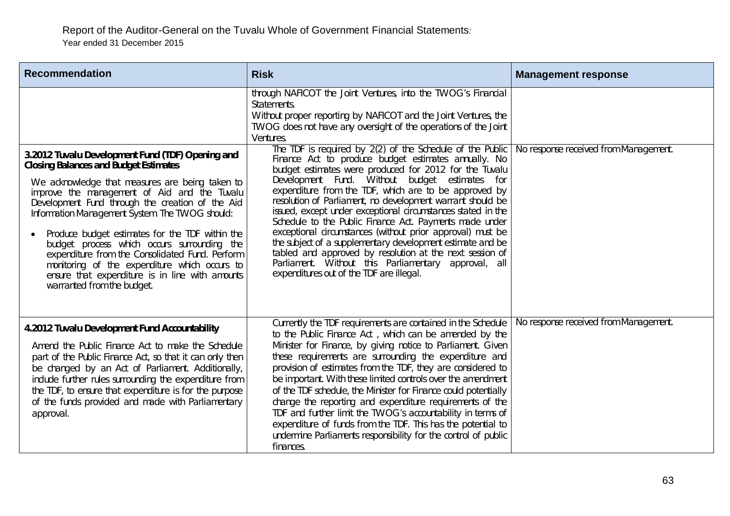| Recommendation | Risk | Management response |
|---|---|---|
| | through NAFICOT the Joint Ventures, into the TWOG's Financial Statements. Without proper reporting by NAFICOT and the Joint Ventures, the TWOG does not have any oversight of the operations of the Joint Ventures. | |
| **3.2012 Tuvalu Development Fund (TDF) Opening and Closing Balances and Budget Estimates** We acknowledge that measures are being taken to improve the management of Aid and the Tuvalu Development Fund through the creation of the Aid Information Management System The TWOG should: • Produce budget estimates for the TDF within the budget process which occurs surrounding the expenditure from the Consolidated Fund. Perform monitoring of the expenditure which occurs to ensure that expenditure is in line with amounts warranted from the budget. | The TDF is required by 2(2) of the Schedule of the Public Finance Act to produce budget estimates annually. No budget estimates were produced for 2012 for the Tuvalu Development Fund. Without budget estimates for expenditure from the TDF, which are to be approved by resolution of Parliament, no development warrant should be issued, except under exceptional circumstances stated in the Schedule to the Public Finance Act. Payments made under exceptional circumstances (without prior approval) must be the subject of a supplementary development estimate and be tabled and approved by resolution at the next session of Parliament. Without this Parliamentary approval, all expenditures out of the TDF are illegal. | No response received from Management. |
| **4.2012 Tuvalu Development Fund Accountability** Amend the Public Finance Act to make the Schedule part of the Public Finance Act, so that it can only then be changed by an Act of Parliament. Additionally, include further rules surrounding the expenditure from the TDF, to ensure that expenditure is for the purpose of the funds provided and made with Parliamentary approval. | Currently the TDF requirements are contained in the Schedule to the Public Finance Act , which can be amended by the Minister for Finance, by giving notice to Parliament. Given these requirements are surrounding the expenditure and provision of estimates from the TDF, they are considered to be important. With these limited controls over the amendment of the TDF schedule, the Minister for Finance could potentially change the reporting and expenditure requirements of the TDF and further limit the TWOG's accountability in terms of expenditure of funds from the TDF. This has the potential to undermine Parliaments responsibility for the control of public finances. | No response received from Management. |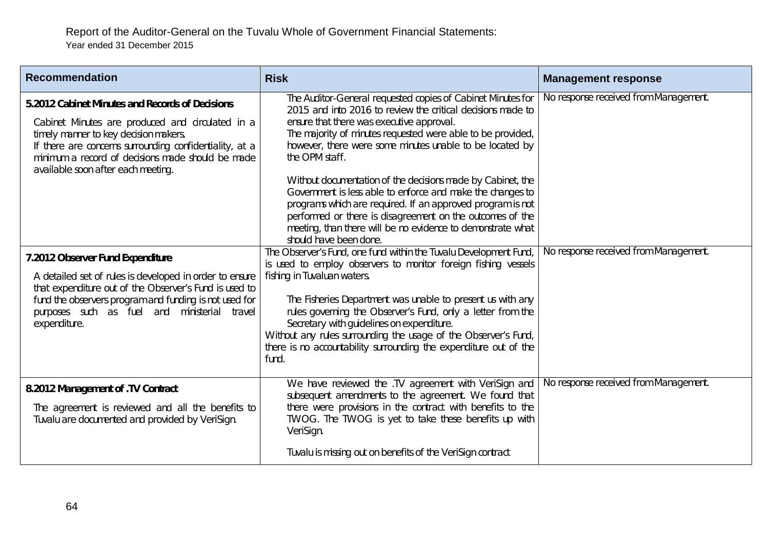| Recommendation | Risk | Management response |
|---|---|---|
| **5.2012 Cabinet Minutes and Records of Decisions**<br><br>Cabinet Minutes are produced and circulated in a timely manner to key decision makers.<br>If there are concerns surrounding confidentiality, at a minimum a record of decisions made should be made available soon after each meeting. | The Auditor-General requested copies of Cabinet Minutes for 2015 and into 2016 to review the critical decisions made to ensure that there was executive approval.<br>The majority of minutes requested were able to be provided, however, there were some minutes unable to be located by the OPM staff.<br><br>Without documentation of the decisions made by Cabinet, the Government is less able to enforce and make the changes to programs which are required. If an approved program is not performed or there is disagreement on the outcomes of the meeting, than there will be no evidence to demonstrate what should have been done. | No response received from Management. |
| **7.2012 Observer Fund Expenditure**<br><br>A detailed set of rules is developed in order to ensure that expenditure out of the Observer's Fund is used to fund the observers program and funding is not used for purposes such as fuel and ministerial travel expenditure. | The Observer's Fund, one fund within the Tuvalu Development Fund, is used to employ observers to monitor foreign fishing vessels fishing in Tuvaluan waters.<br><br>The Fisheries Department was unable to present us with any rules governing the Observer's Fund, only a letter from the Secretary with guidelines on expenditure.<br>Without any rules surrounding the usage of the Observer's Fund, there is no accountability surrounding the expenditure out of the fund. | No response received from Management. |
| **8.2012 Management of .TV Contract**<br><br>The agreement is reviewed and all the benefits to Tuvalu are documented and provided by VeriSign. | We have reviewed the .TV agreement with VeriSign and subsequent amendments to the agreement. We found that there were provisions in the contract with benefits to the TWOG. The TWOG is yet to take these benefits up with VeriSign.<br><br>Tuvalu is missing out on benefits of the VeriSign contract | No response received from Management. |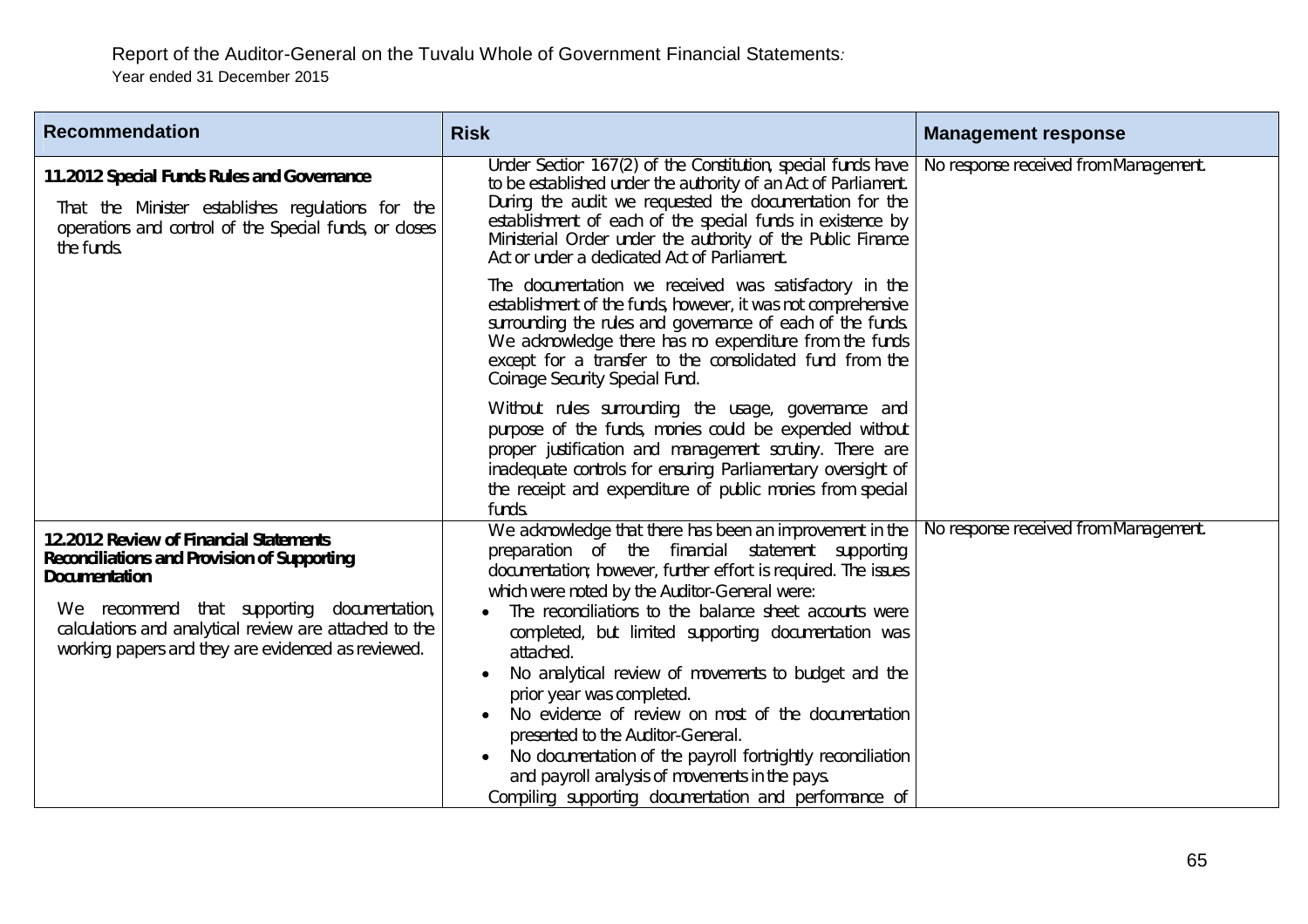| Recommendation | Risk | Management response |
|---|---|---|
| **11.2012 Special Funds Rules and Governance**<br><br>That the Minister establishes regulations for the operations and control of the Special funds, or closes the funds. | Under Section 167(2) of the Constitution, special funds have to be established under the authority of an Act of Parliament. During the audit we requested the documentation for the establishment of each of the special funds in existence by Ministerial Order under the authority of the Public Finance Act or under a dedicated Act of Parliament.<br><br>The documentation we received was satisfactory in the establishment of the funds, however, it was not comprehensive surrounding the rules and governance of each of the funds. We acknowledge there has no expenditure from the funds except for a transfer to the consolidated fund from the Coinage Security Special Fund.<br><br>Without rules surrounding the usage, governance and purpose of the funds, monies could be expended without proper justification and management scrutiny. There are inadequate controls for ensuring Parliamentary oversight of the receipt and expenditure of public monies from special funds. | No response received from Management. |
| **12.2012 Review of Financial Statements Reconciliations and Provision of Supporting Documentation**<br><br>We recommend that supporting documentation, calculations and analytical review are attached to the working papers and they are evidenced as reviewed. | We acknowledge that there has been an improvement in the preparation of the financial statement supporting documentation; however, further effort is required. The issues which were noted by the Auditor-General were:<br>• The reconciliations to the balance sheet accounts were completed, but limited supporting documentation was attached.<br>• No analytical review of movements to budget and the prior year was completed.<br>• No evidence of review on most of the documentation presented to the Auditor-General.<br>• No documentation of the payroll fortnightly reconciliation and payroll analysis of movements in the pays.<br>Compiling supporting documentation and performance of | No response received from Management. |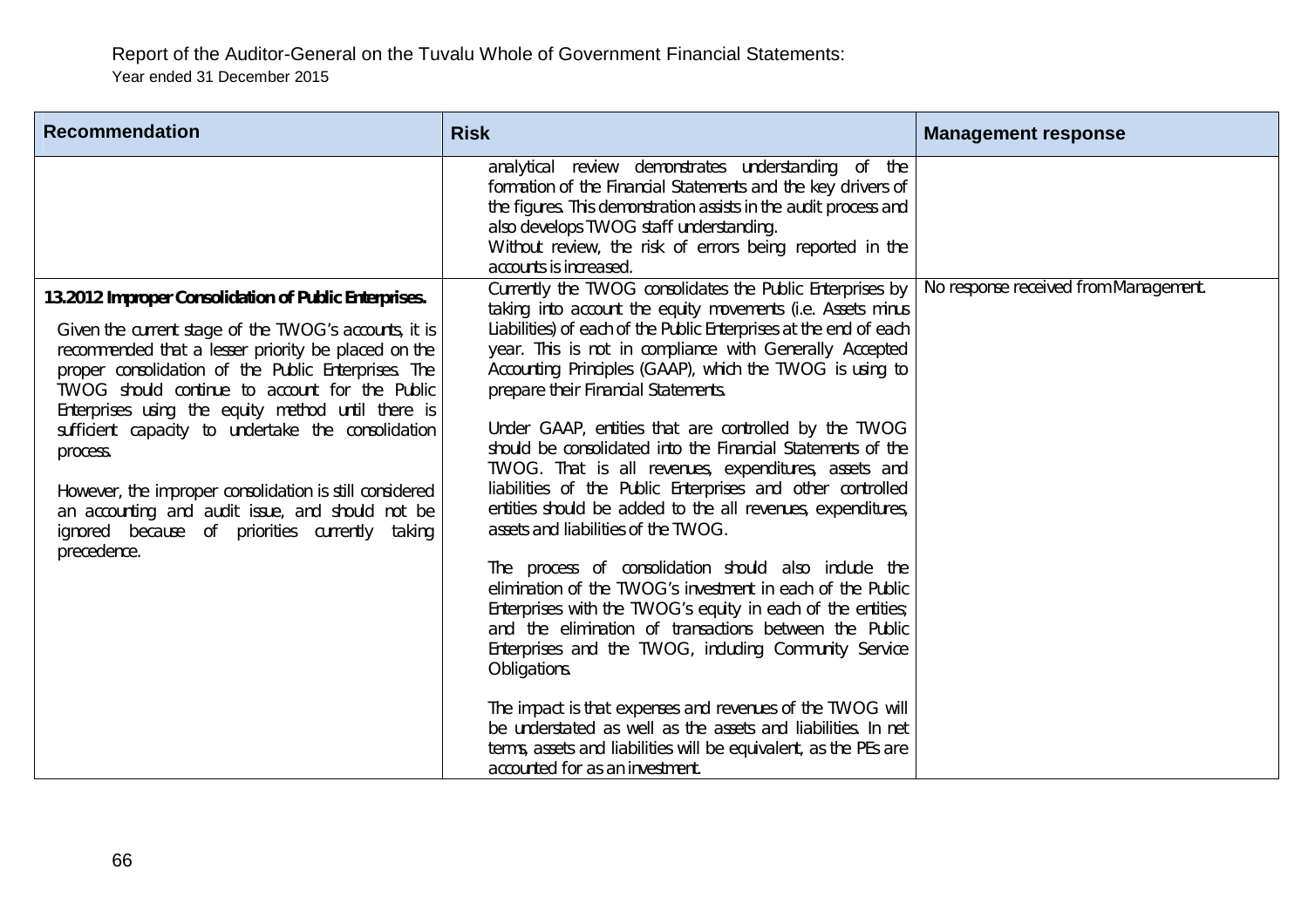| Recommendation | Risk | Management response |
| --- | --- | --- |
| | analytical review demonstrates understanding of the formation of the Financial Statements and the key drivers of the figures. This demonstration assists in the audit process and also develops TWOG staff understanding.<br>Without review, the risk of errors being reported in the accounts is increased. | |
| **13.2012 Improper Consolidation of Public Enterprises.**<br><br>Given the current stage of the TWOG's accounts, it is recommended that a lesser priority be placed on the proper consolidation of the Public Enterprises. The TWOG should continue to account for the Public Enterprises using the equity method until there is sufficient capacity to undertake the consolidation process.<br><br>However, the improper consolidation is still considered an accounting and audit issue, and should not be ignored because of priorities currently taking precedence. | Currently the TWOG consolidates the Public Enterprises by taking into account the equity movements (i.e. Assets minus Liabilities) of each of the Public Enterprises at the end of each year. This is not in compliance with Generally Accepted Accounting Principles (GAAP), which the TWOG is using to prepare their Financial Statements.<br><br>Under GAAP, entities that are controlled by the TWOG should be consolidated into the Financial Statements of the TWOG. That is all revenues, expenditures, assets and liabilities of the Public Enterprises and other controlled entities should be added to the all revenues, expenditures, assets and liabilities of the TWOG.<br><br>The process of consolidation should also include the elimination of the TWOG's investment in each of the Public Enterprises with the TWOG's equity in each of the entities; and the elimination of transactions between the Public Enterprises and the TWOG, including Community Service Obligations.<br><br>The impact is that expenses and revenues of the TWOG will be understated as well as the assets and liabilities. In net terms, assets and liabilities will be equivalent, as the PEs are accounted for as an investment. | No response received from Management. |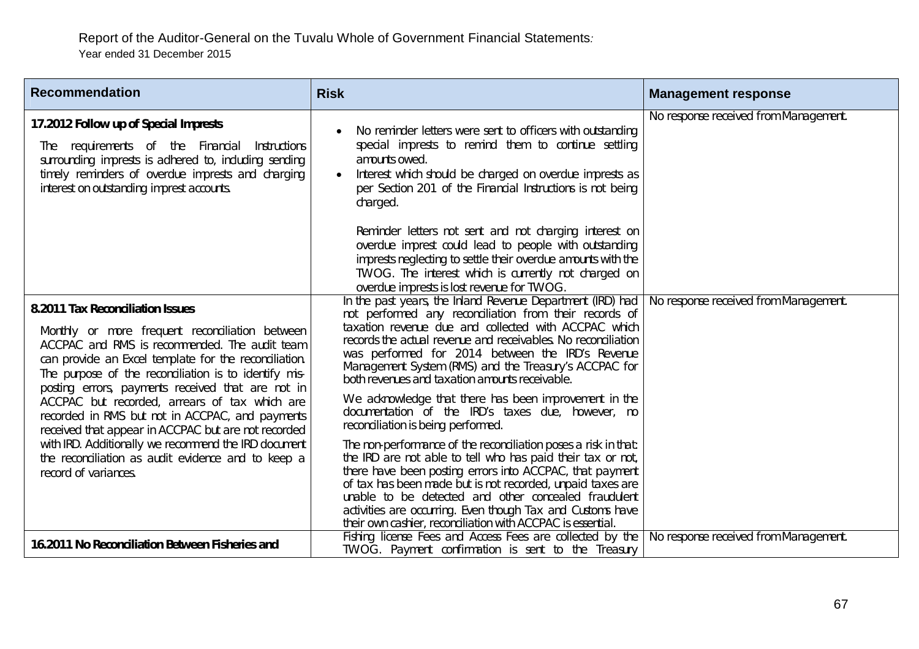| Recommendation | Risk | Management response |
|---|---|---|
| **17.2012 Follow up of Special Imprests**<br><br>The requirements of the Financial Instructions surrounding imprests is adhered to, including sending timely reminders of overdue imprests and charging interest on outstanding imprest accounts. | • No reminder letters were sent to officers with outstanding special imprests to remind them to continue settling amounts owed.<br>• Interest which should be charged on overdue imprests as per Section 201 of the Financial Instructions is not being charged.<br><br>Reminder letters not sent and not charging interest on overdue imprest could lead to people with outstanding imprests neglecting to settle their overdue amounts with the TWOG. The interest which is currently not charged on overdue imprests is lost revenue for TWOG. | No response received from Management. |
| **8.2011 Tax Reconciliation Issues**<br><br>Monthly or more frequent reconciliation between ACCPAC and RMS is recommended. The audit team can provide an Excel template for the reconciliation. The purpose of the reconciliation is to identify mis-posting errors, payments received that are not in ACCPAC but recorded, arrears of tax which are recorded in RMS but not in ACCPAC, and payments received that appear in ACCPAC but are not recorded with IRD. Additionally we recommend the IRD document the reconciliation as audit evidence and to keep a record of variances. | In the past years, the Inland Revenue Department (IRD) had not performed any reconciliation from their records of taxation revenue due and collected with ACCPAC which records the actual revenue and receivables. No reconciliation was performed for 2014 between the IRD's Revenue Management System (RMS) and the Treasury's ACCPAC for both revenues and taxation amounts receivable.<br><br>We acknowledge that there has been improvement in the documentation of the IRD's taxes due, however, no reconciliation is being performed.<br><br>The non-performance of the reconciliation poses a risk in that: the IRD are not able to tell who has paid their tax or not, there have been posting errors into ACCPAC, that payment of tax has been made but is not recorded, unpaid taxes are unable to be detected and other concealed fraudulent activities are occurring. Even though Tax and Customs have their own cashier, reconciliation with ACCPAC is essential. | No response received from Management. |
| **16.2011 No Reconciliation Between Fisheries and** | Fishing license Fees and Access Fees are collected by the TWOG. Payment confirmation is sent to the Treasury | No response received from Management. |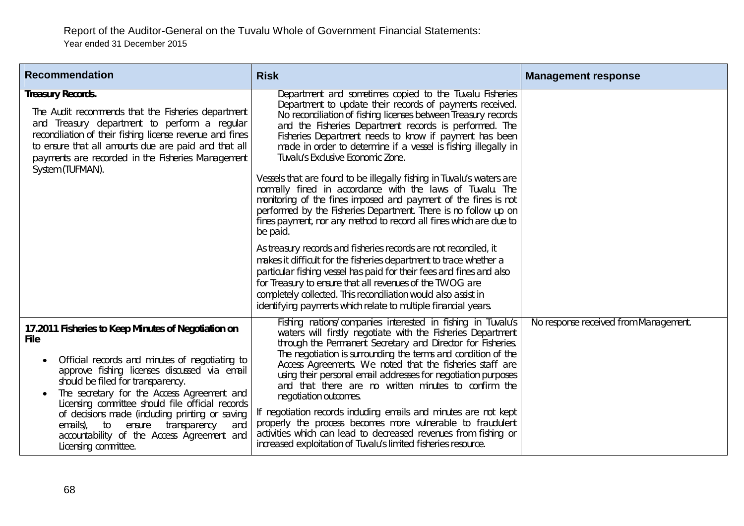| Recommendation | Risk | Management response |
|---|---|---|
| **Treasury Records.**<br><br>The Audit recommends that the Fisheries department and Treasury department to perform a regular reconciliation of their fishing license revenue and fines to ensure that all amounts due are paid and that all payments are recorded in the Fisheries Management System (TUFMAN). | Department and sometimes copied to the Tuvalu Fisheries Department to update their records of payments received. No reconciliation of fishing licenses between Treasury records and the Fisheries Department records is performed. The Fisheries Department needs to know if payment has been made in order to determine if a vessel is fishing illegally in Tuvalu's Exclusive Economic Zone.<br><br>Vessels that are found to be illegally fishing in Tuvalu's waters are normally fined in accordance with the laws of Tuvalu. The monitoring of the fines imposed and payment of the fines is not performed by the Fisheries Department. There is no follow up on fines payment, nor any method to record all fines which are due to be paid.<br><br>As treasury records and fisheries records are not reconciled, it makes it difficult for the fisheries department to trace whether a particular fishing vessel has paid for their fees and fines and also for Treasury to ensure that all revenues of the TWOG are completely collected. This reconciliation would also assist in identifying payments which relate to multiple financial years. | |
| **17.2011 Fisheries to Keep Minutes of Negotiation on File**<br><br>• Official records and minutes of negotiating to approve fishing licenses discussed via email should be filed for transparency.<br>• The secretary for the Access Agreement and Licensing committee should file official records of decisions made (including printing or saving emails), to ensure transparency and accountability of the Access Agreement and Licensing committee. | Fishing nations/companies interested in fishing in Tuvalu's waters will firstly negotiate with the Fisheries Department through the Permanent Secretary and Director for Fisheries. The negotiation is surrounding the terms and condition of the Access Agreements. We noted that the fisheries staff are using their personal email addresses for negotiation purposes and that there are no written minutes to confirm the negotiation outcomes.<br><br>If negotiation records including emails and minutes are not kept properly the process becomes more vulnerable to fraudulent activities which can lead to decreased revenues from fishing or increased exploitation of Tuvalu's limited fisheries resource. | No response received from Management. |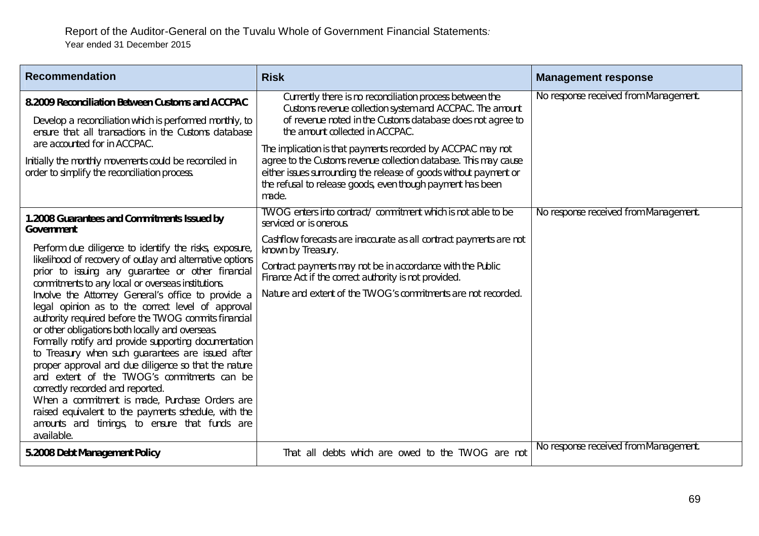| Recommendation | Risk | Management response |
|---|---|---|
| **8.2009 Reconciliation Between Customs and ACCPAC**<br><br>Develop a reconciliation which is performed monthly, to ensure that all transactions in the Customs database are accounted for in ACCPAC.<br><br>Initially the monthly movements could be reconciled in order to simplify the reconciliation process. | Currently there is no reconciliation process between the Customs revenue collection system and ACCPAC. The amount of revenue noted in the Customs database does not agree to the amount collected in ACCPAC.<br><br>The implication is that payments recorded by ACCPAC may not agree to the Customs revenue collection database. This may cause either issues surrounding the release of goods without payment or the refusal to release goods, even though payment has been made. | No response received from Management. |
| **1.2008 Guarantees and Commitments Issued by Government**<br><br>Perform due diligence to identify the risks, exposure, likelihood of recovery of outlay and alternative options prior to issuing any guarantee or other financial commitments to any local or overseas institutions.<br>Involve the Attorney General's office to provide a legal opinion as to the correct level of approval authority required before the TWOG commits financial or other obligations both locally and overseas.<br>Formally notify and provide supporting documentation to Treasury when such guarantees are issued after proper approval and due diligence so that the nature and extent of the TWOG's commitments can be correctly recorded and reported.<br>When a commitment is made, Purchase Orders are raised equivalent to the payments schedule, with the amounts and timings, to ensure that funds are available. | TWOG enters into contract/ commitment which is not able to be serviced or is onerous.<br><br>Cashflow forecasts are inaccurate as all contract payments are not known by Treasury.<br><br>Contract payments may not be in accordance with the Public Finance Act if the correct authority is not provided.<br><br>Nature and extent of the TWOG's commitments are not recorded. | No response received from Management. |
| **5.2008 Debt Management Policy** | That all debts which are owed to the TWOG are not | No response received from Management. |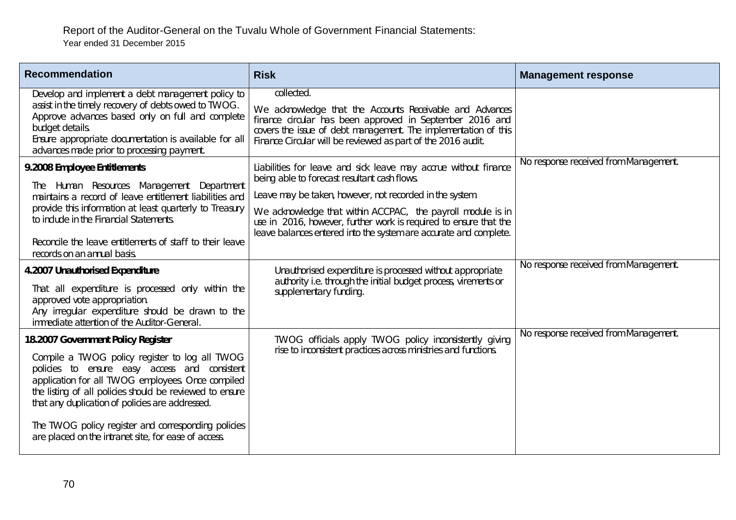| Recommendation | Risk | Management response |
|---|---|---|
| Develop and implement a debt management policy to assist in the timely recovery of debts owed to TWOG. Approve advances based only on full and complete budget details. Ensure appropriate documentation is available for all advances made prior to processing payment. | collected. We acknowledge that the Accounts Receivable and Advances finance circular has been approved in September 2016 and covers the issue of debt management. The implementation of this Finance Circular will be reviewed as part of the 2016 audit. | |
| **9.2008 Employee Entitlements** The Human Resources Management Department maintains a record of leave entitlement liabilities and provide this information at least quarterly to Treasury to include in the Financial Statements. Reconcile the leave entitlements of staff to their leave records on an annual basis. | Liabilities for leave and sick leave may accrue without finance being able to forecast resultant cash flows. Leave may be taken, however, not recorded in the system. We acknowledge that within ACCPAC, the payroll module is in use in 2016, however, further work is required to ensure that the leave balances entered into the system are accurate and complete. | No response received from Management. |
| **4.2007 Unauthorised Expenditure** That all expenditure is processed only within the approved vote appropriation. Any irregular expenditure should be drawn to the immediate attention of the Auditor-General. | Unauthorised expenditure is processed without appropriate authority i.e. through the initial budget process, virements or supplementary funding. | No response received from Management. |
| **18.2007 Government Policy Register** Compile a TWOG policy register to log all TWOG policies to ensure easy access and consistent application for all TWOG employees. Once compiled the listing of all policies should be reviewed to ensure that any duplication of policies are addressed. The TWOG policy register and corresponding policies are placed on the intranet site, for ease of access. | TWOG officials apply TWOG policy inconsistently giving rise to inconsistent practices across ministries and functions. | No response received from Management. |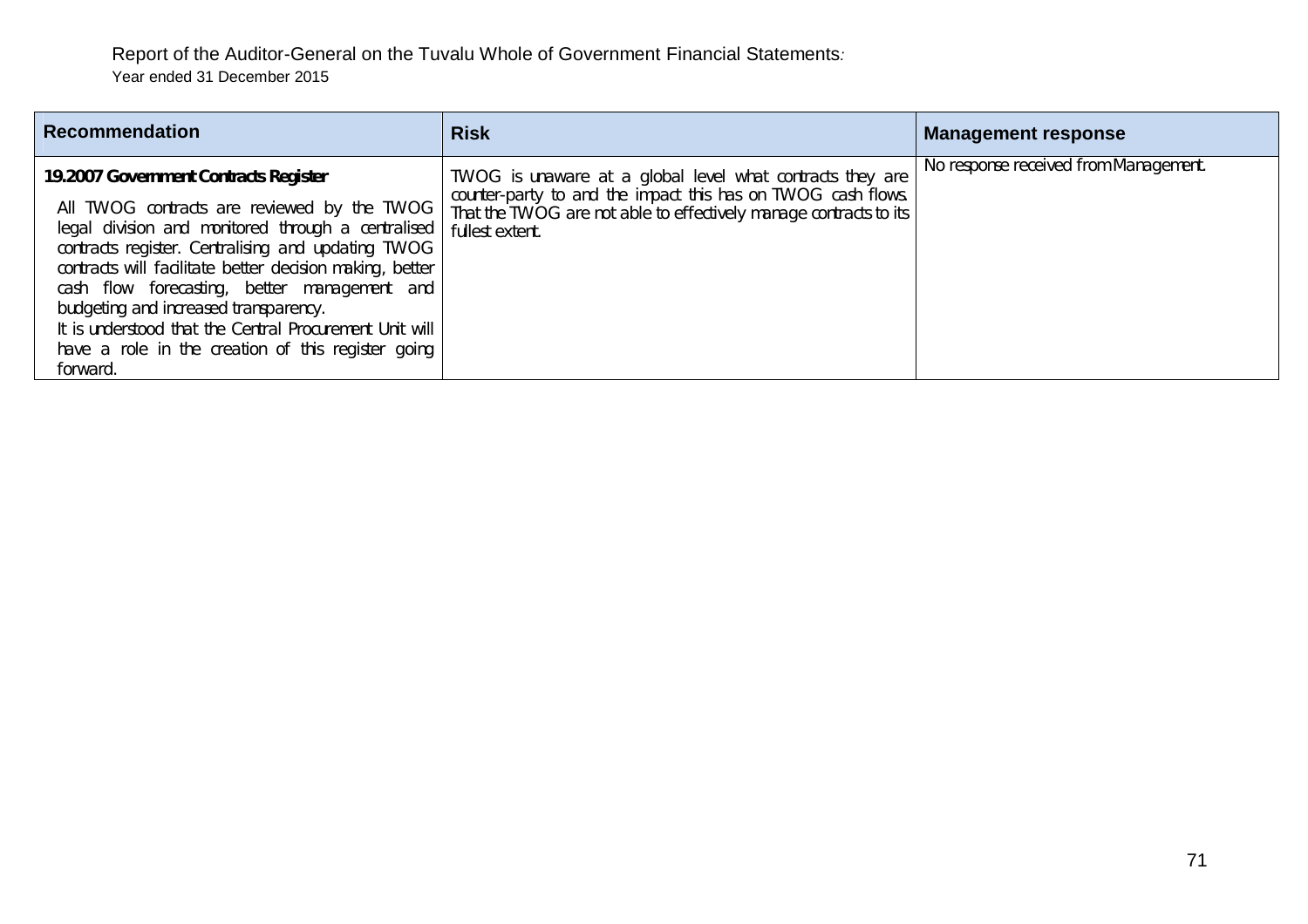| Recommendation | Risk | Management response |
|---|---|---|
| **19.2007 Government Contracts Register**<br><br>All TWOG contracts are reviewed by the TWOG legal division and monitored through a centralised contracts register. Centralising and updating TWOG contracts will facilitate better decision making, better cash flow forecasting, better management and budgeting and increased transparency.<br>It is understood that the Central Procurement Unit will have a role in the creation of this register going forward. | TWOG is unaware at a global level what contracts they are counter-party to and the impact this has on TWOG cash flows. That the TWOG are not able to effectively manage contracts to its fullest extent. | No response received from Management. |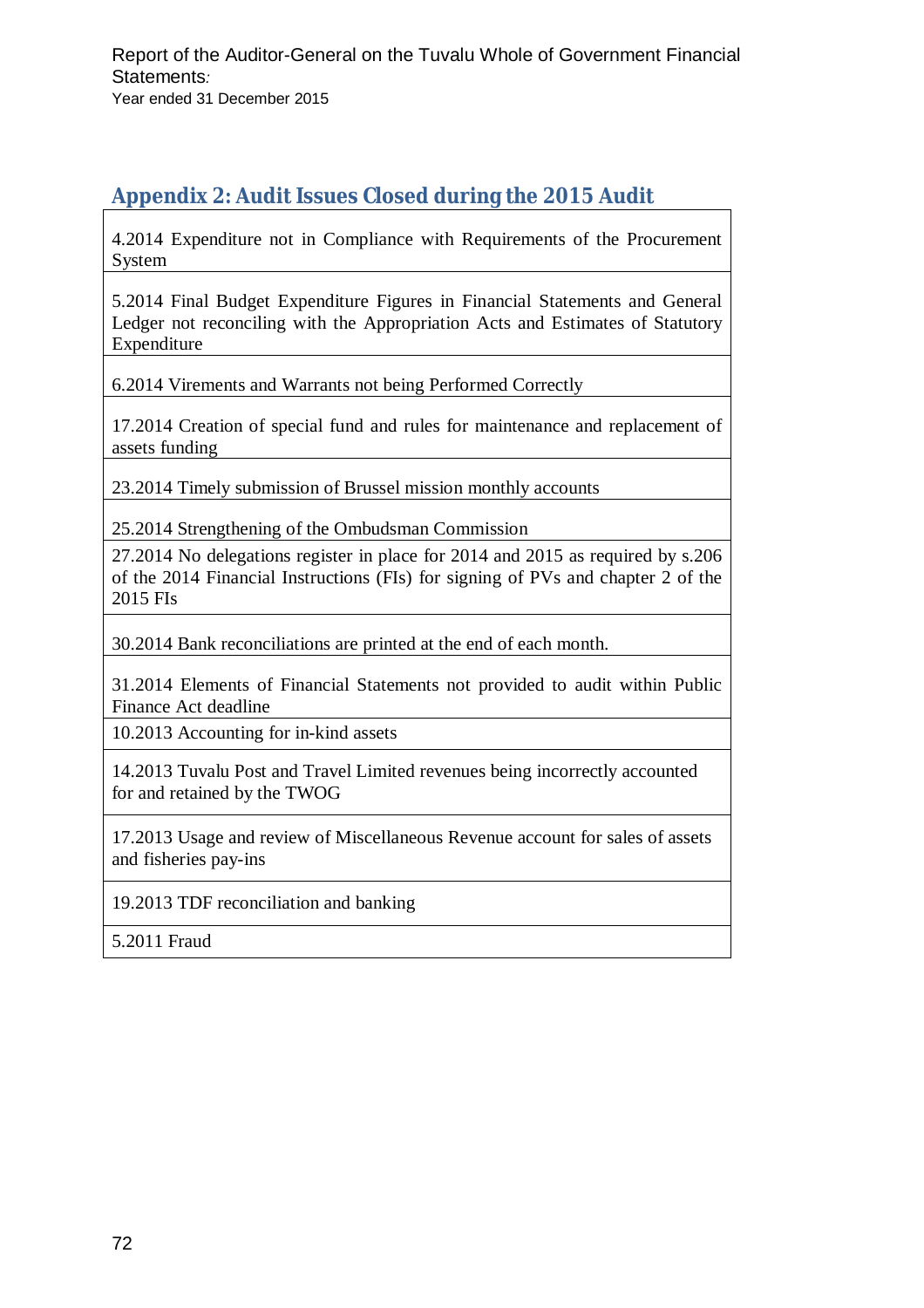## Appendix 2: Audit Issues Closed during the 2015 Audit

| |
|---|
| 4.2014 Expenditure not in Compliance with Requirements of the Procurement System |
| 5.2014 Final Budget Expenditure Figures in Financial Statements and General Ledger not reconciling with the Appropriation Acts and Estimates of Statutory Expenditure |
| 6.2014 Virements and Warrants not being Performed Correctly |
| 17.2014 Creation of special fund and rules for maintenance and replacement of assets funding |
| 23.2014 Timely submission of Brussel mission monthly accounts |
| 25.2014 Strengthening of the Ombudsman Commission |
| 27.2014 No delegations register in place for 2014 and 2015 as required by s.206 of the 2014 Financial Instructions (FIs) for signing of PVs and chapter 2 of the 2015 FIs |
| 30.2014 Bank reconciliations are printed at the end of each month. |
| 31.2014 Elements of Financial Statements not provided to audit within Public Finance Act deadline |
| 10.2013 Accounting for in-kind assets |
| 14.2013 Tuvalu Post and Travel Limited revenues being incorrectly accounted for and retained by the TWOG |
| 17.2013 Usage and review of Miscellaneous Revenue account for sales of assets and fisheries pay-ins |
| 19.2013 TDF reconciliation and banking |
| 5.2011 Fraud |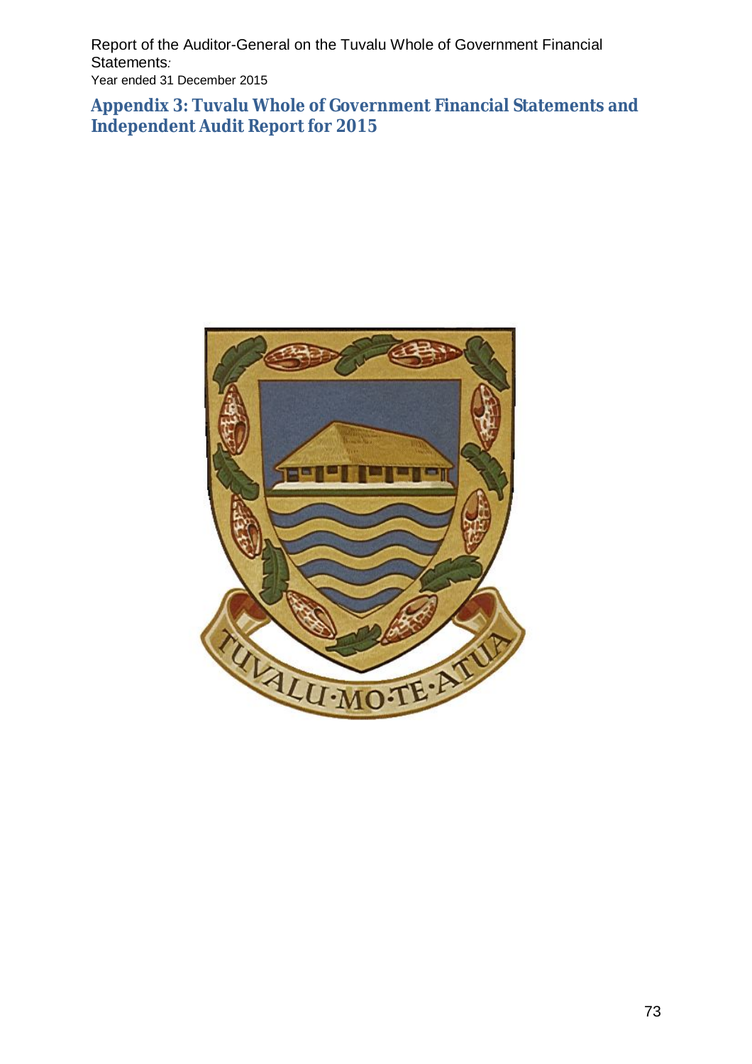## Appendix 3: Tuvalu Whole of Government Financial Statements and Independent Audit Report for 2015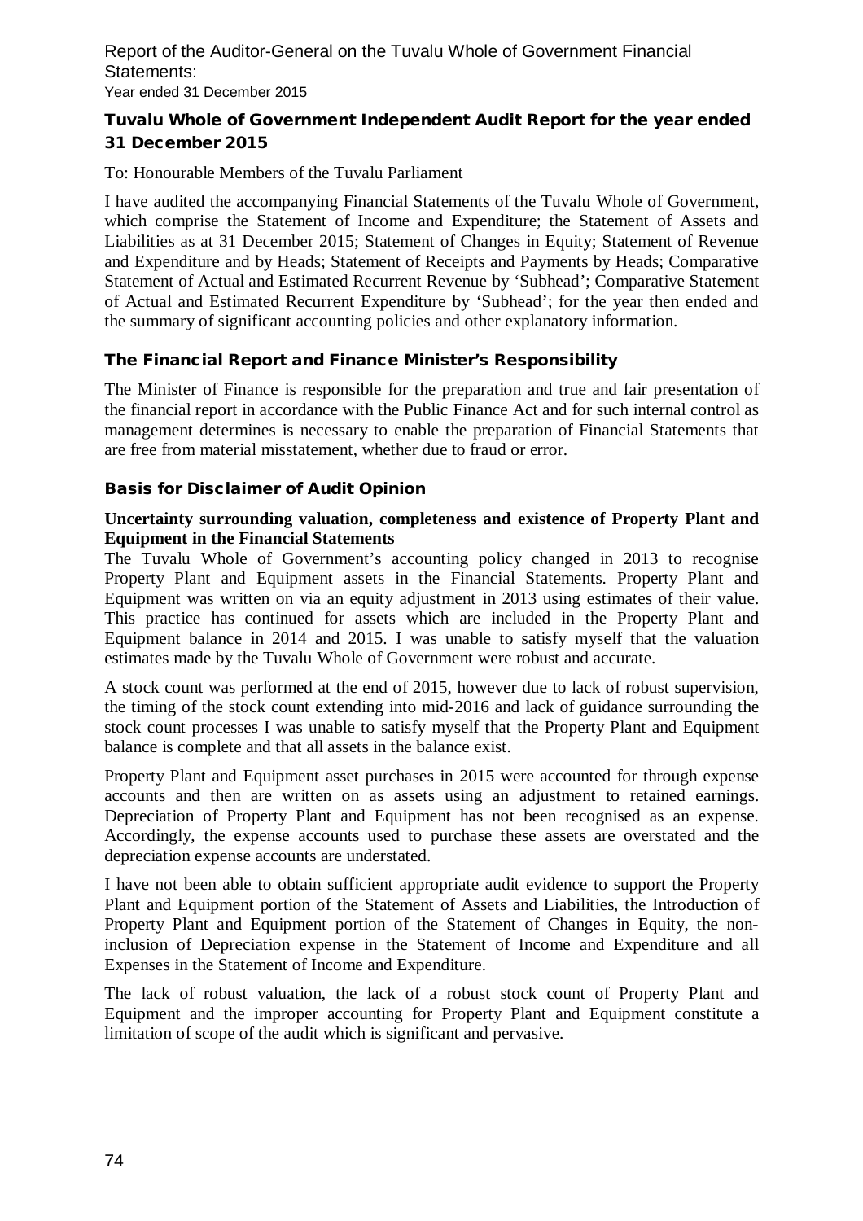## Tuvalu Whole of Government Independent Audit Report for the year ended 31 December 2015

To: Honourable Members of the Tuvalu Parliament

I have audited the accompanying Financial Statements of the Tuvalu Whole of Government, which comprise the Statement of Income and Expenditure; the Statement of Assets and Liabilities as at 31 December 2015; Statement of Changes in Equity; Statement of Revenue and Expenditure and by Heads; Statement of Receipts and Payments by Heads; Comparative Statement of Actual and Estimated Recurrent Revenue by 'Subhead'; Comparative Statement of Actual and Estimated Recurrent Expenditure by 'Subhead'; for the year then ended and the summary of significant accounting policies and other explanatory information.

### The Financial Report and Finance Minister's Responsibility

The Minister of Finance is responsible for the preparation and true and fair presentation of the financial report in accordance with the Public Finance Act and for such internal control as management determines is necessary to enable the preparation of Financial Statements that are free from material misstatement, whether due to fraud or error.

### Basis for Disclaimer of Audit Opinion

**Uncertainty surrounding valuation, completeness and existence of Property Plant and Equipment in the Financial Statements**

The Tuvalu Whole of Government's accounting policy changed in 2013 to recognise Property Plant and Equipment assets in the Financial Statements. Property Plant and Equipment was written on via an equity adjustment in 2013 using estimates of their value. This practice has continued for assets which are included in the Property Plant and Equipment balance in 2014 and 2015. I was unable to satisfy myself that the valuation estimates made by the Tuvalu Whole of Government were robust and accurate.

A stock count was performed at the end of 2015, however due to lack of robust supervision, the timing of the stock count extending into mid-2016 and lack of guidance surrounding the stock count processes I was unable to satisfy myself that the Property Plant and Equipment balance is complete and that all assets in the balance exist.

Property Plant and Equipment asset purchases in 2015 were accounted for through expense accounts and then are written on as assets using an adjustment to retained earnings. Depreciation of Property Plant and Equipment has not been recognised as an expense. Accordingly, the expense accounts used to purchase these assets are overstated and the depreciation expense accounts are understated.

I have not been able to obtain sufficient appropriate audit evidence to support the Property Plant and Equipment portion of the Statement of Assets and Liabilities, the Introduction of Property Plant and Equipment portion of the Statement of Changes in Equity, the non-inclusion of Depreciation expense in the Statement of Income and Expenditure and all Expenses in the Statement of Income and Expenditure.

The lack of robust valuation, the lack of a robust stock count of Property Plant and Equipment and the improper accounting for Property Plant and Equipment constitute a limitation of scope of the audit which is significant and pervasive.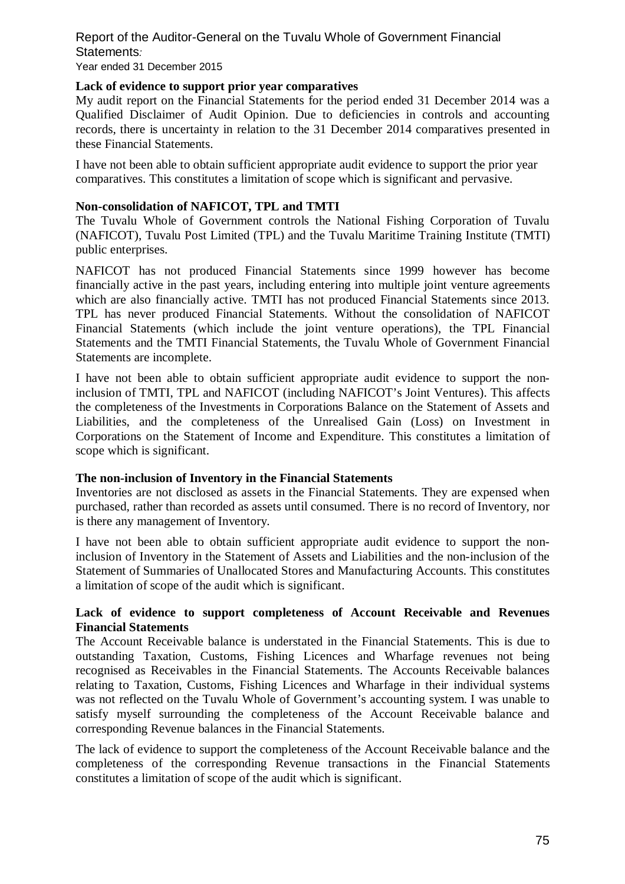**Lack of evidence to support prior year comparatives**

My audit report on the Financial Statements for the period ended 31 December 2014 was a Qualified Disclaimer of Audit Opinion. Due to deficiencies in controls and accounting records, there is uncertainty in relation to the 31 December 2014 comparatives presented in these Financial Statements.

I have not been able to obtain sufficient appropriate audit evidence to support the prior year comparatives. This constitutes a limitation of scope which is significant and pervasive.

**Non-consolidation of NAFICOT, TPL and TMTI**

The Tuvalu Whole of Government controls the National Fishing Corporation of Tuvalu (NAFICOT), Tuvalu Post Limited (TPL) and the Tuvalu Maritime Training Institute (TMTI) public enterprises.

NAFICOT has not produced Financial Statements since 1999 however has become financially active in the past years, including entering into multiple joint venture agreements which are also financially active. TMTI has not produced Financial Statements since 2013. TPL has never produced Financial Statements. Without the consolidation of NAFICOT Financial Statements (which include the joint venture operations), the TPL Financial Statements and the TMTI Financial Statements, the Tuvalu Whole of Government Financial Statements are incomplete.

I have not been able to obtain sufficient appropriate audit evidence to support the non-inclusion of TMTI, TPL and NAFICOT (including NAFICOT's Joint Ventures). This affects the completeness of the Investments in Corporations Balance on the Statement of Assets and Liabilities, and the completeness of the Unrealised Gain (Loss) on Investment in Corporations on the Statement of Income and Expenditure. This constitutes a limitation of scope which is significant.

**The non-inclusion of Inventory in the Financial Statements**

Inventories are not disclosed as assets in the Financial Statements. They are expensed when purchased, rather than recorded as assets until consumed. There is no record of Inventory, nor is there any management of Inventory.

I have not been able to obtain sufficient appropriate audit evidence to support the non-inclusion of Inventory in the Statement of Assets and Liabilities and the non-inclusion of the Statement of Summaries of Unallocated Stores and Manufacturing Accounts. This constitutes a limitation of scope of the audit which is significant.

**Lack of evidence to support completeness of Account Receivable and Revenues Financial Statements**

The Account Receivable balance is understated in the Financial Statements. This is due to outstanding Taxation, Customs, Fishing Licences and Wharfage revenues not being recognised as Receivables in the Financial Statements. The Accounts Receivable balances relating to Taxation, Customs, Fishing Licences and Wharfage in their individual systems was not reflected on the Tuvalu Whole of Government's accounting system. I was unable to satisfy myself surrounding the completeness of the Account Receivable balance and corresponding Revenue balances in the Financial Statements.

The lack of evidence to support the completeness of the Account Receivable balance and the completeness of the corresponding Revenue transactions in the Financial Statements constitutes a limitation of scope of the audit which is significant.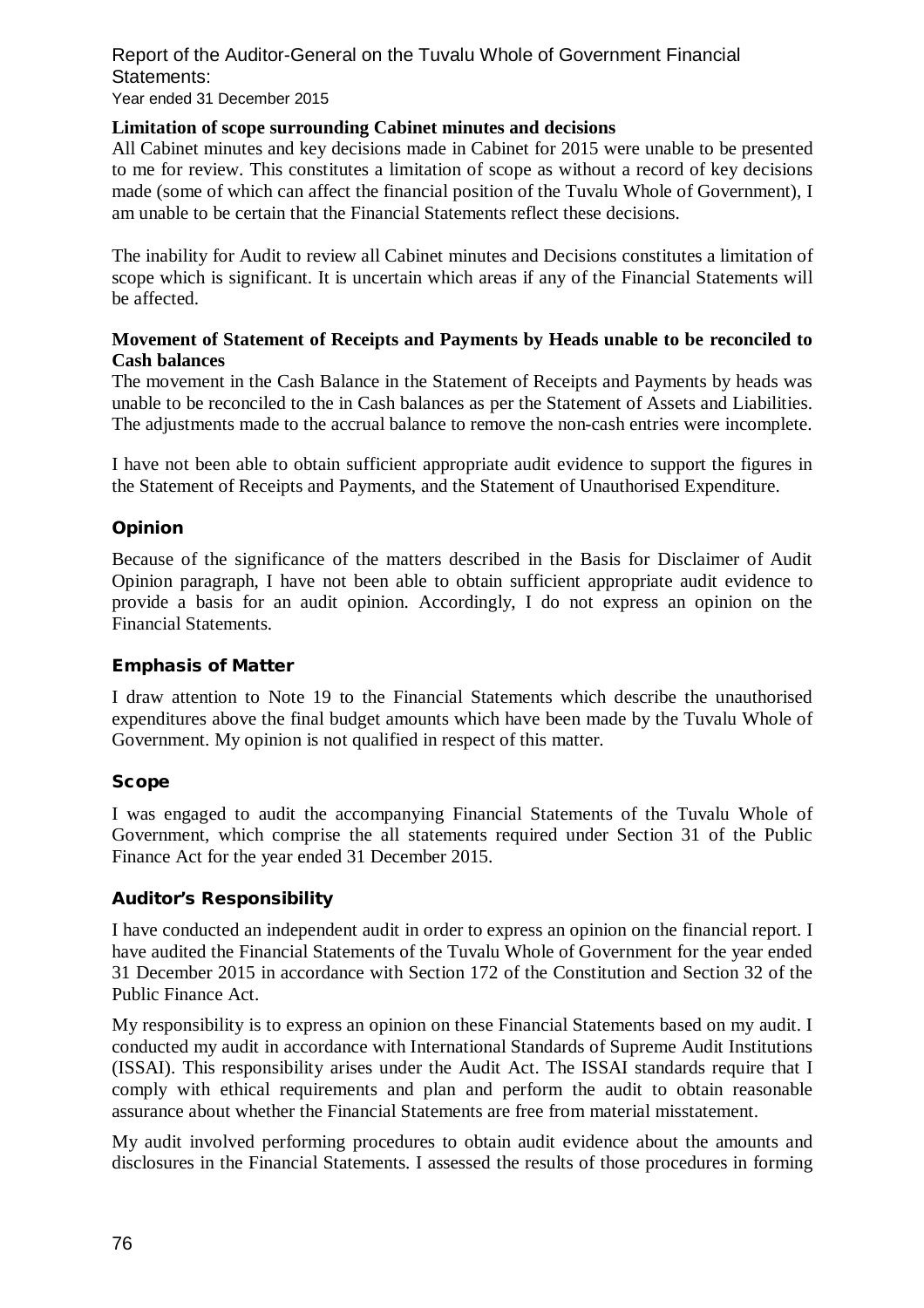**Limitation of scope surrounding Cabinet minutes and decisions**

All Cabinet minutes and key decisions made in Cabinet for 2015 were unable to be presented to me for review. This constitutes a limitation of scope as without a record of key decisions made (some of which can affect the financial position of the Tuvalu Whole of Government), I am unable to be certain that the Financial Statements reflect these decisions.

The inability for Audit to review all Cabinet minutes and Decisions constitutes a limitation of scope which is significant. It is uncertain which areas if any of the Financial Statements will be affected.

**Movement of Statement of Receipts and Payments by Heads unable to be reconciled to Cash balances**

The movement in the Cash Balance in the Statement of Receipts and Payments by heads was unable to be reconciled to the in Cash balances as per the Statement of Assets and Liabilities. The adjustments made to the accrual balance to remove the non-cash entries were incomplete.

I have not been able to obtain sufficient appropriate audit evidence to support the figures in the Statement of Receipts and Payments, and the Statement of Unauthorised Expenditure.

## Opinion

Because of the significance of the matters described in the Basis for Disclaimer of Audit Opinion paragraph, I have not been able to obtain sufficient appropriate audit evidence to provide a basis for an audit opinion. Accordingly, I do not express an opinion on the Financial Statements.

## Emphasis of Matter

I draw attention to Note 19 to the Financial Statements which describe the unauthorised expenditures above the final budget amounts which have been made by the Tuvalu Whole of Government. My opinion is not qualified in respect of this matter.

## Scope

I was engaged to audit the accompanying Financial Statements of the Tuvalu Whole of Government, which comprise the all statements required under Section 31 of the Public Finance Act for the year ended 31 December 2015.

## Auditor's Responsibility

I have conducted an independent audit in order to express an opinion on the financial report. I have audited the Financial Statements of the Tuvalu Whole of Government for the year ended 31 December 2015 in accordance with Section 172 of the Constitution and Section 32 of the Public Finance Act.

My responsibility is to express an opinion on these Financial Statements based on my audit. I conducted my audit in accordance with International Standards of Supreme Audit Institutions (ISSAI). This responsibility arises under the Audit Act. The ISSAI standards require that I comply with ethical requirements and plan and perform the audit to obtain reasonable assurance about whether the Financial Statements are free from material misstatement.

My audit involved performing procedures to obtain audit evidence about the amounts and disclosures in the Financial Statements. I assessed the results of those procedures in forming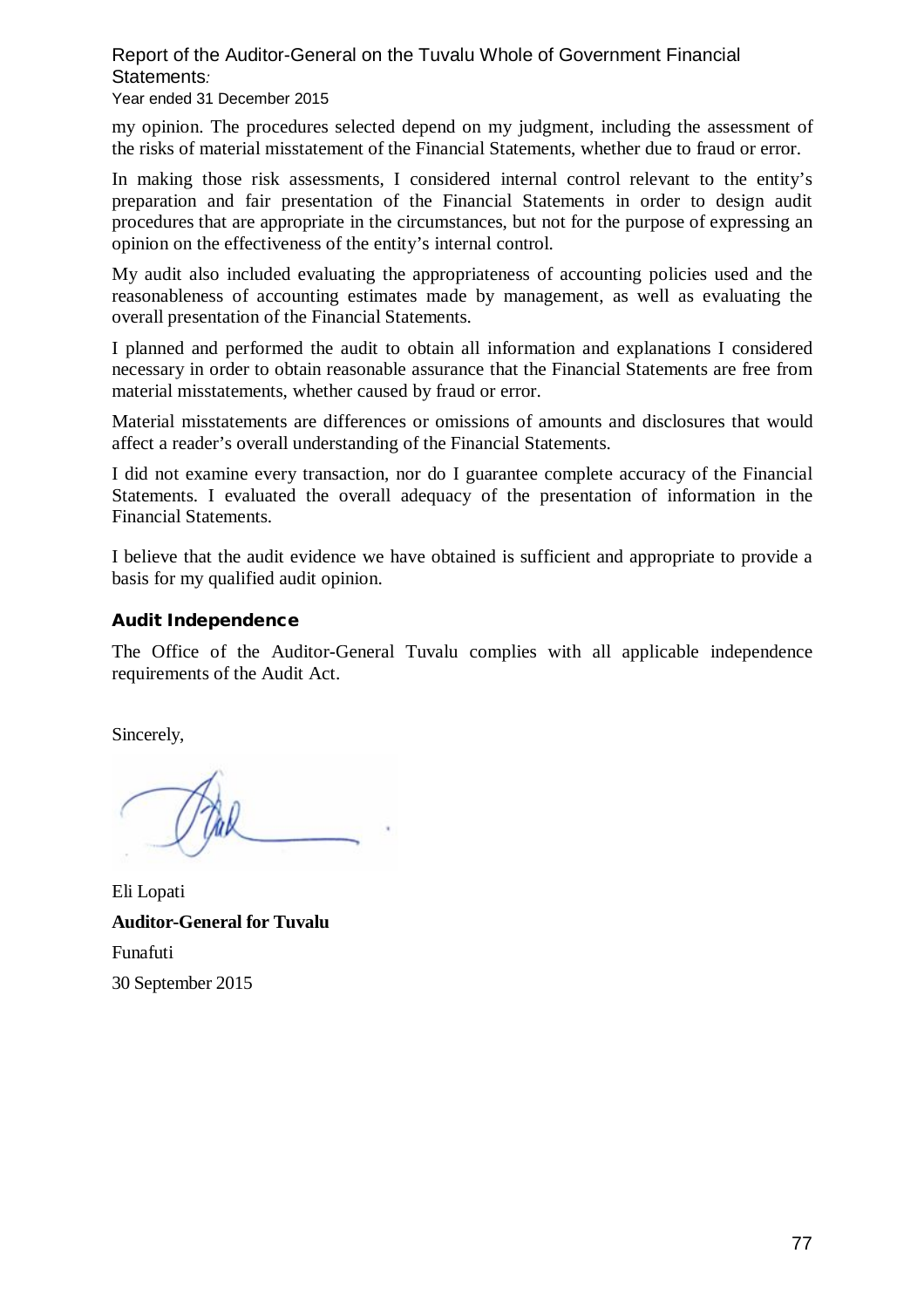my opinion. The procedures selected depend on my judgment, including the assessment of the risks of material misstatement of the Financial Statements, whether due to fraud or error.

In making those risk assessments, I considered internal control relevant to the entity's preparation and fair presentation of the Financial Statements in order to design audit procedures that are appropriate in the circumstances, but not for the purpose of expressing an opinion on the effectiveness of the entity's internal control.

My audit also included evaluating the appropriateness of accounting policies used and the reasonableness of accounting estimates made by management, as well as evaluating the overall presentation of the Financial Statements.

I planned and performed the audit to obtain all information and explanations I considered necessary in order to obtain reasonable assurance that the Financial Statements are free from material misstatements, whether caused by fraud or error.

Material misstatements are differences or omissions of amounts and disclosures that would affect a reader's overall understanding of the Financial Statements.

I did not examine every transaction, nor do I guarantee complete accuracy of the Financial Statements. I evaluated the overall adequacy of the presentation of information in the Financial Statements.

I believe that the audit evidence we have obtained is sufficient and appropriate to provide a basis for my qualified audit opinion.

## Audit Independence

The Office of the Auditor-General Tuvalu complies with all applicable independence requirements of the Audit Act.

Sincerely,

Eli Lopati

**Auditor-General for Tuvalu**

Funafuti

30 September 2015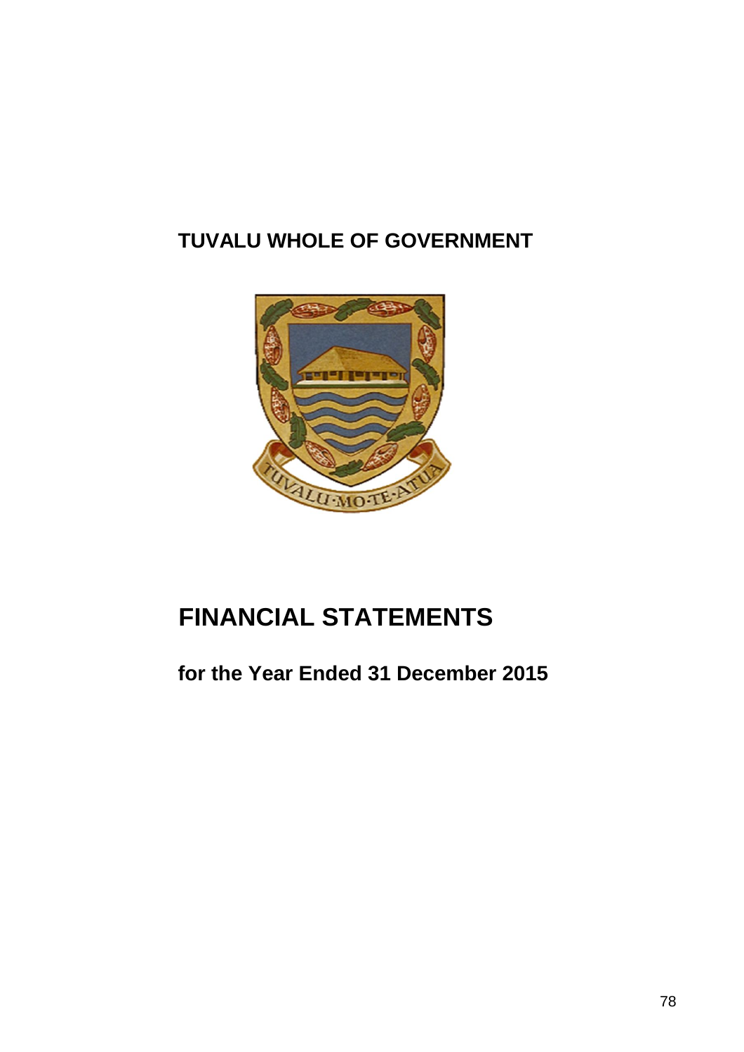# TUVALU WHOLE OF GOVERNMENT

# FINANCIAL STATEMENTS

## for the Year Ended 31 December 2015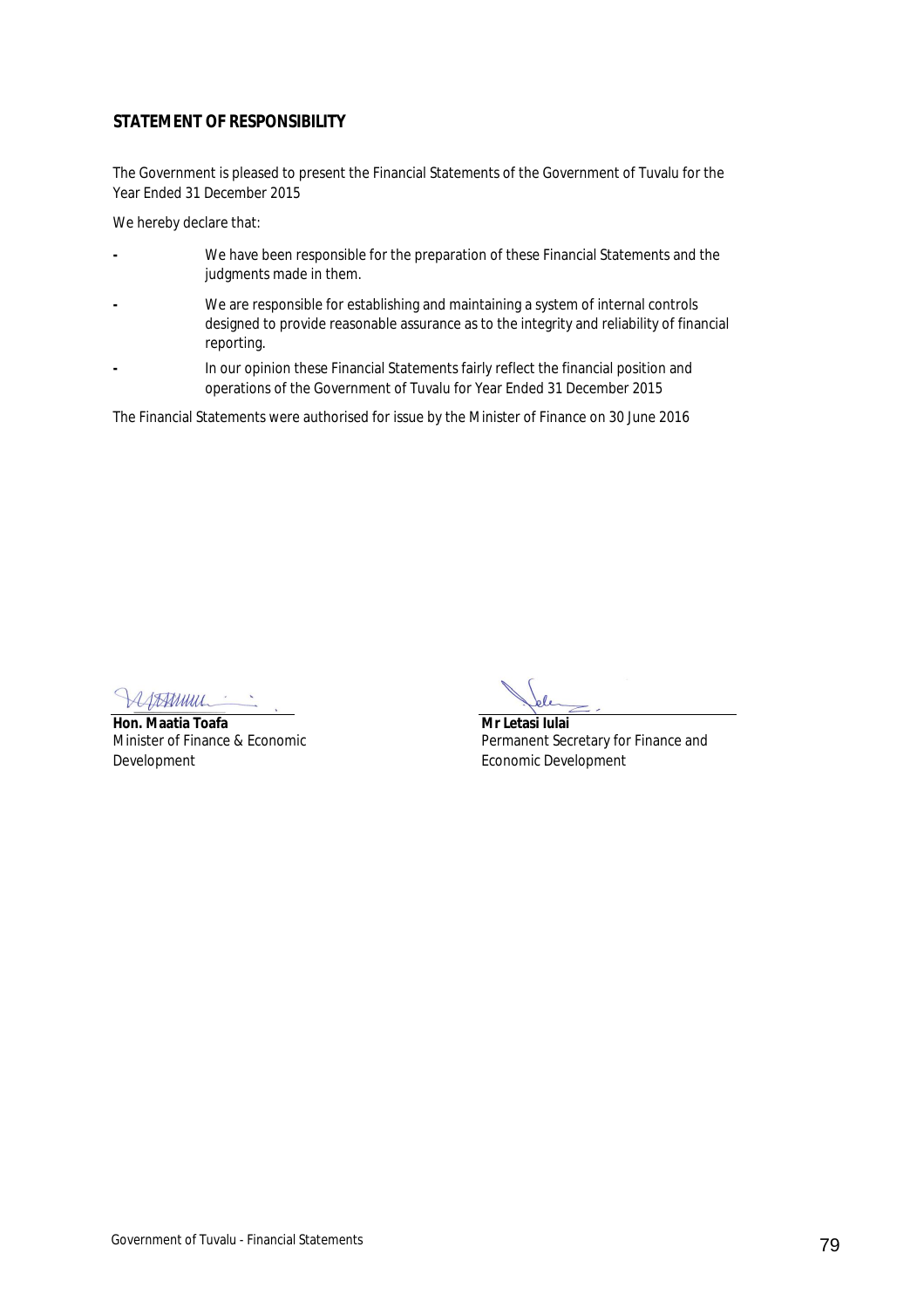## STATEMENT OF RESPONSIBILITY

The Government is pleased to present the Financial Statements of the Government of Tuvalu for the Year Ended 31 December 2015

We hereby declare that:

- We have been responsible for the preparation of these Financial Statements and the judgments made in them.
- We are responsible for establishing and maintaining a system of internal controls designed to provide reasonable assurance as to the integrity and reliability of financial reporting.
- In our opinion these Financial Statements fairly reflect the financial position and operations of the Government of Tuvalu for Year Ended 31 December 2015

The Financial Statements were authorised for issue by the Minister of Finance on 30 June 2016

| | |
|---|---|
| **Hon. Maatia Toafa** | **Mr Letasi Iulai** |
| Minister of Finance & Economic Development | Permanent Secretary for Finance and Economic Development |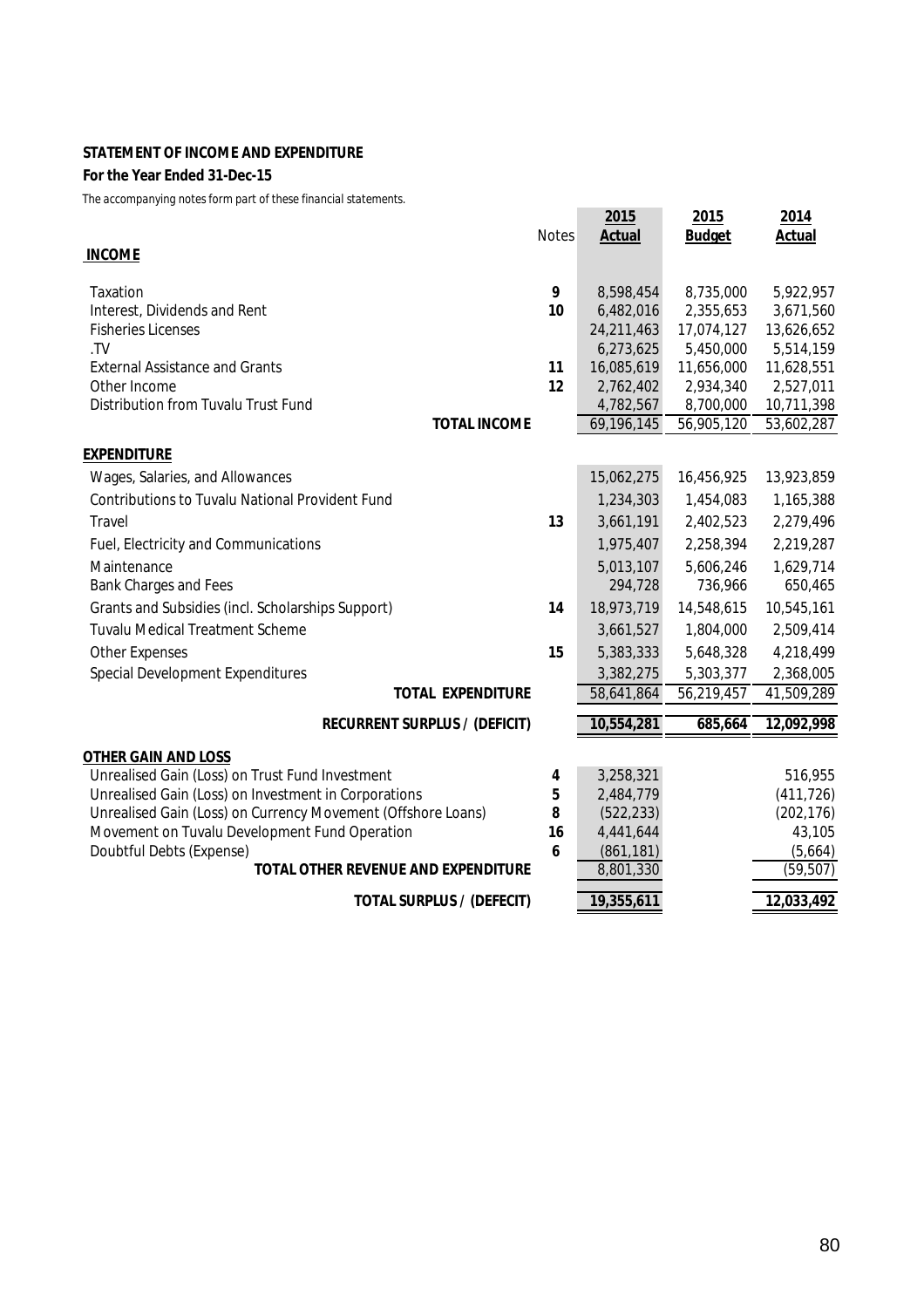**STATEMENT OF INCOME AND EXPENDITURE**

**For the Year Ended 31-Dec-15**

The accompanying notes form part of these financial statements.

| | Notes | 2015 Actual | 2015 Budget | 2014 Actual |
|---|---|---|---|---|
| **INCOME** | | | | |
| Taxation | 9 | 8,598,454 | 8,735,000 | 5,922,957 |
| Interest, Dividends and Rent | 10 | 6,482,016 | 2,355,653 | 3,671,560 |
| Fisheries Licenses | | 24,211,463 | 17,074,127 | 13,626,652 |
| .TV | | 6,273,625 | 5,450,000 | 5,514,159 |
| External Assistance and Grants | 11 | 16,085,619 | 11,656,000 | 11,628,551 |
| Other Income | 12 | 2,762,402 | 2,934,340 | 2,527,011 |
| Distribution from Tuvalu Trust Fund | | 4,782,567 | 8,700,000 | 10,711,398 |
| **TOTAL INCOME** | | 69,196,145 | 56,905,120 | 53,602,287 |
| **EXPENDITURE** | | | | |
| Wages, Salaries, and Allowances | | 15,062,275 | 16,456,925 | 13,923,859 |
| Contributions to Tuvalu National Provident Fund | | 1,234,303 | 1,454,083 | 1,165,388 |
| Travel | 13 | 3,661,191 | 2,402,523 | 2,279,496 |
| Fuel, Electricity and Communications | | 1,975,407 | 2,258,394 | 2,219,287 |
| Maintenance | | 5,013,107 | 5,606,246 | 1,629,714 |
| Bank Charges and Fees | | 294,728 | 736,966 | 650,465 |
| Grants and Subsidies (incl. Scholarships Support) | 14 | 18,973,719 | 14,548,615 | 10,545,161 |
| Tuvalu Medical Treatment Scheme | | 3,661,527 | 1,804,000 | 2,509,414 |
| Other Expenses | 15 | 5,383,333 | 5,648,328 | 4,218,499 |
| Special Development Expenditures | | 3,382,275 | 5,303,377 | 2,368,005 |
| **TOTAL EXPENDITURE** | | 58,641,864 | 56,219,457 | 41,509,289 |
| **RECURRENT SURPLUS / (DEFICIT)** | | **10,554,281** | **685,664** | **12,092,998** |
| **OTHER GAIN AND LOSS** | | | | |
| Unrealised Gain (Loss) on Trust Fund Investment | 4 | 3,258,321 | | 516,955 |
| Unrealised Gain (Loss) on Investment in Corporations | 5 | 2,484,779 | | (411,726) |
| Unrealised Gain (Loss) on Currency Movement (Offshore Loans) | 8 | (522,233) | | (202,176) |
| Movement on Tuvalu Development Fund Operation | 16 | 4,441,644 | | 43,105 |
| Doubtful Debts (Expense) | 6 | (861,181) | | (5,664) |
| **TOTAL OTHER REVENUE AND EXPENDITURE** | | 8,801,330 | | (59,507) |
| **TOTAL SURPLUS / (DEFECIT)** | | **19,355,611** | | **12,033,492** |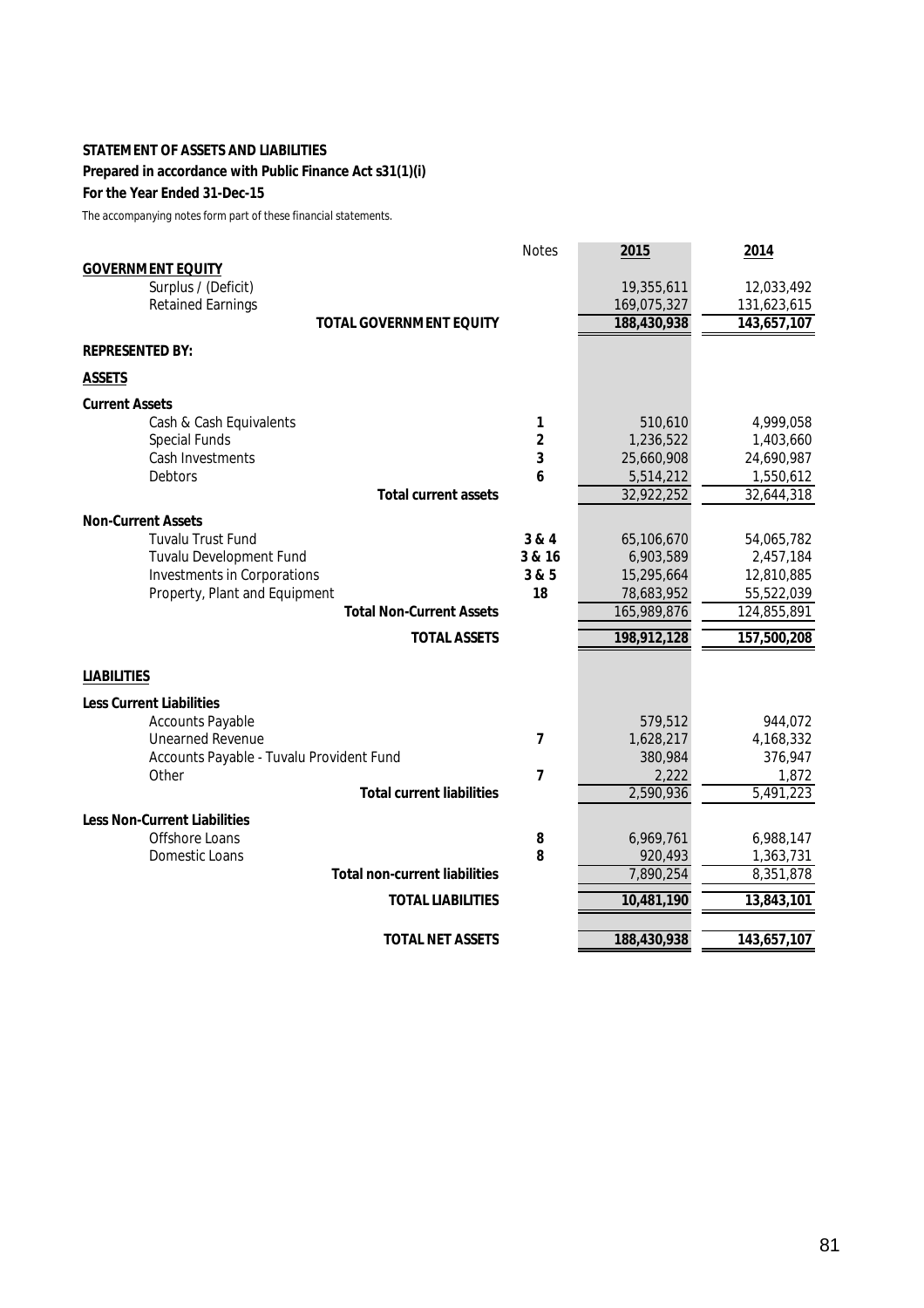**STATEMENT OF ASSETS AND LIABILITIES**

**Prepared in accordance with Public Finance Act s31(1)(i)**

**For the Year Ended 31-Dec-15**

The accompanying notes form part of these financial statements.

| | Notes | 2015 | 2014 |
|---|---|---|---|
| **GOVERNMENT EQUITY** | | | |
| Surplus / (Deficit) | | 19,355,611 | 12,033,492 |
| Retained Earnings | | 169,075,327 | 131,623,615 |
| **TOTAL GOVERNMENT EQUITY** | | **188,430,938** | **143,657,107** |
| **REPRESENTED BY:** | | | |
| **ASSETS** | | | |
| **Current Assets** | | | |
| Cash & Cash Equivalents | 1 | 510,610 | 4,999,058 |
| Special Funds | 2 | 1,236,522 | 1,403,660 |
| Cash Investments | 3 | 25,660,908 | 24,690,987 |
| Debtors | 6 | 5,514,212 | 1,550,612 |
| **Total current assets** | | 32,922,252 | 32,644,318 |
| **Non-Current Assets** | | | |
| Tuvalu Trust Fund | 3 & 4 | 65,106,670 | 54,065,782 |
| Tuvalu Development Fund | 3 & 16 | 6,903,589 | 2,457,184 |
| Investments in Corporations | 3 & 5 | 15,295,664 | 12,810,885 |
| Property, Plant and Equipment | 18 | 78,683,952 | 55,522,039 |
| **Total Non-Current Assets** | | 165,989,876 | 124,855,891 |
| **TOTAL ASSETS** | | **198,912,128** | **157,500,208** |
| **LIABILITIES** | | | |
| **Less Current Liabilities** | | | |
| Accounts Payable | | 579,512 | 944,072 |
| Unearned Revenue | 7 | 1,628,217 | 4,168,332 |
| Accounts Payable - Tuvalu Provident Fund | | 380,984 | 376,947 |
| Other | 7 | 2,222 | 1,872 |
| **Total current liabilities** | | 2,590,936 | 5,491,223 |
| **Less Non-Current Liabilities** | | | |
| Offshore Loans | 8 | 6,969,761 | 6,988,147 |
| Domestic Loans | 8 | 920,493 | 1,363,731 |
| **Total non-current liabilities** | | 7,890,254 | 8,351,878 |
| **TOTAL LIABILITIES** | | **10,481,190** | **13,843,101** |
| **TOTAL NET ASSETS** | | **188,430,938** | **143,657,107** |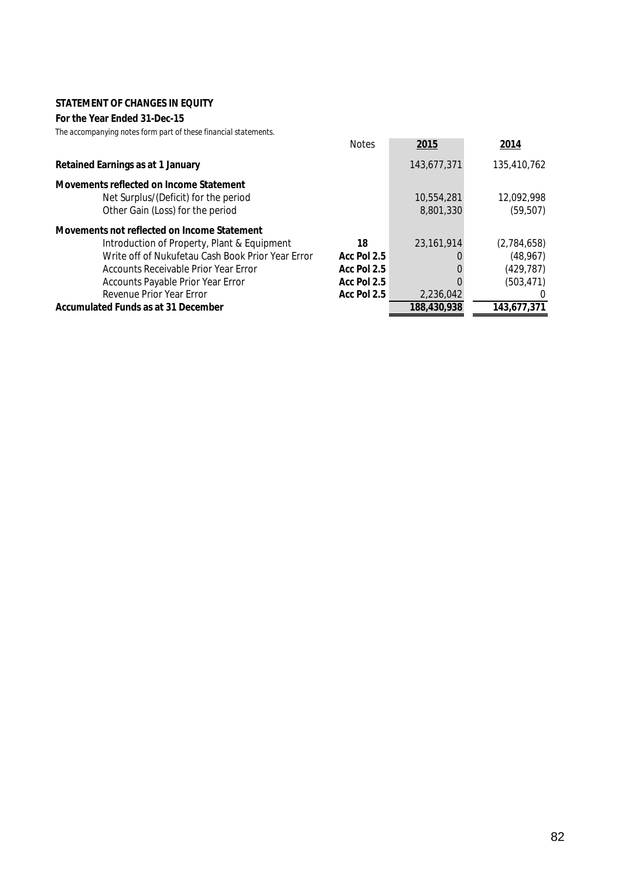**STATEMENT OF CHANGES IN EQUITY**

**For the Year Ended 31-Dec-15**

The accompanying notes form part of these financial statements.

| | Notes | 2015 | 2014 |
|---|---|---|---|
| **Retained Earnings as at 1 January** | | 143,677,371 | 135,410,762 |
| **Movements reflected on Income Statement** | | | |
| Net Surplus/(Deficit) for the period | | 10,554,281 | 12,092,998 |
| Other Gain (Loss) for the period | | 8,801,330 | (59,507) |
| **Movements not reflected on Income Statement** | | | |
| Introduction of Property, Plant & Equipment | **18** | 23,161,914 | (2,784,658) |
| Write off of Nukufetau Cash Book Prior Year Error | **Acc Pol 2.5** | 0 | (48,967) |
| Accounts Receivable Prior Year Error | **Acc Pol 2.5** | 0 | (429,787) |
| Accounts Payable Prior Year Error | **Acc Pol 2.5** | 0 | (503,471) |
| Revenue Prior Year Error | **Acc Pol 2.5** | 2,236,042 | 0 |
| **Accumulated Funds as at 31 December** | | **188,430,938** | **143,677,371** |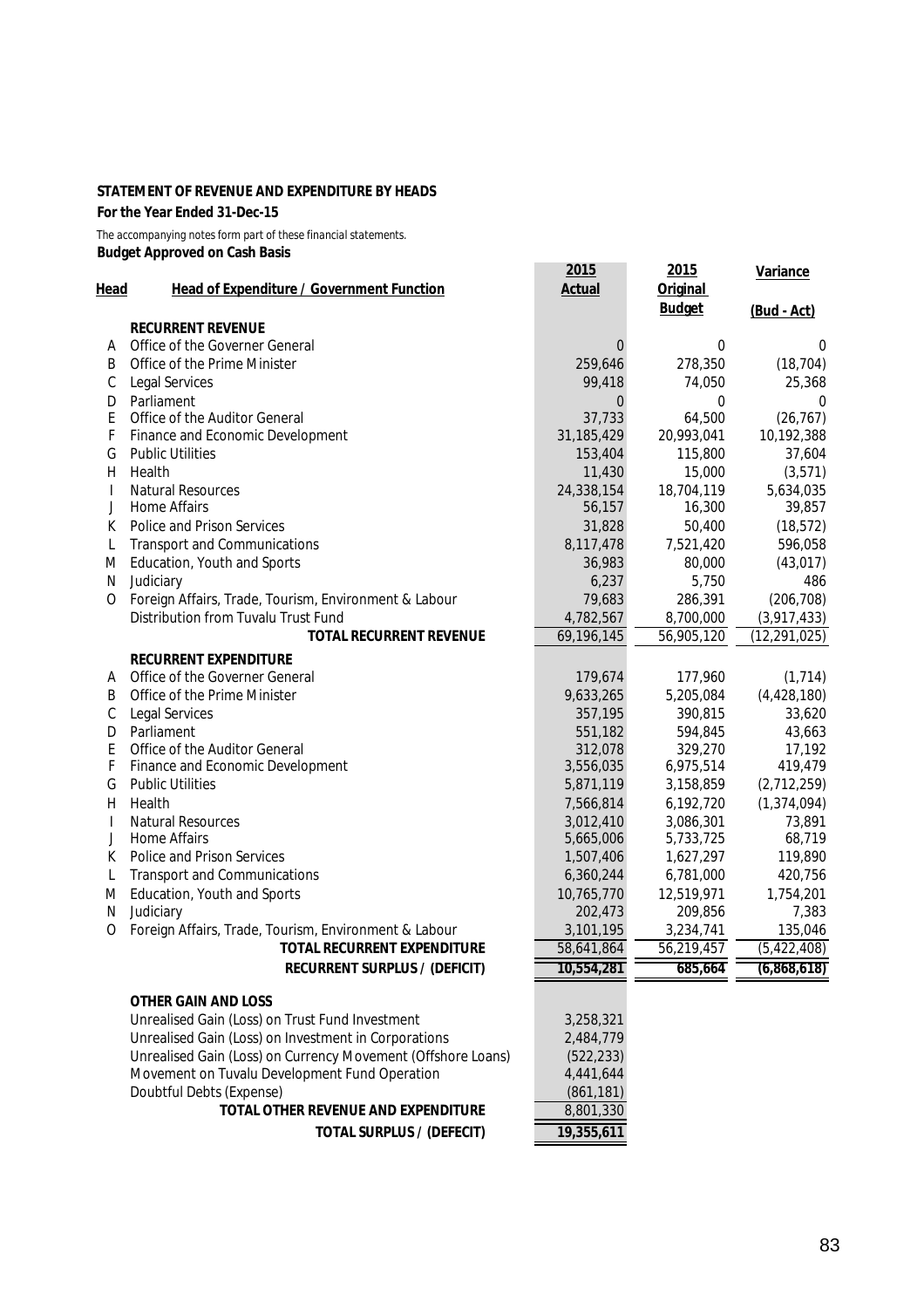**STATEMENT OF REVENUE AND EXPENDITURE BY HEADS**

**For the Year Ended 31-Dec-15**

The accompanying notes form part of these financial statements.

**Budget Approved on Cash Basis**

| Head | Head of Expenditure / Government Function | 2015 Actual | 2015 Original Budget | Variance (Bud - Act) |
|---|---|---|---|---|
| | **RECURRENT REVENUE** | | | |
| A | Office of the Governer General | 0 | 0 | 0 |
| B | Office of the Prime Minister | 259,646 | 278,350 | (18,704) |
| C | Legal Services | 99,418 | 74,050 | 25,368 |
| D | Parliament | 0 | 0 | 0 |
| E | Office of the Auditor General | 37,733 | 64,500 | (26,767) |
| F | Finance and Economic Development | 31,185,429 | 20,993,041 | 10,192,388 |
| G | Public Utilities | 153,404 | 115,800 | 37,604 |
| H | Health | 11,430 | 15,000 | (3,571) |
| I | Natural Resources | 24,338,154 | 18,704,119 | 5,634,035 |
| J | Home Affairs | 56,157 | 16,300 | 39,857 |
| K | Police and Prison Services | 31,828 | 50,400 | (18,572) |
| L | Transport and Communications | 8,117,478 | 7,521,420 | 596,058 |
| M | Education, Youth and Sports | 36,983 | 80,000 | (43,017) |
| N | Judiciary | 6,237 | 5,750 | 486 |
| O | Foreign Affairs, Trade, Tourism, Environment & Labour | 79,683 | 286,391 | (206,708) |
| | Distribution from Tuvalu Trust Fund | 4,782,567 | 8,700,000 | (3,917,433) |
| | **TOTAL RECURRENT REVENUE** | 69,196,145 | 56,905,120 | (12,291,025) |
| | **RECURRENT EXPENDITURE** | | | |
| A | Office of the Governer General | 179,674 | 177,960 | (1,714) |
| B | Office of the Prime Minister | 9,633,265 | 5,205,084 | (4,428,180) |
| C | Legal Services | 357,195 | 390,815 | 33,620 |
| D | Parliament | 551,182 | 594,845 | 43,663 |
| E | Office of the Auditor General | 312,078 | 329,270 | 17,192 |
| F | Finance and Economic Development | 3,556,035 | 6,975,514 | 419,479 |
| G | Public Utilities | 5,871,119 | 3,158,859 | (2,712,259) |
| H | Health | 7,566,814 | 6,192,720 | (1,374,094) |
| I | Natural Resources | 3,012,410 | 3,086,301 | 73,891 |
| J | Home Affairs | 5,665,006 | 5,733,725 | 68,719 |
| K | Police and Prison Services | 1,507,406 | 1,627,297 | 119,890 |
| L | Transport and Communications | 6,360,244 | 6,781,000 | 420,756 |
| M | Education, Youth and Sports | 10,765,770 | 12,519,971 | 1,754,201 |
| N | Judiciary | 202,473 | 209,856 | 7,383 |
| O | Foreign Affairs, Trade, Tourism, Environment & Labour | 3,101,195 | 3,234,741 | 135,046 |
| | **TOTAL RECURRENT EXPENDITURE** | 58,641,864 | 56,219,457 | (5,422,408) |
| | **RECURRENT SURPLUS / (DEFICIT)** | **10,554,281** | **685,664** | **(6,868,618)** |
| | **OTHER GAIN AND LOSS** | | | |
| | Unrealised Gain (Loss) on Trust Fund Investment | 3,258,321 | | |
| | Unrealised Gain (Loss) on Investment in Corporations | 2,484,779 | | |
| | Unrealised Gain (Loss) on Currency Movement (Offshore Loans) | (522,233) | | |
| | Movement on Tuvalu Development Fund Operation | 4,441,644 | | |
| | Doubtful Debts (Expense) | (861,181) | | |
| | **TOTAL OTHER REVENUE AND EXPENDITURE** | 8,801,330 | | |
| | **TOTAL SURPLUS / (DEFICIT)** | **19,355,611** | | |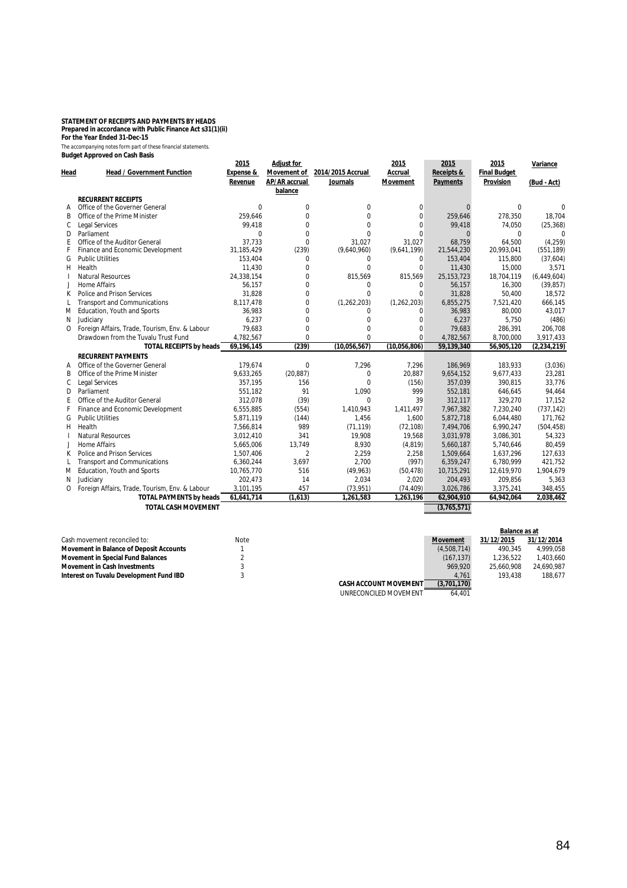**STATEMENT OF RECEIPTS AND PAYMENTS BY HEADS**
**Prepared in accordance with Public Finance Act s31(1)(ii)**
**For the Year Ended 31-Dec-15**
The accompanying notes form part of these financial statements.
**Budget Approved on Cash Basis**

| Head | Head / Government Function | 2015 Expense & Revenue | Adjust for Movement of AP/AR accrual balance | 2014/2015 Accrual Journals | 2015 Accrual Movement | 2015 Receipts & Payments | 2015 Final Budget Provision | Variance (Bud - Act) |
|---|---|---|---|---|---|---|---|---|
| | **RECURRENT RECEIPTS** | | | | | | | |
| A | Office of the Governer General | 0 | 0 | 0 | 0 | 0 | 0 | 0 |
| B | Office of the Prime Minister | 259,646 | 0 | 0 | 0 | 259,646 | 278,350 | 18,704 |
| C | Legal Services | 99,418 | 0 | 0 | 0 | 99,418 | 74,050 | (25,368) |
| D | Parliament | 0 | 0 | 0 | 0 | 0 | 0 | 0 |
| E | Office of the Auditor General | 37,733 | 0 | 31,027 | 31,027 | 68,759 | 64,500 | (4,259) |
| F | Finance and Economic Development | 31,185,429 | (239) | (9,640,960) | (9,641,199) | 21,544,230 | 20,993,041 | (551,189) |
| G | Public Utilities | 153,404 | 0 | 0 | 0 | 153,404 | 115,800 | (37,604) |
| H | Health | 11,430 | 0 | 0 | 0 | 11,430 | 15,000 | 3,571 |
| I | Natural Resources | 24,338,154 | 0 | 815,569 | 815,569 | 25,153,723 | 18,704,119 | (6,449,604) |
| J | Home Affairs | 56,157 | 0 | 0 | 0 | 56,157 | 16,300 | (39,857) |
| K | Police and Prison Services | 31,828 | 0 | 0 | 0 | 31,828 | 50,400 | 18,572 |
| L | Transport and Communications | 8,117,478 | 0 | (1,262,203) | (1,262,203) | 6,855,275 | 7,521,420 | 666,145 |
| M | Education, Youth and Sports | 36,983 | 0 | 0 | 0 | 36,983 | 80,000 | 43,017 |
| N | Judiciary | 6,237 | 0 | 0 | 0 | 6,237 | 5,750 | (486) |
| O | Foreign Affairs, Trade, Tourism, Env. & Labour | 79,683 | 0 | 0 | 0 | 79,683 | 286,391 | 206,708 |
| | Drawdown from the Tuvalu Trust Fund | 4,782,567 | 0 | 0 | 0 | 4,782,567 | 8,700,000 | 3,917,433 |
| | **TOTAL RECEIPTS by heads** | **69,196,145** | **(239)** | **(10,056,567)** | **(10,056,806)** | **59,139,340** | **56,905,120** | **(2,234,219)** |
| | **RECURRENT PAYMENTS** | | | | | | | |
| A | Office of the Governer General | 179,674 | 0 | 7,296 | 7,296 | 186,969 | 183,933 | (3,036) |
| B | Office of the Prime Minister | 9,633,265 | (20,887) | 0 | 20,887 | 9,654,152 | 9,677,433 | 23,281 |
| C | Legal Services | 357,195 | 156 | 0 | (156) | 357,039 | 390,815 | 33,776 |
| D | Parliament | 551,182 | 91 | 1,090 | 999 | 552,181 | 646,645 | 94,464 |
| E | Office of the Auditor General | 312,078 | (39) | 0 | 39 | 312,117 | 329,270 | 17,152 |
| F | Finance and Economic Development | 6,555,885 | (554) | 1,410,943 | 1,411,497 | 7,967,382 | 7,230,240 | (737,142) |
| G | Public Utilities | 5,871,119 | (144) | 1,456 | 1,600 | 5,872,718 | 6,044,480 | 171,762 |
| H | Health | 7,566,814 | 989 | (71,119) | (72,108) | 7,494,706 | 6,990,247 | (504,458) |
| I | Natural Resources | 3,012,410 | 341 | 19,908 | 19,568 | 3,031,978 | 3,086,301 | 54,323 |
| J | Home Affairs | 5,665,006 | 13,749 | 8,930 | (4,819) | 5,660,187 | 5,740,646 | 80,459 |
| K | Police and Prison Services | 1,507,406 | 2 | 2,259 | 2,258 | 1,509,664 | 1,637,296 | 127,633 |
| L | Transport and Communications | 6,360,244 | 3,697 | 2,700 | (997) | 6,359,247 | 6,780,999 | 421,752 |
| M | Education, Youth and Sports | 10,765,770 | 516 | (49,963) | (50,478) | 10,715,291 | 12,619,970 | 1,904,679 |
| N | Judiciary | 202,473 | 14 | 2,034 | 2,020 | 204,493 | 209,856 | 5,363 |
| O | Foreign Affairs, Trade, Tourism, Env. & Labour | 3,101,195 | 457 | (73,951) | (74,409) | 3,026,786 | 3,375,241 | 348,455 |
| | **TOTAL PAYMENTS by heads** | **61,641,714** | **(1,613)** | **1,261,583** | **1,263,196** | **62,904,910** | **64,942,064** | **2,038,462** |
| | **TOTAL CASH MOVEMENT** | | | | | **(3,765,571)** | | |

| Cash movement reconciled to: | Note | | Movement | Balance as at 31/12/2015 | Balance as at 31/12/2014 |
|---|---|---|---|---|---|
| **Movement in Balance of Deposit Accounts** | 1 | | (4,508,714) | 490,345 | 4,999,058 |
| **Movement in Special Fund Balances** | 2 | | (167,137) | 1,236,522 | 1,403,660 |
| **Movement in Cash Investments** | 3 | | 969,920 | 25,660,908 | 24,690,987 |
| **Interest on Tuvalu Development Fund IBD** | 3 | | 4,761 | 193,438 | 188,677 |
| | | **CASH ACCOUNT MOVEMENT** | **(3,701,170)** | | |
| | | UNRECONCILED MOVEMENT | 64,401 | | |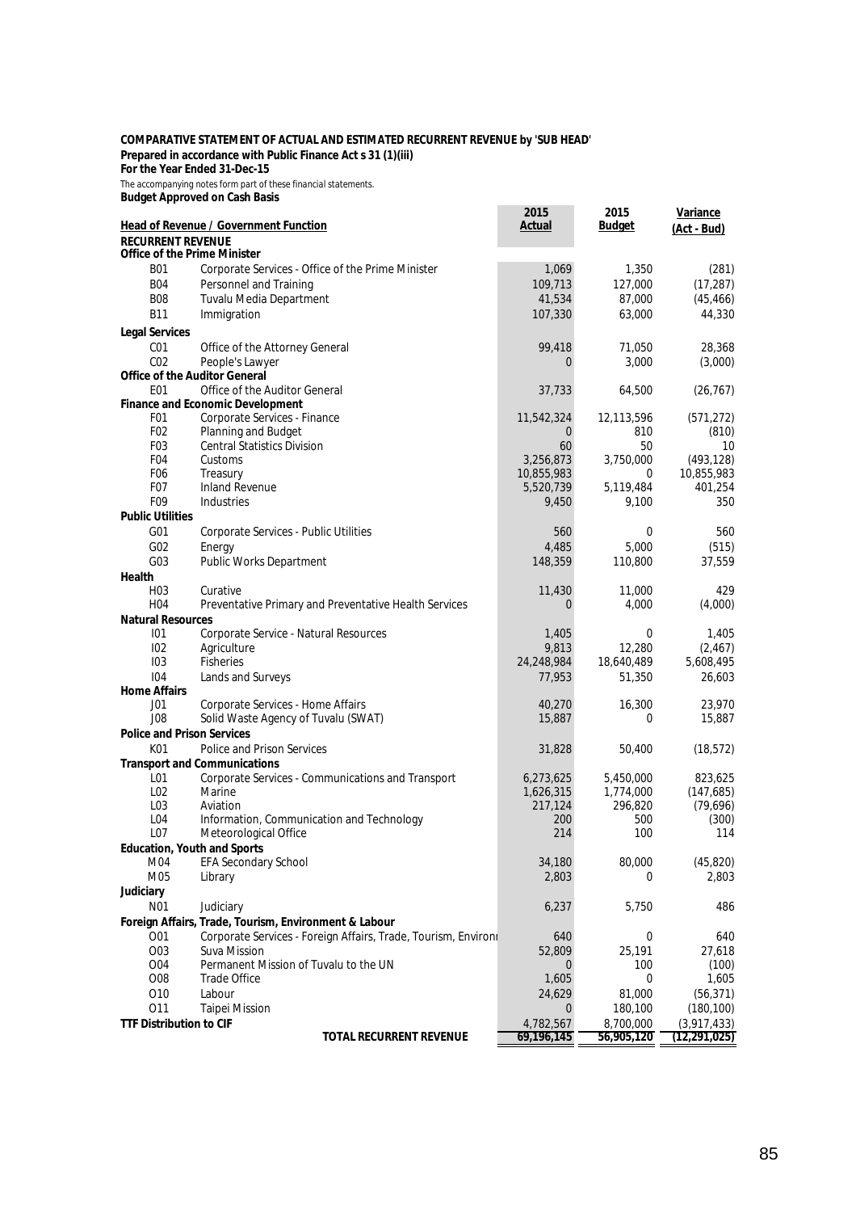**COMPARATIVE STATEMENT OF ACTUAL AND ESTIMATED RECURRENT REVENUE by 'SUB HEAD'**
**Prepared in accordance with Public Finance Act s 31 (1)(iii)**
**For the Year Ended 31-Dec-15**
The accompanying notes form part of these financial statements.
**Budget Approved on Cash Basis**

| Head of Revenue / Government Function | | 2015 Actual | 2015 Budget | Variance (Act - Bud) |
|---|---|---|---|---|
| **RECURRENT REVENUE** | | | | |
| **Office of the Prime Minister** | | | | |
| B01 | Corporate Services - Office of the Prime Minister | 1,069 | 1,350 | (281) |
| B04 | Personnel and Training | 109,713 | 127,000 | (17,287) |
| B08 | Tuvalu Media Department | 41,534 | 87,000 | (45,466) |
| B11 | Immigration | 107,330 | 63,000 | 44,330 |
| **Legal Services** | | | | |
| C01 | Office of the Attorney General | 99,418 | 71,050 | 28,368 |
| C02 | People's Lawyer | 0 | 3,000 | (3,000) |
| **Office of the Auditor General** | | | | |
| E01 | Office of the Auditor General | 37,733 | 64,500 | (26,767) |
| **Finance and Economic Development** | | | | |
| F01 | Corporate Services - Finance | 11,542,324 | 12,113,596 | (571,272) |
| F02 | Planning and Budget | 0 | 810 | (810) |
| F03 | Central Statistics Division | 60 | 50 | 10 |
| F04 | Customs | 3,256,873 | 3,750,000 | (493,128) |
| F06 | Treasury | 10,855,983 | 0 | 10,855,983 |
| F07 | Inland Revenue | 5,520,739 | 5,119,484 | 401,254 |
| F09 | Industries | 9,450 | 9,100 | 350 |
| **Public Utilities** | | | | |
| G01 | Corporate Services - Public Utilities | 560 | 0 | 560 |
| G02 | Energy | 4,485 | 5,000 | (515) |
| G03 | Public Works Department | 148,359 | 110,800 | 37,559 |
| **Health** | | | | |
| H03 | Curative | 11,430 | 11,000 | 429 |
| H04 | Preventative Primary and Preventative Health Services | 0 | 4,000 | (4,000) |
| **Natural Resources** | | | | |
| I01 | Corporate Service - Natural Resources | 1,405 | 0 | 1,405 |
| I02 | Agriculture | 9,813 | 12,280 | (2,467) |
| I03 | Fisheries | 24,248,984 | 18,640,489 | 5,608,495 |
| I04 | Lands and Surveys | 77,953 | 51,350 | 26,603 |
| **Home Affairs** | | | | |
| J01 | Corporate Services - Home Affairs | 40,270 | 16,300 | 23,970 |
| J08 | Solid Waste Agency of Tuvalu (SWAT) | 15,887 | 0 | 15,887 |
| **Police and Prison Services** | | | | |
| K01 | Police and Prison Services | 31,828 | 50,400 | (18,572) |
| **Transport and Communications** | | | | |
| L01 | Corporate Services - Communications and Transport | 6,273,625 | 5,450,000 | 823,625 |
| L02 | Marine | 1,626,315 | 1,774,000 | (147,685) |
| L03 | Aviation | 217,124 | 296,820 | (79,696) |
| L04 | Information, Communication and Technology | 200 | 500 | (300) |
| L07 | Meteorological Office | 214 | 100 | 114 |
| **Education, Youth and Sports** | | | | |
| M04 | EFA Secondary School | 34,180 | 80,000 | (45,820) |
| M05 | Library | 2,803 | 0 | 2,803 |
| **Judiciary** | | | | |
| N01 | Judiciary | 6,237 | 5,750 | 486 |
| **Foreign Affairs, Trade, Tourism, Environment & Labour** | | | | |
| O01 | Corporate Services - Foreign Affairs, Trade, Tourism, Environi | 640 | 0 | 640 |
| O03 | Suva Mission | 52,809 | 25,191 | 27,618 |
| O04 | Permanent Mission of Tuvalu to the UN | 0 | 100 | (100) |
| O08 | Trade Office | 1,605 | 0 | 1,605 |
| O10 | Labour | 24,629 | 81,000 | (56,371) |
| O11 | Taipei Mission | 0 | 180,100 | (180,100) |
| **TTF Distribution to CIF** | | 4,782,567 | 8,700,000 | (3,917,433) |
| | **TOTAL RECURRENT REVENUE** | **69,196,145** | **56,905,120** | **(12,291,025)** |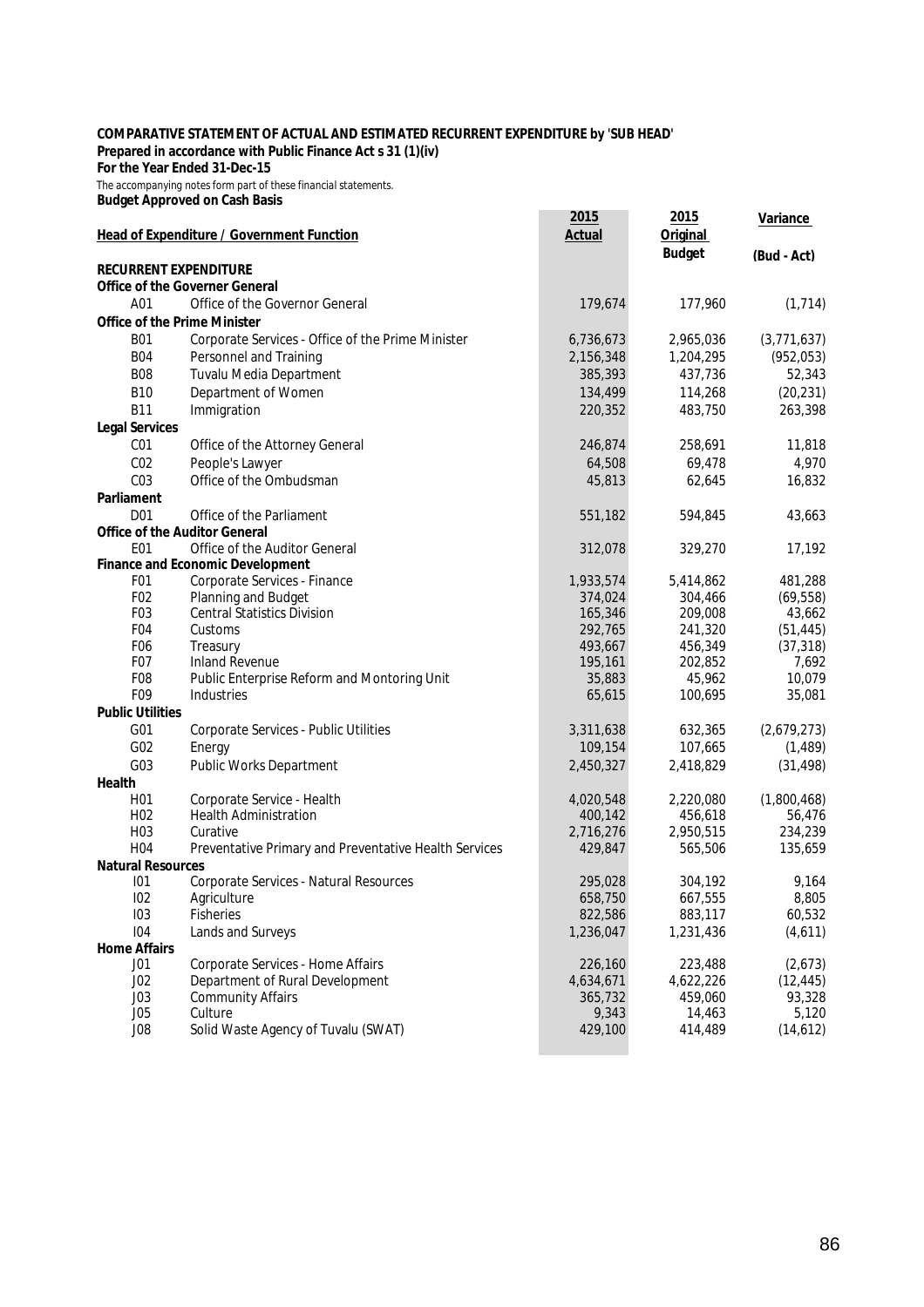**COMPARATIVE STATEMENT OF ACTUAL AND ESTIMATED RECURRENT EXPENDITURE by 'SUB HEAD'**
**Prepared in accordance with Public Finance Act s 31 (1)(iv)**
**For the Year Ended 31-Dec-15**
The accompanying notes form part of these financial statements.
**Budget Approved on Cash Basis**

| | Head of Expenditure / Government Function | 2015 Actual | 2015 Original Budget | Variance (Bud - Act) |
|---|---|---|---|---|
| **RECURRENT EXPENDITURE** | | | | |
| **Office of the Governer General** | | | | |
| A01 | Office of the Governor General | 179,674 | 177,960 | (1,714) |
| **Office of the Prime Minister** | | | | |
| B01 | Corporate Services - Office of the Prime Minister | 6,736,673 | 2,965,036 | (3,771,637) |
| B04 | Personnel and Training | 2,156,348 | 1,204,295 | (952,053) |
| B08 | Tuvalu Media Department | 385,393 | 437,736 | 52,343 |
| B10 | Department of Women | 134,499 | 114,268 | (20,231) |
| B11 | Immigration | 220,352 | 483,750 | 263,398 |
| **Legal Services** | | | | |
| C01 | Office of the Attorney General | 246,874 | 258,691 | 11,818 |
| C02 | People's Lawyer | 64,508 | 69,478 | 4,970 |
| C03 | Office of the Ombudsman | 45,813 | 62,645 | 16,832 |
| **Parliament** | | | | |
| D01 | Office of the Parliament | 551,182 | 594,845 | 43,663 |
| **Office of the Auditor General** | | | | |
| E01 | Office of the Auditor General | 312,078 | 329,270 | 17,192 |
| **Finance and Economic Development** | | | | |
| F01 | Corporate Services - Finance | 1,933,574 | 5,414,862 | 481,288 |
| F02 | Planning and Budget | 374,024 | 304,466 | (69,558) |
| F03 | Central Statistics Division | 165,346 | 209,008 | 43,662 |
| F04 | Customs | 292,765 | 241,320 | (51,445) |
| F06 | Treasury | 493,667 | 456,349 | (37,318) |
| F07 | Inland Revenue | 195,161 | 202,852 | 7,692 |
| F08 | Public Enterprise Reform and Montoring Unit | 35,883 | 45,962 | 10,079 |
| F09 | Industries | 65,615 | 100,695 | 35,081 |
| **Public Utilities** | | | | |
| G01 | Corporate Services - Public Utilities | 3,311,638 | 632,365 | (2,679,273) |
| G02 | Energy | 109,154 | 107,665 | (1,489) |
| G03 | Public Works Department | 2,450,327 | 2,418,829 | (31,498) |
| **Health** | | | | |
| H01 | Corporate Service - Health | 4,020,548 | 2,220,080 | (1,800,468) |
| H02 | Health Administration | 400,142 | 456,618 | 56,476 |
| H03 | Curative | 2,716,276 | 2,950,515 | 234,239 |
| H04 | Preventative Primary and Preventative Health Services | 429,847 | 565,506 | 135,659 |
| **Natural Resources** | | | | |
| I01 | Corporate Services - Natural Resources | 295,028 | 304,192 | 9,164 |
| I02 | Agriculture | 658,750 | 667,555 | 8,805 |
| I03 | Fisheries | 822,586 | 883,117 | 60,532 |
| I04 | Lands and Surveys | 1,236,047 | 1,231,436 | (4,611) |
| **Home Affairs** | | | | |
| J01 | Corporate Services - Home Affairs | 226,160 | 223,488 | (2,673) |
| J02 | Department of Rural Development | 4,634,671 | 4,622,226 | (12,445) |
| J03 | Community Affairs | 365,732 | 459,060 | 93,328 |
| J05 | Culture | 9,343 | 14,463 | 5,120 |
| J08 | Solid Waste Agency of Tuvalu (SWAT) | 429,100 | 414,489 | (14,612) |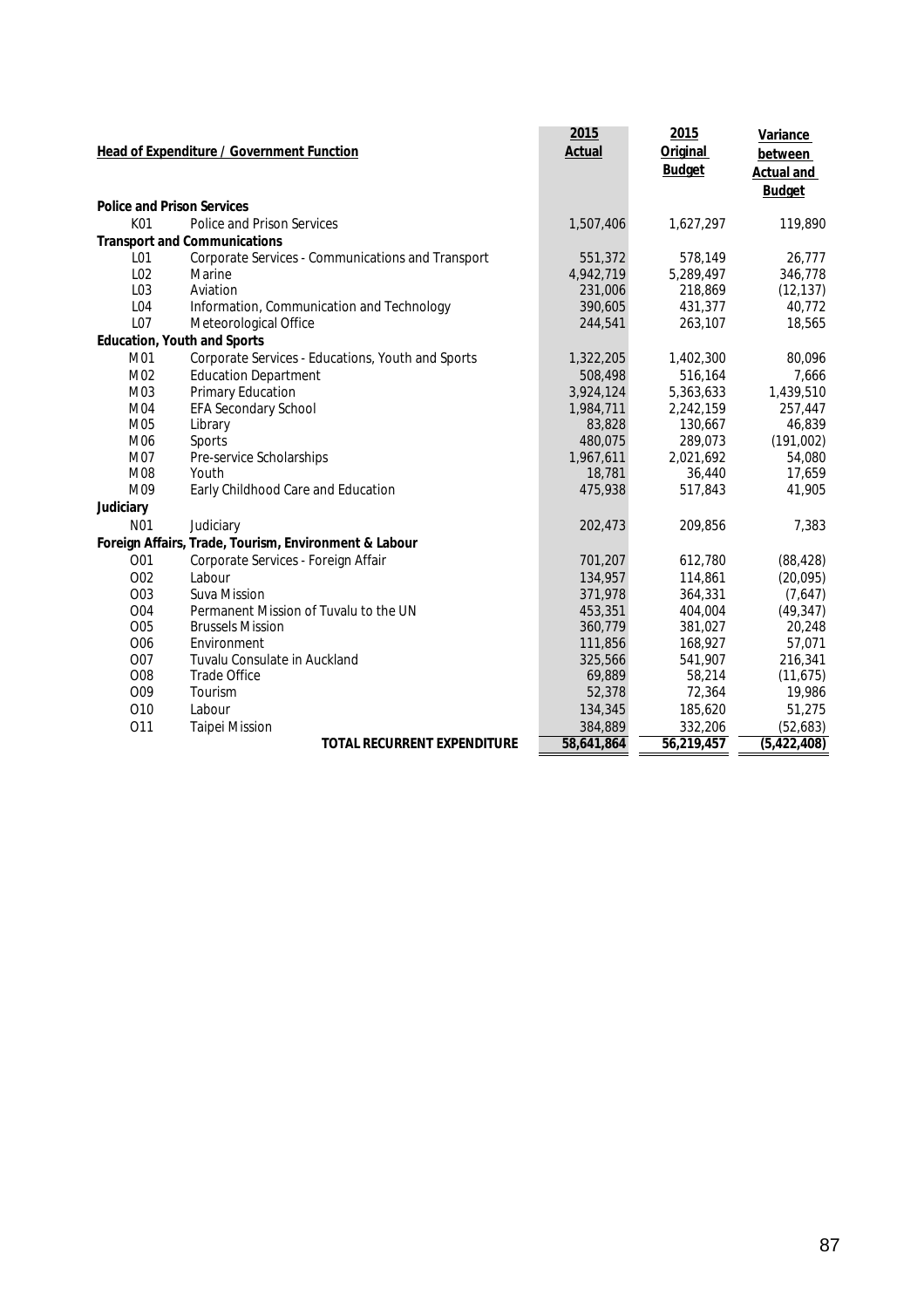| Head of Expenditure / Government Function | | 2015 Actual | 2015 Original Budget | Variance between Actual and Budget |
|---|---|---|---|---|
| **Police and Prison Services** | | | | |
| K01 | Police and Prison Services | 1,507,406 | 1,627,297 | 119,890 |
| **Transport and Communications** | | | | |
| L01 | Corporate Services - Communications and Transport | 551,372 | 578,149 | 26,777 |
| L02 | Marine | 4,942,719 | 5,289,497 | 346,778 |
| L03 | Aviation | 231,006 | 218,869 | (12,137) |
| L04 | Information, Communication and Technology | 390,605 | 431,377 | 40,772 |
| L07 | Meteorological Office | 244,541 | 263,107 | 18,565 |
| **Education, Youth and Sports** | | | | |
| M01 | Corporate Services - Educations, Youth and Sports | 1,322,205 | 1,402,300 | 80,096 |
| M02 | Education Department | 508,498 | 516,164 | 7,666 |
| M03 | Primary Education | 3,924,124 | 5,363,633 | 1,439,510 |
| M04 | EFA Secondary School | 1,984,711 | 2,242,159 | 257,447 |
| M05 | Library | 83,828 | 130,667 | 46,839 |
| M06 | Sports | 480,075 | 289,073 | (191,002) |
| M07 | Pre-service Scholarships | 1,967,611 | 2,021,692 | 54,080 |
| M08 | Youth | 18,781 | 36,440 | 17,659 |
| M09 | Early Childhood Care and Education | 475,938 | 517,843 | 41,905 |
| **Judiciary** | | | | |
| N01 | Judiciary | 202,473 | 209,856 | 7,383 |
| **Foreign Affairs, Trade, Tourism, Environment & Labour** | | | | |
| O01 | Corporate Services - Foreign Affair | 701,207 | 612,780 | (88,428) |
| O02 | Labour | 134,957 | 114,861 | (20,095) |
| O03 | Suva Mission | 371,978 | 364,331 | (7,647) |
| O04 | Permanent Mission of Tuvalu to the UN | 453,351 | 404,004 | (49,347) |
| O05 | Brussels Mission | 360,779 | 381,027 | 20,248 |
| O06 | Environment | 111,856 | 168,927 | 57,071 |
| O07 | Tuvalu Consulate in Auckland | 325,566 | 541,907 | 216,341 |
| O08 | Trade Office | 69,889 | 58,214 | (11,675) |
| O09 | Tourism | 52,378 | 72,364 | 19,986 |
| O10 | Labour | 134,345 | 185,620 | 51,275 |
| O11 | Taipei Mission | 384,889 | 332,206 | (52,683) |
| | **TOTAL RECURRENT EXPENDITURE** | **58,641,864** | **56,219,457** | **(5,422,408)** |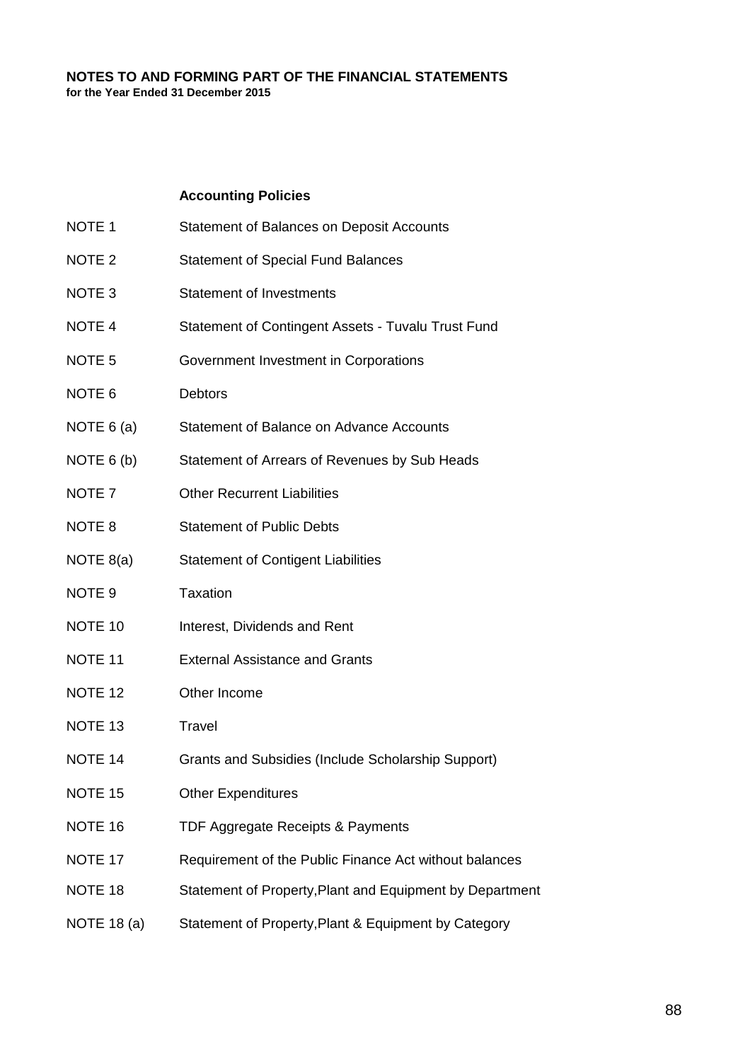**NOTES TO AND FORMING PART OF THE FINANCIAL STATEMENTS**
**for the Year Ended 31 December 2015**

| | **Accounting Policies** |
|---|---|
| NOTE 1 | Statement of Balances on Deposit Accounts |
| NOTE 2 | Statement of Special Fund Balances |
| NOTE 3 | Statement of Investments |
| NOTE 4 | Statement of Contingent Assets - Tuvalu Trust Fund |
| NOTE 5 | Government Investment in Corporations |
| NOTE 6 | Debtors |
| NOTE 6 (a) | Statement of Balance on Advance Accounts |
| NOTE 6 (b) | Statement of Arrears of Revenues by Sub Heads |
| NOTE 7 | Other Recurrent Liabilities |
| NOTE 8 | Statement of Public Debts |
| NOTE 8(a) | Statement of Contigent Liabilities |
| NOTE 9 | Taxation |
| NOTE 10 | Interest, Dividends and Rent |
| NOTE 11 | External Assistance and Grants |
| NOTE 12 | Other Income |
| NOTE 13 | Travel |
| NOTE 14 | Grants and Subsidies (Include Scholarship Support) |
| NOTE 15 | Other Expenditures |
| NOTE 16 | TDF Aggregate Receipts & Payments |
| NOTE 17 | Requirement of the Public Finance Act without balances |
| NOTE 18 | Statement of Property,Plant and Equipment by Department |
| NOTE 18 (a) | Statement of Property,Plant & Equipment by Category |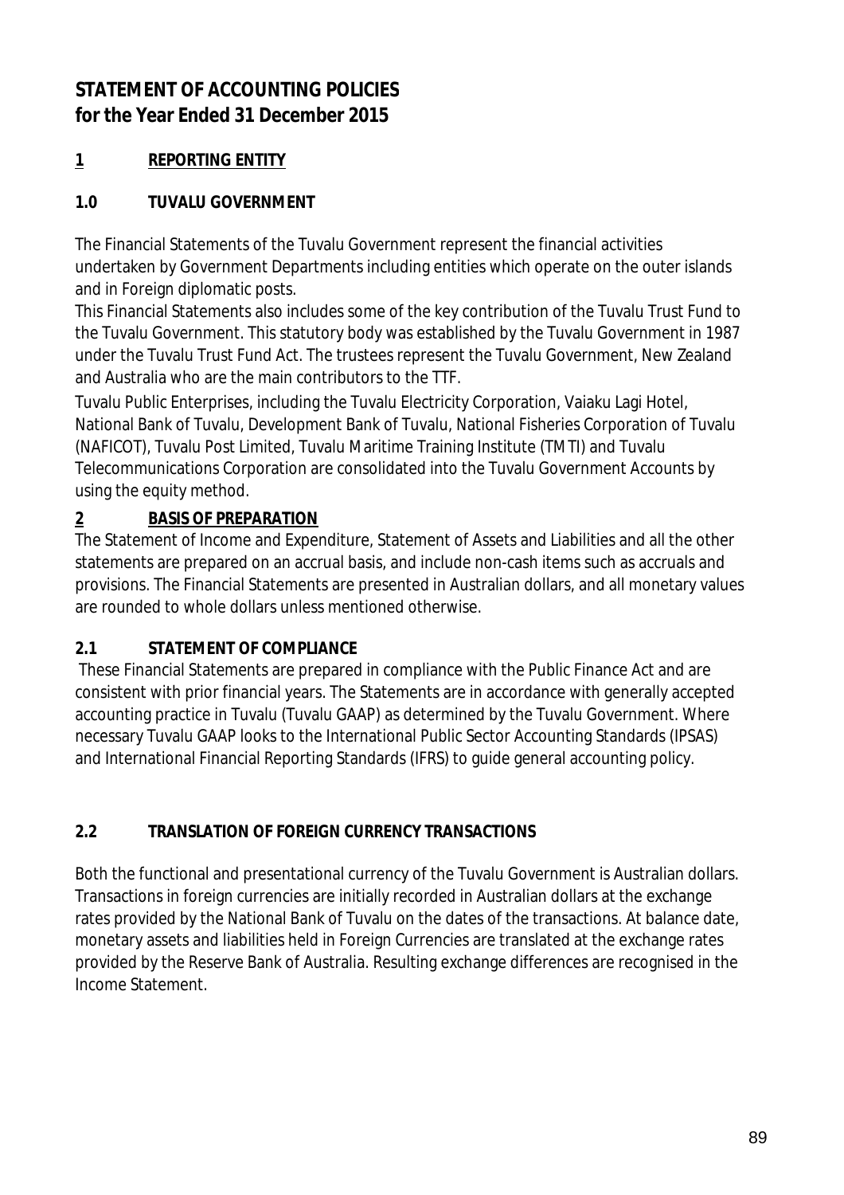# STATEMENT OF ACCOUNTING POLICIES
# for the Year Ended 31 December 2015

## 1 REPORTING ENTITY

### 1.0 TUVALU GOVERNMENT

The Financial Statements of the Tuvalu Government represent the financial activities undertaken by Government Departments including entities which operate on the outer islands and in Foreign diplomatic posts.

This Financial Statements also includes some of the key contribution of the Tuvalu Trust Fund to the Tuvalu Government. This statutory body was established by the Tuvalu Government in 1987 under the Tuvalu Trust Fund Act. The trustees represent the Tuvalu Government, New Zealand and Australia who are the main contributors to the TTF.

Tuvalu Public Enterprises, including the Tuvalu Electricity Corporation, Vaiaku Lagi Hotel, National Bank of Tuvalu, Development Bank of Tuvalu, National Fisheries Corporation of Tuvalu (NAFICOT), Tuvalu Post Limited, Tuvalu Maritime Training Institute (TMTI) and Tuvalu Telecommunications Corporation are consolidated into the Tuvalu Government Accounts by using the equity method.

## 2 BASIS OF PREPARATION

The Statement of Income and Expenditure, Statement of Assets and Liabilities and all the other statements are prepared on an accrual basis, and include non-cash items such as accruals and provisions. The Financial Statements are presented in Australian dollars, and all monetary values are rounded to whole dollars unless mentioned otherwise.

### 2.1 STATEMENT OF COMPLIANCE

These Financial Statements are prepared in compliance with the Public Finance Act and are consistent with prior financial years. The Statements are in accordance with generally accepted accounting practice in Tuvalu (Tuvalu GAAP) as determined by the Tuvalu Government. Where necessary Tuvalu GAAP looks to the International Public Sector Accounting Standards (IPSAS) and International Financial Reporting Standards (IFRS) to guide general accounting policy.

### 2.2 TRANSLATION OF FOREIGN CURRENCY TRANSACTIONS

Both the functional and presentational currency of the Tuvalu Government is Australian dollars. Transactions in foreign currencies are initially recorded in Australian dollars at the exchange rates provided by the National Bank of Tuvalu on the dates of the transactions. At balance date, monetary assets and liabilities held in Foreign Currencies are translated at the exchange rates provided by the Reserve Bank of Australia. Resulting exchange differences are recognised in the Income Statement.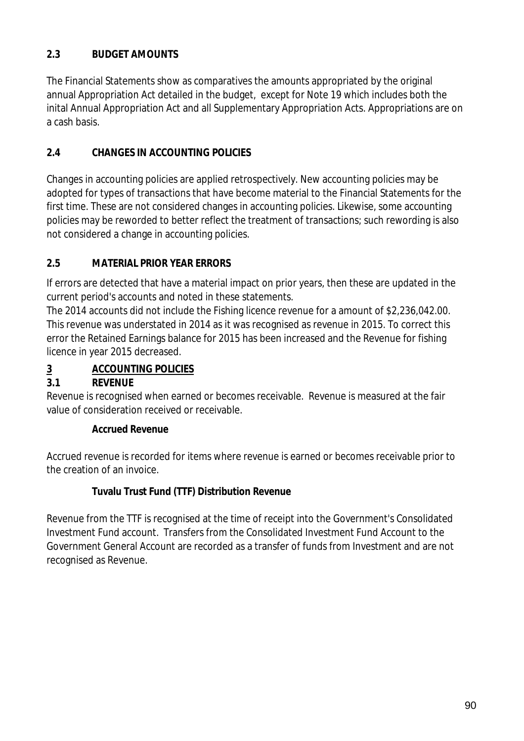## 2.3 BUDGET AMOUNTS

The Financial Statements show as comparatives the amounts appropriated by the original annual Appropriation Act detailed in the budget, except for Note 19 which includes both the inital Annual Appropriation Act and all Supplementary Appropriation Acts. Appropriations are on a cash basis.

## 2.4 CHANGES IN ACCOUNTING POLICIES

Changes in accounting policies are applied retrospectively. New accounting policies may be adopted for types of transactions that have become material to the Financial Statements for the first time. These are not considered changes in accounting policies. Likewise, some accounting policies may be reworded to better reflect the treatment of transactions; such rewording is also not considered a change in accounting policies.

## 2.5 MATERIAL PRIOR YEAR ERRORS

If errors are detected that have a material impact on prior years, then these are updated in the current period's accounts and noted in these statements.

The 2014 accounts did not include the Fishing licence revenue for a amount of $2,236,042.00. This revenue was understated in 2014 as it was recognised as revenue in 2015. To correct this error the Retained Earnings balance for 2015 has been increased and the Revenue for fishing licence in year 2015 decreased.

# 3 ACCOUNTING POLICIES

## 3.1 REVENUE

Revenue is recognised when earned or becomes receivable. Revenue is measured at the fair value of consideration received or receivable.

**Accrued Revenue**

Accrued revenue is recorded for items where revenue is earned or becomes receivable prior to the creation of an invoice.

**Tuvalu Trust Fund (TTF) Distribution Revenue**

Revenue from the TTF is recognised at the time of receipt into the Government's Consolidated Investment Fund account. Transfers from the Consolidated Investment Fund Account to the Government General Account are recorded as a transfer of funds from Investment and are not recognised as Revenue.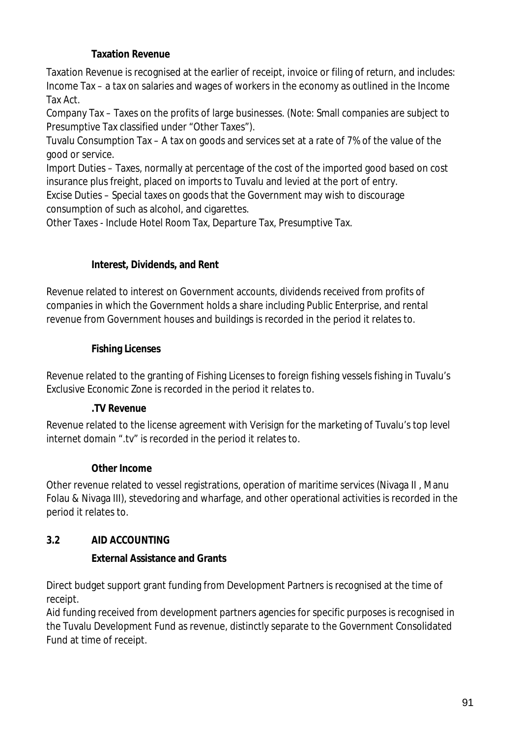#### Taxation Revenue

Taxation Revenue is recognised at the earlier of receipt, invoice or filing of return, and includes:
Income Tax – a tax on salaries and wages of workers in the economy as outlined in the Income Tax Act.
Company Tax – Taxes on the profits of large businesses. (Note: Small companies are subject to Presumptive Tax classified under "Other Taxes").
Tuvalu Consumption Tax – A tax on goods and services set at a rate of 7% of the value of the good or service.
Import Duties – Taxes, normally at percentage of the cost of the imported good based on cost insurance plus freight, placed on imports to Tuvalu and levied at the port of entry.
Excise Duties – Special taxes on goods that the Government may wish to discourage consumption of such as alcohol, and cigarettes.
Other Taxes - Include Hotel Room Tax, Departure Tax, Presumptive Tax.

#### Interest, Dividends, and Rent

Revenue related to interest on Government accounts, dividends received from profits of companies in which the Government holds a share including Public Enterprise, and rental revenue from Government houses and buildings is recorded in the period it relates to.

#### Fishing Licenses

Revenue related to the granting of Fishing Licenses to foreign fishing vessels fishing in Tuvalu's Exclusive Economic Zone is recorded in the period it relates to.

#### .TV Revenue

Revenue related to the license agreement with Verisign for the marketing of Tuvalu's top level internet domain ".tv" is recorded in the period it relates to.

#### Other Income

Other revenue related to vessel registrations, operation of maritime services (Nivaga II , Manu Folau & Nivaga III), stevedoring and wharfage, and other operational activities is recorded in the period it relates to.

### 3.2 AID ACCOUNTING

#### External Assistance and Grants

Direct budget support grant funding from Development Partners is recognised at the time of receipt.
Aid funding received from development partners agencies for specific purposes is recognised in the Tuvalu Development Fund as revenue, distinctly separate to the Government Consolidated Fund at time of receipt.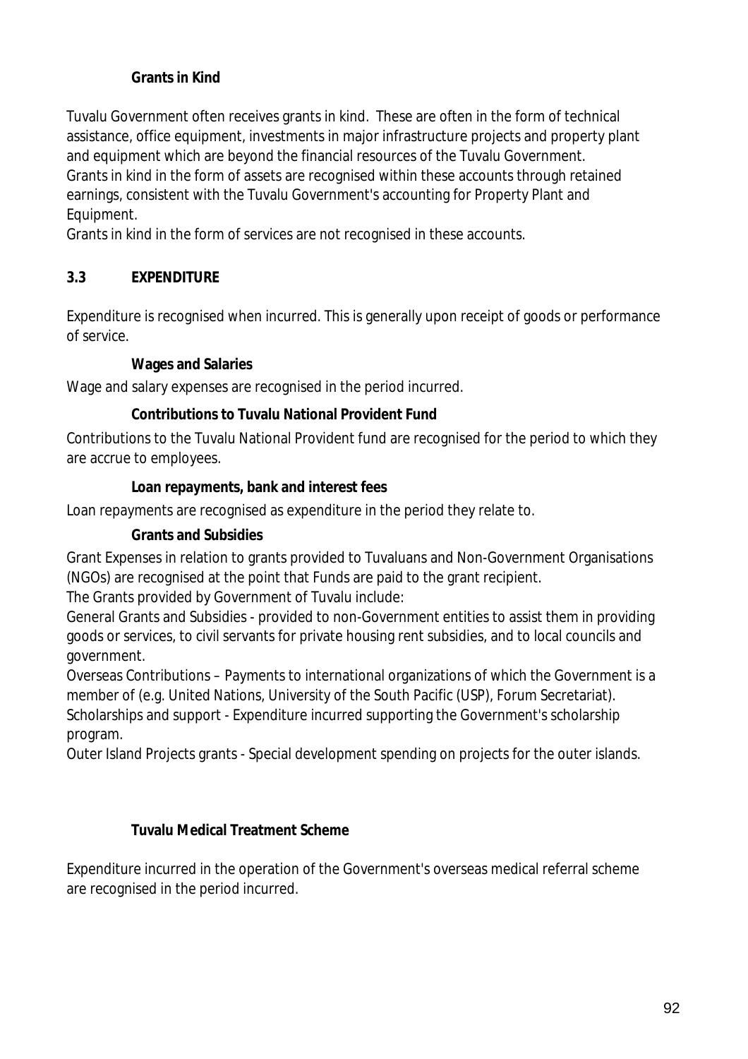**Grants in Kind**

Tuvalu Government often receives grants in kind. These are often in the form of technical assistance, office equipment, investments in major infrastructure projects and property plant and equipment which are beyond the financial resources of the Tuvalu Government.
Grants in kind in the form of assets are recognised within these accounts through retained earnings, consistent with the Tuvalu Government's accounting for Property Plant and Equipment.
Grants in kind in the form of services are not recognised in these accounts.

## 3.3 EXPENDITURE

Expenditure is recognised when incurred. This is generally upon receipt of goods or performance of service.

**Wages and Salaries**

Wage and salary expenses are recognised in the period incurred.

**Contributions to Tuvalu National Provident Fund**

Contributions to the Tuvalu National Provident fund are recognised for the period to which they are accrue to employees.

**Loan repayments, bank and interest fees**

Loan repayments are recognised as expenditure in the period they relate to.

**Grants and Subsidies**

Grant Expenses in relation to grants provided to Tuvaluans and Non-Government Organisations (NGOs) are recognised at the point that Funds are paid to the grant recipient.
The Grants provided by Government of Tuvalu include:
General Grants and Subsidies - provided to non-Government entities to assist them in providing goods or services, to civil servants for private housing rent subsidies, and to local councils and government.
Overseas Contributions – Payments to international organizations of which the Government is a member of (e.g. United Nations, University of the South Pacific (USP), Forum Secretariat).
Scholarships and support - Expenditure incurred supporting the Government's scholarship program.
Outer Island Projects grants - Special development spending on projects for the outer islands.

**Tuvalu Medical Treatment Scheme**

Expenditure incurred in the operation of the Government's overseas medical referral scheme are recognised in the period incurred.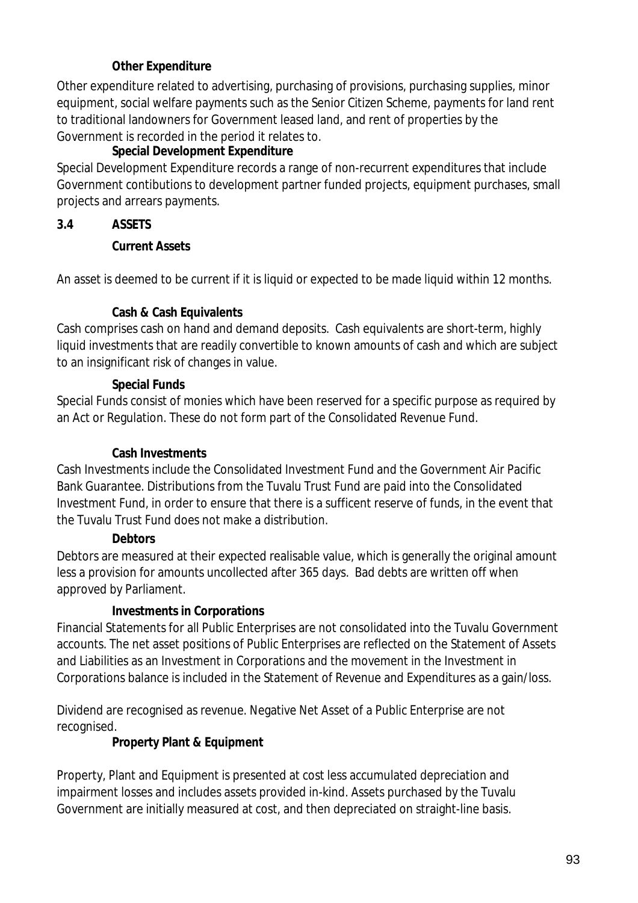**Other Expenditure**

Other expenditure related to advertising, purchasing of provisions, purchasing supplies, minor equipment, social welfare payments such as the Senior Citizen Scheme, payments for land rent to traditional landowners for Government leased land, and rent of properties by the Government is recorded in the period it relates to.

**Special Development Expenditure**

Special Development Expenditure records a range of non-recurrent expenditures that include Government contibutions to development partner funded projects, equipment purchases, small projects and arrears payments.

## 3.4 ASSETS

**Current Assets**

An asset is deemed to be current if it is liquid or expected to be made liquid within 12 months.

**Cash & Cash Equivalents**

Cash comprises cash on hand and demand deposits. Cash equivalents are short-term, highly liquid investments that are readily convertible to known amounts of cash and which are subject to an insignificant risk of changes in value.

**Special Funds**

Special Funds consist of monies which have been reserved for a specific purpose as required by an Act or Regulation. These do not form part of the Consolidated Revenue Fund.

**Cash Investments**

Cash Investments include the Consolidated Investment Fund and the Government Air Pacific Bank Guarantee. Distributions from the Tuvalu Trust Fund are paid into the Consolidated Investment Fund, in order to ensure that there is a sufficent reserve of funds, in the event that the Tuvalu Trust Fund does not make a distribution.

**Debtors**

Debtors are measured at their expected realisable value, which is generally the original amount less a provision for amounts uncollected after 365 days. Bad debts are written off when approved by Parliament.

**Investments in Corporations**

Financial Statements for all Public Enterprises are not consolidated into the Tuvalu Government accounts. The net asset positions of Public Enterprises are reflected on the Statement of Assets and Liabilities as an Investment in Corporations and the movement in the Investment in Corporations balance is included in the Statement of Revenue and Expenditures as a gain/loss.

Dividend are recognised as revenue. Negative Net Asset of a Public Enterprise are not recognised.

**Property Plant & Equipment**

Property, Plant and Equipment is presented at cost less accumulated depreciation and impairment losses and includes assets provided in-kind. Assets purchased by the Tuvalu Government are initially measured at cost, and then depreciated on straight-line basis.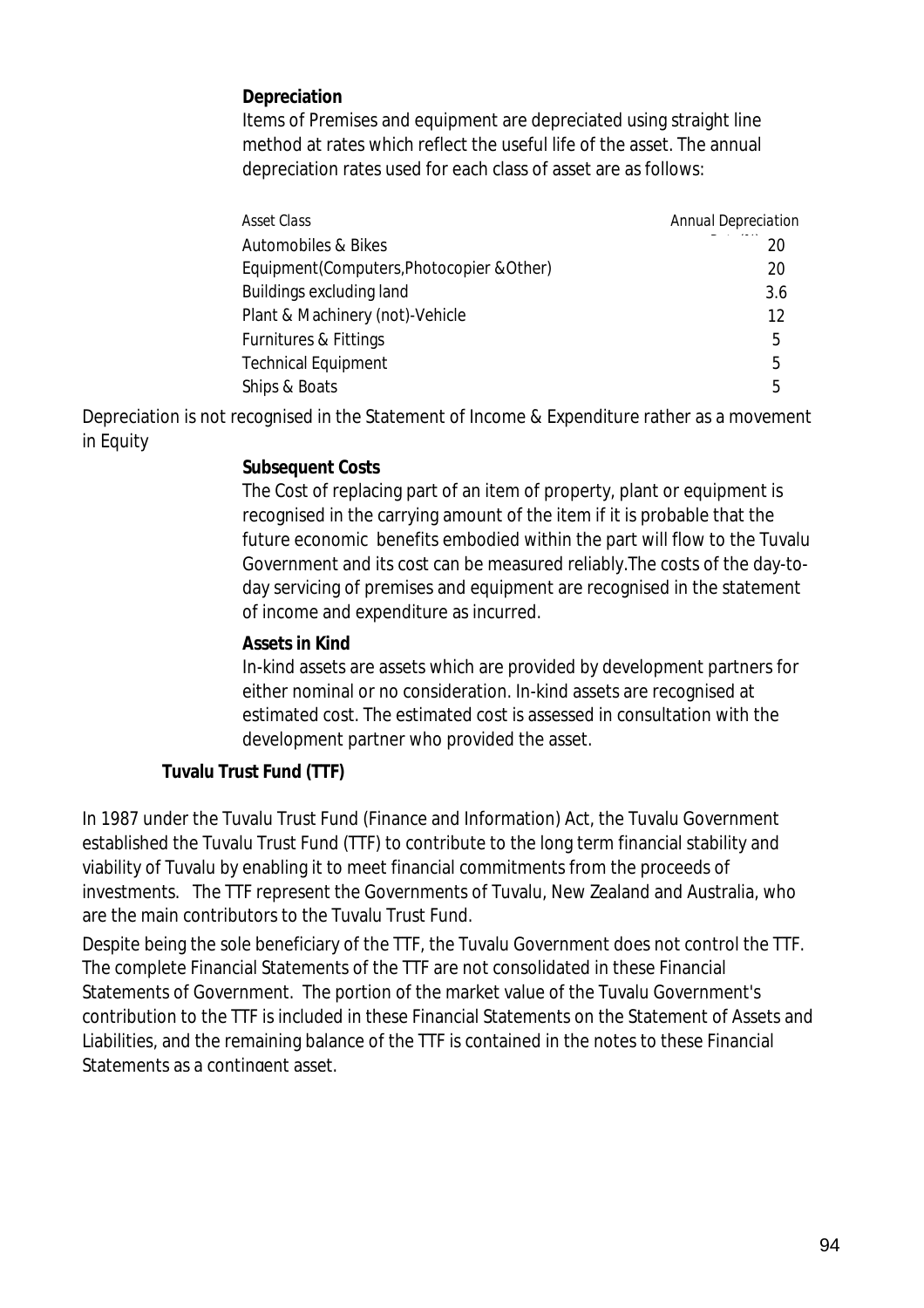**Depreciation**

Items of Premises and equipment are depreciated using straight line method at rates which reflect the useful life of the asset. The annual depreciation rates used for each class of asset are as follows:

| Asset Class | Annual Depreciation Rate (%) |
|---|---|
| Automobiles & Bikes | 20 |
| Equipment(Computers,Photocopier &Other) | 20 |
| Buildings excluding land | 3.6 |
| Plant & Machinery (not)-Vehicle | 12 |
| Furnitures & Fittings | 5 |
| Technical Equipment | 5 |
| Ships & Boats | 5 |

Depreciation is not recognised in the Statement of Income & Expenditure rather as a movement in Equity

**Subsequent Costs**

The Cost of replacing part of an item of property, plant or equipment is recognised in the carrying amount of the item if it is probable that the future economic benefits embodied within the part will flow to the Tuvalu Government and its cost can be measured reliably.The costs of the day-to-day servicing of premises and equipment are recognised in the statement of income and expenditure as incurred.

**Assets in Kind**

In-kind assets are assets which are provided by development partners for either nominal or no consideration. In-kind assets are recognised at estimated cost. The estimated cost is assessed in consultation with the development partner who provided the asset.

**Tuvalu Trust Fund (TTF)**

In 1987 under the Tuvalu Trust Fund (Finance and Information) Act, the Tuvalu Government established the Tuvalu Trust Fund (TTF) to contribute to the long term financial stability and viability of Tuvalu by enabling it to meet financial commitments from the proceeds of investments. The TTF represent the Governments of Tuvalu, New Zealand and Australia, who are the main contributors to the Tuvalu Trust Fund.

Despite being the sole beneficiary of the TTF, the Tuvalu Government does not control the TTF. The complete Financial Statements of the TTF are not consolidated in these Financial Statements of Government. The portion of the market value of the Tuvalu Government's contribution to the TTF is included in these Financial Statements on the Statement of Assets and Liabilities, and the remaining balance of the TTF is contained in the notes to these Financial Statements as a contingent asset.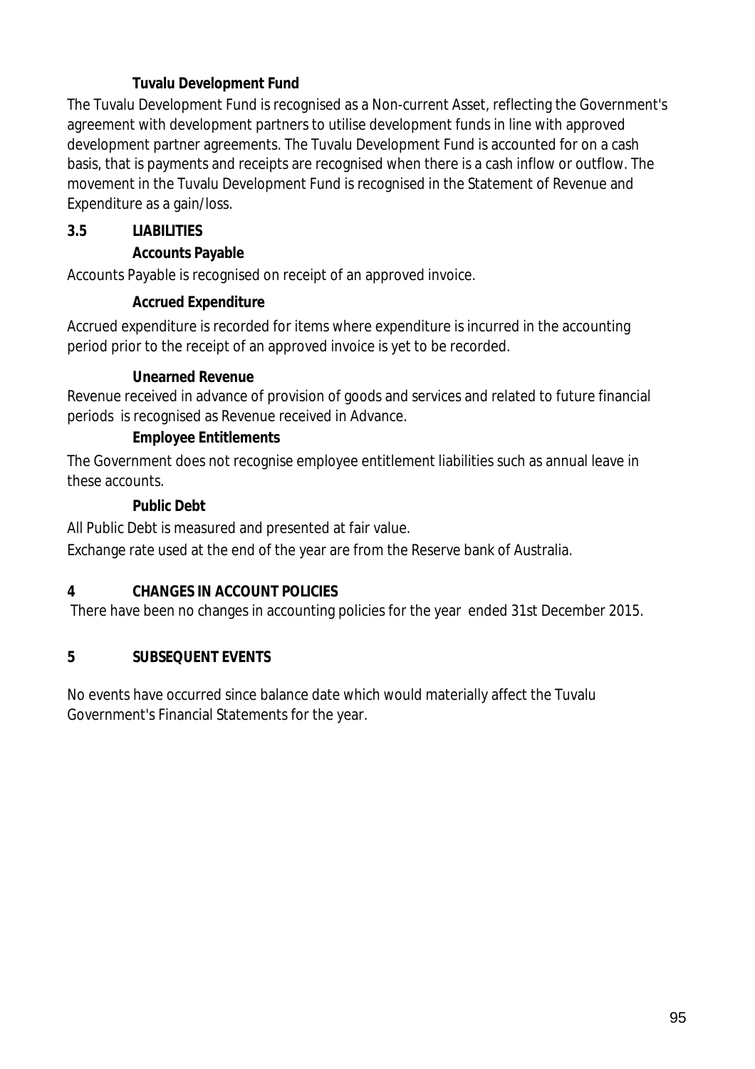#### Tuvalu Development Fund

The Tuvalu Development Fund is recognised as a Non-current Asset, reflecting the Government's agreement with development partners to utilise development funds in line with approved development partner agreements. The Tuvalu Development Fund is accounted for on a cash basis, that is payments and receipts are recognised when there is a cash inflow or outflow. The movement in the Tuvalu Development Fund is recognised in the Statement of Revenue and Expenditure as a gain/loss.

### 3.5 LIABILITIES

#### Accounts Payable

Accounts Payable is recognised on receipt of an approved invoice.

#### Accrued Expenditure

Accrued expenditure is recorded for items where expenditure is incurred in the accounting period prior to the receipt of an approved invoice is yet to be recorded.

#### Unearned Revenue

Revenue received in advance of provision of goods and services and related to future financial periods is recognised as Revenue received in Advance.

#### Employee Entitlements

The Government does not recognise employee entitlement liabilities such as annual leave in these accounts.

#### Public Debt

All Public Debt is measured and presented at fair value.

Exchange rate used at the end of the year are from the Reserve bank of Australia.

## 4 CHANGES IN ACCOUNT POLICIES

There have been no changes in accounting policies for the year ended 31st December 2015.

## 5 SUBSEQUENT EVENTS

No events have occurred since balance date which would materially affect the Tuvalu Government's Financial Statements for the year.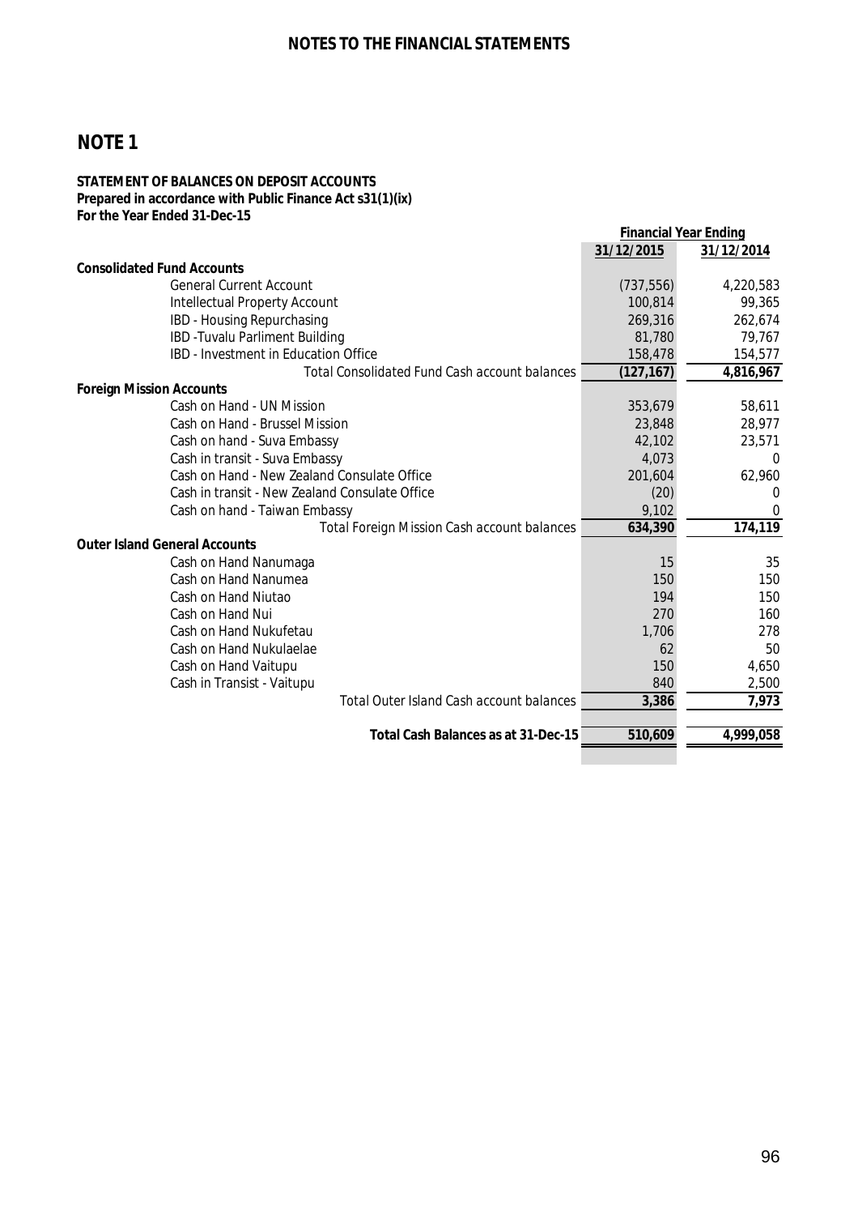## NOTES TO THE FINANCIAL STATEMENTS

# NOTE 1

**STATEMENT OF BALANCES ON DEPOSIT ACCOUNTS**
**Prepared in accordance with Public Finance Act s31(1)(ix)**
**For the Year Ended 31-Dec-15**

| | Financial Year Ending | |
|---|---|---|
| | **31/12/2015** | **31/12/2014** |
| **Consolidated Fund Accounts** | | |
| General Current Account | (737,556) | 4,220,583 |
| Intellectual Property Account | 100,814 | 99,365 |
| IBD - Housing Repurchasing | 269,316 | 262,674 |
| IBD -Tuvalu Parliment Building | 81,780 | 79,767 |
| IBD - Investment in Education Office | 158,478 | 154,577 |
| Total Consolidated Fund Cash account balances | **(127,167)** | **4,816,967** |
| **Foreign Mission Accounts** | | |
| Cash on Hand - UN Mission | 353,679 | 58,611 |
| Cash on Hand - Brussel Mission | 23,848 | 28,977 |
| Cash on hand - Suva Embassy | 42,102 | 23,571 |
| Cash in transit - Suva Embassy | 4,073 | 0 |
| Cash on Hand - New Zealand Consulate Office | 201,604 | 62,960 |
| Cash in transit - New Zealand Consulate Office | (20) | 0 |
| Cash on hand - Taiwan Embassy | 9,102 | 0 |
| Total Foreign Mission Cash account balances | **634,390** | **174,119** |
| **Outer Island General Accounts** | | |
| Cash on Hand Nanumaga | 15 | 35 |
| Cash on Hand Nanumea | 150 | 150 |
| Cash on Hand Niutao | 194 | 150 |
| Cash on Hand Nui | 270 | 160 |
| Cash on Hand Nukufetau | 1,706 | 278 |
| Cash on Hand Nukulaelae | 62 | 50 |
| Cash on Hand Vaitupu | 150 | 4,650 |
| Cash in Transist - Vaitupu | 840 | 2,500 |
| Total Outer Island Cash account balances | **3,386** | **7,973** |
| **Total Cash Balances as at 31-Dec-15** | **510,609** | **4,999,058** |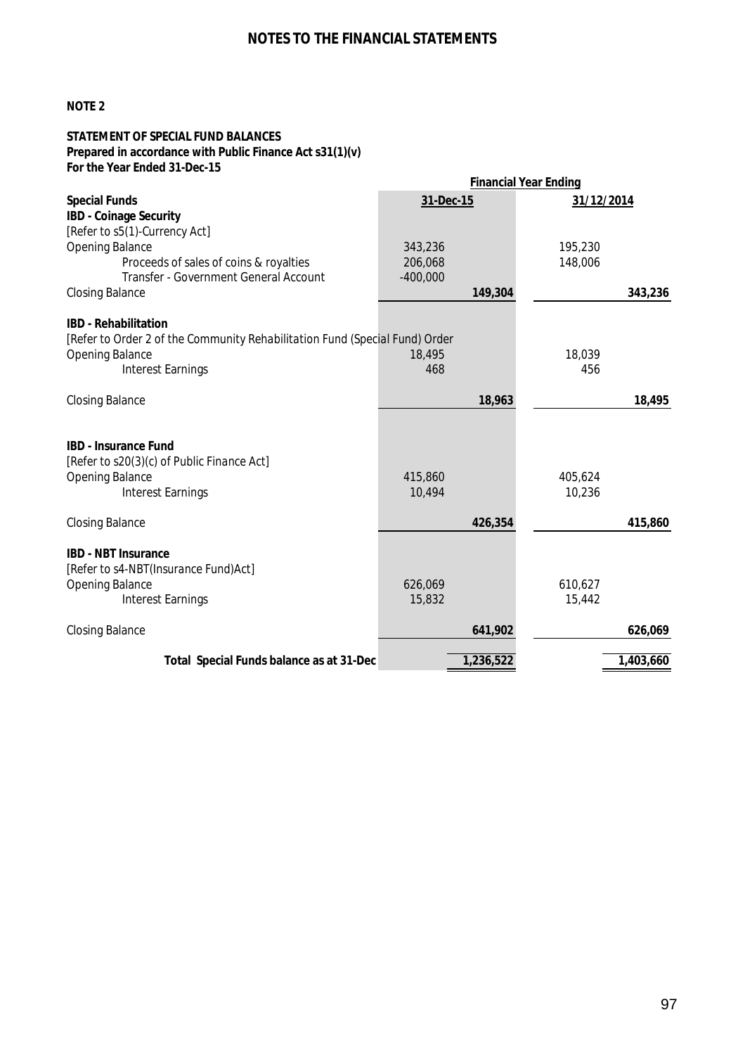# NOTES TO THE FINANCIAL STATEMENTS

**NOTE 2**

**STATEMENT OF SPECIAL FUND BALANCES**
**Prepared in accordance with Public Finance Act s31(1)(v)**
**For the Year Ended 31-Dec-15**

| | **Financial Year Ending** | | | |
|---|---|---|---|---|
| **Special Funds** | **31-Dec-15** | | **31/12/2014** | |
| **IBD - Coinage Security** | | | | |
| [Refer to s5(1)-Currency Act] | | | | |
| Opening Balance | 343,236 | | 195,230 | |
| Proceeds of sales of coins & royalties | 206,068 | | 148,006 | |
| Transfer - Government General Account | -400,000 | | | |
| Closing Balance | | **149,304** | | **343,236** |
| **IBD - Rehabilitation** | | | | |
| [Refer to Order 2 of the Community Rehabilitation Fund (Special Fund) Order | | | | |
| Opening Balance | 18,495 | | 18,039 | |
| Interest Earnings | 468 | | 456 | |
| Closing Balance | | **18,963** | | **18,495** |
| **IBD - Insurance Fund** | | | | |
| [Refer to s20(3)(c) of Public Finance Act] | | | | |
| Opening Balance | 415,860 | | 405,624 | |
| Interest Earnings | 10,494 | | 10,236 | |
| Closing Balance | | **426,354** | | **415,860** |
| **IBD - NBT Insurance** | | | | |
| [Refer to s4-NBT(Insurance Fund)Act] | | | | |
| Opening Balance | 626,069 | | 610,627 | |
| Interest Earnings | 15,832 | | 15,442 | |
| Closing Balance | | **641,902** | | **626,069** |
| **Total Special Funds balance as at 31-Dec** | | **1,236,522** | | **1,403,660** |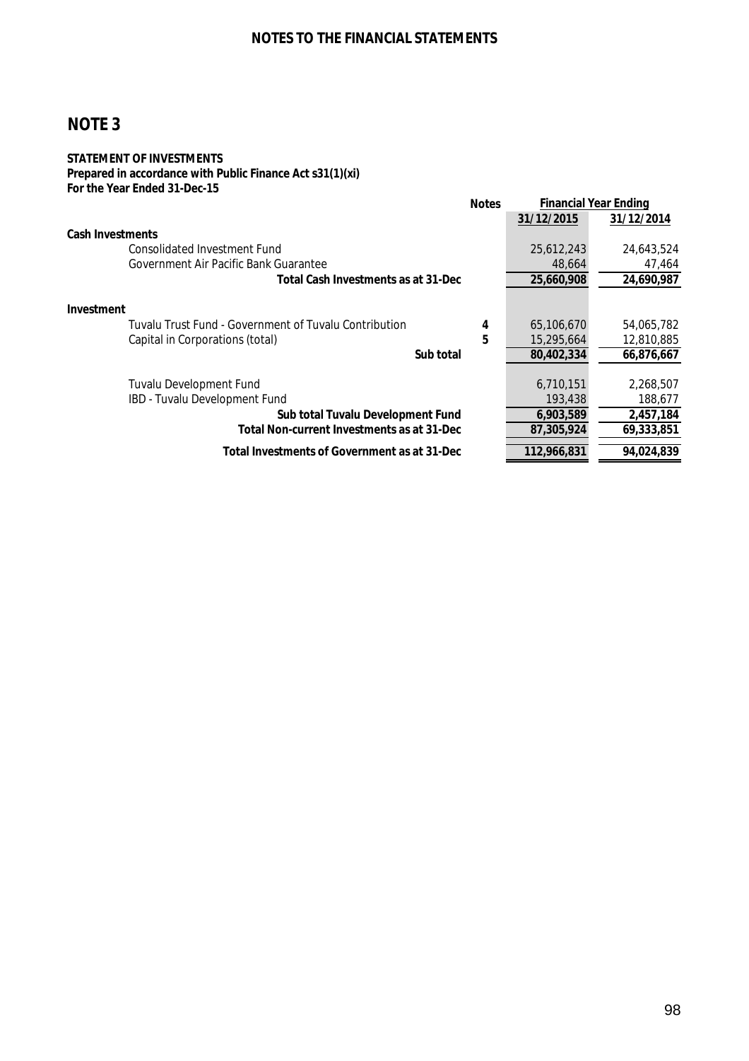## NOTES TO THE FINANCIAL STATEMENTS

# NOTE 3

**STATEMENT OF INVESTMENTS**
**Prepared in accordance with Public Finance Act s31(1)(xi)**
**For the Year Ended 31-Dec-15**

| | Notes | Financial Year Ending | |
|---|---|---|---|
| | | 31/12/2015 | 31/12/2014 |
| **Cash Investments** | | | |
| Consolidated Investment Fund | | 25,612,243 | 24,643,524 |
| Government Air Pacific Bank Guarantee | | 48,664 | 47,464 |
| **Total Cash Investments as at 31-Dec** | | **25,660,908** | **24,690,987** |
| **Investment** | | | |
| Tuvalu Trust Fund - Government of Tuvalu Contribution | 4 | 65,106,670 | 54,065,782 |
| Capital in Corporations (total) | 5 | 15,295,664 | 12,810,885 |
| **Sub total** | | **80,402,334** | **66,876,667** |
| Tuvalu Development Fund | | 6,710,151 | 2,268,507 |
| IBD - Tuvalu Development Fund | | 193,438 | 188,677 |
| **Sub total Tuvalu Development Fund** | | **6,903,589** | **2,457,184** |
| **Total Non-current Investments as at 31-Dec** | | **87,305,924** | **69,333,851** |
| **Total Investments of Government as at 31-Dec** | | **112,966,831** | **94,024,839** |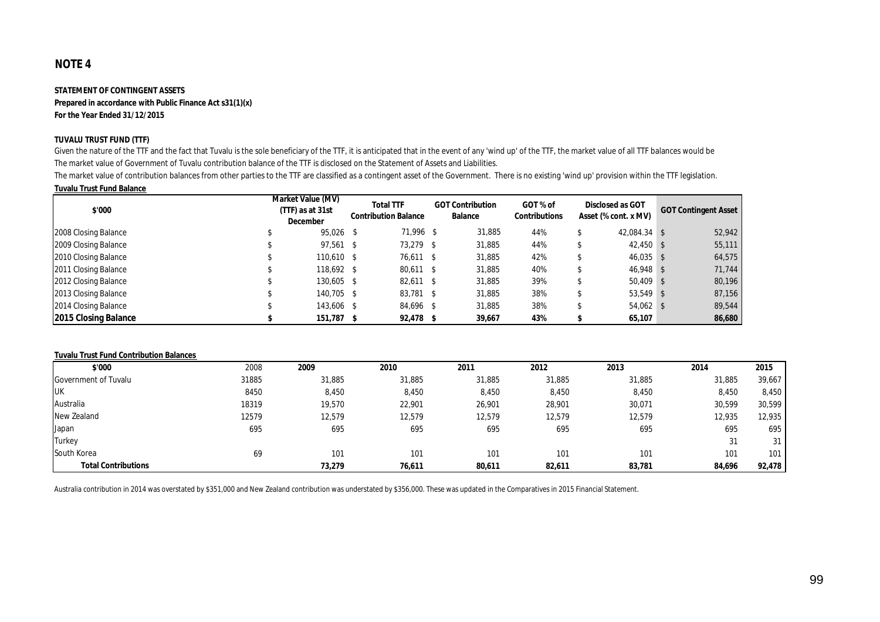## NOTE 4

**STATEMENT OF CONTINGENT ASSETS**
**Prepared in accordance with Public Finance Act s31(1)(x)**
**For the Year Ended 31/12/2015**

**TUVALU TRUST FUND (TTF)**

Given the nature of the TTF and the fact that Tuvalu is the sole beneficiary of the TTF, it is anticipated that in the event of any 'wind up' of the TTF, the market value of all TTF balances would be
The market value of Government of Tuvalu contribution balance of the TTF is disclosed on the Statement of Assets and Liabilities.
The market value of contribution balances from other parties to the TTF are classified as a contingent asset of the Government. There is no existing 'wind up' provision within the TTF legislation.

**Tuvalu Trust Fund Balance**

| $'000 | Market Value (MV) (TTF) as at 31st December | Total TTF Contribution Balance | GOT Contribution Balance | GOT % of Contributions | Disclosed as GOT Asset (% cont. x MV) | GOT Contingent Asset |
|---|---|---|---|---|---|---|
| 2008 Closing Balance | $ 95,026 | $ 71,996 | $ 31,885 | 44% | $ 42,084.34 | $ 52,942 |
| 2009 Closing Balance | $ 97,561 | $ 73,279 | $ 31,885 | 44% | $ 42,450 | $ 55,111 |
| 2010 Closing Balance | $ 110,610 | $ 76,611 | $ 31,885 | 42% | $ 46,035 | $ 64,575 |
| 2011 Closing Balance | $ 118,692 | $ 80,611 | $ 31,885 | 40% | $ 46,948 | $ 71,744 |
| 2012 Closing Balance | $ 130,605 | $ 82,611 | $ 31,885 | 39% | $ 50,409 | $ 80,196 |
| 2013 Closing Balance | $ 140,705 | $ 83,781 | $ 31,885 | 38% | $ 53,549 | $ 87,156 |
| 2014 Closing Balance | $ 143,606 | $ 84,696 | $ 31,885 | 38% | $ 54,062 | $ 89,544 |
| **2015 Closing Balance** | **$ 151,787** | **$ 92,478** | **$ 39,667** | **43%** | **$ 65,107** | **86,680** |

**Tuvalu Trust Fund Contribution Balances**

| $'000 | 2008 | 2009 | 2010 | 2011 | 2012 | 2013 | 2014 | 2015 |
|---|---|---|---|---|---|---|---|---|
| Government of Tuvalu | 31885 | 31,885 | 31,885 | 31,885 | 31,885 | 31,885 | 31,885 | 39,667 |
| UK | 8450 | 8,450 | 8,450 | 8,450 | 8,450 | 8,450 | 8,450 | 8,450 |
| Australia | 18319 | 19,570 | 22,901 | 26,901 | 28,901 | 30,071 | 30,599 | 30,599 |
| New Zealand | 12579 | 12,579 | 12,579 | 12,579 | 12,579 | 12,579 | 12,935 | 12,935 |
| Japan | 695 | 695 | 695 | 695 | 695 | 695 | 695 | 695 |
| Turkey | | | | | | | 31 | 31 |
| South Korea | 69 | 101 | 101 | 101 | 101 | 101 | 101 | 101 |
| **Total Contributions** | | **73,279** | **76,611** | **80,611** | **82,611** | **83,781** | **84,696** | **92,478** |

Australia contribution in 2014 was overstated by $351,000 and New Zealand contribution was understated by $356,000. These was updated in the Comparatives in 2015 Financial Statement.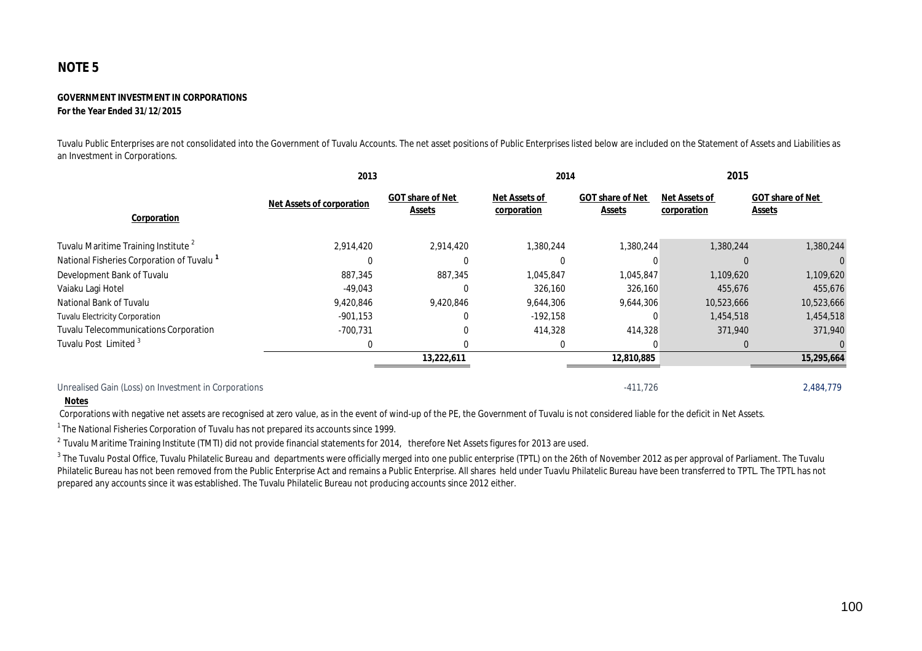# NOTE 5

**GOVERNMENT INVESTMENT IN CORPORATIONS**
**For the Year Ended 31/12/2015**

Tuvalu Public Enterprises are not consolidated into the Government of Tuvalu Accounts. The net asset positions of Public Enterprises listed below are included on the Statement of Assets and Liabilities as an Investment in Corporations.

| | 2013 | | 2014 | | 2015 | |
|---|---|---|---|---|---|---|
| **Corporation** | **Net Assets of corporation** | **GOT share of Net Assets** | **Net Assets of corporation** | **GOT share of Net Assets** | **Net Assets of corporation** | **GOT share of Net Assets** |
| Tuvalu Maritime Training Institute [2] | 2,914,420 | 2,914,420 | 1,380,244 | 1,380,244 | 1,380,244 | 1,380,244 |
| National Fisheries Corporation of Tuvalu [1] | 0 | 0 | 0 | 0 | 0 | 0 |
| Development Bank of Tuvalu | 887,345 | 887,345 | 1,045,847 | 1,045,847 | 1,109,620 | 1,109,620 |
| Vaiaku Lagi Hotel | -49,043 | 0 | 326,160 | 326,160 | 455,676 | 455,676 |
| National Bank of Tuvalu | 9,420,846 | 9,420,846 | 9,644,306 | 9,644,306 | 10,523,666 | 10,523,666 |
| Tuvalu Electricity Corporation | -901,153 | 0 | -192,158 | 0 | 1,454,518 | 1,454,518 |
| Tuvalu Telecommunications Corporation | -700,731 | 0 | 414,328 | 414,328 | 371,940 | 371,940 |
| Tuvalu Post Limited [3] | 0 | 0 | 0 | 0 | 0 | 0 |
| | | **13,222,611** | | **12,810,885** | | **15,295,664** |
| Unrealised Gain (Loss) on Investment in Corporations | | | | -411,726 | | 2,484,779 |

**Notes**

Corporations with negative net assets are recognised at zero value, as in the event of wind-up of the PE, the Government of Tuvalu is not considered liable for the deficit in Net Assets.

[1] The National Fisheries Corporation of Tuvalu has not prepared its accounts since 1999.

[2] Tuvalu Maritime Training Institute (TMTI) did not provide financial statements for 2014, therefore Net Assets figures for 2013 are used.

[3] The Tuvalu Postal Office, Tuvalu Philatelic Bureau and departments were officially merged into one public enterprise (TPTL) on the 26th of November 2012 as per approval of Parliament. The Tuvalu Philatelic Bureau has not been removed from the Public Enterprise Act and remains a Public Enterprise. All shares held under Tuavlu Philatelic Bureau have been transferred to TPTL. The TPTL has not prepared any accounts since it was established. The Tuvalu Philatelic Bureau not producing accounts since 2012 either.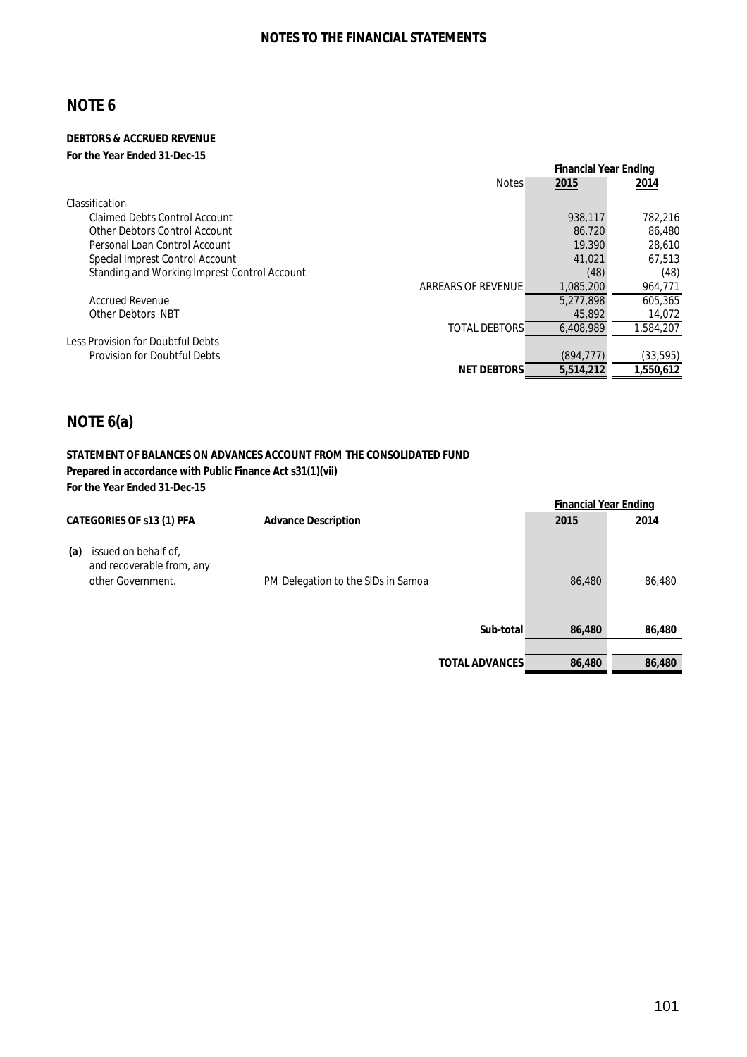## NOTES TO THE FINANCIAL STATEMENTS

# NOTE 6

**DEBTORS & ACCRUED REVENUE**
**For the Year Ended 31-Dec-15**

| | Notes | Financial Year Ending 2015 | 2014 |
|---|---|---|---|
| Classification | | | |
| Claimed Debts Control Account | | 938,117 | 782,216 |
| Other Debtors Control Account | | 86,720 | 86,480 |
| Personal Loan Control Account | | 19,390 | 28,610 |
| Special Imprest Control Account | | 41,021 | 67,513 |
| Standing and Working Imprest Control Account | | (48) | (48) |
| | ARREARS OF REVENUE | 1,085,200 | 964,771 |
| Accrued Revenue | | 5,277,898 | 605,365 |
| Other Debtors NBT | | 45,892 | 14,072 |
| | TOTAL DEBTORS | 6,408,989 | 1,584,207 |
| Less Provision for Doubtful Debts | | | |
| Provision for Doubtful Debts | | (894,777) | (33,595) |
| | **NET DEBTORS** | **5,514,212** | **1,550,612** |

# NOTE 6(a)

**STATEMENT OF BALANCES ON ADVANCES ACCOUNT FROM THE CONSOLIDATED FUND**
**Prepared in accordance with Public Finance Act s31(1)(vii)**
**For the Year Ended 31-Dec-15**

| CATEGORIES OF s13 (1) PFA | Advance Description | Financial Year Ending 2015 | 2014 |
|---|---|---|---|
| (a) issued on behalf of, and recoverable from, any other Government. | PM Delegation to the SIDs in Samoa | 86,480 | 86,480 |
| | **Sub-total** | **86,480** | **86,480** |
| | **TOTAL ADVANCES** | **86,480** | **86,480** |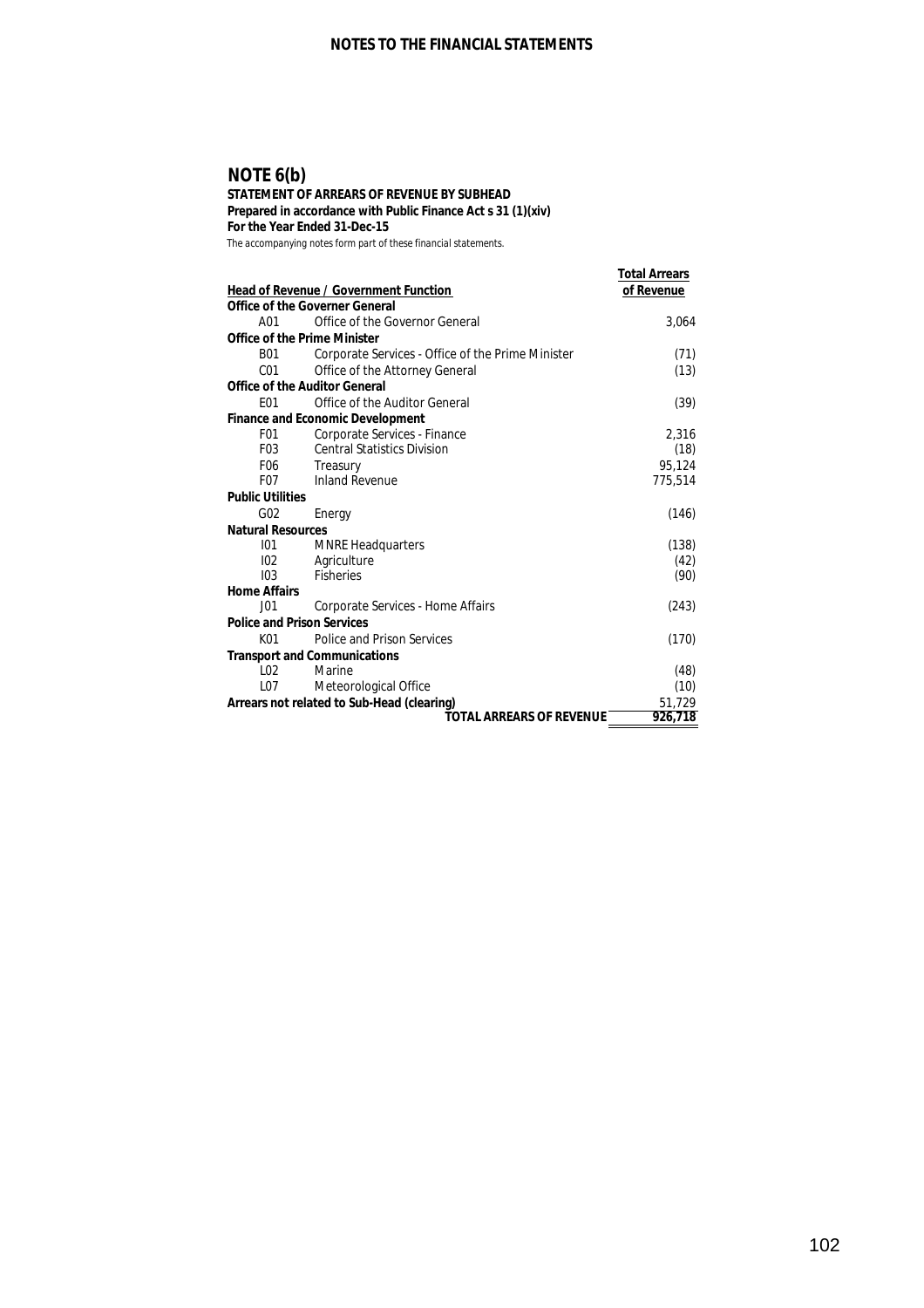## NOTE 6(b)

**STATEMENT OF ARREARS OF REVENUE BY SUBHEAD**
**Prepared in accordance with Public Finance Act s 31 (1)(xiv)**
**For the Year Ended 31-Dec-15**
The accompanying notes form part of these financial statements.

| Head of Revenue / Government Function | | Total Arrears of Revenue |
|---|---|---|
| **Office of the Governer General** | | |
| A01 | Office of the Governor General | 3,064 |
| **Office of the Prime Minister** | | |
| B01 | Corporate Services - Office of the Prime Minister | (71) |
| C01 | Office of the Attorney General | (13) |
| **Office of the Auditor General** | | |
| E01 | Office of the Auditor General | (39) |
| **Finance and Economic Development** | | |
| F01 | Corporate Services - Finance | 2,316 |
| F03 | Central Statistics Division | (18) |
| F06 | Treasury | 95,124 |
| F07 | Inland Revenue | 775,514 |
| **Public Utilities** | | |
| G02 | Energy | (146) |
| **Natural Resources** | | |
| I01 | MNRE Headquarters | (138) |
| I02 | Agriculture | (42) |
| I03 | Fisheries | (90) |
| **Home Affairs** | | |
| J01 | Corporate Services - Home Affairs | (243) |
| **Police and Prison Services** | | |
| K01 | Police and Prison Services | (170) |
| **Transport and Communications** | | |
| L02 | Marine | (48) |
| L07 | Meteorological Office | (10) |
| **Arrears not related to Sub-Head (clearing)** | | 51,729 |
| | **TOTAL ARREARS OF REVENUE** | **926,718** |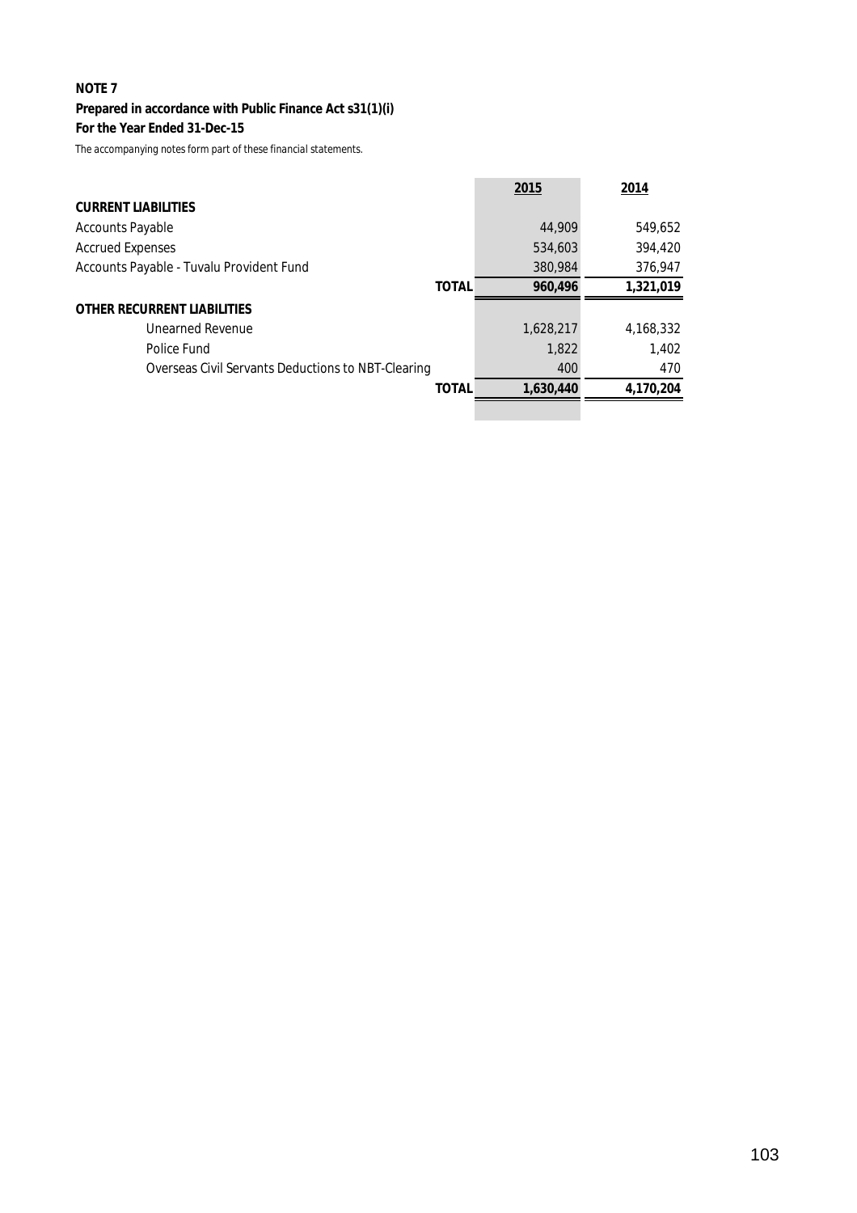**NOTE 7**

**Prepared in accordance with Public Finance Act s31(1)(i)**

**For the Year Ended 31-Dec-15**

*The accompanying notes form part of these financial statements.*

| | 2015 | 2014 |
|---|---|---|
| **CURRENT LIABILITIES** | | |
| Accounts Payable | 44,909 | 549,652 |
| Accrued Expenses | 534,603 | 394,420 |
| Accounts Payable - Tuvalu Provident Fund | 380,984 | 376,947 |
| **TOTAL** | **960,496** | **1,321,019** |
| **OTHER RECURRENT LIABILITIES** | | |
| Unearned Revenue | 1,628,217 | 4,168,332 |
| Police Fund | 1,822 | 1,402 |
| Overseas Civil Servants Deductions to NBT-Clearing | 400 | 470 |
| **TOTAL** | **1,630,440** | **4,170,204** |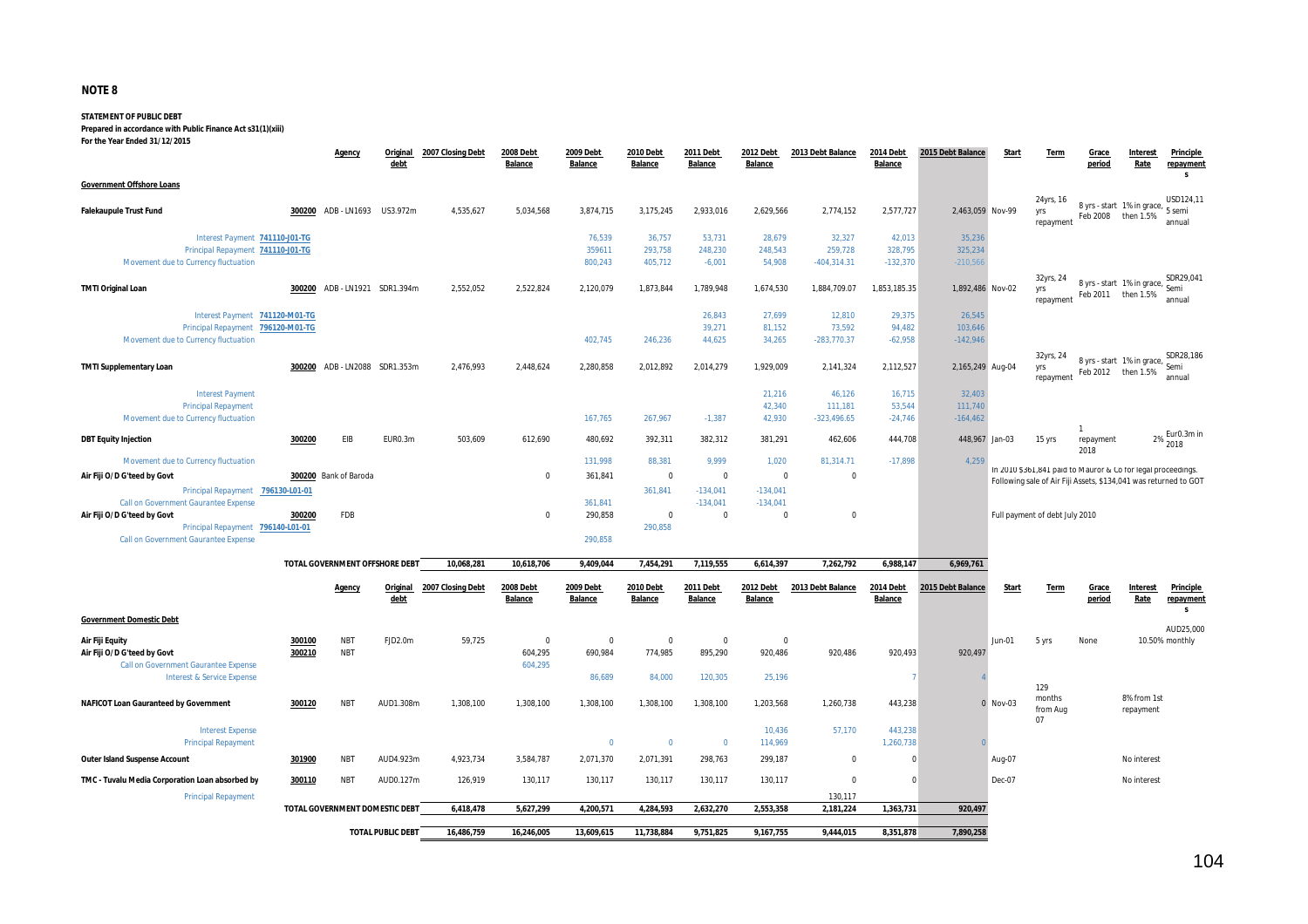# NOTE 8

**STATEMENT OF PUBLIC DEBT**
**Prepared in accordance with Public Finance Act s31(1)(xiii)**
**For the Year Ended 31/12/2015**

| | | Agency | Original debt | 2007 Closing Debt | 2008 Debt Balance | 2009 Debt Balance | 2010 Debt Balance | 2011 Debt Balance | 2012 Debt Balance | 2013 Debt Balance | 2014 Debt Balance | 2015 Debt Balance | Start | Term | Grace period | Interest Rate | Principle repayments |
|---|---|---|---|---|---|---|---|---|---|---|---|---|---|---|---|---|---|
| **Government Offshore Loans** | | | | | | | | | | | | | | | | | |
| **Falekaupule Trust Fund** | 300200 | ADB - LN1693 | US3.972m | 4,535,627 | 5,034,568 | 3,874,715 | 3,175,245 | 2,933,016 | 2,629,566 | 2,774,152 | 2,577,727 | 2,463,059 | Nov-99 | 24yrs, 16 yrs repayment | 8 yrs - start Feb 2008 | 1% in grace, then 1.5% | USD124,11 5 semi annual |
| Interest Payment 741110-J01-TG | | | | | | 76,539 | 36,757 | 53,731 | 28,679 | 32,327 | 42,013 | 35,236 | | | | | |
| Principal Repayment 741110-J01-TG | | | | | | 359611 | 293,758 | 248,230 | 248,543 | 259,728 | 328,795 | 325,234 | | | | | |
| Movement due to Currency fluctuation | | | | | | 800,243 | 405,712 | -6,001 | 54,908 | -404,314.31 | -132,370 | -210,566 | | | | | |
| **TMTI Original Loan** | 300200 | ADB - LN1921 | SDR1.394m | 2,552,052 | 2,522,824 | 2,120,079 | 1,873,844 | 1,789,948 | 1,674,530 | 1,884,709.07 | 1,853,185.35 | 1,892,486 | Nov-02 | 32yrs, 24 yrs repayment | 8 yrs - start Feb 2011 | 1% in grace, then 1.5% | SDR29,041 Semi annual |
| Interest Payment 741120-M01-TG | | | | | | | | 26,843 | 27,699 | 12,810 | 29,375 | 26,545 | | | | | |
| Principal Repayment 796120-M01-TG | | | | | | | | 39,271 | 81,152 | 73,592 | 94,482 | 103,646 | | | | | |
| Movement due to Currency fluctuation | | | | | | 402,745 | 246,236 | 44,625 | 34,265 | -283,770.37 | -62,958 | -142,946 | | | | | |
| **TMTI Supplementary Loan** | 300200 | ADB - LN2088 | SDR1.353m | 2,476,993 | 2,448,624 | 2,280,858 | 2,012,892 | 2,014,279 | 1,929,009 | 2,141,324 | 2,112,527 | 2,165,249 | Aug-04 | 32yrs, 24 yrs repayment | 8 yrs - start Feb 2012 | 1% in grace, then 1.5% | SDR28,186 Semi annual |
| Interest Payment | | | | | | | | | 21,216 | 46,126 | 16,715 | 32,403 | | | | | |
| Principal Repayment | | | | | | | | | 42,340 | 111,181 | 53,544 | 111,740 | | | | | |
| Movement due to Currency fluctuation | | | | | | 167,765 | 267,967 | -1,387 | 42,930 | -323,496.65 | -24,746 | -164,462 | | | | | |
| **DBT Equity Injection** | 300200 | EIB | EUR0.3m | 503,609 | 612,690 | 480,692 | 392,311 | 382,312 | 381,291 | 462,606 | 444,708 | 448,967 | Jan-03 | 15 yrs | 1 repayment 2018 | 2% | Eur0.3m in 2018 |
| Movement due to Currency fluctuation | | | | | | 131,998 | 88,381 | 9,999 | 1,020 | 81,314.71 | -17,898 | 4,259 | | | | | |
| **Air Fiji O/D G'teed by Govt** | 300200 | Bank of Baroda | | | 0 | 361,841 | 0 | 0 | 0 | 0 | | | In 2010 $361,841 paid to Mauror & Co for legal proceedings. Following sale of Air Fiji Assets, $134,041 was returned to GOT | | | | |
| Principal Repayment 796130-L01-01 | | | | | | | 361,841 | -134,041 | -134,041 | | | | | | | | |
| Call on Government Gaurantee Expense | | | | | | 361,841 | | -134,041 | -134,041 | | | | | | | | |
| **Air Fiji O/D G'teed by Govt** | 300200 | FDB | | | 0 | 290,858 | 0 | 0 | 0 | 0 | | | Full payment of debt July 2010 | | | | |
| Principal Repayment 796140-L01-01 | | | | | | | 290,858 | | | | | | | | | | |
| Call on Government Gaurantee Expense | | | | | | 290,858 | | | | | | | | | | | |
| | | **TOTAL GOVERNMENT OFFSHORE DEBT** | | **10,068,281** | **10,618,706** | **9,409,044** | **7,454,291** | **7,119,555** | **6,614,397** | **7,262,792** | **6,988,147** | **6,969,761** | | | | | |

| | | Agency | Original debt | 2007 Closing Debt | 2008 Debt Balance | 2009 Debt Balance | 2010 Debt Balance | 2011 Debt Balance | 2012 Debt Balance | 2013 Debt Balance | 2014 Debt Balance | 2015 Debt Balance | Start | Term | Grace period | Interest Rate | Principle repayments |
|---|---|---|---|---|---|---|---|---|---|---|---|---|---|---|---|---|---|
| **Government Domestic Debt** | | | | | | | | | | | | | | | | | |
| **Air Fiji Equity** | 300100 | NBT | FJD2.0m | 59,725 | 0 | 0 | 0 | 0 | 0 | | | | Jun-01 | 5 yrs | None | 10.50% monthly | AUD25,000 |
| **Air Fiji O/D G'teed by Govt** | 300210 | NBT | | | 604,295 | 690,984 | 774,985 | 895,290 | 920,486 | 920,486 | 920,493 | 920,497 | | | | | |
| Call on Government Gaurantee Expense | | | | | 604,295 | | | | | | | | | | | | |
| Interest & Service Expense | | | | | | 86,689 | 84,000 | 120,305 | 25,196 | | 7 | 4 | | | | | |
| **NAFICOT Loan Gauranteed by Government** | 300120 | NBT | AUD1.308m | 1,308,100 | 1,308,100 | 1,308,100 | 1,308,100 | 1,308,100 | 1,203,568 | 1,260,738 | 443,238 | 0 | Nov-03 | 129 months from Aug 07 | | 8% from 1st repayment | |
| Interest Expense | | | | | | | | | 10,436 | 57,170 | 443,238 | | | | | | |
| Principal Repayment | | | | | | 0 | 0 | 0 | 114,969 | | 1,260,738 | 0 | | | | | |
| **Outer Island Suspense Account** | 301900 | NBT | AUD4.923m | 4,923,734 | 3,584,787 | 2,071,370 | 2,071,391 | 298,763 | 299,187 | 0 | 0 | | Aug-07 | | | No interest | |
| **TMC - Tuvalu Media Corporation Loan absorbed by** | 300110 | NBT | AUD0.127m | 126,919 | 130,117 | 130,117 | 130,117 | 130,117 | 130,117 | 0 | 0 | | Dec-07 | | | No interest | |
| Principal Repayment | | | | | | | | | | 130,117 | | | | | | | |
| | | **TOTAL GOVERNMENT DOMESTIC DEBT** | | **6,418,478** | **5,627,299** | **4,200,571** | **4,284,593** | **2,632,270** | **2,553,358** | **2,181,224** | **1,363,731** | **920,497** | | | | | |
| | | **TOTAL PUBLIC DEBT** | | **16,486,759** | **16,246,005** | **13,609,615** | **11,738,884** | **9,751,825** | **9,167,755** | **9,444,015** | **8,351,878** | **7,890,258** | | | | | |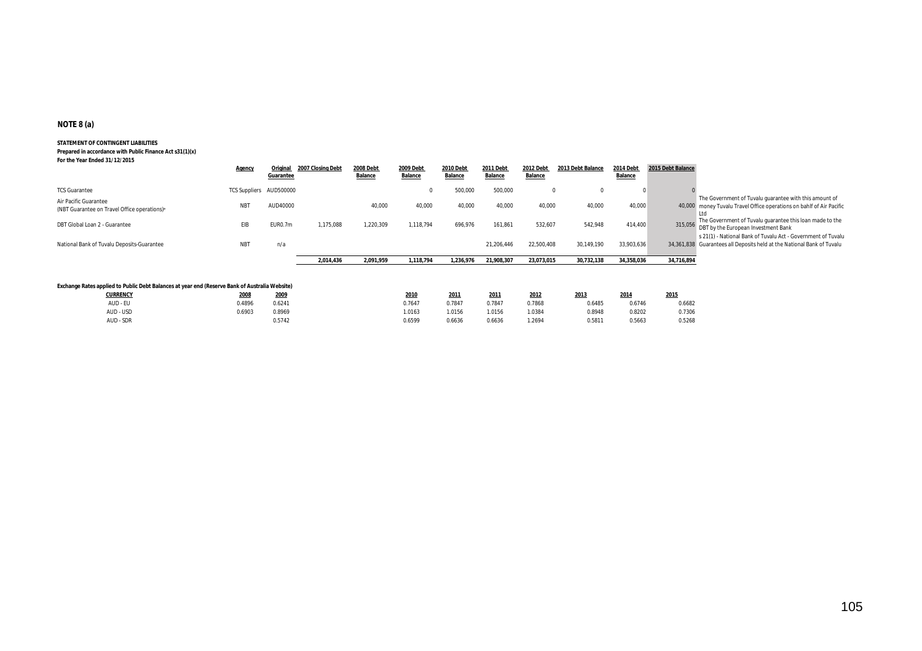## NOTE 8 (a)

**STATEMENT OF CONTINGENT LIABILITIES**
**Prepared in accordance with Public Finance Act s31(1)(x)**
**For the Year Ended 31/12/2015**

| | Agency | Original Guarantee | 2007 Closing Debt | 2008 Debt Balance | 2009 Debt Balance | 2010 Debt Balance | 2011 Debt Balance | 2012 Debt Balance | 2013 Debt Balance | 2014 Debt Balance | 2015 Debt Balance | |
|---|---|---|---|---|---|---|---|---|---|---|---|---|
| TCS Guarantee | TCS Suppliers | AUD500000 | | | 0 | 500,000 | 500,000 | 0 | 0 | 0 | 0 | |
| Air Pacific Guarantee (NBT Guarantee on Travel Office operations)* | NBT | AUD40000 | | 40,000 | 40,000 | 40,000 | 40,000 | 40,000 | 40,000 | 40,000 | 40,000 | The Government of Tuvalu guarantee with this amount of money Tuvalu Travel Office operations on bahlf of Air Pacific Ltd |
| DBT Global Loan 2 - Guarantee | EIB | EUR0.7m | 1,175,088 | 1,220,309 | 1,118,794 | 696,976 | 161,861 | 532,607 | 542,948 | 414,400 | 315,056 | The Government of Tuvalu guarantee this loan made to the DBT by the European Investment Bank |
| National Bank of Tuvalu Deposits-Guarantee | NBT | n/a | | | | | 21,206,446 | 22,500,408 | 30,149,190 | 33,903,636 | 34,361,838 | s 21(1) - National Bank of Tuvalu Act - Government of Tuvalu Guarantees all Deposits held at the National Bank of Tuvalu |
| | | | 2,014,436 | 2,091,959 | 1,118,794 | 1,236,976 | 21,908,307 | 23,073,015 | 30,732,138 | 34,358,036 | 34,716,894 | |

**Exchange Rates applied to Public Debt Balances at year end (Reserve Bank of Australia Website)**

| CURRENCY | 2008 | 2009 | 2010 | 2011 | 2011 | 2012 | 2013 | 2014 | 2015 |
|---|---|---|---|---|---|---|---|---|---|
| AUD - EU | 0.4896 | 0.6241 | 0.7647 | 0.7847 | 0.7847 | 0.7868 | 0.6485 | 0.6746 | 0.6682 |
| AUD - USD | 0.6903 | 0.8969 | 1.0163 | 1.0156 | 1.0156 | 1.0384 | 0.8948 | 0.8202 | 0.7306 |
| AUD - SDR | | 0.5742 | 0.6599 | 0.6636 | 0.6636 | 1.2694 | 0.5811 | 0.5663 | 0.5268 |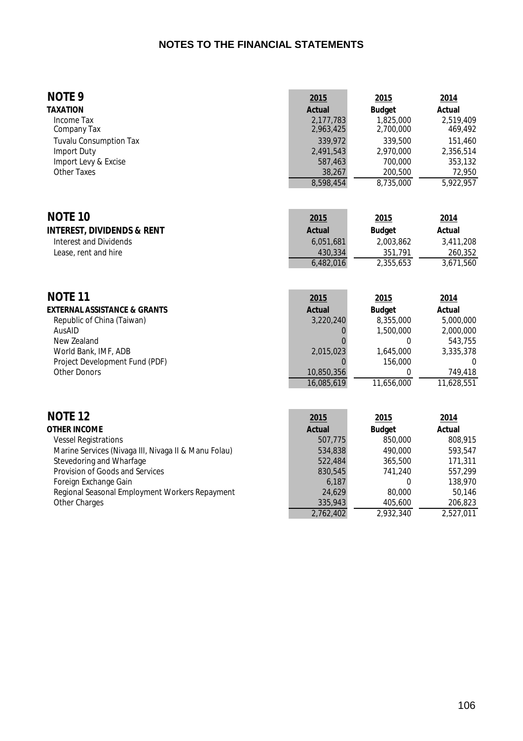# NOTES TO THE FINANCIAL STATEMENTS

## NOTE 9

| TAXATION | 2015 Actual | 2015 Budget | 2014 Actual |
|---|---|---|---|
| Income Tax | 2,177,783 | 1,825,000 | 2,519,409 |
| Company Tax | 2,963,425 | 2,700,000 | 469,492 |
| Tuvalu Consumption Tax | 339,972 | 339,500 | 151,460 |
| Import Duty | 2,491,543 | 2,970,000 | 2,356,514 |
| Import Levy & Excise | 587,463 | 700,000 | 353,132 |
| Other Taxes | 38,267 | 200,500 | 72,950 |
| | 8,598,454 | 8,735,000 | 5,922,957 |

## NOTE 10

| INTEREST, DIVIDENDS & RENT | 2015 Actual | 2015 Budget | 2014 Actual |
|---|---|---|---|
| Interest and Dividends | 6,051,681 | 2,003,862 | 3,411,208 |
| Lease, rent and hire | 430,334 | 351,791 | 260,352 |
| | 6,482,016 | 2,355,653 | 3,671,560 |

## NOTE 11

| EXTERNAL ASSISTANCE & GRANTS | 2015 Actual | 2015 Budget | 2014 Actual |
|---|---|---|---|
| Republic of China (Taiwan) | 3,220,240 | 8,355,000 | 5,000,000 |
| AusAID | 0 | 1,500,000 | 2,000,000 |
| New Zealand | 0 | 0 | 543,755 |
| World Bank, IMF, ADB | 2,015,023 | 1,645,000 | 3,335,378 |
| Project Development Fund (PDF) | 0 | 156,000 | 0 |
| Other Donors | 10,850,356 | 0 | 749,418 |
| | 16,085,619 | 11,656,000 | 11,628,551 |

## NOTE 12

| OTHER INCOME | 2015 Actual | 2015 Budget | 2014 Actual |
|---|---|---|---|
| Vessel Registrations | 507,775 | 850,000 | 808,915 |
| Marine Services (Nivaga III, Nivaga II & Manu Folau) | 534,838 | 490,000 | 593,547 |
| Stevedoring and Wharfage | 522,484 | 365,500 | 171,311 |
| Provision of Goods and Services | 830,545 | 741,240 | 557,299 |
| Foreign Exchange Gain | 6,187 | 0 | 138,970 |
| Regional Seasonal Employment Workers Repayment | 24,629 | 80,000 | 50,146 |
| Other Charges | 335,943 | 405,600 | 206,823 |
| | 2,762,402 | 2,932,340 | 2,527,011 |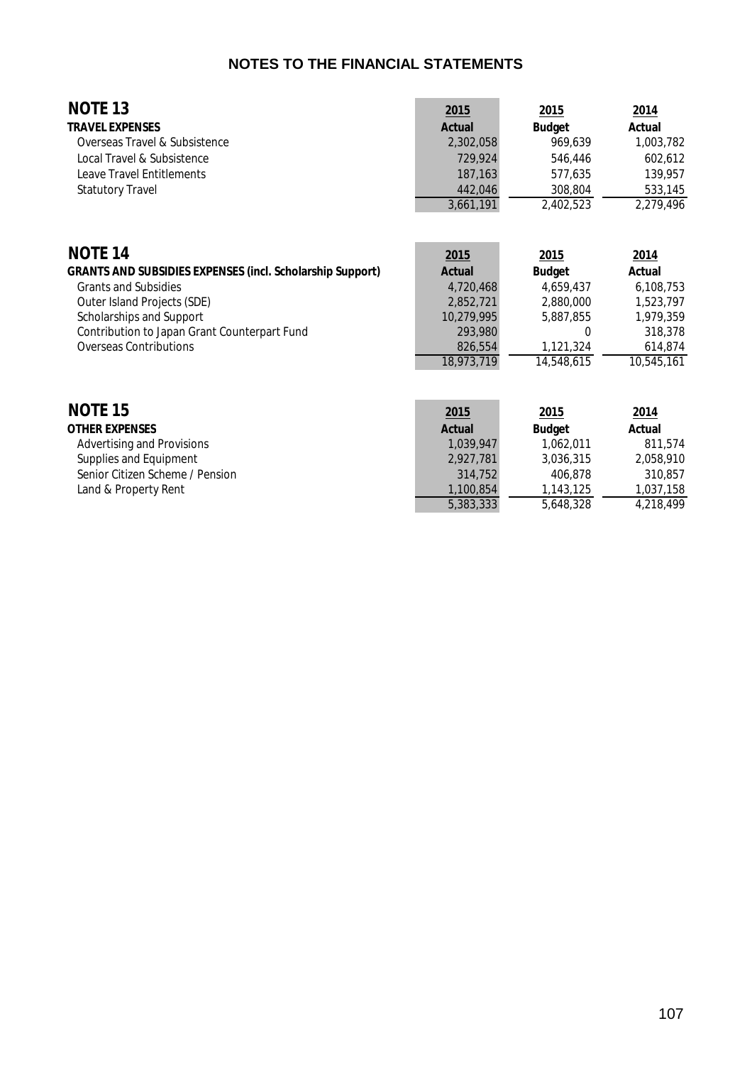# NOTES TO THE FINANCIAL STATEMENTS

## NOTE 13

| TRAVEL EXPENSES | 2015 Actual | 2015 Budget | 2014 Actual |
|---|---|---|---|
| Overseas Travel & Subsistence | 2,302,058 | 969,639 | 1,003,782 |
| Local Travel & Subsistence | 729,924 | 546,446 | 602,612 |
| Leave Travel Entitlements | 187,163 | 577,635 | 139,957 |
| Statutory Travel | 442,046 | 308,804 | 533,145 |
| | 3,661,191 | 2,402,523 | 2,279,496 |

## NOTE 14

| GRANTS AND SUBSIDIES EXPENSES (incl. Scholarship Support) | 2015 Actual | 2015 Budget | 2014 Actual |
|---|---|---|---|
| Grants and Subsidies | 4,720,468 | 4,659,437 | 6,108,753 |
| Outer Island Projects (SDE) | 2,852,721 | 2,880,000 | 1,523,797 |
| Scholarships and Support | 10,279,995 | 5,887,855 | 1,979,359 |
| Contribution to Japan Grant Counterpart Fund | 293,980 | 0 | 318,378 |
| Overseas Contributions | 826,554 | 1,121,324 | 614,874 |
| | 18,973,719 | 14,548,615 | 10,545,161 |

## NOTE 15

| OTHER EXPENSES | 2015 Actual | 2015 Budget | 2014 Actual |
|---|---|---|---|
| Advertising and Provisions | 1,039,947 | 1,062,011 | 811,574 |
| Supplies and Equipment | 2,927,781 | 3,036,315 | 2,058,910 |
| Senior Citizen Scheme / Pension | 314,752 | 406,878 | 310,857 |
| Land & Property Rent | 1,100,854 | 1,143,125 | 1,037,158 |
| | 5,383,333 | 5,648,328 | 4,218,499 |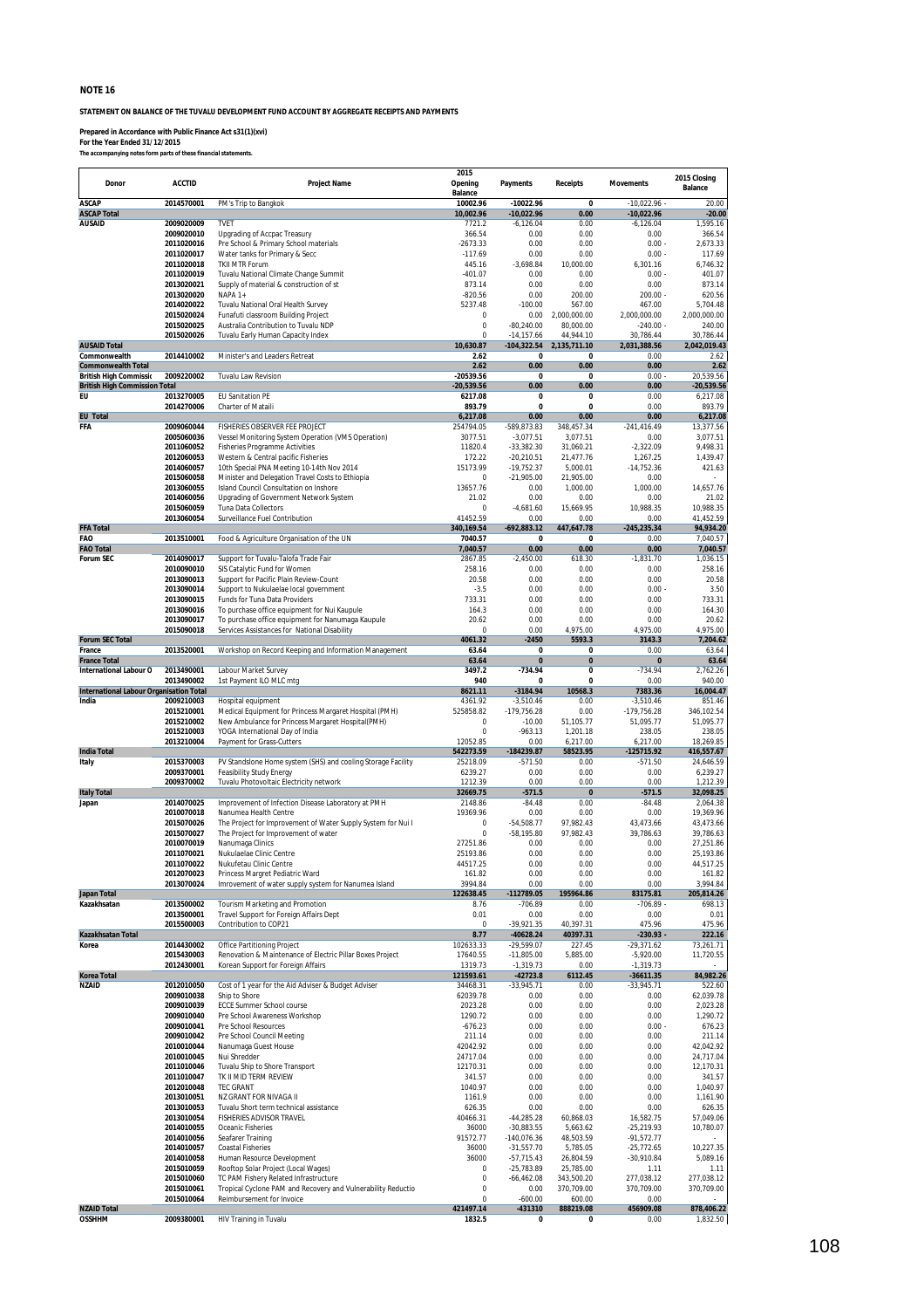**NOTE 16**

**STATEMENT ON BALANCE OF THE TUVALU DEVELOPMENT FUND ACCOUNT BY AGGREGATE RECEIPTS AND PAYMENTS**

**Prepared in Accordance with Public Finance Act s31(1)(xvi)**
**For the Year Ended 31/12/2015**
**The accompanying notes form parts of these financial statements.**

| Donor | ACCTID | Project Name | 2015 Opening Balance | Payments | Receipts | Movements | 2015 Closing Balance |
|---|---|---|---|---|---|---|---|
| ASCAP | 2014570001 | PM's Trip to Bangkok | 10002.96 | -10022.96 | 0 | -10,022.96 - | 20.00 |
| ASCAP Total | | | 10,002.96 | -10,022.96 | 0.00 | -10,022.96 | -20.00 |
| AUSAID | 2009020009 | TVET | 7721.2 | -6,126.04 | 0.00 | -6,126.04 | 1,595.16 |
| | 2009020010 | Upgrading of Accpac Treasury | 366.54 | 0.00 | 0.00 | 0.00 | 366.54 |
| | 2011020016 | Pre School & Primary School materials | -2673.33 | 0.00 | 0.00 | 0.00 - | 2,673.33 |
| | 2011020017 | Water tanks for Primary & Secc | -117.69 | 0.00 | 0.00 | 0.00 - | 117.69 |
| | 2011020018 | TKII MTR Forum | 445.16 | -3,698.84 | 10,000.00 | 6,301.16 | 6,746.32 |
| | 2011020019 | Tuvalu National Climate Change Summit | -401.07 | 0.00 | 0.00 | 0.00 - | 401.07 |
| | 2013020021 | Supply of material & construction of st | 873.14 | 0.00 | 0.00 | 0.00 | 873.14 |
| | 2013020020 | NAPA 1+ | -820.56 | 0.00 | 200.00 | 200.00 - | 620.56 |
| | 2014020022 | Tuvalu National Oral Health Survey | 5237.48 | -100.00 | 567.00 | 467.00 | 5,704.48 |
| | 2015020024 | Funafuti classroom Building Project | 0 | 0.00 | 2,000,000.00 | 2,000,000.00 | 2,000,000.00 |
| | 2015020025 | Australia Contribution to Tuvalu NDP | 0 | -80,240.00 | 80,000.00 | -240.00 - | 240.00 |
| | 2015020026 | Tuvalu Early Human Capacity Index | 0 | -14,157.66 | 44,944.10 | 30,786.44 | 30,786.44 |
| AUSAID Total | | | 10,630.87 | -104,322.54 | 2,135,711.10 | 2,031,388.56 | 2,042,019.43 |
| Commonwealth | 2014410002 | Minister's and Leaders Retreat | 2.62 | 0 | 0 | 0.00 | 2.62 |
| Commonwealth Total | | | 2.62 | 0.00 | 0.00 | 0.00 | 2.62 |
| British High Commissio | 2009220002 | Tuvalu Law Revision | -20539.56 | 0 | 0 | 0.00 - | 20,539.56 |
| British High Commission Total | | | -20,539.56 | 0.00 | 0.00 | 0.00 | -20,539.56 |
| EU | 2013270005 | EU Sanitation PE | 6217.08 | 0 | 0 | 0.00 | 6,217.08 |
| | 2014270006 | Charter of Mataili | 893.79 | 0 | 0 | 0.00 | 893.79 |
| EU Total | | | 6,217.08 | 0.00 | 0.00 | 0.00 | 6,217.08 |
| FFA | 2009060044 | FISHERIES OBSERVER FEE PROJECT | 254794.05 | -589,873.83 | 348,457.34 | -241,416.49 | 13,377.56 |
| | 2005060036 | Vessel Monitoring System Operation (VMS Operation) | 3077.51 | -3,077.51 | 3,077.51 | 0.00 | 3,077.51 |
| | 2011060052 | Fisheries Programme Activities | 11820.4 | -33,382.30 | 31,060.21 | -2,322.09 | 9,498.31 |
| | 2012060053 | Western & Central pacific Fisheries | 172.22 | -20,210.51 | 21,477.76 | 1,267.25 | 1,439.47 |
| | 2014060057 | 10th Special PNA Meeting 10-14th Nov 2014 | 15173.99 | -19,752.37 | 5,000.01 | -14,752.36 | 421.63 |
| | 2015060058 | Minister and Delegation Travel Costs to Ethiopia | 0 | -21,905.00 | 21,905.00 | 0.00 | - |
| | 2013060055 | Island Council Consultation on Inshore | 13657.76 | 0.00 | 1,000.00 | 1,000.00 | 14,657.76 |
| | 2014060056 | Upgrading of Government Network System | 21.02 | 0.00 | 0.00 | 0.00 | 21.02 |
| | 2015060059 | Tuna Data Collectors | 0 | -4,681.60 | 15,669.95 | 10,988.35 | 10,988.35 |
| | 2013060054 | Surveillance Fuel Contribution | 41452.59 | 0.00 | 0.00 | 0.00 | 41,452.59 |
| FFA Total | | | 340,169.54 | -692,883.12 | 447,647.78 | -245,235.34 | 94,934.20 |
| FAO | 2013510001 | Food & Agriculture Organisation of the UN | 7040.57 | 0 | 0 | 0.00 | 7,040.57 |
| FAO Total | | | 7,040.57 | 0.00 | 0.00 | 0.00 | 7,040.57 |
| Forum SEC | 2014090017 | Support for Tuvalu-Talofa Trade Fair | 2867.85 | -2,450.00 | 618.30 | -1,831.70 | 1,036.15 |
| | 2010090010 | SIS Catalytic Fund for Women | 258.16 | 0.00 | 0.00 | 0.00 | 258.16 |
| | 2013090013 | Support for Pacific Plain Review-Count | 20.58 | 0.00 | 0.00 | 0.00 | 20.58 |
| | 2013090014 | Support to Nukulaelae local government | -3.5 | 0.00 | 0.00 | 0.00 - | 3.50 |
| | 2013090015 | Funds for Tuna Data Providers | 733.31 | 0.00 | 0.00 | 0.00 | 733.31 |
| | 2013090016 | To purchase office equipment for Nui Kaupule | 164.3 | 0.00 | 0.00 | 0.00 | 164.30 |
| | 2013090017 | To purchase office equipment for Nanumaga Kaupule | 20.62 | 0.00 | 0.00 | 0.00 | 20.62 |
| | 2015090018 | Services Assistances for National Disability | 0 | 0.00 | 4,975.00 | 4,975.00 | 4,975.00 |
| Forum SEC Total | | | 4061.32 | -2450 | 5593.3 | 3143.3 | 7,204.62 |
| France | 2013520001 | Workshop on Record Keeping and Information Management | 63.64 | 0 | 0 | 0.00 | 63.64 |
| France Total | | | 63.64 | 0 | 0 | 0 | 63.64 |
| International Labour O | 2013490001 | Labour Market Survey | 3497.2 | -734.94 | 0 | -734.94 | 2,762.26 |
| | 2013490002 | 1st Payment ILO MLC mtg | 940 | 0 | 0 | 0.00 | 940.00 |
| International Labour Organisation Total | | | 8621.11 | -3184.94 | 10568.3 | 7383.36 | 16,004.47 |
| India | 2009210003 | Hospital equipment | 4361.92 | -3,510.46 | 0.00 | -3,510.46 | 851.46 |
| | 2015210001 | Medical Equipment for Princess Margaret Hospital (PMH) | 525858.82 | -179,756.28 | 0.00 | -179,756.28 | 346,102.54 |
| | 2015210002 | New Ambulance for Princess Margaret Hospital(PMH) | 0 | -10.00 | 51,105.77 | 51,095.77 | 51,095.77 |
| | 2015210003 | YOGA International Day of India | 0 | -963.13 | 1,201.18 | 238.05 | 238.05 |
| | 2013210004 | Payment for Grass-Cutters | 12052.85 | 0.00 | 6,217.00 | 6,217.00 | 18,269.85 |
| India Total | | | 542273.59 | -184239.87 | 58523.95 | -125715.92 | 416,557.67 |
| Italy | 2015370003 | PV Standslone Home system (SHS) and cooling Storage Facility | 25218.09 | -571.50 | 0.00 | -571.50 | 24,646.59 |
| | 2009370001 | Feasibility Study Energy | 6239.27 | 0.00 | 0.00 | 0.00 | 6,239.27 |
| | 2009370002 | Tuvalu Photovoltaic Electricity network | 1212.39 | 0.00 | 0.00 | 0.00 | 1,212.39 |
| Italy Total | | | 32669.75 | -571.5 | 0 | -571.5 | 32,098.25 |
| Japan | 2014070025 | Improvement of Infection Disease Laboratory at PMH | 2148.86 | -84.48 | 0.00 | -84.48 | 2,064.38 |
| | 2010070018 | Nanumea Health Centre | 19369.96 | 0.00 | 0.00 | 0.00 | 19,369.96 |
| | 2015070026 | The Project for Improvement of Water Supply System for Nui I | 0 | -54,508.77 | 97,982.43 | 43,473.66 | 43,473.66 |
| | 2015070027 | The Project for Improvement of water | 0 | -58,195.80 | 97,982.43 | 39,786.63 | 39,786.63 |
| | 2010070019 | Nanumaga Clinics | 27251.86 | 0.00 | 0.00 | 0.00 | 27,251.86 |
| | 2011070021 | Nukulaelae Clinic Centre | 25193.86 | 0.00 | 0.00 | 0.00 | 25,193.86 |
| | 2011070022 | Nukufetau Clinic Centre | 44517.25 | 0.00 | 0.00 | 0.00 | 44,517.25 |
| | 2012070023 | Princess Margret Pediatric Ward | 161.82 | 0.00 | 0.00 | 0.00 | 161.82 |
| | 2013070024 | Imrovement of water supply system for Nanumea Island | 3994.84 | 0.00 | 0.00 | 0.00 | 3,994.84 |
| Japan Total | | | 122638.45 | -112789.05 | 195964.86 | 83175.81 | 205,814.26 |
| Kazakhsatan | 2013500002 | Tourism Marketing and Promotion | 8.76 | -706.89 | 0.00 | -706.89 - | 698.13 |
| | 2013500001 | Travel Support for Foreign Affairs Dept | 0.01 | 0.00 | 0.00 | 0.00 | 0.01 |
| | 2015500003 | Contribution to COP21 | 0 | -39,921.35 | 40,397.31 | 475.96 | 475.96 |
| Kazakhsatan Total | | | 8.77 | -40628.24 | 40397.31 | -230.93 - | 222.16 |
| Korea | 2014430002 | Office Partitioning Project | 102633.33 | -29,599.07 | 227.45 | -29,371.62 | 73,261.71 |
| | 2015430003 | Renovation & Maintenance of Electric Pillar Boxes Project | 17640.55 | -11,805.00 | 5,885.00 | -5,920.00 | 11,720.55 |
| | 2012430001 | Korean Support for Foreign Affairs | 1319.73 | -1,319.73 | 0.00 | -1,319.73 | - |
| Korea Total | | | 121593.61 | -42723.8 | 6112.45 | -36611.35 | 84,982.26 |
| NZAID | 2012010050 | Cost of 1 year for the Aid Adviser & Budget Adviser | 34468.31 | -33,945.71 | 0.00 | -33,945.71 | 522.60 |
| | 2009010038 | Ship to Shore | 62039.78 | 0.00 | 0.00 | 0.00 | 62,039.78 |
| | 2009010039 | ECCE Summer School course | 2023.28 | 0.00 | 0.00 | 0.00 | 2,023.28 |
| | 2009010040 | Pre School Awareness Workshop | 1290.72 | 0.00 | 0.00 | 0.00 | 1,290.72 |
| | 2009010041 | Pre School Resources | -676.23 | 0.00 | 0.00 | 0.00 - | 676.23 |
| | 2009010042 | Pre School Council Meeting | 211.14 | 0.00 | 0.00 | 0.00 | 211.14 |
| | 2010010044 | Nanumaga Guest House | 42042.92 | 0.00 | 0.00 | 0.00 | 42,042.92 |
| | 2010010045 | Nui Shredder | 24717.04 | 0.00 | 0.00 | 0.00 | 24,717.04 |
| | 2011010046 | Tuvalu Ship to Shore Transport | 12170.31 | 0.00 | 0.00 | 0.00 | 12,170.31 |
| | 2011010047 | TK II MID TERM REVIEW | 341.57 | 0.00 | 0.00 | 0.00 | 341.57 |
| | 2012010048 | TEC GRANT | 1040.97 | 0.00 | 0.00 | 0.00 | 1,040.97 |
| | 2013010051 | NZ GRANT FOR NIVAGA II | 1161.9 | 0.00 | 0.00 | 0.00 | 1,161.90 |
| | 2013010053 | Tuvalu Short term technical assistance | 626.35 | 0.00 | 0.00 | 0.00 | 626.35 |
| | 2013010054 | FISHERIES ADVISOR TRAVEL | 40466.31 | -44,285.28 | 60,868.03 | 16,582.75 | 57,049.06 |
| | 2014010055 | Oceanic Fisheries | 36000 | -30,883.55 | 5,663.62 | -25,219.93 | 10,780.07 |
| | 2014010056 | Seafarer Training | 91572.77 | -140,076.36 | 48,503.59 | -91,572.77 | - |
| | 2014010057 | Coastal Fisheries | 36000 | -31,557.70 | 5,785.05 | -25,772.65 | 10,227.35 |
| | 2014010058 | Human Resource Development | 36000 | -57,715.43 | 26,804.59 | -30,910.84 | 5,089.16 |
| | 2015010059 | Rooftop Solar Project (Local Wages) | 0 | -25,783.89 | 25,785.00 | 1.11 | 1.11 |
| | 2015010060 | TC PAM Fishery Related Infrastructure | 0 | -66,462.08 | 343,500.20 | 277,038.12 | 277,038.12 |
| | 2015010061 | Tropical Cyclone PAM and Recovery and Vulnerability Reductio | 0 | 0.00 | 370,709.00 | 370,709.00 | 370,709.00 |
| | 2015010064 | Reimbursement for Invoice | 0 | -600.00 | 600.00 | 0.00 | - |
| NZAID Total | | | 421497.14 | -431310 | 888219.08 | 456909.08 | 878,406.22 |
| OSSHHM | 2009380001 | HIV Training in Tuvalu | 1832.5 | 0 | 0 | 0.00 | 1,832.50 |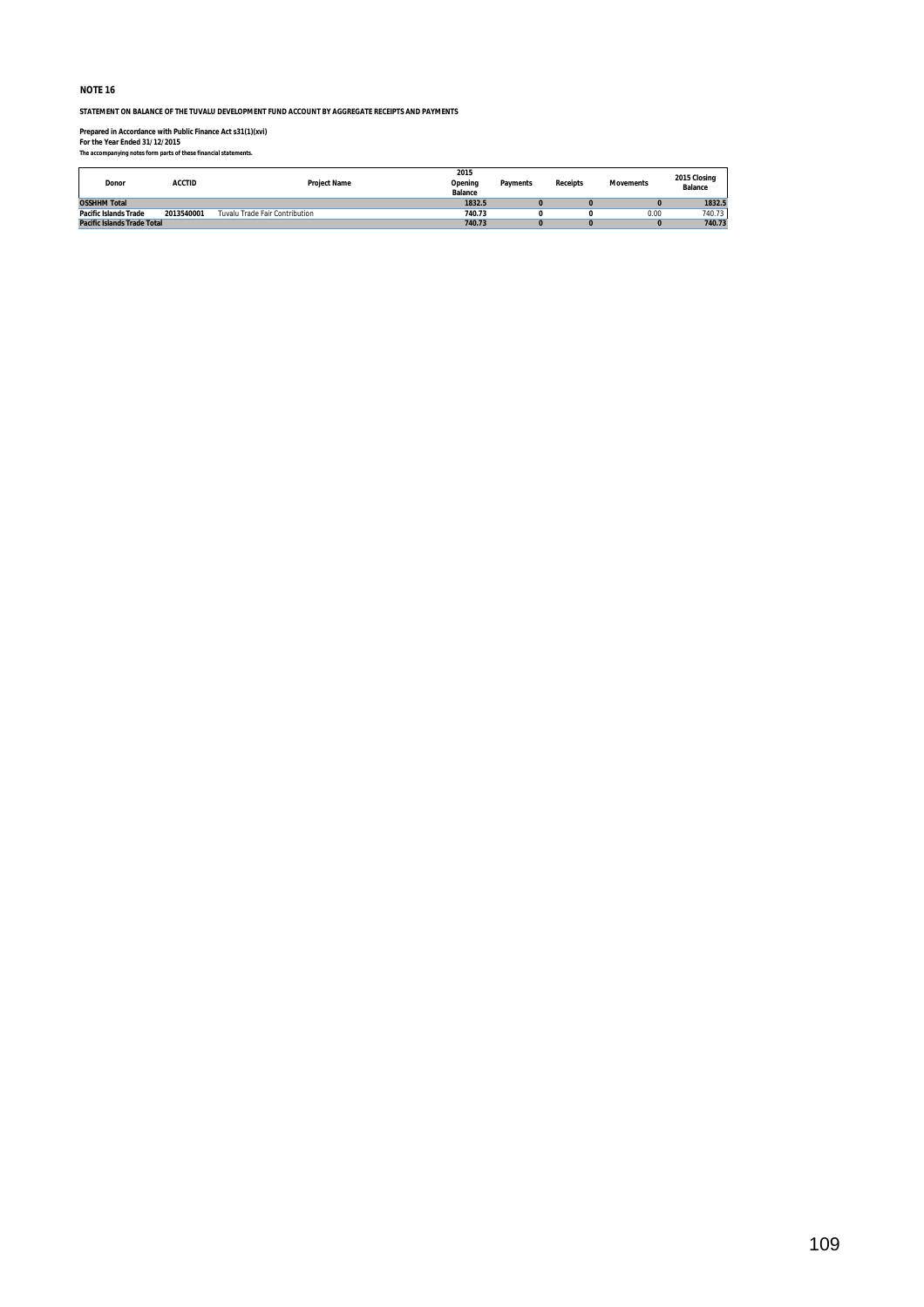**NOTE 16**

**STATEMENT ON BALANCE OF THE TUVALU DEVELOPMENT FUND ACCOUNT BY AGGREGATE RECEIPTS AND PAYMENTS**

**Prepared in Accordance with Public Finance Act s31(1)(xvi)**
**For the Year Ended 31/12/2015**
**The accompanying notes form parts of these financial statements.**

| Donor | ACCTID | Project Name | 2015 Opening Balance | Payments | Receipts | Movements | 2015 Closing Balance |
|---|---|---|---|---|---|---|---|
| **OSSHHM Total** | | | **1832.5** | **0** | **0** | **0** | **1832.5** |
| **Pacific Islands Trade** | **2013540001** | Tuvalu Trade Fair Contribution | **740.73** | **0** | **0** | 0.00 | 740.73 |
| **Pacific Islands Trade Total** | | | **740.73** | **0** | **0** | **0** | **740.73** |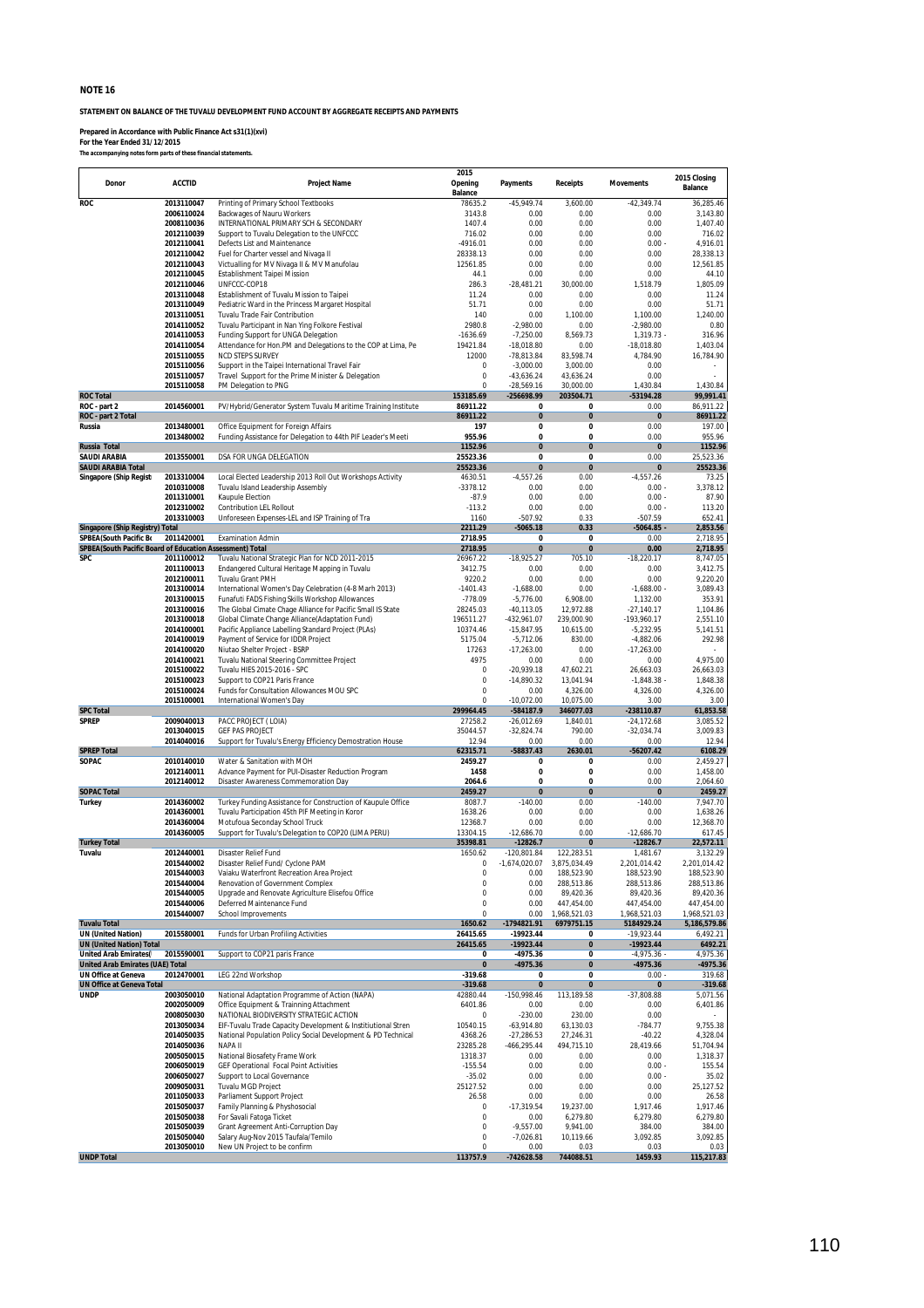**NOTE 16**

**STATEMENT ON BALANCE OF THE TUVALU DEVELOPMENT FUND ACCOUNT BY AGGREGATE RECEIPTS AND PAYMENTS**

**Prepared in Accordance with Public Finance Act s31(1)(xvi)**
**For the Year Ended 31/12/2015**
**The accompanying notes form parts of these financial statements.**

| Donor | ACCTID | Project Name | 2015 Opening Balance | Payments | Receipts | Movements | 2015 Closing Balance |
|---|---|---|---|---|---|---|---|
| ROC | 2013110047 | Printing of Primary School Textbooks | 78635.2 | -45,949.74 | 3,600.00 | -42,349.74 | 36,285.46 |
| | 2006110024 | Backwages of Nauru Workers | 3143.8 | 0.00 | 0.00 | 0.00 | 3,143.80 |
| | 2008110036 | INTERNATIONAL PRIMARY SCH & SECONDARY | 1407.4 | 0.00 | 0.00 | 0.00 | 1,407.40 |
| | 2012110039 | Support to Tuvalu Delegation to the UNFCCC | 716.02 | 0.00 | 0.00 | 0.00 | 716.02 |
| | 2012110041 | Defects List and Maintenance | -4916.01 | 0.00 | 0.00 | 0.00 - | 4,916.01 |
| | 2012110042 | Fuel for Charter vessel and Nivaga II | 28338.13 | 0.00 | 0.00 | 0.00 | 28,338.13 |
| | 2012110043 | Victualling for MV Nivaga II & MV Manufolau | 12561.85 | 0.00 | 0.00 | 0.00 | 12,561.85 |
| | 2012110045 | Establishment Taipei Mission | 44.1 | 0.00 | 0.00 | 0.00 | 44.10 |
| | 2012110046 | UNFCCC-COP18 | 286.3 | -28,481.21 | 30,000.00 | 1,518.79 | 1,805.09 |
| | 2013110048 | Establishment of Tuvalu Mission to Taipei | 11.24 | 0.00 | 0.00 | 0.00 | 11.24 |
| | 2013110049 | Pediatric Ward in the Princess Margaret Hospital | 51.71 | 0.00 | 0.00 | 0.00 | 51.71 |
| | 2013110051 | Tuvalu Trade Fair Contribution | 140 | 0.00 | 1,100.00 | 1,100.00 | 1,240.00 |
| | 2014110052 | Tuvalu Participant in Nan Ying Folkore Festival | 2980.8 | -2,980.00 | 0.00 | -2,980.00 | 0.80 |
| | 2014110053 | Funding Support for UNGA Delegation | -1636.69 | -7,250.00 | 8,569.73 | 1,319.73 - | 316.96 |
| | 2014110054 | Attendance for Hon.PM and Delegations to the COP at Lima, Pe | 19421.84 | -18,018.80 | 0.00 | -18,018.80 | 1,403.04 |
| | 2015110055 | NCD STEPS SURVEY | 12000 | -78,813.84 | 83,598.74 | 4,784.90 | 16,784.90 |
| | 2015110056 | Support in the Taipei International Travel Fair | 0 | -3,000.00 | 3,000.00 | 0.00 | - |
| | 2015110057 | Travel Support for the Prime Minister & Delegation | 0 | -43,636.24 | 43,636.24 | 0.00 | - |
| | 2015110058 | PM Delegation to PNG | 0 | -28,569.16 | 30,000.00 | 1,430.84 | 1,430.84 |
| **ROC Total** | | | **153185.69** | **-256698.99** | **203504.71** | **-53194.28** | **99,991.41** |
| ROC - part 2 | 2014560001 | PV/Hybrid/Generator System Tuvalu Maritime Training Institute | 86911.22 | 0 | 0 | 0.00 | 86,911.22 |
| **ROC - part 2 Total** | | | **86911.22** | **0** | **0** | **0** | **86911.22** |
| Russia | 2013480001 | Office Equipment for Foreign Affairs | 197 | 0 | 0 | 0.00 | 197.00 |
| | 2013480002 | Funding Assistance for Delegation to 44th PIF Leader's Meeti | 955.96 | 0 | 0 | 0.00 | 955.96 |
| **Russia Total** | | | **1152.96** | **0** | **0** | **0** | **1152.96** |
| SAUDI ARABIA | 2013550001 | DSA FOR UNGA DELEGATION | 25523.36 | 0 | 0 | 0.00 | 25,523.36 |
| **SAUDI ARABIA Total** | | | **25523.36** | **0** | **0** | **0** | **25523.36** |
| Singapore (Ship Regist | 2013310004 | Local Elected Leadership 2013 Roll Out Workshops Activity | 4630.51 | -4,557.26 | 0.00 | -4,557.26 | 73.25 |
| | 2010310008 | Tuvalu Island Leadership Assembly | -3378.12 | 0.00 | 0.00 | 0.00 - | 3,378.12 |
| | 2011310001 | Kaupule Election | -87.9 | 0.00 | 0.00 | 0.00 - | 87.90 |
| | 2012310002 | Contribution LEL Rollout | -113.2 | 0.00 | 0.00 | 0.00 - | 113.20 |
| | 2013310003 | Unforeseen Expenses-LEL and ISP Training of Tra | 1160 | -507.92 | 0.33 | -507.59 | 652.41 |
| **Singapore (Ship Registry) Total** | | | **2211.29** | **-5065.18** | **0.33** | **-5064.85 -** | **2,853.56** |
| SPBEA(South Pacific Bo | 2011420001 | Examination Admin | 2718.95 | 0 | 0 | 0.00 | 2,718.95 |
| **SPBEA(South Pacific Board of Education Assessment) Total** | | | **2718.95** | **0** | **0** | **0.00** | **2,718.95** |
| SPC | 2011100012 | Tuvalu National Strategic Plan for NCD 2011-2015 | 26967.22 | -18,925.27 | 705.10 | -18,220.17 | 8,747.05 |
| | 2011100013 | Endangered Cultural Heritage Mapping in Tuvalu | 3412.75 | 0.00 | 0.00 | 0.00 | 3,412.75 |
| | 2012100011 | Tuvalu Grant PMH | 9220.2 | 0.00 | 0.00 | 0.00 | 9,220.20 |
| | 2013100014 | International Women's Day Celebration (4-8 Marh 2013) | -1401.43 | -1,688.00 | 0.00 | -1,688.00 - | 3,089.43 |
| | 2013100015 | Funafuti FADS Fishing Skills Workshop Allowances | -778.09 | -5,776.00 | 6,908.00 | 1,132.00 | 353.91 |
| | 2013100016 | The Global Climate Chage Alliance for Pacific Small IS State | 28245.03 | -40,113.05 | 12,972.88 | -27,140.17 | 1,104.86 |
| | 2013100018 | Global Climate Change Alliance(Adaptation Fund) | 196511.27 | -432,961.07 | 239,000.90 | -193,960.17 | 2,551.10 |
| | 2014100001 | Pacific Appliance Labelling Standard Project (PLAs) | 10374.46 | -15,847.95 | 10,615.00 | -5,232.95 | 5,141.51 |
| | 2014100019 | Payment of Service for IDDR Project | 5175.04 | -5,712.06 | 830.00 | -4,882.06 | 292.98 |
| | 2014100020 | Niutao Shelter Project - BSRP | 17263 | -17,263.00 | 0.00 | -17,263.00 | - |
| | 2014100021 | Tuvalu National Steering Committee Project | 4975 | 0.00 | 0.00 | 0.00 | 4,975.00 |
| | 2015100022 | Tuvalu HIES 2015-2016 - SPC | 0 | -20,939.18 | 47,602.21 | 26,663.03 | 26,663.03 |
| | 2015100023 | Support to COP21 Paris France | 0 | -14,890.32 | 13,041.94 | -1,848.38 - | 1,848.38 |
| | 2015100024 | Funds for Consultation Allowances MOU SPC | 0 | 0.00 | 4,326.00 | 4,326.00 | 4,326.00 |
| | 2015100001 | International Women's Day | 0 | -10,072.00 | 10,075.00 | 3.00 | 3.00 |
| **SPC Total** | | | **299964.45** | **-584187.9** | **346077.03** | **-238110.87** | **61,853.58** |
| SPREP | 2009040013 | PACC PROJECT ( LOIA) | 27258.2 | -26,012.69 | 1,840.01 | -24,172.68 | 3,085.52 |
| | 2013040015 | GEF PAS PROJECT | 35044.57 | -32,824.74 | 790.00 | -32,034.74 | 3,009.83 |
| | 2014040016 | Support for Tuvalu's Energy Efficiency Demostration House | 12.94 | 0.00 | 0.00 | 0.00 | 12.94 |
| **SPREP Total** | | | **62315.71** | **-58837.43** | **2630.01** | **-56207.42** | **6108.29** |
| SOPAC | 2010140010 | Water & Sanitation with MOH | 2459.27 | 0 | 0 | 0.00 | 2,459.27 |
| | 2012140011 | Advance Payment for PUI-Disaster Reduction Program | 1458 | 0 | 0 | 0.00 | 1,458.00 |
| | 2012140012 | Disaster Awareness Commemoration Day | 2064.6 | 0 | 0 | 0.00 | 2,064.60 |
| **SOPAC Total** | | | **2459.27** | **0** | **0** | **0** | **2459.27** |
| Turkey | 2014360002 | Turkey Funding Assistance for Construction of Kaupule Office | 8087.7 | -140.00 | 0.00 | -140.00 | 7,947.70 |
| | 2014360001 | Tuvalu Participation 45th PIF Meeting in Koror | 1638.26 | 0.00 | 0.00 | 0.00 | 1,638.26 |
| | 2014360004 | Motufoua Seconday School Truck | 12368.7 | 0.00 | 0.00 | 0.00 | 12,368.70 |
| | 2014360005 | Support for Tuvalu's Delegation to COP20 (LIMA PERU) | 13304.15 | -12,686.70 | 0.00 | -12,686.70 | 617.45 |
| **Turkey Total** | | | **35398.81** | **-12826.7** | **0** | **-12826.7** | **22,572.11** |
| Tuvalu | 2012440001 | Disaster Relief Fund | 1650.62 | -120,801.84 | 122,283.51 | 1,481.67 | 3,132.29 |
| | 2015440002 | Disaster Relief Fund/ Cyclone PAM | 0 | -1,674,020.07 | 3,875,034.49 | 2,201,014.42 | 2,201,014.42 |
| | 2015440003 | Vaiaku Waterfront Recreation Area Project | 0 | 0.00 | 188,523.90 | 188,523.90 | 188,523.90 |
| | 2015440004 | Renovation of Government Complex | 0 | 0.00 | 288,513.86 | 288,513.86 | 288,513.86 |
| | 2015440005 | Upgrade and Renovate Agriculture Elisefou Office | 0 | 0.00 | 89,420.36 | 89,420.36 | 89,420.36 |
| | 2015440006 | Deferred Maintenance Fund | 0 | 0.00 | 447,454.00 | 447,454.00 | 447,454.00 |
| | 2015440007 | School Improvements | 0 | 0.00 | 1,968,521.03 | 1,968,521.03 | 1,968,521.03 |
| **Tuvalu Total** | | | **1650.62** | **-1794821.91** | **6979751.15** | **5184929.24** | **5,186,579.86** |
| UN (United Nation) | 2015580001 | Funds for Urban Profiling Activities | 26415.65 | -19923.44 | 0 | -19,923.44 | 6,492.21 |
| **UN (United Nation) Total** | | | **26415.65** | **-19923.44** | **0** | **-19923.44** | **6492.21** |
| United Arab Emirates( | 2015590001 | Support to COP21 paris France | 0 | -4975.36 | 0 | -4,975.36 - | 4,975.36 |
| **United Arab Emirates (UAE) Total** | | | **0** | **-4975.36** | **0** | **-4975.36** | **-4975.36** |
| UN Office at Geneva | 2012470001 | LEG 22nd Workshop | -319.68 | 0 | 0 | 0.00 - | 319.68 |
| **UN Office at Geneva Total** | | | **-319.68** | **0** | **0** | **0** | **-319.68** |
| UNDP | 2003050010 | National Adaptation Programme of Action (NAPA) | 42880.44 | -150,998.46 | 113,189.58 | -37,808.88 | 5,071.56 |
| | 2002050009 | Office Equipment & Trainning Attachment | 6401.86 | 0.00 | 0.00 | 0.00 | 6,401.86 |
| | 2008050030 | NATIONAL BIODIVERSITY STRATEGIC ACTION | 0 | -230.00 | 230.00 | 0.00 | - |
| | 2013050034 | EIF-Tuvalu Trade Capacity Development & Institiutional Stren | 10540.15 | -63,914.80 | 63,130.03 | -784.77 | 9,755.38 |
| | 2014050035 | National Population Policy Social Development & PD Technical | 4368.26 | -27,286.53 | 27,246.31 | -40.22 | 4,328.04 |
| | 2014050036 | NAPA II | 23285.28 | -466,295.44 | 494,715.10 | 28,419.66 | 51,704.94 |
| | 2005050015 | National Biosafety Frame Work | 1318.37 | 0.00 | 0.00 | 0.00 | 1,318.37 |
| | 2006050019 | GEF Operational Focal Point Activities | -155.54 | 0.00 | 0.00 | 0.00 - | 155.54 |
| | 2006050027 | Support to Local Governance | -35.02 | 0.00 | 0.00 | 0.00 - | 35.02 |
| | 2009050031 | Tuvalu MGD Project | 25127.52 | 0.00 | 0.00 | 0.00 | 25,127.52 |
| | 2011050033 | Parliament Support Project | 26.58 | 0.00 | 0.00 | 0.00 | 26.58 |
| | 2015050037 | Family Planning & Physhosocial | 0 | -17,319.54 | 19,237.00 | 1,917.46 | 1,917.46 |
| | 2015050038 | For Savali Fatoga Ticket | 0 | 0.00 | 6,279.80 | 6,279.80 | 6,279.80 |
| | 2015050039 | Grant Agreement Anti-Corruption Day | 0 | -9,557.00 | 9,941.00 | 384.00 | 384.00 |
| | 2015050040 | Salary Aug-Nov 2015 Taufala/Temilo | 0 | -7,026.81 | 10,119.66 | 3,092.85 | 3,092.85 |
| | 2013050010 | New UN Project to be confirm | 0 | 0.00 | 0.03 | 0.03 | 0.03 |
| **UNDP Total** | | | **113757.9** | **-742628.58** | **744088.51** | **1459.93** | **115,217.83** |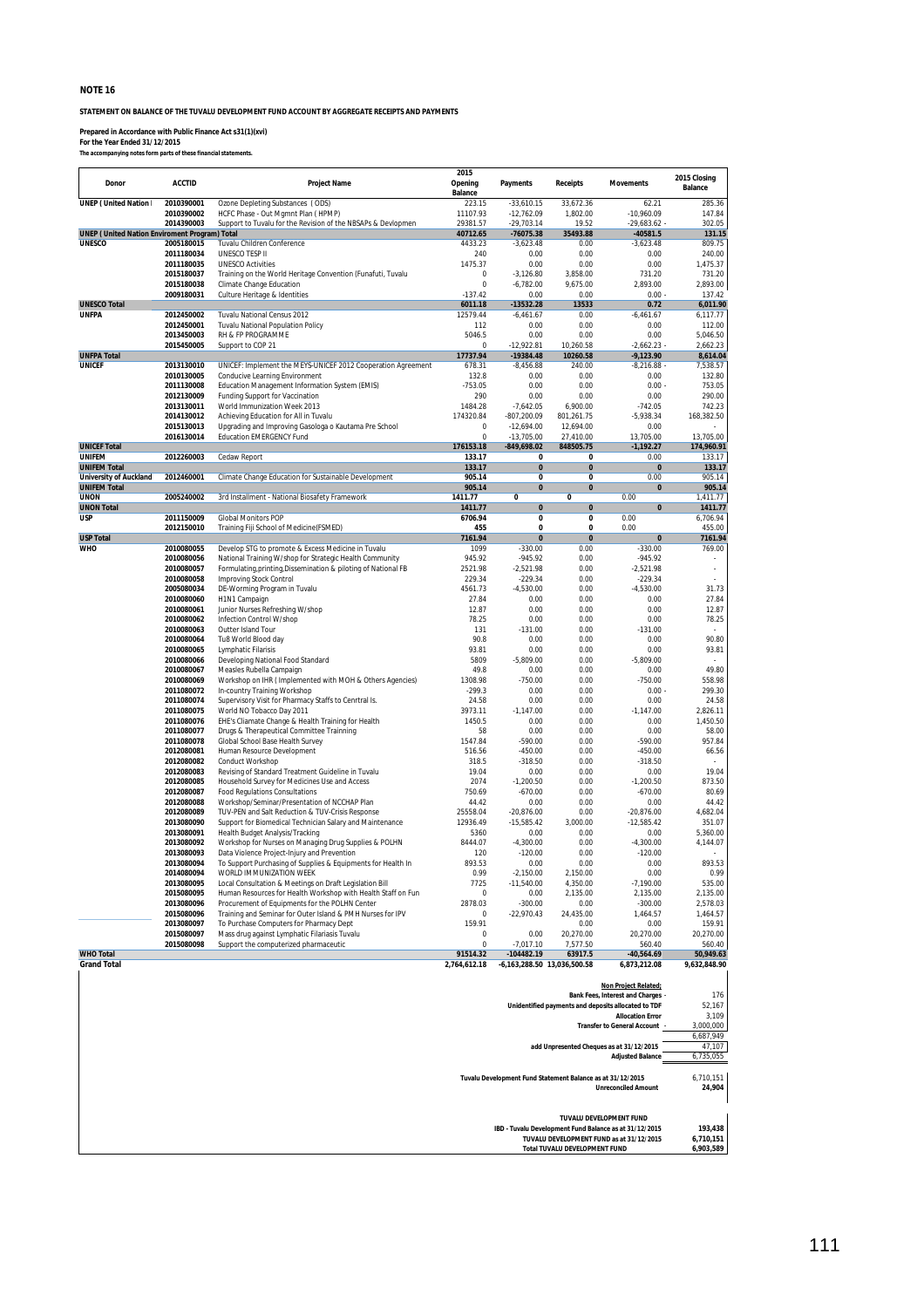**NOTE 16**

**STATEMENT ON BALANCE OF THE TUVALU DEVELOPMENT FUND ACCOUNT BY AGGREGATE RECEIPTS AND PAYMENTS**

**Prepared in Accordance with Public Finance Act s31(1)(xvi)**
**For the Year Ended 31/12/2015**
**The accompanying notes form parts of these financial statements.**

| Donor | ACCTID | Project Name | 2015 Opening Balance | Payments | Receipts | Movements | 2015 Closing Balance |
|---|---|---|---|---|---|---|---|
| UNEP ( United Nation I | 2010390001 | Ozone Depleting Substances ( ODS) | 223.15 | -33,610.15 | 33,672.36 | 62.21 | 285.36 |
| | 2010390002 | HCFC Phase - Out Mgmnt Plan ( HPMP) | 11107.93 | -12,762.09 | 1,802.00 | -10,960.09 | 147.84 |
| | 2014390003 | Support to Tuvalu for the Revision of the NBSAPs & Devlopmen | 29381.57 | -29,703.14 | 19.52 | -29,683.62 - | 302.05 |
| **UNEP ( United Nation Enviroment Program) Total** | | | **40712.65** | **-76075.38** | **35493.88** | **-40581.5** | **131.15** |
| UNESCO | 2005180015 | Tuvalu Children Conference | 4433.23 | -3,623.48 | 0.00 | -3,623.48 | 809.75 |
| | 2011180034 | UNESCO TESP II | 240 | 0.00 | 0.00 | 0.00 | 240.00 |
| | 2011180035 | UNESCO Activities | 1475.37 | 0.00 | 0.00 | 0.00 | 1,475.37 |
| | 2015180037 | Training on the World Heritage Convention (Funafuti, Tuvalu | 0 | -3,126.80 | 3,858.00 | 731.20 | 731.20 |
| | 2015180038 | Climate Change Education | 0 | -6,782.00 | 9,675.00 | 2,893.00 | 2,893.00 |
| | 2009180031 | Culture Heritage & Identities | -137.42 | 0.00 | 0.00 | 0.00 - | 137.42 |
| **UNESCO Total** | | | **6011.18** | **-13532.28** | **13533** | **0.72** | **6,011.90** |
| UNFPA | 2012450002 | Tuvalu National Census 2012 | 12579.44 | -6,461.67 | 0.00 | -6,461.67 | 6,117.77 |
| | 2012450001 | Tuvalu National Population Policy | 112 | 0.00 | 0.00 | 0.00 | 112.00 |
| | 2013450003 | RH & FP PROGRAMME | 5046.5 | 0.00 | 0.00 | 0.00 | 5,046.50 |
| | 2015450005 | Support to COP 21 | 0 | -12,922.81 | 10,260.58 | -2,662.23 - | 2,662.23 |
| **UNFPA Total** | | | **17737.94** | **-19384.48** | **10260.58** | **-9,123.90** | **8,614.04** |
| UNICEF | 2013130010 | UNICEF: Implement the MEYS-UNICEF 2012 Cooperation Agreement | 678.31 | -8,456.88 | 240.00 | -8,216.88 - | 7,538.57 |
| | 2010130005 | Conducive Learning Environment | 132.8 | 0.00 | 0.00 | 0.00 | 132.80 |
| | 2011130008 | Education Management Information System (EMIS) | -753.05 | 0.00 | 0.00 | 0.00 - | 753.05 |
| | 2012130009 | Funding Support for Vaccination | 290 | 0.00 | 0.00 | 0.00 | 290.00 |
| | 2013130011 | World Immunization Week 2013 | 1484.28 | -7,642.05 | 6,900.00 | -742.05 | 742.23 |
| | 2014130012 | Achieving Education for All in Tuvalu | 174320.84 | -807,200.09 | 801,261.75 | -5,938.34 | 168,382.50 |
| | 2015130013 | Upgrading and Improving Gasologa o Kautama Pre School | 0 | -12,694.00 | 12,694.00 | 0.00 | - |
| | 2016130014 | Education EMERGENCY Fund | 0 | -13,705.00 | 27,410.00 | 13,705.00 | 13,705.00 |
| **UNICEF Total** | | | **176153.18** | **-849,698.02** | **848505.75** | **-1,192.27** | **174,960.91** |
| UNIFEM | 2012260003 | Cedaw Report | 133.17 | 0 | 0 | 0.00 | 133.17 |
| **UNIFEM Total** | | | **133.17** | **0** | **0** | **0** | **133.17** |
| University of Auckland | 2012460001 | Climate Change Education for Sustainable Development | 905.14 | 0 | 0 | 0.00 | 905.14 |
| **UNIFEM Total** | | | **905.14** | **0** | **0** | **0** | **905.14** |
| UNON | 2005240002 | 3rd Installment - National Biosafety Framework | 1411.77 | 0 | 0 | 0.00 | 1,411.77 |
| **UNON Total** | | | **1411.77** | **0** | **0** | **0** | **1411.77** |
| USP | 2011150009 | Global Monitors POP | 6706.94 | 0 | 0 | 0.00 | 6,706.94 |
| | 2012150010 | Training Fiji School of Medicine(FSMED) | 455 | 0 | 0 | 0.00 | 455.00 |
| **USP Total** | | | **7161.94** | **0** | **0** | **0** | **7161.94** |
| WHO | 2010080055 | Develop STG to promote & Excess Medicine in Tuvalu | 1099 | -330.00 | 0.00 | -330.00 | 769.00 |
| | 2010080056 | National Training W/shop for Strategic Health Community | 945.92 | -945.92 | 0.00 | -945.92 | - |
| | 2010080057 | Formulating,printing,Dissemination & piloting of National FB | 2521.98 | -2,521.98 | 0.00 | -2,521.98 | - |
| | 2010080058 | Improving Stock Control | 229.34 | -229.34 | 0.00 | -229.34 | - |
| | 2005080034 | DE-Worming Program in Tuvalu | 4561.73 | -4,530.00 | 0.00 | -4,530.00 | 31.73 |
| | 2010080060 | H1N1 Campaign | 27.84 | 0.00 | 0.00 | 0.00 | 27.84 |
| | 2010080061 | Junior Nurses Refreshing W/shop | 12.87 | 0.00 | 0.00 | 0.00 | 12.87 |
| | 2010080062 | Infection Control W/shop | 78.25 | 0.00 | 0.00 | 0.00 | 78.25 |
| | 2010080063 | Outter Island Tour | 131 | -131.00 | 0.00 | -131.00 | - |
| | 2010080064 | Tu8 World Blood day | 90.8 | 0.00 | 0.00 | 0.00 | 90.80 |
| | 2010080065 | Lymphatic Filarisis | 93.81 | 0.00 | 0.00 | 0.00 | 93.81 |
| | 2010080066 | Developing National Food Standard | 5809 | -5,809.00 | 0.00 | -5,809.00 | - |
| | 2010080067 | Measles Rubella Campaign | 49.8 | 0.00 | 0.00 | 0.00 | 49.80 |
| | 2010080069 | Workshop on IHR ( Implemented with MOH & Others Agencies) | 1308.98 | -750.00 | 0.00 | -750.00 | 558.98 |
| | 2011080072 | In-country Training Workshop | -299.3 | 0.00 | 0.00 | 0.00 - | 299.30 |
| | 2011080074 | Supervisory Visit for Pharmacy Staffs to Cenrtral Is. | 24.58 | 0.00 | 0.00 | 0.00 | 24.58 |
| | 2011080075 | World NO Tobacco Day 2011 | 3973.11 | -1,147.00 | 0.00 | -1,147.00 | 2,826.11 |
| | 2011080076 | EHE's Cliamate Change & Health Training for Health | 1450.5 | 0.00 | 0.00 | 0.00 | 1,450.50 |
| | 2011080077 | Drugs & Therapeutical Committee Trainning | 58 | 0.00 | 0.00 | 0.00 | 58.00 |
| | 2011080078 | Global School Base Health Survey | 1547.84 | -590.00 | 0.00 | -590.00 | 957.84 |
| | 2012080081 | Human Resource Development | 516.56 | -450.00 | 0.00 | -450.00 | 66.56 |
| | 2012080082 | Conduct Workshop | 318.5 | -318.50 | 0.00 | -318.50 | - |
| | 2012080083 | Revising of Standard Treatment Guideline in Tuvalu | 19.04 | 0.00 | 0.00 | 0.00 | 19.04 |
| | 2012080085 | Household Survey for Medicines Use and Access | 2074 | -1,200.50 | 0.00 | -1,200.50 | 873.50 |
| | 2012080087 | Food Regulations Consultations | 750.69 | -670.00 | 0.00 | -670.00 | 80.69 |
| | 2012080088 | Workshop/Seminar/Presentation of NCCHAP Plan | 44.42 | 0.00 | 0.00 | 0.00 | 44.42 |
| | 2012080089 | TUV-PEN and Salt Reduction & TUV-Crisis Response | 25558.04 | -20,876.00 | 0.00 | -20,876.00 | 4,682.04 |
| | 2013080090 | Support for Biomedical Technician Salary and Maintenance | 12936.49 | -15,585.42 | 3,000.00 | -12,585.42 | 351.07 |
| | 2013080091 | Health Budget Analysis/Tracking | 5360 | 0.00 | 0.00 | 0.00 | 5,360.00 |
| | 2013080092 | Workshop for Nurses on Managing Drug Supplies & POLHN | 8444.07 | -4,300.00 | 0.00 | -4,300.00 | 4,144.07 |
| | 2013080093 | Data Violence Project-Injury and Prevention | 120 | -120.00 | 0.00 | -120.00 | - |
| | 2013080094 | To Support Purchasing of Supplies & Equipments for Health In | 893.53 | 0.00 | 0.00 | 0.00 | 893.53 |
| | 2014080094 | WORLD IMMUNIZATION WEEK | 0.99 | -2,150.00 | 2,150.00 | 0.00 | 0.99 |
| | 2013080095 | Local Consultation & Meetings on Draft Legislation Bill | 7725 | -11,540.00 | 4,350.00 | -7,190.00 | 535.00 |
| | 2015080095 | Human Resources for Health Workshop with Health Staff on Fun | 0 | 0.00 | 2,135.00 | 2,135.00 | 2,135.00 |
| | 2013080096 | Procurement of Equipments for the POLHN Center | 2878.03 | -300.00 | 0.00 | -300.00 | 2,578.03 |
| | 2015080096 | Training and Seminar for Outer Island & PMH Nurses for IPV | 0 | -22,970.43 | 24,435.00 | 1,464.57 | 1,464.57 |
| | 2013080097 | To Purchase Computers for Pharmacy Dept | 159.91 | | 0.00 | 0.00 | 159.91 |
| | 2015080097 | Mass drug against Lymphatic Filariasis Tuvalu | 0 | 0.00 | 20,270.00 | 20,270.00 | 20,270.00 |
| | 2015080098 | Support the computerized pharmaceutic | 0 | -7,017.10 | 7,577.50 | 560.40 | 560.40 |
| **WHO Total** | | | **91514.32** | **-104482.19** | **63917.5** | **-40,564.69** | **50,949.63** |
| **Grand Total** | | | **2,764,612.18** | **-6,163,288.50** | **13,036,500.58** | **6,873,212.08** | **9,632,848.90** |

| | |
|---|---|
| ***Non Project Related;*** | |
| Bank Fees, Interest and Charges - | 176 |
| Unidentified payments and deposits allocated to TDF | 52,167 |
| Allocation Error | 3,109 |
| Transfer to General Account - | 3,000,000 |
| | 6,687,949 |
| add Unpresented Cheques as at 31/12/2015 | 47,107 |
| Adjusted Balance | 6,735,055 |
| | |
| Tuvalu Development Fund Statement Balance as at 31/12/2015 | 6,710,151 |
| Unreconciled Amount | **24,904** |

| **TUVALU DEVELOPMENT FUND** | |
|---|---|
| IBD - Tuvalu Development Fund Balance as at 31/12/2015 | **193,438** |
| TUVALU DEVELOPMENT FUND as at 31/12/2015 | **6,710,151** |
| Total TUVALU DEVELOPMENT FUND | **6,903,589** |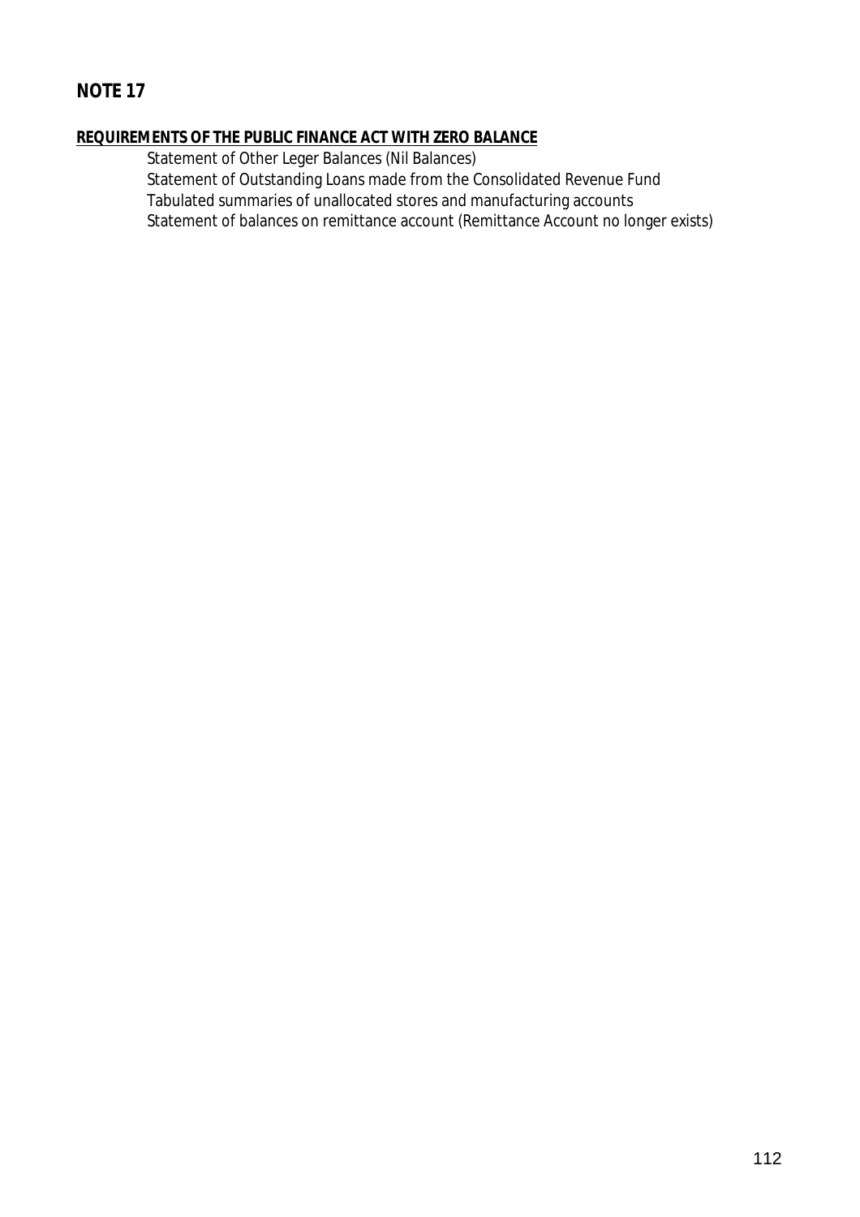## NOTE 17

**REQUIREMENTS OF THE PUBLIC FINANCE ACT WITH ZERO BALANCE**

Statement of Other Leger Balances (Nil Balances)
Statement of Outstanding Loans made from the Consolidated Revenue Fund
Tabulated summaries of unallocated stores and manufacturing accounts
Statement of balances on remittance account (Remittance Account no longer exists)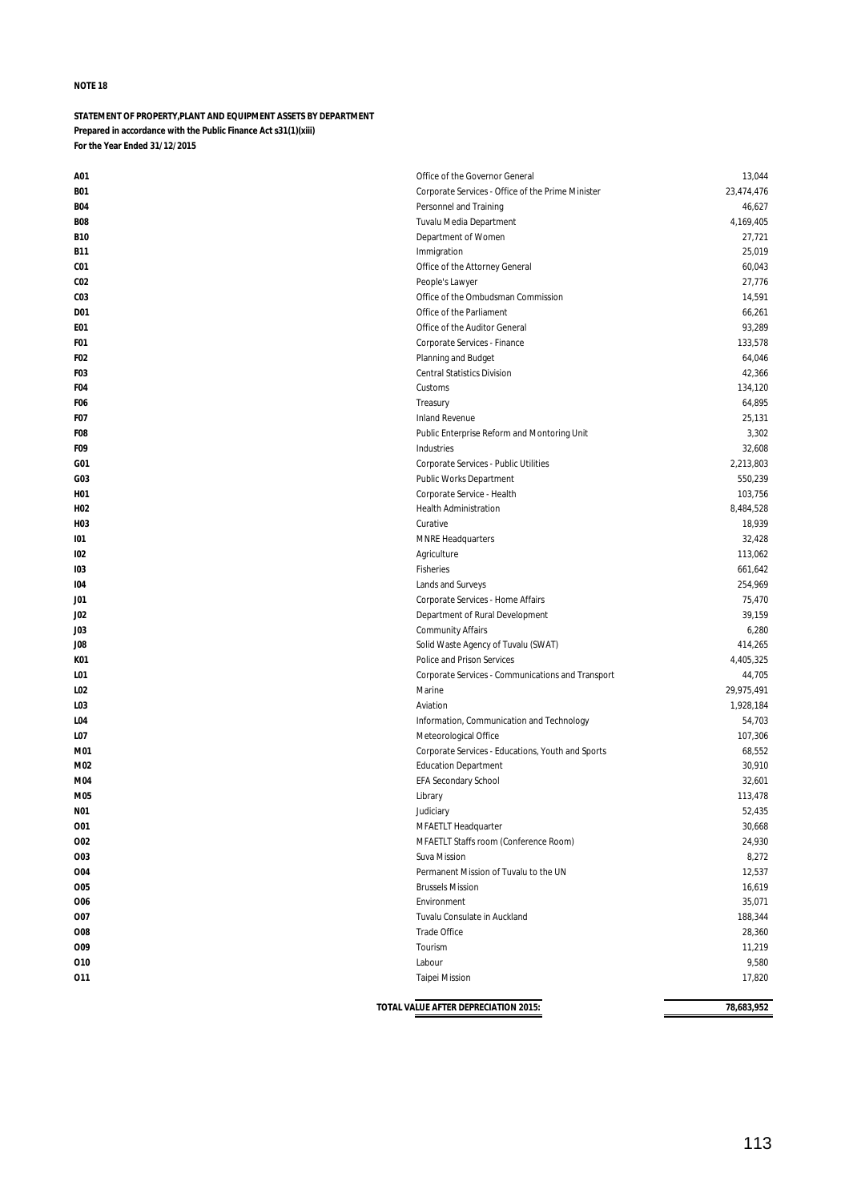**NOTE 18**

**STATEMENT OF PROPERTY,PLANT AND EQUIPMENT ASSETS BY DEPARTMENT**
**Prepared in accordance with the Public Finance Act s31(1)(xiii)**
**For the Year Ended 31/12/2015**

| Code | Department | Value |
|---|---|---|
| **A01** | Office of the Governor General | 13,044 |
| **B01** | Corporate Services - Office of the Prime Minister | 23,474,476 |
| **B04** | Personnel and Training | 46,627 |
| **B08** | Tuvalu Media Department | 4,169,405 |
| **B10** | Department of Women | 27,721 |
| **B11** | Immigration | 25,019 |
| **C01** | Office of the Attorney General | 60,043 |
| **C02** | People's Lawyer | 27,776 |
| **C03** | Office of the Ombudsman Commission | 14,591 |
| **D01** | Office of the Parliament | 66,261 |
| **E01** | Office of the Auditor General | 93,289 |
| **F01** | Corporate Services - Finance | 133,578 |
| **F02** | Planning and Budget | 64,046 |
| **F03** | Central Statistics Division | 42,366 |
| **F04** | Customs | 134,120 |
| **F06** | Treasury | 64,895 |
| **F07** | Inland Revenue | 25,131 |
| **F08** | Public Enterprise Reform and Montoring Unit | 3,302 |
| **F09** | Industries | 32,608 |
| **G01** | Corporate Services - Public Utilities | 2,213,803 |
| **G03** | Public Works Department | 550,239 |
| **H01** | Corporate Service - Health | 103,756 |
| **H02** | Health Administration | 8,484,528 |
| **H03** | Curative | 18,939 |
| **I01** | MNRE Headquarters | 32,428 |
| **I02** | Agriculture | 113,062 |
| **I03** | Fisheries | 661,642 |
| **I04** | Lands and Surveys | 254,969 |
| **J01** | Corporate Services - Home Affairs | 75,470 |
| **J02** | Department of Rural Development | 39,159 |
| **J03** | Community Affairs | 6,280 |
| **J08** | Solid Waste Agency of Tuvalu (SWAT) | 414,265 |
| **K01** | Police and Prison Services | 4,405,325 |
| **L01** | Corporate Services - Communications and Transport | 44,705 |
| **L02** | Marine | 29,975,491 |
| **L03** | Aviation | 1,928,184 |
| **L04** | Information, Communication and Technology | 54,703 |
| **L07** | Meteorological Office | 107,306 |
| **M01** | Corporate Services - Educations, Youth and Sports | 68,552 |
| **M02** | Education Department | 30,910 |
| **M04** | EFA Secondary School | 32,601 |
| **M05** | Library | 113,478 |
| **N01** | Judiciary | 52,435 |
| **O01** | MFAETLT Headquarter | 30,668 |
| **O02** | MFAETLT Staffs room (Conference Room) | 24,930 |
| **O03** | Suva Mission | 8,272 |
| **O04** | Permanent Mission of Tuvalu to the UN | 12,537 |
| **O05** | Brussels Mission | 16,619 |
| **O06** | Environment | 35,071 |
| **O07** | Tuvalu Consulate in Auckland | 188,344 |
| **O08** | Trade Office | 28,360 |
| **O09** | Tourism | 11,219 |
| **O10** | Labour | 9,580 |
| **O11** | Taipei Mission | 17,820 |
| | **TOTAL VALUE AFTER DEPRECIATION 2015:** | **78,683,952** |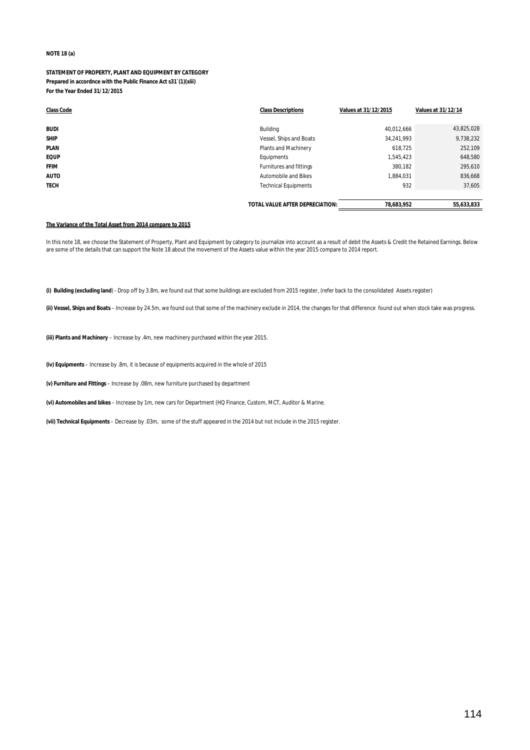**NOTE 18 (a)**

**STATEMENT OF PROPERTY, PLANT AND EQUIPMENT BY CATEGORY**
**Prepared in accordnce with the Public Finance Act s31`(1)(xiii)**
**For the Year Ended 31/12/2015**

| Class Code | Class Descriptions | Values at 31/12/2015 | Values at 31/12/14 |
|---|---|---|---|
| BUDI | Building | 40,012,666 | 43,825,028 |
| SHIP | Vessel, Ships and Boats | 34,241,993 | 9,738,232 |
| PLAN | Plants and Machinery | 618,725 | 252,109 |
| EQUP | Equipments | 1,545,423 | 648,580 |
| FFIM | Furnitures and fittings | 380,182 | 295,610 |
| AUTO | Automobile and Bikes | 1,884,031 | 836,668 |
| TECH | Technical Equipments | 932 | 37,605 |
| | **TOTAL VALUE AFTER DEPRECIATION:** | **78,683,952** | **55,633,833** |

**The Variance of the Total Asset from 2014 compare to 2015**

In this note 18, we choose the Statement of Property, Plant and Equipment by category to journalize into account as a result of debit the Assets & Credit the Retained Earnings. Below are some of the details that can support the Note 18 about the movement of the Assets value within the year 2015 compare to 2014 report.

**(i) Building (excluding land**) - Drop off by 3.8m, we found out that some buildings are excluded from 2015 register, (refer back to the consolidated Assets register)

**(ii) Vessel, Ships and Boats** – Increase by 24.5m, we found out that some of the machinery exclude in 2014, the changes for that difference found out when stock take was progress.

**(iii) Plants and Machinery** – Increase by .4m, new machinery purchased within the year 2015.

**(iv) Equipments** – Increase by .8m, it is because of equipments acquired in the whole of 2015

**(v) Furniture and Fittings** – Increase by .08m, new furniture purchased by department

**(vi) Automobiles and bikes** – Increase by 1m, new cars for Department (HQ Finance, Custom, MCT, Auditor & Marine.

**(vii) Technical Equipments** – Decrease by .03m, some of the stuff appeared in the 2014 but not include in the 2015 register.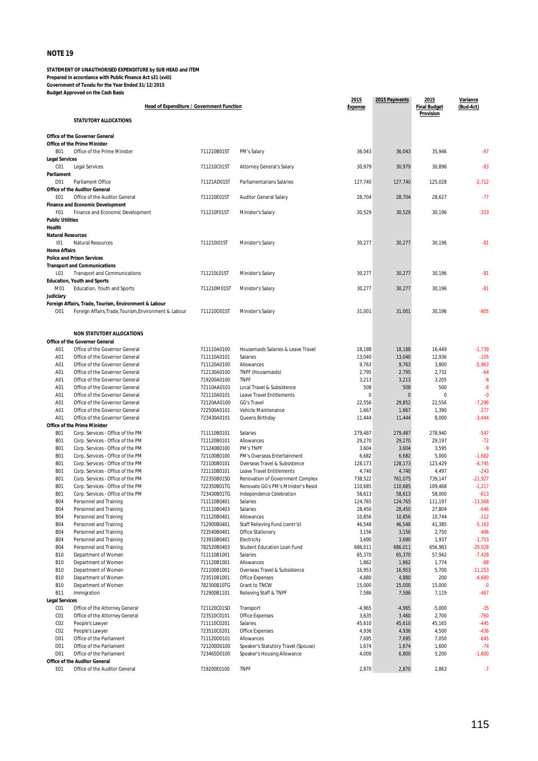## NOTE 19

**STATEMENT OF UNAUTHORISED EXPENDITURE by SUB HEAD and ITEM**
**Prepared in accordance with Public Finance Act s31 (xviii)**
**Government of Tuvalu for the Year Ended 31/12/2015**
**Budget Approved on the Cash Basis**

| Head of Expenditure / Government Function | | | | 2015 Expense | 2015 Payments | 2015 Final Budget Provision | Variance (Bud-Act) |
|---|---|---|---|---|---|---|---|
| | **STATUTORY ALLOCATIONS** | | | | | | |
| **Office of the Governer General** | | | | | | | |
| **Office of the Prime Minister** | | | | | | | |
| B01 | Office of the Prime Minister | 711210B01ST | PM's Salary | 36,043 | 36,043 | 35,946 | -97 |
| **Legal Services** | | | | | | | |
| C01 | Legal Services | 711210C01ST | Attorney General's Salary | 30,979 | 30,979 | 30,896 | -83 |
| **Parliament** | | | | | | | |
| D01 | Parliament Office | 71121AD01ST | Parliamentarians Salaries | 127,740 | 127,740 | 125,028 | -2,712 |
| **Office of the Auditor General** | | | | | | | |
| E01 | Office of the Auditor General | 711210E01ST | Auditor General Salary | 28,704 | 28,704 | 28,627 | -77 |
| **Finance and Economic Development** | | | | | | | |
| F01 | Finance and Economic Development | 711210F01ST | Minister's Salary | 30,529 | 30,529 | 30,196 | -333 |
| **Public Utilities** | | | | | | | |
| **Health** | | | | | | | |
| **Natural Resources** | | | | | | | |
| I01 | Natural Resources | 711210I01ST | Minister's Salary | 30,277 | 30,277 | 30,196 | -81 |
| **Home Affairs** | | | | | | | |
| **Police and Prison Services** | | | | | | | |
| **Transport and Communications** | | | | | | | |
| L01 | Transport and Communications | 711210L01ST | Minister's Salary | 30,277 | 30,277 | 30,196 | -81 |
| **Education, Youth and Sports** | | | | | | | |
| M01 | Education, Youth and Sports | 711210M01ST | Minister's Salary | 30,277 | 30,277 | 30,196 | -81 |
| **Judiciary** | | | | | | | |
| **Foreign Affairs, Trade, Tourism, Environment & Labour** | | | | | | | |
| O01 | Foreign Affairs,Trade,Tourism,Environment & Labour | 711210O01ST | Minister's Salary | 31,001 | 31,001 | 30,196 | -805 |
| | **NON STATUTORY ALLOCATIONS** | | | | | | |
| **Office of the Governer General** | | | | | | | |
| A01 | Office of the Governor General | 711110A0100 | Housemaids Salaries & Leave Travel | 18,188 | 18,188 | 16,449 | -1,739 |
| A01 | Office of the Governor General | 711110A0101 | Salaries | 13,040 | 13,040 | 12,936 | -105 |
| A01 | Office of the Governor General | 711120A0100 | Allowances | 9,763 | 9,763 | 3,800 | -5,963 |
| A01 | Office of the Governor General | 712130A0100 | TNPF (Housemaids) | 2,795 | 2,795 | 2,732 | -64 |
| A01 | Office of the Governor General | 719200A0100 | TNPF | 3,213 | 3,213 | 3,205 | -8 |
| A01 | Office of the Governor General | 72110AA0101 | Local Travel & Subsistence | 508 | 508 | 500 | -8 |
| A01 | Office of the Governor General | 721110A0101 | Leave Travel Entitlements | 0 | 0 | 0 | -0 |
| A01 | Office of the Governor General | 72120AA0100 | GG's Travel | 22,556 | 29,852 | 22,556 | -7,296 |
| A01 | Office of the Governor General | 722500A0101 | Vehicle Maintenance | 1,667 | 1,667 | 1,390 | -277 |
| A01 | Office of the Governor General | 723430A0101 | Queens Birthday | 11,444 | 11,444 | 8,000 | -3,444 |
| **Office of the Prime Minister** | | | | | | | |
| B01 | Corp. Services - Office of the PM | 711110B0101 | Salaries | 279,487 | 279,487 | 278,940 | -547 |
| B01 | Corp. Services - Office of the PM | 711120B0101 | Allowances | 29,270 | 29,270 | 29,197 | -72 |
| B01 | Corp. Services - Office of the PM | 711240B0100 | PM's TNPF | 3,604 | 3,604 | 3,595 | -9 |
| B01 | Corp. Services - Office of the PM | 721100B0100 | PM's Overseas Entertainment | 6,682 | 6,682 | 5,000 | -1,682 |
| B01 | Corp. Services - Office of the PM | 721100B0101 | Overseas Travel & Subsistence | 128,173 | 128,173 | 123,429 | -4,745 |
| B01 | Corp. Services - Office of the PM | 721110B0101 | Leave Travel Entitlements | 4,740 | 4,740 | 4,497 | -243 |
| B01 | Corp. Services - Office of the PM | 722350B01SD | Renovation of Government Complex | 738,522 | 761,075 | 739,147 | -21,927 |
| B01 | Corp. Services - Office of the PM | 722350B01TG | Renovate GG's PM's Minister's Resid | 110,685 | 110,685 | 109,468 | -1,217 |
| B01 | Corp. Services - Office of the PM | 723430B01TG | Independence Celebration | 58,613 | 58,613 | 58,000 | -613 |
| B04 | Personnel and Training | 711110B0401 | Salaries | 124,765 | 124,765 | 111,197 | -13,568 |
| B04 | Personnel and Training | 711110B0403 | Salaries | 28,450 | 28,450 | 27,804 | -646 |
| B04 | Personnel and Training | 711120B0401 | Allowances | 10,856 | 10,856 | 10,744 | -112 |
| B04 | Personnel and Training | 712900B0401 | Staff Relieving Fund (centr'd) | 46,548 | 46,548 | 41,385 | -5,163 |
| B04 | Personnel and Training | 723540B0401 | Office Stationery | 3,156 | 3,156 | 2,750 | -406 |
| B04 | Personnel and Training | 723910B0401 | Electricity | 3,690 | 3,690 | 1,937 | -1,753 |
| B04 | Personnel and Training | 782520B0403 | Student Education Loan Fund | 686,011 | 686,011 | 656,983 | -29,028 |
| B10 | Department of Women | 711110B1001 | Salaries | 65,370 | 65,370 | 57,942 | -7,428 |
| B10 | Department of Women | 711120B1001 | Allowances | 1,862 | 1,862 | 1,774 | -88 |
| B10 | Department of Women | 721100B1001 | Overseas Travel & Subsistence | 16,953 | 16,953 | 5,700 | -11,253 |
| B10 | Department of Women | 723510B1001 | Office Expenses | 4,880 | 4,880 | 200 | -4,680 |
| B10 | Department of Women | 782300B10TG | Grant to TNCW | 15,000 | 15,000 | 15,000 | -0 |
| B11 | Immigration | 712900B1101 | Relieving Staff & TNPF | 7,586 | 7,586 | 7,119 | -467 |
| **Legal Services** | | | | | | | |
| C01 | Office of the Attorney General | 721120C01SD | Transport | -4,965 | -4,965 | -5,000 | -35 |
| C01 | Office of the Attorney General | 723510C0101 | Office Expenses | 3,635 | 3,460 | 2,700 | -760 |
| C02 | People's Lawyer | 711110C0201 | Salaries | 45,610 | 45,610 | 45,165 | -445 |
| C02 | People's Lawyer | 723510C0201 | Office Expenses | 4,936 | 4,936 | 4,500 | -436 |
| D01 | Office of the Parliament | 711120D0101 | Allowances | 7,695 | 7,695 | 7,050 | -645 |
| D01 | Office of the Parliament | 721200D0100 | Speaker's Statutory Travel (Spouse) | 1,674 | 1,674 | 1,600 | -74 |
| D01 | Office of the Parliament | 723465D0100 | Speaker's Housing Allowance | 4,000 | 6,800 | 5,200 | -1,600 |
| **Office of the Auditor General** | | | | | | | |
| E01 | Office of the Auditor General | 719200E0100 | TNPF | 2,870 | 2,870 | 2,863 | -7 |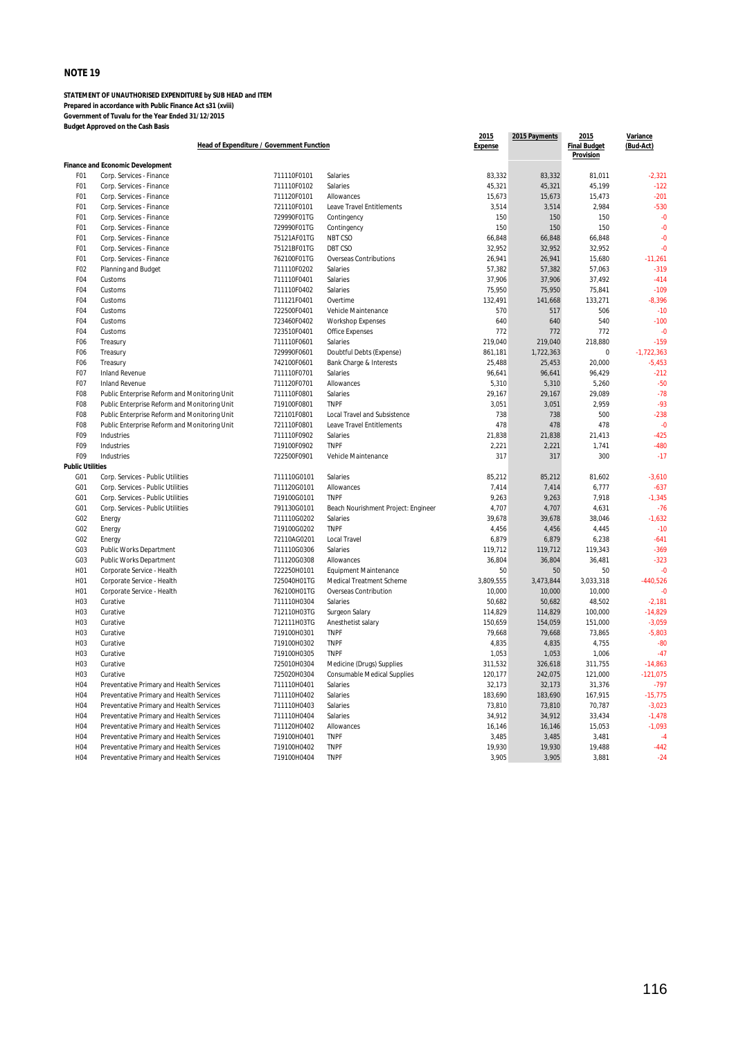## NOTE 19

**STATEMENT OF UNAUTHORISED EXPENDITURE by SUB HEAD and ITEM**
**Prepared in accordance with Public Finance Act s31 (xviii)**
**Government of Tuvalu for the Year Ended 31/12/2015**
**Budget Approved on the Cash Basis**

| Head of Expenditure / Government Function | | | | 2015 Expense | 2015 Payments | 2015 Final Budget Provision | Variance (Bud-Act) |
|---|---|---|---|---|---|---|---|
| **Finance and Economic Development** | | | | | | | |
| F01 | Corp. Services - Finance | 711110F0101 | Salaries | 83,332 | 83,332 | 81,011 | -2,321 |
| F01 | Corp. Services - Finance | 711110F0102 | Salaries | 45,321 | 45,321 | 45,199 | -122 |
| F01 | Corp. Services - Finance | 711120F0101 | Allowances | 15,673 | 15,673 | 15,473 | -201 |
| F01 | Corp. Services - Finance | 721110F0101 | Leave Travel Entitlements | 3,514 | 3,514 | 2,984 | -530 |
| F01 | Corp. Services - Finance | 729990F01TG | Contingency | 150 | 150 | 150 | -0 |
| F01 | Corp. Services - Finance | 729990F01TG | Contingency | 150 | 150 | 150 | -0 |
| F01 | Corp. Services - Finance | 75121AF01TG | NBT CSO | 66,848 | 66,848 | 66,848 | -0 |
| F01 | Corp. Services - Finance | 75121BF01TG | DBT CSO | 32,952 | 32,952 | 32,952 | -0 |
| F01 | Corp. Services - Finance | 762100F01TG | Overseas Contributions | 26,941 | 26,941 | 15,680 | -11,261 |
| F02 | Planning and Budget | 711110F0202 | Salaries | 57,382 | 57,382 | 57,063 | -319 |
| F04 | Customs | 711110F0401 | Salaries | 37,906 | 37,906 | 37,492 | -414 |
| F04 | Customs | 711110F0402 | Salaries | 75,950 | 75,950 | 75,841 | -109 |
| F04 | Customs | 711121F0401 | Overtime | 132,491 | 141,668 | 133,271 | -8,396 |
| F04 | Customs | 722500F0401 | Vehicle Maintenance | 570 | 517 | 506 | -10 |
| F04 | Customs | 723460F0402 | Workshop Expenses | 640 | 640 | 540 | -100 |
| F04 | Customs | 723510F0401 | Office Expenses | 772 | 772 | 772 | -0 |
| F06 | Treasury | 711110F0601 | Salaries | 219,040 | 219,040 | 218,880 | -159 |
| F06 | Treasury | 729990F0601 | Doubtful Debts (Expense) | 861,181 | 1,722,363 | 0 | -1,722,363 |
| F06 | Treasury | 742100F0601 | Bank Charge & Interests | 25,488 | 25,453 | 20,000 | -5,453 |
| F07 | Inland Revenue | 711110F0701 | Salaries | 96,641 | 96,641 | 96,429 | -212 |
| F07 | Inland Revenue | 711120F0701 | Allowances | 5,310 | 5,310 | 5,260 | -50 |
| F08 | Public Enterprise Reform and Monitoring Unit | 711110F0801 | Salaries | 29,167 | 29,167 | 29,089 | -78 |
| F08 | Public Enterprise Reform and Monitoring Unit | 719100F0801 | TNPF | 3,051 | 3,051 | 2,959 | -93 |
| F08 | Public Enterprise Reform and Monitoring Unit | 721101F0801 | Local Travel and Subsistence | 738 | 738 | 500 | -238 |
| F08 | Public Enterprise Reform and Monitoring Unit | 721110F0801 | Leave Travel Entitlements | 478 | 478 | 478 | -0 |
| F09 | Industries | 711110F0902 | Salaries | 21,838 | 21,838 | 21,413 | -425 |
| F09 | Industries | 719100F0902 | TNPF | 2,221 | 2,221 | 1,741 | -480 |
| F09 | Industries | 722500F0901 | Vehicle Maintenance | 317 | 317 | 300 | -17 |
| **Public Utilities** | | | | | | | |
| G01 | Corp. Services - Public Utilities | 711110G0101 | Salaries | 85,212 | 85,212 | 81,602 | -3,610 |
| G01 | Corp. Services - Public Utilities | 711120G0101 | Allowances | 7,414 | 7,414 | 6,777 | -637 |
| G01 | Corp. Services - Public Utilities | 719100G0101 | TNPF | 9,263 | 9,263 | 7,918 | -1,345 |
| G01 | Corp. Services - Public Utilities | 791130G0101 | Beach Nourishment Project: Engineer | 4,707 | 4,707 | 4,631 | -76 |
| G02 | Energy | 711110G0202 | Salaries | 39,678 | 39,678 | 38,046 | -1,632 |
| G02 | Energy | 719100G0202 | TNPF | 4,456 | 4,456 | 4,445 | -10 |
| G02 | Energy | 72110AG0201 | Local Travel | 6,879 | 6,879 | 6,238 | -641 |
| G03 | Public Works Department | 711110G0306 | Salaries | 119,712 | 119,712 | 119,343 | -369 |
| G03 | Public Works Department | 711120G0308 | Allowances | 36,804 | 36,804 | 36,481 | -323 |
| H01 | Corporate Service - Health | 722250H0101 | Equipment Maintenance | 50 | 50 | 50 | -0 |
| H01 | Corporate Service - Health | 725040H01TG | Medical Treatment Scheme | 3,809,555 | 3,473,844 | 3,033,318 | -440,526 |
| H01 | Corporate Service - Health | 762100H01TG | Overseas Contribution | 10,000 | 10,000 | 10,000 | -0 |
| H03 | Curative | 711110H0304 | Salaries | 50,682 | 50,682 | 48,502 | -2,181 |
| H03 | Curative | 712110H03TG | Surgeon Salary | 114,829 | 114,829 | 100,000 | -14,829 |
| H03 | Curative | 712111H03TG | Anesthetist salary | 150,659 | 154,059 | 151,000 | -3,059 |
| H03 | Curative | 719100H0301 | TNPF | 79,668 | 79,668 | 73,865 | -5,803 |
| H03 | Curative | 719100H0302 | TNPF | 4,835 | 4,835 | 4,755 | -80 |
| H03 | Curative | 719100H0305 | TNPF | 1,053 | 1,053 | 1,006 | -47 |
| H03 | Curative | 725010H0304 | Medicine (Drugs) Supplies | 311,532 | 326,618 | 311,755 | -14,863 |
| H03 | Curative | 725020H0304 | Consumable Medical Supplies | 120,177 | 242,075 | 121,000 | -121,075 |
| H04 | Preventative Primary and Health Services | 711110H0401 | Salaries | 32,173 | 32,173 | 31,376 | -797 |
| H04 | Preventative Primary and Health Services | 711110H0402 | Salaries | 183,690 | 183,690 | 167,915 | -15,775 |
| H04 | Preventative Primary and Health Services | 711110H0403 | Salaries | 73,810 | 73,810 | 70,787 | -3,023 |
| H04 | Preventative Primary and Health Services | 711110H0404 | Salaries | 34,912 | 34,912 | 33,434 | -1,478 |
| H04 | Preventative Primary and Health Services | 711120H0402 | Allowances | 16,146 | 16,146 | 15,053 | -1,093 |
| H04 | Preventative Primary and Health Services | 719100H0401 | TNPF | 3,485 | 3,485 | 3,481 | -4 |
| H04 | Preventative Primary and Health Services | 719100H0402 | TNPF | 19,930 | 19,930 | 19,488 | -442 |
| H04 | Preventative Primary and Health Services | 719100H0404 | TNPF | 3,905 | 3,905 | 3,881 | -24 |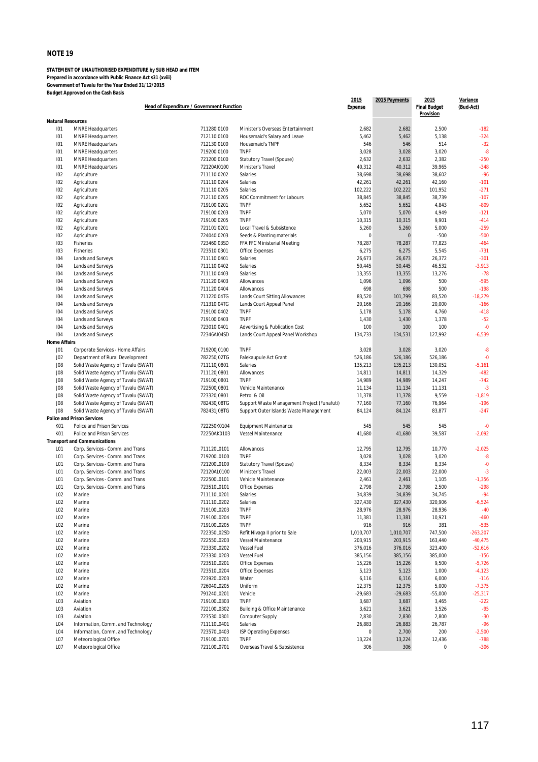## NOTE 19

**STATEMENT OF UNAUTHORISED EXPENDITURE by SUB HEAD and ITEM**
**Prepared in accordance with Public Finance Act s31 (xviii)**
**Government of Tuvalu for the Year Ended 31/12/2015**
**Budget Approved on the Cash Basis**

| Head of Expenditure / Government Function | | | | 2015 Expense | 2015 Payments | 2015 Final Budget Provision | Variance (Bud-Act) |
|---|---|---|---|---|---|---|---|
| **Natural Resources** | | | | | | | |
| I01 | MNRE Headquarters | 71128OI0100 | Minister's Overseas Entertainment | 2,682 | 2,682 | 2,500 | -182 |
| I01 | MNRE Headquarters | 71211OI0100 | Housemaid's Salary and Leave | 5,462 | 5,462 | 5,138 | -324 |
| I01 | MNRE Headquarters | 71213OI0100 | Housemaid's TNPF | 546 | 546 | 514 | -32 |
| I01 | MNRE Headquarters | 71920OI0100 | TNPF | 3,028 | 3,028 | 3,020 | -8 |
| I01 | MNRE Headquarters | 72120OI0100 | Statutory Travel (Spouse) | 2,632 | 2,632 | 2,382 | -250 |
| I01 | MNRE Headquarters | 72120AI0100 | Minister's Travel | 40,312 | 40,312 | 39,965 | -348 |
| I02 | Agriculture | 71111OI0202 | Salaries | 38,698 | 38,698 | 38,602 | -96 |
| I02 | Agriculture | 71111OI0204 | Salaries | 42,261 | 42,261 | 42,160 | -101 |
| I02 | Agriculture | 71111OI0205 | Salaries | 102,222 | 102,222 | 101,952 | -271 |
| I02 | Agriculture | 71211OI0205 | ROC Commitment for Labours | 38,845 | 38,845 | 38,739 | -107 |
| I02 | Agriculture | 71910OI0201 | TNPF | 5,652 | 5,652 | 4,843 | -809 |
| I02 | Agriculture | 71910OI0203 | TNPF | 5,070 | 5,070 | 4,949 | -121 |
| I02 | Agriculture | 71910OI0205 | TNPF | 10,315 | 10,315 | 9,901 | -414 |
| I02 | Agriculture | 72110I I0201 | Local Travel & Subsistence | 5,260 | 5,260 | 5,000 | -259 |
| I02 | Agriculture | 72404OI0203 | Seeds & Planting materials | 0 | 0 | -500 | -500 |
| I03 | Fisheries | 72346OI03SD | FFA FFC Ministerial Meeting | 78,287 | 78,287 | 77,823 | -464 |
| I03 | Fisheries | 72351OI0301 | Office Expenses | 6,275 | 6,275 | 5,545 | -731 |
| I04 | Lands and Surveys | 71111OI0401 | Salaries | 26,673 | 26,673 | 26,372 | -301 |
| I04 | Lands and Surveys | 71111OI0402 | Salaries | 50,445 | 50,445 | 46,532 | -3,913 |
| I04 | Lands and Surveys | 71111OI0403 | Salaries | 13,355 | 13,355 | 13,276 | -78 |
| I04 | Lands and Surveys | 71112OI0403 | Allowances | 1,096 | 1,096 | 500 | -595 |
| I04 | Lands and Surveys | 71112OI0404 | Allowances | 698 | 698 | 500 | -198 |
| I04 | Lands and Surveys | 71122OI04TG | Lands Court Sitting Allowances | 83,520 | 101,799 | 83,520 | -18,279 |
| I04 | Lands and Surveys | 71131OI04TG | Lands Court Appeal Panel | 20,166 | 20,166 | 20,000 | -166 |
| I04 | Lands and Surveys | 71910OI0402 | TNPF | 5,178 | 5,178 | 4,760 | -418 |
| I04 | Lands and Surveys | 71910OI0403 | TNPF | 1,430 | 1,430 | 1,378 | -52 |
| I04 | Lands and Surveys | 72301OI0401 | Advertising & Publication Cost | 100 | 100 | 100 | -0 |
| I04 | Lands and Surveys | 72346AI04SD | Lands Court Appeal Panel Workshop | 134,733 | 134,531 | 127,992 | -6,539 |
| **Home Affairs** | | | | | | | |
| J01 | Corporate Services - Home Affairs | 71920OJ0100 | TNPF | 3,028 | 3,028 | 3,020 | -8 |
| J02 | Department of Rural Development | 78225OJ02TG | Falekaupule Act Grant | 526,186 | 526,186 | 526,186 | -0 |
| J08 | Solid Waste Agency of Tuvalu (SWAT) | 71111OJ0801 | Salaries | 135,213 | 135,213 | 130,052 | -5,161 |
| J08 | Solid Waste Agency of Tuvalu (SWAT) | 71112OJ0801 | Allowances | 14,811 | 14,811 | 14,329 | -482 |
| J08 | Solid Waste Agency of Tuvalu (SWAT) | 71910OJ0801 | TNPF | 14,989 | 14,989 | 14,247 | -742 |
| J08 | Solid Waste Agency of Tuvalu (SWAT) | 72250OJ0801 | Vehicle Maintenance | 11,134 | 11,134 | 11,131 | -3 |
| J08 | Solid Waste Agency of Tuvalu (SWAT) | 72332OJ0801 | Petrol & Oil | 11,378 | 11,378 | 9,559 | -1,819 |
| J08 | Solid Waste Agency of Tuvalu (SWAT) | 78243OJ08TG | Support Waste Management Project (Funafuti) | 77,160 | 77,160 | 76,964 | -196 |
| J08 | Solid Waste Agency of Tuvalu (SWAT) | 78243IJ08TG | Support Outer Islands Waste Management | 84,124 | 84,124 | 83,877 | -247 |
| **Police and Prison Services** | | | | | | | |
| K01 | Police and Prison Services | 72225OK0104 | Equipment Maintenance | 545 | 545 | 545 | -0 |
| K01 | Police and Prison Services | 72250AK0103 | Vessel Maintenance | 41,680 | 41,680 | 39,587 | -2,092 |
| **Transport and Communications** | | | | | | | |
| L01 | Corp. Services - Comm. and Trans | 71112OL0101 | Allowances | 12,795 | 12,795 | 10,770 | -2,025 |
| L01 | Corp. Services - Comm. and Trans | 71920OL0100 | TNPF | 3,028 | 3,028 | 3,020 | -8 |
| L01 | Corp. Services - Comm. and Trans | 72120OL0100 | Statutory Travel (Spouse) | 8,334 | 8,334 | 8,334 | -0 |
| L01 | Corp. Services - Comm. and Trans | 72120AL0100 | Minister's Travel | 22,003 | 22,003 | 22,000 | -3 |
| L01 | Corp. Services - Comm. and Trans | 72250OL0101 | Vehicle Maintenance | 2,461 | 2,461 | 1,105 | -1,356 |
| L01 | Corp. Services - Comm. and Trans | 72351OL0101 | Office Expenses | 2,798 | 2,798 | 2,500 | -298 |
| L02 | Marine | 71111OL0201 | Salaries | 34,839 | 34,839 | 34,745 | -94 |
| L02 | Marine | 71111OL0202 | Salaries | 327,430 | 327,430 | 320,906 | -6,524 |
| L02 | Marine | 71910OL0203 | TNPF | 28,976 | 28,976 | 28,936 | -40 |
| L02 | Marine | 71910OL0204 | TNPF | 11,381 | 11,381 | 10,921 | -460 |
| L02 | Marine | 71910OL0205 | TNPF | 916 | 916 | 381 | -535 |
| L02 | Marine | 72235OL02SD | Refit Nivaga II prior to Sale | 1,010,707 | 1,010,707 | 747,500 | -263,207 |
| L02 | Marine | 72255OL0203 | Vessel Maintenance | 203,915 | 203,915 | 163,440 | -40,475 |
| L02 | Marine | 72333OL0202 | Vessel Fuel | 376,016 | 376,016 | 323,400 | -52,616 |
| L02 | Marine | 72333OL0203 | Vessel Fuel | 385,156 | 385,156 | 385,000 | -156 |
| L02 | Marine | 72351OL0201 | Office Expenses | 15,226 | 15,226 | 9,500 | -5,726 |
| L02 | Marine | 72351OL0204 | Office Expenses | 5,123 | 5,123 | 1,000 | -4,123 |
| L02 | Marine | 72392OL0203 | Water | 6,116 | 6,116 | 6,000 | -116 |
| L02 | Marine | 72604OL0205 | Uniform | 12,375 | 12,375 | 5,000 | -7,375 |
| L02 | Marine | 79124OL0201 | Vehicle | -29,683 | -29,683 | -55,000 | -25,317 |
| L03 | Aviation | 71910OL0303 | TNPF | 3,687 | 3,687 | 3,465 | -222 |
| L03 | Aviation | 72210OL0302 | Building & Office Maintenance | 3,621 | 3,621 | 3,526 | -95 |
| L03 | Aviation | 72353OL0301 | Computer Supply | 2,830 | 2,830 | 2,800 | -30 |
| L04 | Information, Comm. and Technology | 71111OL0401 | Salaries | 26,883 | 26,883 | 26,787 | -96 |
| L04 | Information, Comm. and Technology | 72357OL0403 | ISP Operating Expenses | 0 | 2,700 | 200 | -2,500 |
| L07 | Meteorological Office | 71910OL0701 | TNPF | 13,224 | 13,224 | 12,436 | -788 |
| L07 | Meteorological Office | 72110OL0701 | Overseas Travel & Subsistence | 306 | 306 | 0 | -306 |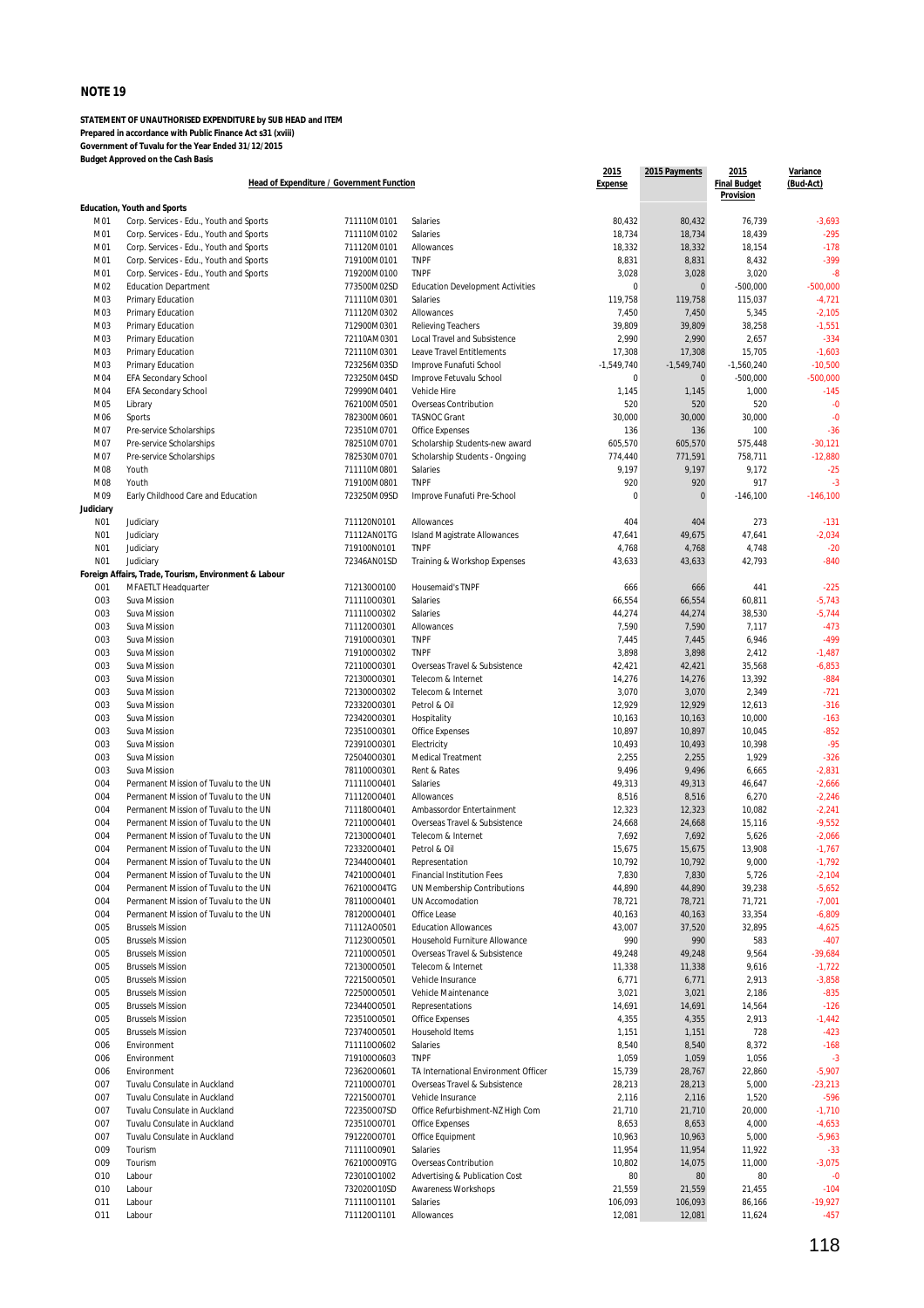## NOTE 19

**STATEMENT OF UNAUTHORISED EXPENDITURE by SUB HEAD and ITEM**
**Prepared in accordance with Public Finance Act s31 (xviii)**
**Government of Tuvalu for the Year Ended 31/12/2015**
**Budget Approved on the Cash Basis**

| Head of Expenditure / Government Function | | | | 2015 Expense | 2015 Payments | 2015 Final Budget Provision | Variance (Bud-Act) |
|---|---|---|---|---|---|---|---|
| **Education, Youth and Sports** | | | | | | | |
| M01 | Corp. Services - Edu., Youth and Sports | 711110M0101 | Salaries | 80,432 | 80,432 | 76,739 | -3,693 |
| M01 | Corp. Services - Edu., Youth and Sports | 711110M0102 | Salaries | 18,734 | 18,734 | 18,439 | -295 |
| M01 | Corp. Services - Edu., Youth and Sports | 711120M0101 | Allowances | 18,332 | 18,332 | 18,154 | -178 |
| M01 | Corp. Services - Edu., Youth and Sports | 719100M0101 | TNPF | 8,831 | 8,831 | 8,432 | -399 |
| M01 | Corp. Services - Edu., Youth and Sports | 719200M0100 | TNPF | 3,028 | 3,028 | 3,020 | -8 |
| M02 | Education Department | 773500M02SD | Education Development Activities | 0 | 0 | -500,000 | -500,000 |
| M03 | Primary Education | 711110M0301 | Salaries | 119,758 | 119,758 | 115,037 | -4,721 |
| M03 | Primary Education | 711120M0302 | Allowances | 7,450 | 7,450 | 5,345 | -2,105 |
| M03 | Primary Education | 712900M0301 | Relieving Teachers | 39,809 | 39,809 | 38,258 | -1,551 |
| M03 | Primary Education | 72110AM0301 | Local Travel and Subsistence | 2,990 | 2,990 | 2,657 | -334 |
| M03 | Primary Education | 721110M0301 | Leave Travel Entitlements | 17,308 | 17,308 | 15,705 | -1,603 |
| M03 | Primary Education | 723256M03SD | Improve Funafuti School | -1,549,740 | -1,549,740 | -1,560,240 | -10,500 |
| M04 | EFA Secondary School | 723250M04SD | Improve Fetuvalu School | 0 | 0 | -500,000 | -500,000 |
| M04 | EFA Secondary School | 729999M0401 | Vehicle Hire | 1,145 | 1,145 | 1,000 | -145 |
| M05 | Library | 762100M0501 | Overseas Contribution | 520 | 520 | 520 | -0 |
| M06 | Sports | 782300M0601 | TASNOC Grant | 30,000 | 30,000 | 30,000 | -0 |
| M07 | Pre-service Scholarships | 723510M0701 | Office Expenses | 136 | 136 | 100 | -36 |
| M07 | Pre-service Scholarships | 782510M0701 | Scholarship Students-new award | 605,570 | 605,570 | 575,448 | -30,121 |
| M07 | Pre-service Scholarships | 782530M0701 | Scholarship Students - Ongoing | 774,440 | 771,591 | 758,711 | -12,880 |
| M08 | Youth | 711110M0801 | Salaries | 9,197 | 9,197 | 9,172 | -25 |
| M08 | Youth | 719100M0801 | TNPF | 920 | 920 | 917 | -3 |
| M09 | Early Childhood Care and Education | 723250M09SD | Improve Funafuti Pre-School | 0 | 0 | -146,100 | -146,100 |
| **Judiciary** | | | | | | | |
| N01 | Judiciary | 711120N0101 | Allowances | 404 | 404 | 273 | -131 |
| N01 | Judiciary | 71112AN01TG | Island Magistrate Allowances | 47,641 | 49,675 | 47,641 | -2,034 |
| N01 | Judiciary | 719100N0101 | TNPF | 4,768 | 4,768 | 4,748 | -20 |
| N01 | Judiciary | 72346AN01SD | Training & Workshop Expenses | 43,633 | 43,633 | 42,793 | -840 |
| **Foreign Affairs, Trade, Tourism, Environment & Labour** | | | | | | | |
| O01 | MFAETLT Headquarter | 71213OO0100 | Housemaid's TNPF | 666 | 666 | 441 | -225 |
| O03 | Suva Mission | 711110O0301 | Salaries | 66,554 | 66,554 | 60,811 | -5,743 |
| O03 | Suva Mission | 711110O0302 | Salaries | 44,274 | 44,274 | 38,530 | -5,744 |
| O03 | Suva Mission | 711120O0301 | Allowances | 7,590 | 7,590 | 7,117 | -473 |
| O03 | Suva Mission | 719100O0301 | TNPF | 7,445 | 7,445 | 6,946 | -499 |
| O03 | Suva Mission | 719100O0302 | TNPF | 3,898 | 3,898 | 2,412 | -1,487 |
| O03 | Suva Mission | 721100O0301 | Overseas Travel & Subsistence | 42,421 | 42,421 | 35,568 | -6,853 |
| O03 | Suva Mission | 721300O0301 | Telecom & Internet | 14,276 | 14,276 | 13,392 | -884 |
| O03 | Suva Mission | 721300O0302 | Telecom & Internet | 3,070 | 3,070 | 2,349 | -721 |
| O03 | Suva Mission | 723320O0301 | Petrol & Oil | 12,929 | 12,929 | 12,613 | -316 |
| O03 | Suva Mission | 723420O0301 | Hospitality | 10,163 | 10,163 | 10,000 | -163 |
| O03 | Suva Mission | 723510O0301 | Office Expenses | 10,897 | 10,897 | 10,045 | -852 |
| O03 | Suva Mission | 723910O0301 | Electricity | 10,493 | 10,493 | 10,398 | -95 |
| O03 | Suva Mission | 725040O0301 | Medical Treatment | 2,255 | 2,255 | 1,929 | -326 |
| O03 | Suva Mission | 781100O0301 | Rent & Rates | 9,496 | 9,496 | 6,665 | -2,831 |
| O04 | Permanent Mission of Tuvalu to the UN | 711110O0401 | Salaries | 49,313 | 49,313 | 46,647 | -2,666 |
| O04 | Permanent Mission of Tuvalu to the UN | 711120O0401 | Allowances | 8,516 | 8,516 | 6,270 | -2,246 |
| O04 | Permanent Mission of Tuvalu to the UN | 711180O0401 | Ambassordor Entertainment | 12,323 | 12,323 | 10,082 | -2,241 |
| O04 | Permanent Mission of Tuvalu to the UN | 721100O0401 | Overseas Travel & Subsistence | 24,668 | 24,668 | 15,116 | -9,552 |
| O04 | Permanent Mission of Tuvalu to the UN | 721300O0401 | Telecom & Internet | 7,692 | 7,692 | 5,626 | -2,066 |
| O04 | Permanent Mission of Tuvalu to the UN | 723320O0401 | Petrol & Oil | 15,675 | 15,675 | 13,908 | -1,767 |
| O04 | Permanent Mission of Tuvalu to the UN | 723440O0401 | Representation | 10,792 | 10,792 | 9,000 | -1,792 |
| O04 | Permanent Mission of Tuvalu to the UN | 742100O0401 | Financial Institution Fees | 7,830 | 7,830 | 5,726 | -2,104 |
| O04 | Permanent Mission of Tuvalu to the UN | 762100O04TG | UN Membership Contributions | 44,890 | 44,890 | 39,238 | -5,652 |
| O04 | Permanent Mission of Tuvalu to the UN | 781100O0401 | UN Accomodation | 78,721 | 78,721 | 71,721 | -7,001 |
| O04 | Permanent Mission of Tuvalu to the UN | 781200O0401 | Office Lease | 40,163 | 40,163 | 33,354 | -6,809 |
| O05 | Brussels Mission | 71112AO0501 | Education Allowances | 43,007 | 37,520 | 32,895 | -4,625 |
| O05 | Brussels Mission | 711230O0501 | Household Furniture Allowance | 990 | 990 | 583 | -407 |
| O05 | Brussels Mission | 721100O0501 | Overseas Travel & Subsistence | 49,248 | 49,248 | 9,564 | -39,684 |
| O05 | Brussels Mission | 721300O0501 | Telecom & Internet | 11,338 | 11,338 | 9,616 | -1,722 |
| O05 | Brussels Mission | 722150O0501 | Vehicle Insurance | 6,771 | 6,771 | 2,913 | -3,858 |
| O05 | Brussels Mission | 722500O0501 | Vehicle Maintenance | 3,021 | 3,021 | 2,186 | -835 |
| O05 | Brussels Mission | 723440O0501 | Representations | 14,691 | 14,691 | 14,564 | -126 |
| O05 | Brussels Mission | 723510O0501 | Office Expenses | 4,355 | 4,355 | 2,913 | -1,442 |
| O05 | Brussels Mission | 723740O0501 | Household Items | 1,151 | 1,151 | 728 | -423 |
| O06 | Environment | 711110O0602 | Salaries | 8,540 | 8,540 | 8,372 | -168 |
| O06 | Environment | 719100O0603 | TNPF | 1,059 | 1,059 | 1,056 | -3 |
| O06 | Environment | 723620O0601 | TA International Environment Officer | 15,739 | 28,767 | 22,860 | -5,907 |
| O07 | Tuvalu Consulate in Auckland | 721100O0701 | Overseas Travel & Subsistence | 28,213 | 28,213 | 5,000 | -23,213 |
| O07 | Tuvalu Consulate in Auckland | 722150O0701 | Vehicle Insurance | 2,116 | 2,116 | 1,520 | -596 |
| O07 | Tuvalu Consulate in Auckland | 722350O07SD | Office Refurbishment-NZ High Com | 21,710 | 21,710 | 20,000 | -1,710 |
| O07 | Tuvalu Consulate in Auckland | 723510O0701 | Office Expenses | 8,653 | 8,653 | 4,000 | -4,653 |
| O07 | Tuvalu Consulate in Auckland | 791220O0701 | Office Equipment | 10,963 | 10,963 | 5,000 | -5,963 |
| O09 | Tourism | 711110O0901 | Salaries | 11,954 | 11,954 | 11,922 | -33 |
| O09 | Tourism | 762100O09TG | Overseas Contribution | 10,802 | 14,075 | 11,000 | -3,075 |
| O10 | Labour | 723010O1002 | Advertising & Publication Cost | 80 | 80 | 80 | -0 |
| O10 | Labour | 732020O10SD | Awareness Workshops | 21,559 | 21,559 | 21,455 | -104 |
| O11 | Labour | 711110O1101 | Salaries | 106,093 | 106,093 | 86,166 | -19,927 |
| O11 | Labour | 711120O1101 | Allowances | 12,081 | 12,081 | 11,624 | -457 |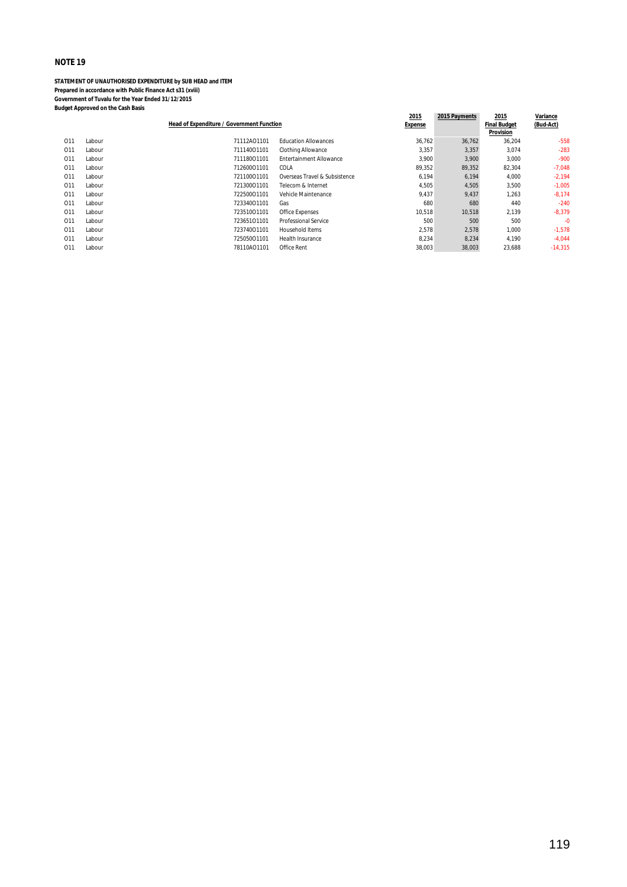## NOTE 19

**STATEMENT OF UNAUTHORISED EXPENDITURE by SUB HEAD and ITEM**
**Prepared in accordance with Public Finance Act s31 (xviii)**
**Government of Tuvalu for the Year Ended 31/12/2015**
**Budget Approved on the Cash Basis**

| Head of Expenditure / Government Function | | | | 2015 Expense | 2015 Payments | 2015 Final Budget Provision | Variance (Bud-Act) |
|---|---|---|---|---|---|---|---|
| O11 | Labour | 71112AO1101 | Education Allowances | 36,762 | 36,762 | 36,204 | -558 |
| O11 | Labour | 71114O01101 | Clothing Allowance | 3,357 | 3,357 | 3,074 | -283 |
| O11 | Labour | 71118O01101 | Entertainment Allowance | 3,900 | 3,900 | 3,000 | -900 |
| O11 | Labour | 71260O01101 | COLA | 89,352 | 89,352 | 82,304 | -7,048 |
| O11 | Labour | 72110O01101 | Overseas Travel & Subsistence | 6,194 | 6,194 | 4,000 | -2,194 |
| O11 | Labour | 72130O01101 | Telecom & Internet | 4,505 | 4,505 | 3,500 | -1,005 |
| O11 | Labour | 72250O01101 | Vehicle Maintenance | 9,437 | 9,437 | 1,263 | -8,174 |
| O11 | Labour | 72334O01101 | Gas | 680 | 680 | 440 | -240 |
| O11 | Labour | 72351O01101 | Office Expenses | 10,518 | 10,518 | 2,139 | -8,379 |
| O11 | Labour | 72365IO1101 | Professional Service | 500 | 500 | 500 | -0 |
| O11 | Labour | 72374O01101 | Household Items | 2,578 | 2,578 | 1,000 | -1,578 |
| O11 | Labour | 72505O01101 | Health Insurance | 8,234 | 8,234 | 4,190 | -4,044 |
| O11 | Labour | 78110AO1101 | Office Rent | 38,003 | 38,003 | 23,688 | -14,315 |